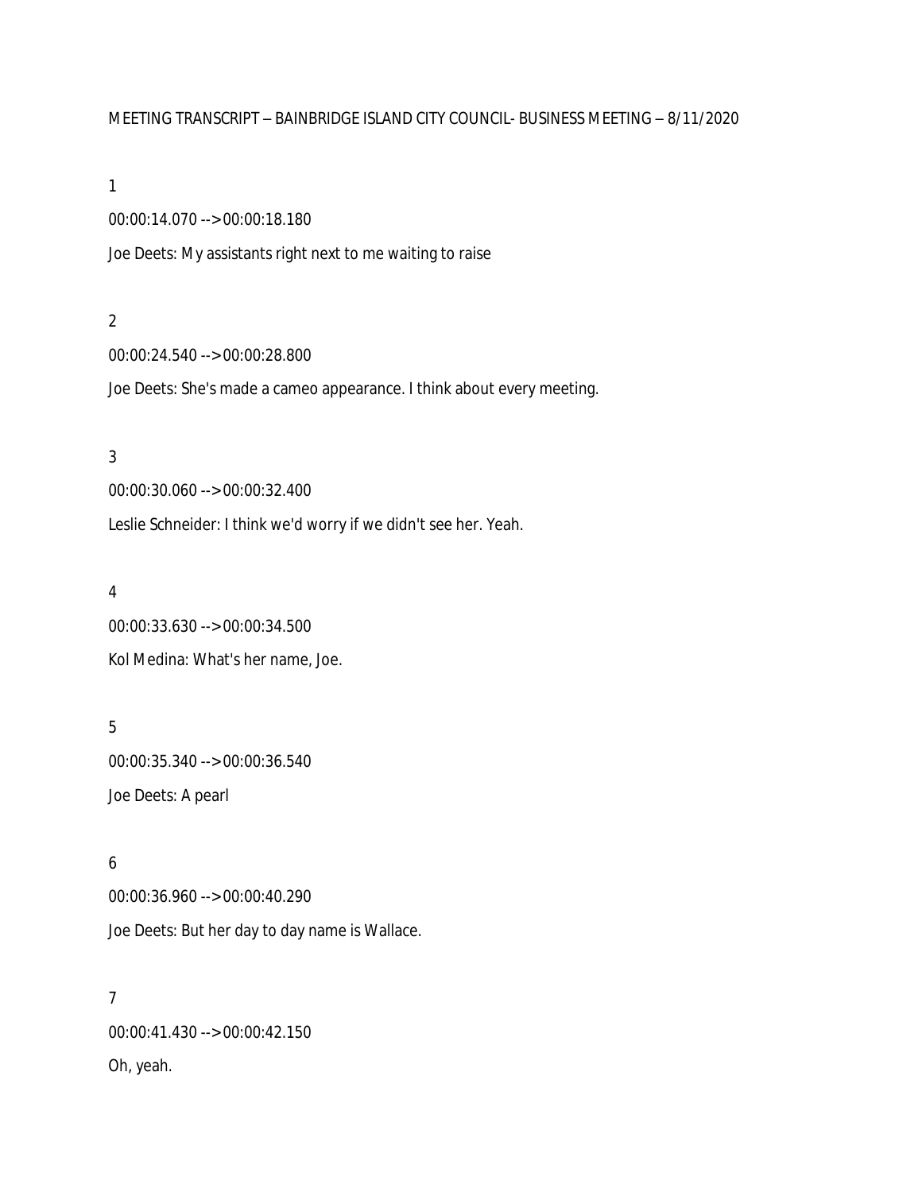MEETING TRANSCRIPT – BAINBRIDGE ISLAND CITY COUNCIL- BUSINESS MEETING – 8/11/2020

1

00:00:14.070 --> 00:00:18.180

Joe Deets: My assistants right next to me waiting to raise

2

00:00:24.540 --> 00:00:28.800

Joe Deets: She's made a cameo appearance. I think about every meeting.

3

00:00:30.060 --> 00:00:32.400

Leslie Schneider: I think we'd worry if we didn't see her. Yeah.

4

00:00:33.630 --> 00:00:34.500

Kol Medina: What's her name, Joe.

5

00:00:35.340 --> 00:00:36.540

Joe Deets: A pearl

6

00:00:36.960 --> 00:00:40.290

Joe Deets: But her day to day name is Wallace.

7

00:00:41.430 --> 00:00:42.150

Oh, yeah.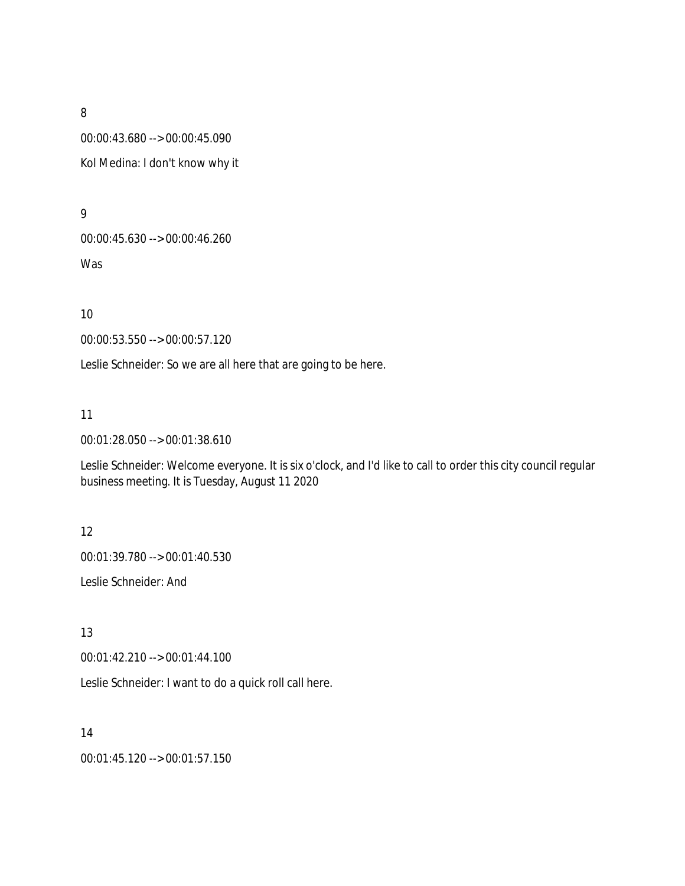8

00:00:43.680 --> 00:00:45.090

Kol Medina: I don't know why it

9

00:00:45.630 --> 00:00:46.260

Was

10

00:00:53.550 --> 00:00:57.120

Leslie Schneider: So we are all here that are going to be here.

11

00:01:28.050 --> 00:01:38.610

Leslie Schneider: Welcome everyone. It is six o'clock, and I'd like to call to order this city council regular business meeting. It is Tuesday, August 11 2020

12

00:01:39.780 --> 00:01:40.530

Leslie Schneider: And

13

00:01:42.210 --> 00:01:44.100

Leslie Schneider: I want to do a quick roll call here.

14

00:01:45.120 --> 00:01:57.150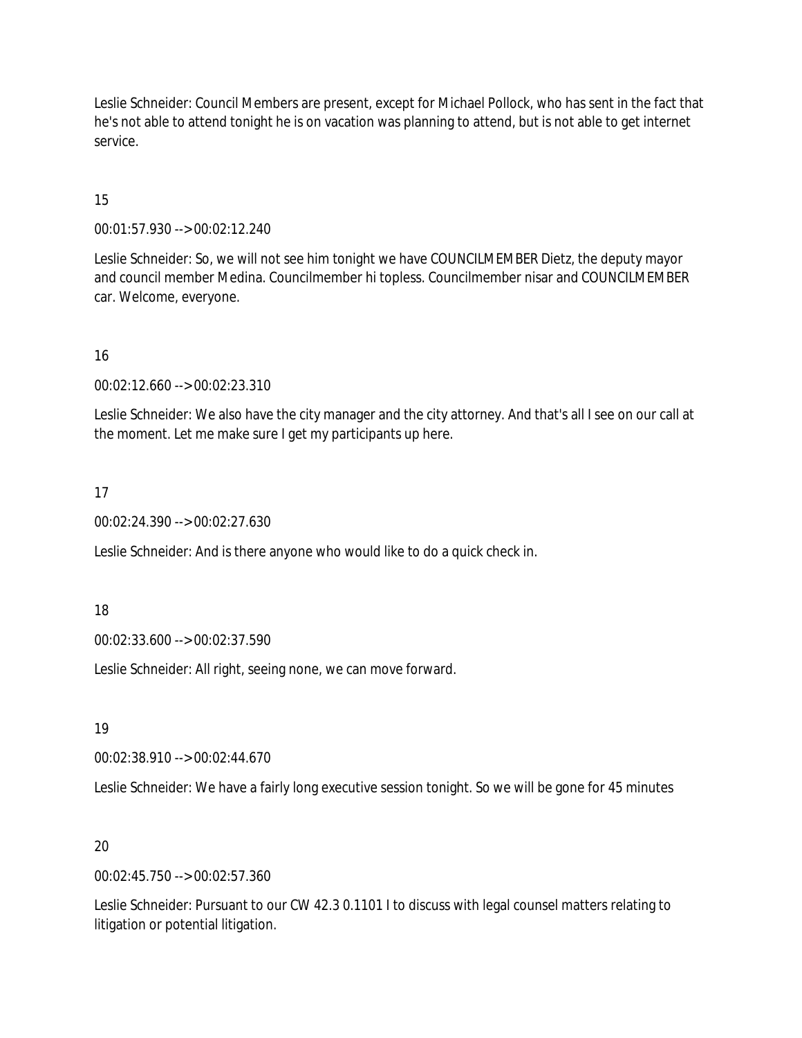Leslie Schneider: Council Members are present, except for Michael Pollock, who has sent in the fact that he's not able to attend tonight he is on vacation was planning to attend, but is not able to get internet service.

15

00:01:57.930 --> 00:02:12.240

Leslie Schneider: So, we will not see him tonight we have COUNCILMEMBER Dietz, the deputy mayor and council member Medina. Councilmember hi topless. Councilmember nisar and COUNCILMEMBER car. Welcome, everyone.

16

00:02:12.660 --> 00:02:23.310

Leslie Schneider: We also have the city manager and the city attorney. And that's all I see on our call at the moment. Let me make sure I get my participants up here.

17

00:02:24.390 --> 00:02:27.630

Leslie Schneider: And is there anyone who would like to do a quick check in.

18

00:02:33.600 --> 00:02:37.590

Leslie Schneider: All right, seeing none, we can move forward.

19

00:02:38.910 --> 00:02:44.670

Leslie Schneider: We have a fairly long executive session tonight. So we will be gone for 45 minutes

20

00:02:45.750 --> 00:02:57.360

Leslie Schneider: Pursuant to our CW 42.3 0.1101 I to discuss with legal counsel matters relating to litigation or potential litigation.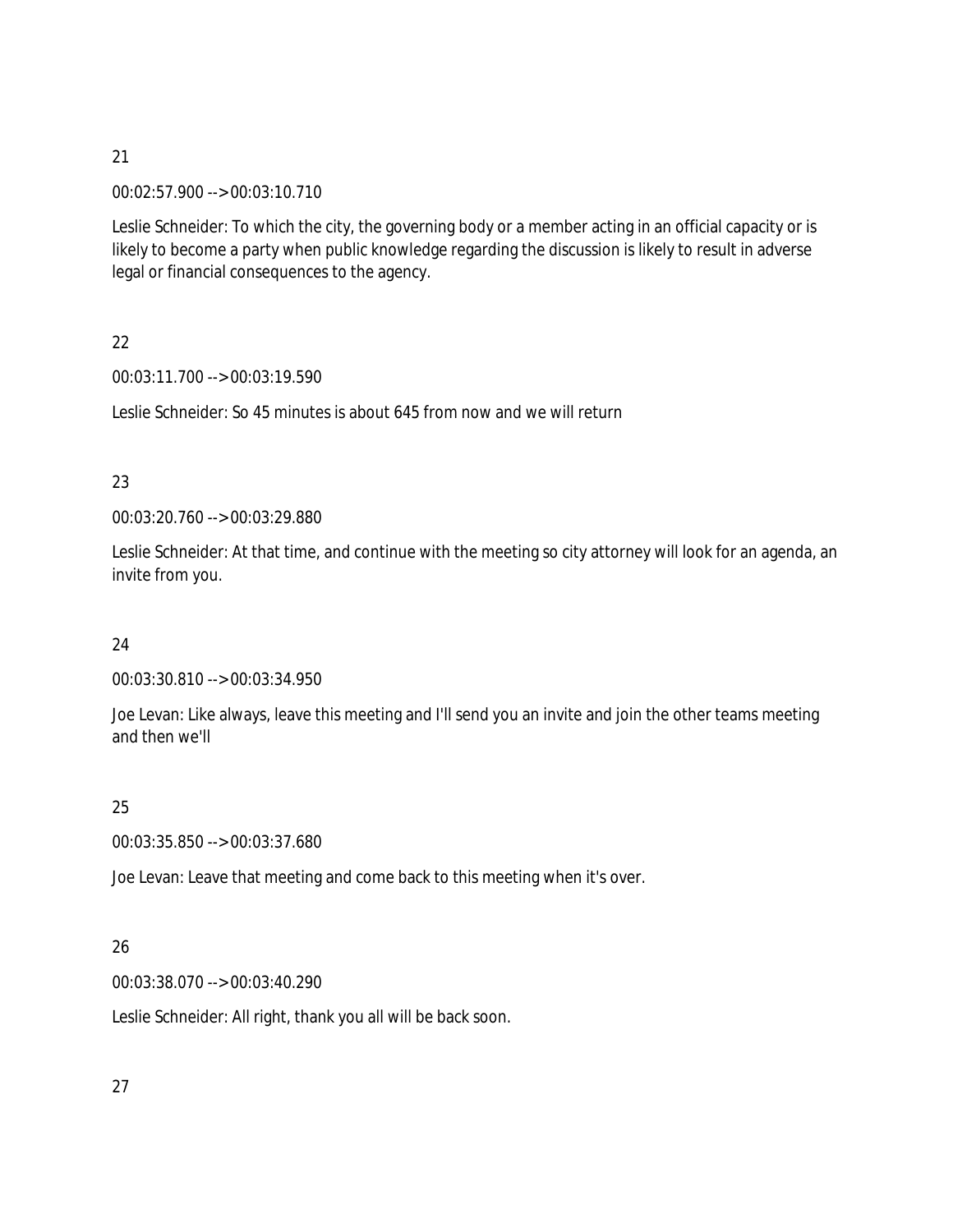21

00:02:57.900 --> 00:03:10.710

Leslie Schneider: To which the city, the governing body or a member acting in an official capacity or is likely to become a party when public knowledge regarding the discussion is likely to result in adverse legal or financial consequences to the agency.

22

00:03:11.700 --> 00:03:19.590

Leslie Schneider: So 45 minutes is about 645 from now and we will return

23

00:03:20.760 --> 00:03:29.880

Leslie Schneider: At that time, and continue with the meeting so city attorney will look for an agenda, an invite from you.

24

00:03:30.810 --> 00:03:34.950

Joe Levan: Like always, leave this meeting and I'll send you an invite and join the other teams meeting and then we'll

25

00:03:35.850 --> 00:03:37.680

Joe Levan: Leave that meeting and come back to this meeting when it's over.

26

00:03:38.070 --> 00:03:40.290

Leslie Schneider: All right, thank you all will be back soon.

27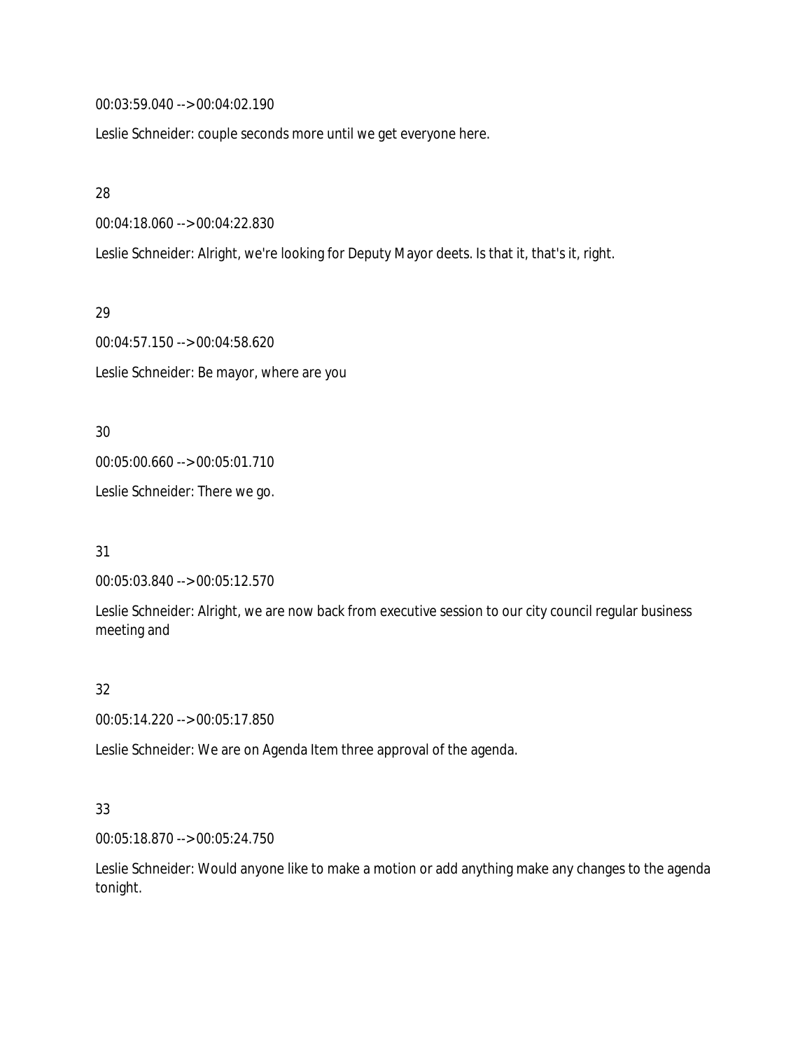00:03:59.040 --> 00:04:02.190

Leslie Schneider: couple seconds more until we get everyone here.

28

00:04:18.060 --> 00:04:22.830

Leslie Schneider: Alright, we're looking for Deputy Mayor deets. Is that it, that's it, right.

29

00:04:57.150 --> 00:04:58.620

Leslie Schneider: Be mayor, where are you

30

00:05:00.660 --> 00:05:01.710

Leslie Schneider: There we go.

31

00:05:03.840 --> 00:05:12.570

Leslie Schneider: Alright, we are now back from executive session to our city council regular business meeting and

32

00:05:14.220 --> 00:05:17.850

Leslie Schneider: We are on Agenda Item three approval of the agenda.

33

00:05:18.870 --> 00:05:24.750

Leslie Schneider: Would anyone like to make a motion or add anything make any changes to the agenda tonight.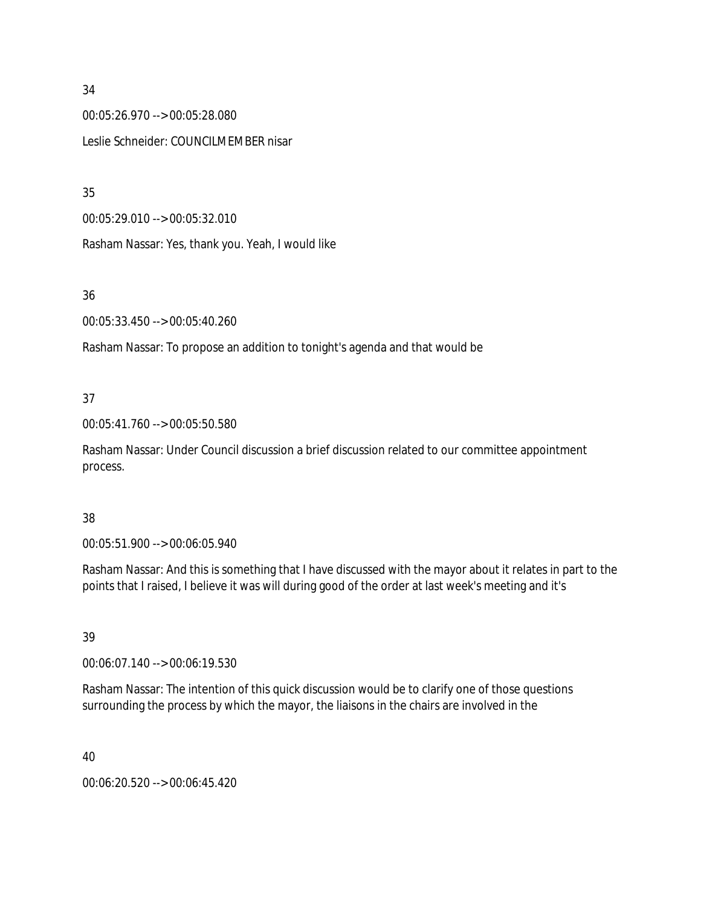34

00:05:26.970 --> 00:05:28.080

Leslie Schneider: COUNCILMEMBER nisar

35

00:05:29.010 --> 00:05:32.010

Rasham Nassar: Yes, thank you. Yeah, I would like

36

00:05:33.450 --> 00:05:40.260

Rasham Nassar: To propose an addition to tonight's agenda and that would be

37

00:05:41.760 --> 00:05:50.580

Rasham Nassar: Under Council discussion a brief discussion related to our committee appointment process.

38

00:05:51.900 --> 00:06:05.940

Rasham Nassar: And this is something that I have discussed with the mayor about it relates in part to the points that I raised, I believe it was will during good of the order at last week's meeting and it's

39

00:06:07.140 --> 00:06:19.530

Rasham Nassar: The intention of this quick discussion would be to clarify one of those questions surrounding the process by which the mayor, the liaisons in the chairs are involved in the

40

00:06:20.520 --> 00:06:45.420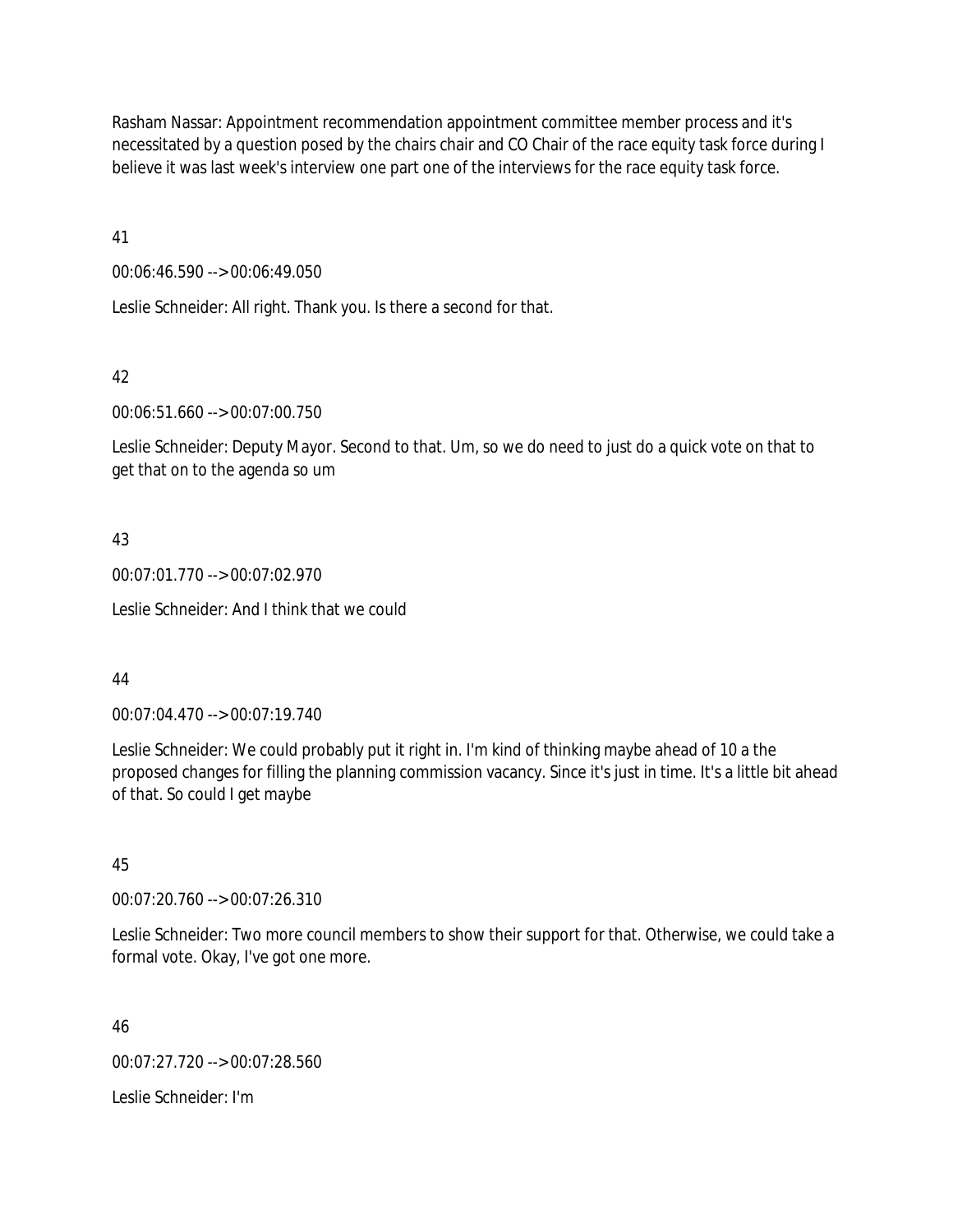Rasham Nassar: Appointment recommendation appointment committee member process and it's necessitated by a question posed by the chairs chair and CO Chair of the race equity task force during I believe it was last week's interview one part one of the interviews for the race equity task force.

41

00:06:46.590 --> 00:06:49.050

Leslie Schneider: All right. Thank you. Is there a second for that.

42

00:06:51.660 --> 00:07:00.750

Leslie Schneider: Deputy Mayor. Second to that. Um, so we do need to just do a quick vote on that to get that on to the agenda so um

43

00:07:01.770 --> 00:07:02.970

Leslie Schneider: And I think that we could

44

00:07:04.470 --> 00:07:19.740

Leslie Schneider: We could probably put it right in. I'm kind of thinking maybe ahead of 10 a the proposed changes for filling the planning commission vacancy. Since it's just in time. It's a little bit ahead of that. So could I get maybe

45

00:07:20.760 --> 00:07:26.310

Leslie Schneider: Two more council members to show their support for that. Otherwise, we could take a formal vote. Okay, I've got one more.

46

00:07:27.720 --> 00:07:28.560

Leslie Schneider: I'm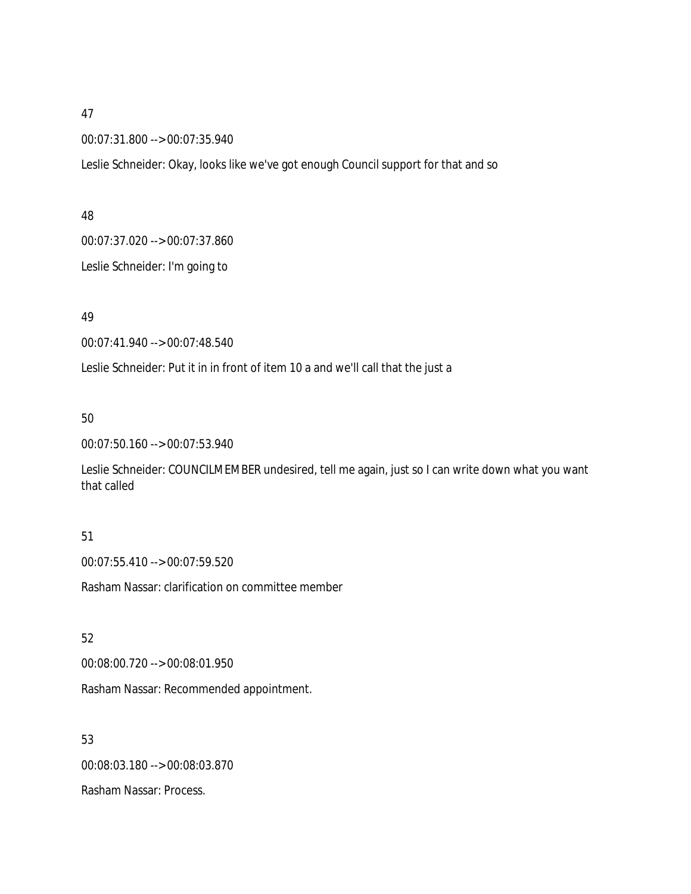47

00:07:31.800 --> 00:07:35.940

Leslie Schneider: Okay, looks like we've got enough Council support for that and so

48

00:07:37.020 --> 00:07:37.860

Leslie Schneider: I'm going to

49

00:07:41.940 --> 00:07:48.540

Leslie Schneider: Put it in in front of item 10 a and we'll call that the just a

50

00:07:50.160 --> 00:07:53.940

Leslie Schneider: COUNCILMEMBER undesired, tell me again, just so I can write down what you want that called

51

00:07:55.410 --> 00:07:59.520

Rasham Nassar: clarification on committee member

52

00:08:00.720 --> 00:08:01.950

Rasham Nassar: Recommended appointment.

53

00:08:03.180 --> 00:08:03.870

Rasham Nassar: Process.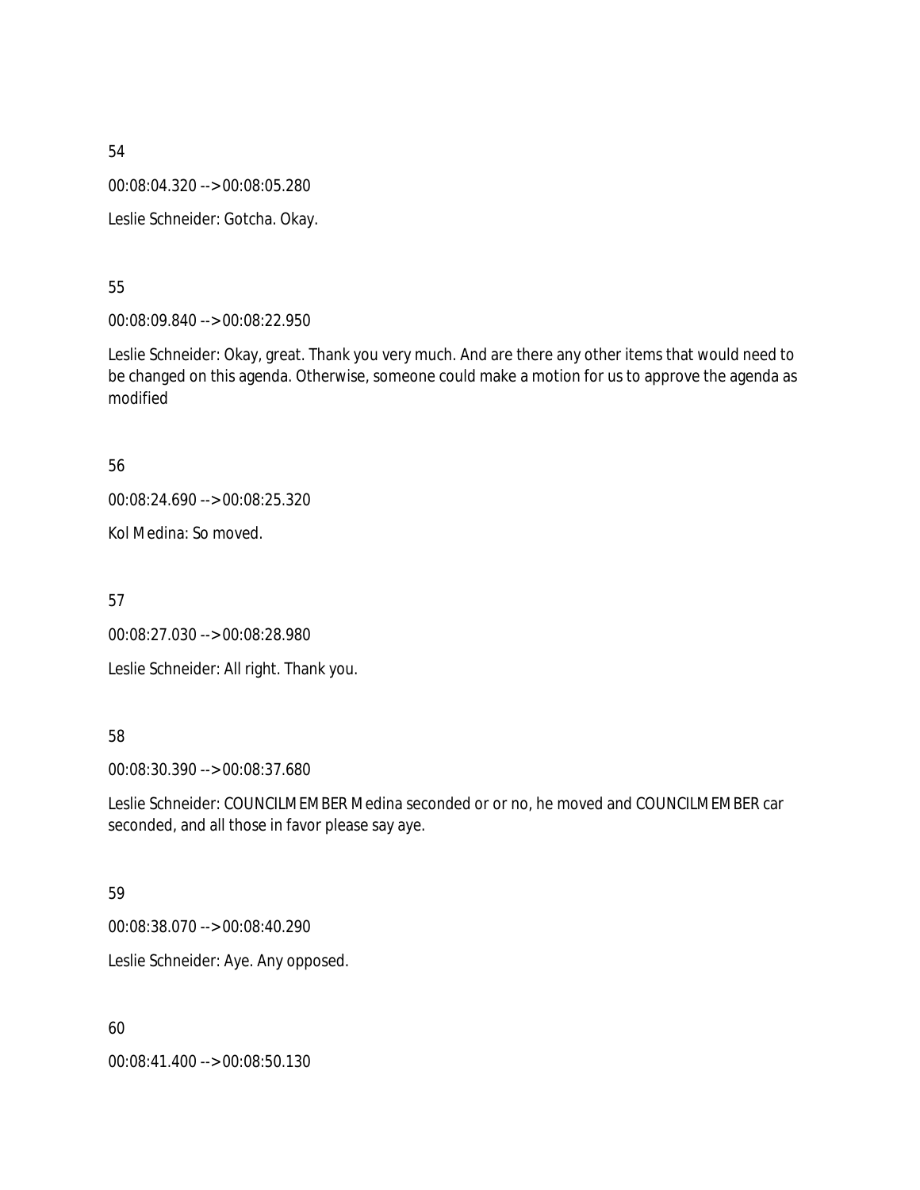54

00:08:04.320 --> 00:08:05.280

Leslie Schneider: Gotcha. Okay.

55

00:08:09.840 --> 00:08:22.950

Leslie Schneider: Okay, great. Thank you very much. And are there any other items that would need to be changed on this agenda. Otherwise, someone could make a motion for us to approve the agenda as modified

56

00:08:24.690 --> 00:08:25.320

Kol Medina: So moved.

57

00:08:27.030 --> 00:08:28.980

Leslie Schneider: All right. Thank you.

58

00:08:30.390 --> 00:08:37.680

Leslie Schneider: COUNCILMEMBER Medina seconded or or no, he moved and COUNCILMEMBER car seconded, and all those in favor please say aye.

59

00:08:38.070 --> 00:08:40.290

Leslie Schneider: Aye. Any opposed.

60

00:08:41.400 --> 00:08:50.130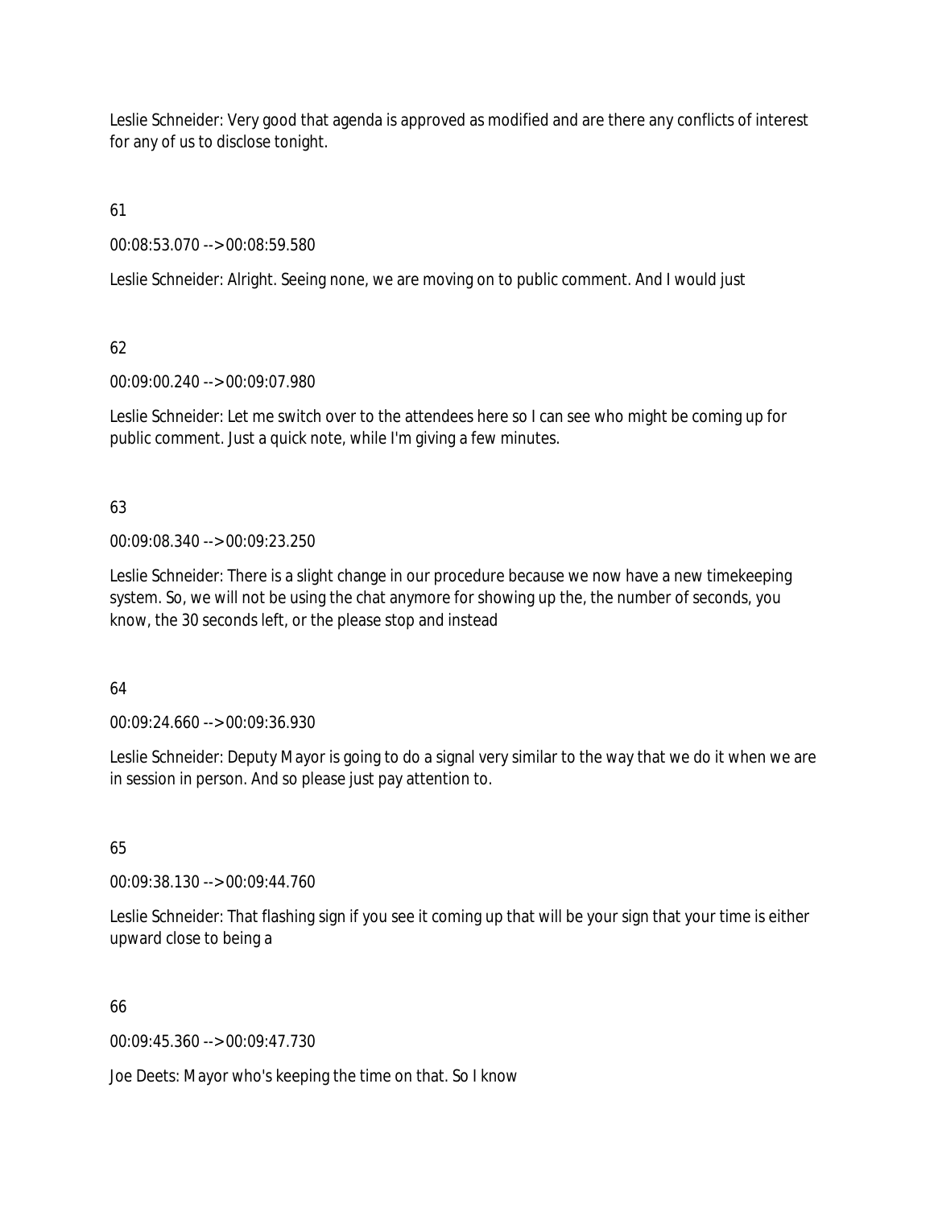Leslie Schneider: Very good that agenda is approved as modified and are there any conflicts of interest for any of us to disclose tonight.

61

00:08:53.070 --> 00:08:59.580

Leslie Schneider: Alright. Seeing none, we are moving on to public comment. And I would just

62

00:09:00.240 --> 00:09:07.980

Leslie Schneider: Let me switch over to the attendees here so I can see who might be coming up for public comment. Just a quick note, while I'm giving a few minutes.

63

00:09:08.340 --> 00:09:23.250

Leslie Schneider: There is a slight change in our procedure because we now have a new timekeeping system. So, we will not be using the chat anymore for showing up the, the number of seconds, you know, the 30 seconds left, or the please stop and instead

64

00:09:24.660 --> 00:09:36.930

Leslie Schneider: Deputy Mayor is going to do a signal very similar to the way that we do it when we are in session in person. And so please just pay attention to.

65

00:09:38.130 --> 00:09:44.760

Leslie Schneider: That flashing sign if you see it coming up that will be your sign that your time is either upward close to being a

66

00:09:45.360 --> 00:09:47.730

Joe Deets: Mayor who's keeping the time on that. So I know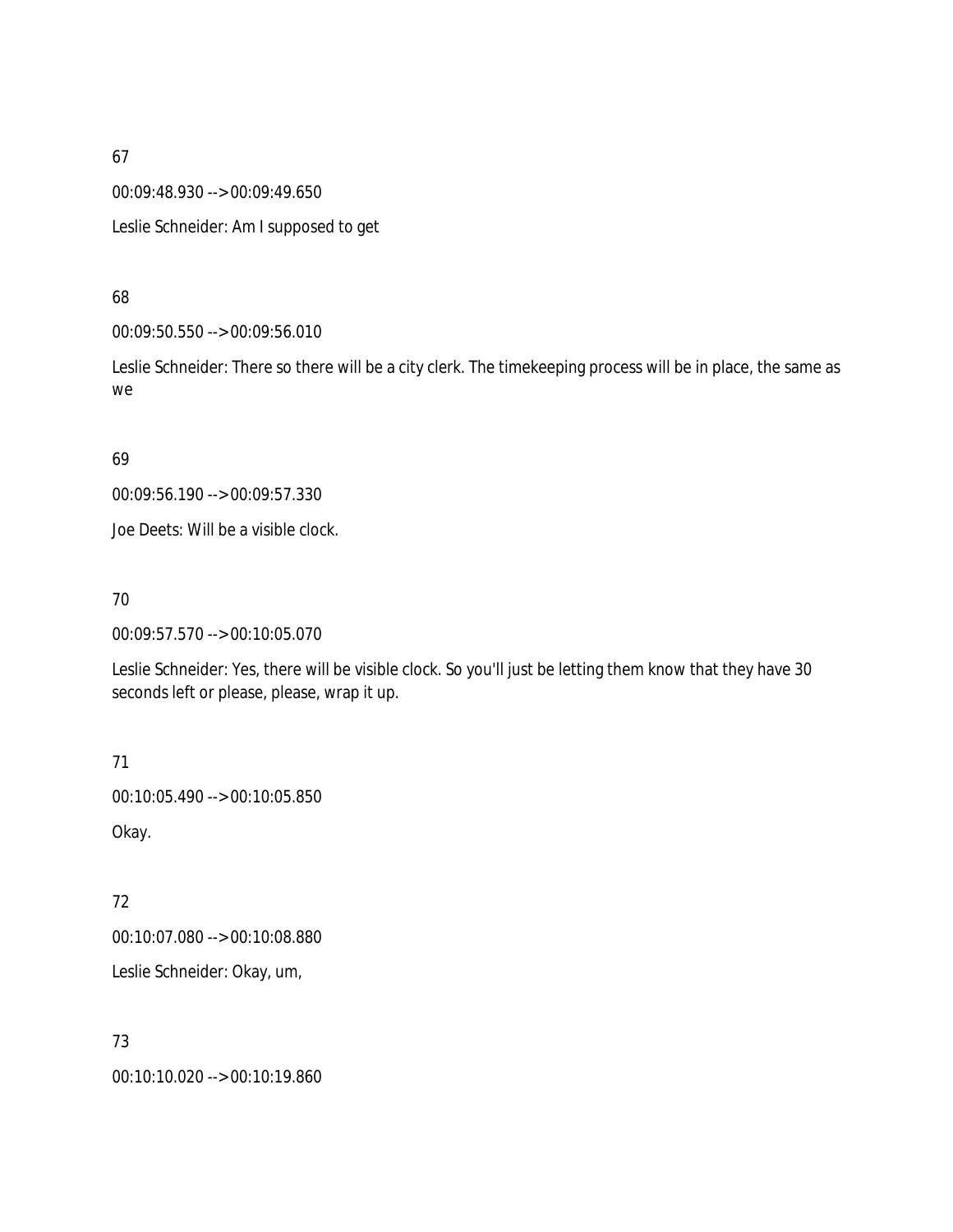67

00:09:48.930 --> 00:09:49.650

Leslie Schneider: Am I supposed to get

68

00:09:50.550 --> 00:09:56.010

Leslie Schneider: There so there will be a city clerk. The timekeeping process will be in place, the same as we

69

00:09:56.190 --> 00:09:57.330

Joe Deets: Will be a visible clock.

70

00:09:57.570 --> 00:10:05.070

Leslie Schneider: Yes, there will be visible clock. So you'll just be letting them know that they have 30 seconds left or please, please, wrap it up.

71

00:10:05.490 --> 00:10:05.850

Okay.

72

00:10:07.080 --> 00:10:08.880

Leslie Schneider: Okay, um,

73

00:10:10.020 --> 00:10:19.860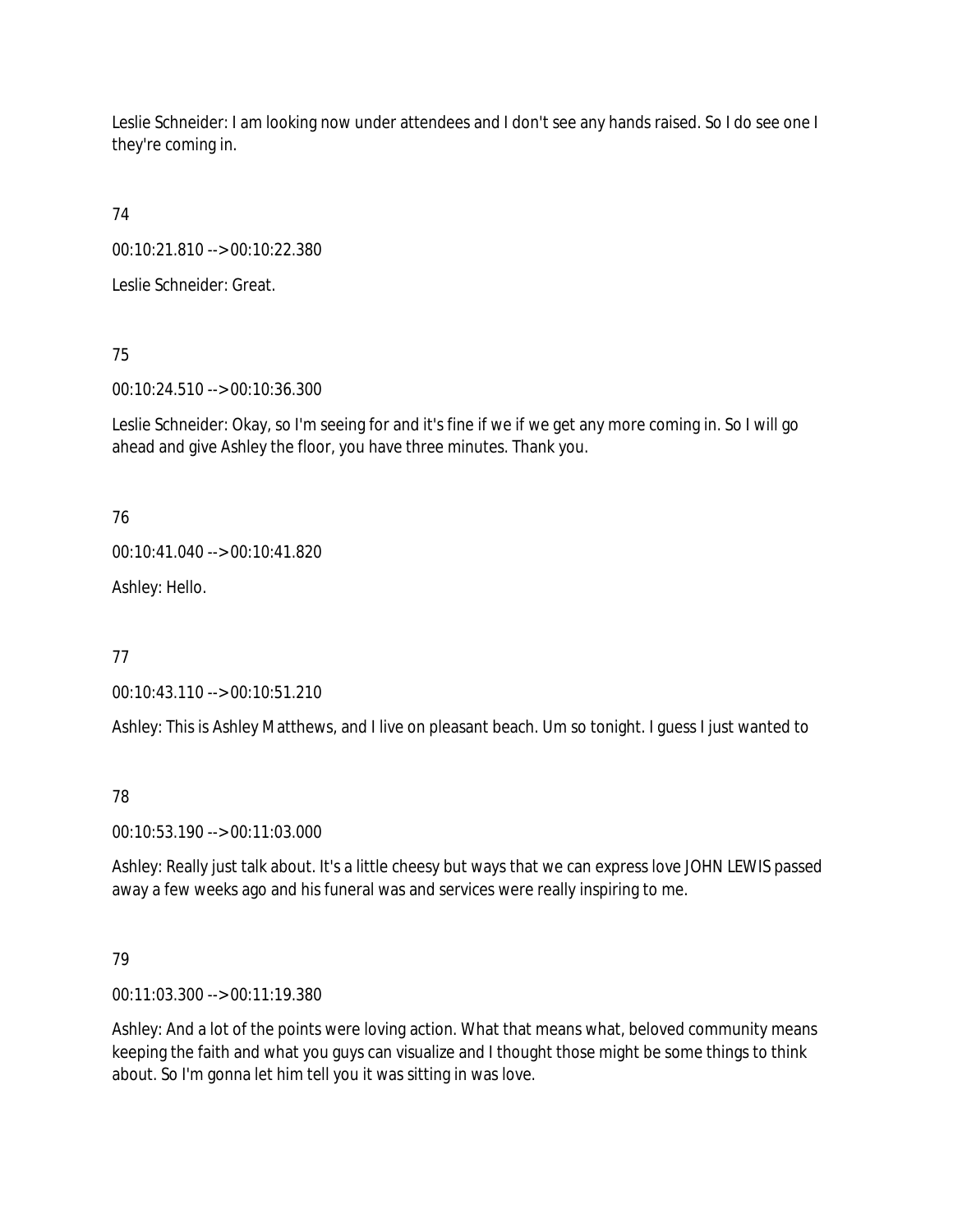Leslie Schneider: I am looking now under attendees and I don't see any hands raised. So I do see one I they're coming in.

74

00:10:21.810 --> 00:10:22.380

Leslie Schneider: Great.

75

00:10:24.510 --> 00:10:36.300

Leslie Schneider: Okay, so I'm seeing for and it's fine if we if we get any more coming in. So I will go ahead and give Ashley the floor, you have three minutes. Thank you.

76

00:10:41.040 --> 00:10:41.820

Ashley: Hello.

77

00:10:43.110 --> 00:10:51.210

Ashley: This is Ashley Matthews, and I live on pleasant beach. Um so tonight. I guess I just wanted to

78

00:10:53.190 --> 00:11:03.000

Ashley: Really just talk about. It's a little cheesy but ways that we can express love JOHN LEWIS passed away a few weeks ago and his funeral was and services were really inspiring to me.

79

00:11:03.300 --> 00:11:19.380

Ashley: And a lot of the points were loving action. What that means what, beloved community means keeping the faith and what you guys can visualize and I thought those might be some things to think about. So I'm gonna let him tell you it was sitting in was love.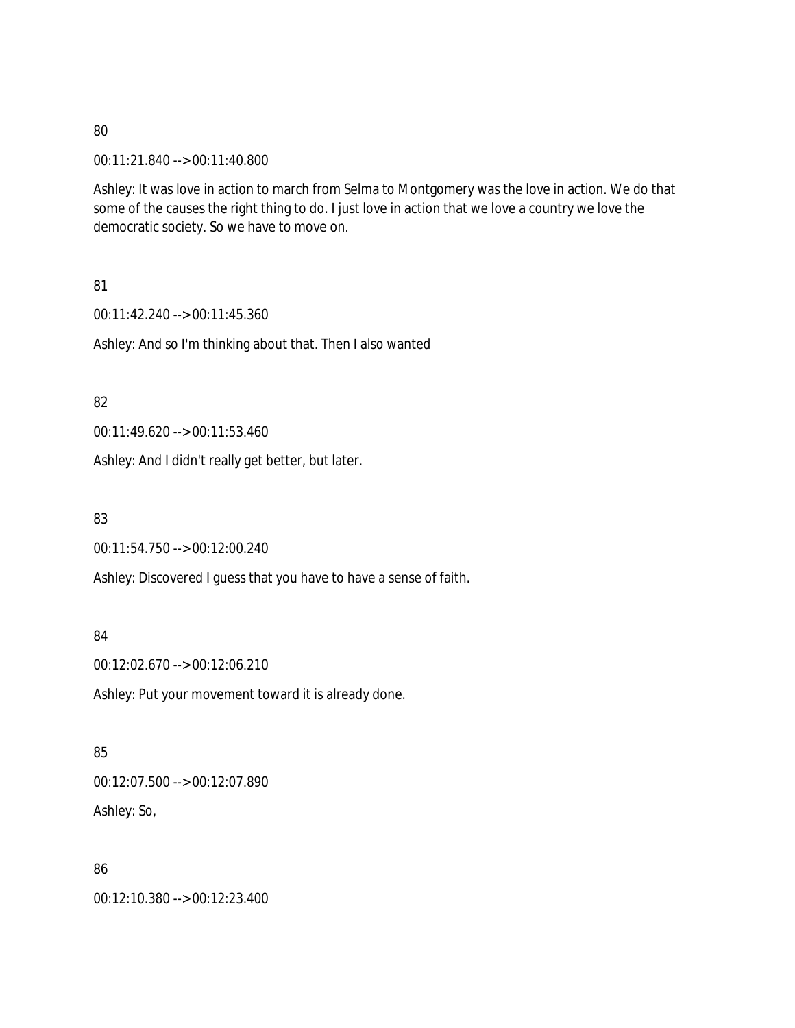80

00:11:21.840 --> 00:11:40.800

Ashley: It was love in action to march from Selma to Montgomery was the love in action. We do that some of the causes the right thing to do. I just love in action that we love a country we love the democratic society. So we have to move on.

81

00:11:42.240 --> 00:11:45.360

Ashley: And so I'm thinking about that. Then I also wanted

82

00:11:49.620 --> 00:11:53.460

Ashley: And I didn't really get better, but later.

83

00:11:54.750 --> 00:12:00.240

Ashley: Discovered I guess that you have to have a sense of faith.

84

00:12:02.670 --> 00:12:06.210

Ashley: Put your movement toward it is already done.

85

00:12:07.500 --> 00:12:07.890

Ashley: So,

86

00:12:10.380 --> 00:12:23.400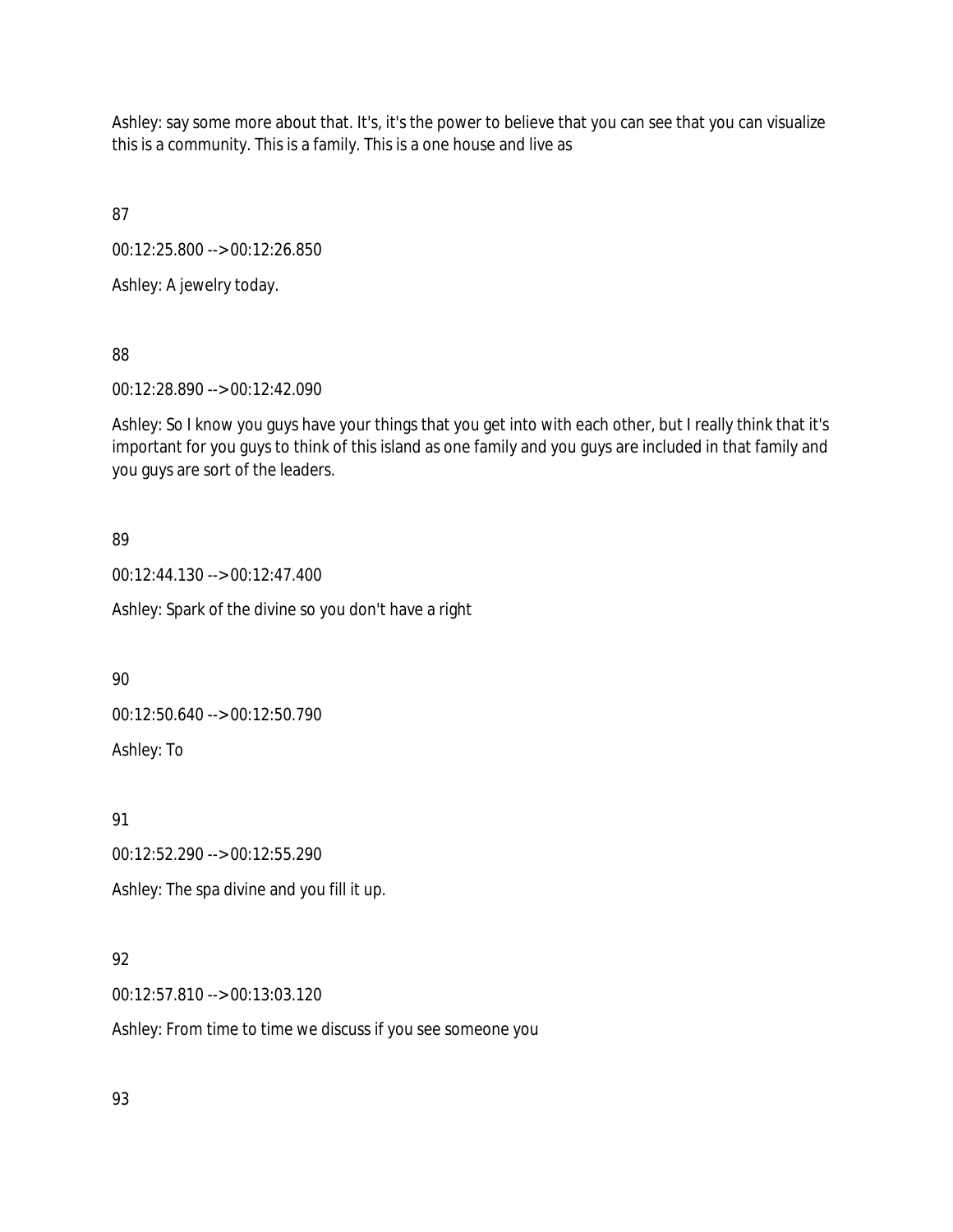Ashley: say some more about that. It's, it's the power to believe that you can see that you can visualize this is a community. This is a family. This is a one house and live as

87

00:12:25.800 --> 00:12:26.850

Ashley: A jewelry today.

88

00:12:28.890 --> 00:12:42.090

Ashley: So I know you guys have your things that you get into with each other, but I really think that it's important for you guys to think of this island as one family and you guys are included in that family and you guys are sort of the leaders.

89

00:12:44.130 --> 00:12:47.400

Ashley: Spark of the divine so you don't have a right

90

00:12:50.640 --> 00:12:50.790

Ashley: To

91

00:12:52.290 --> 00:12:55.290

Ashley: The spa divine and you fill it up.

92

00:12:57.810 --> 00:13:03.120

Ashley: From time to time we discuss if you see someone you

93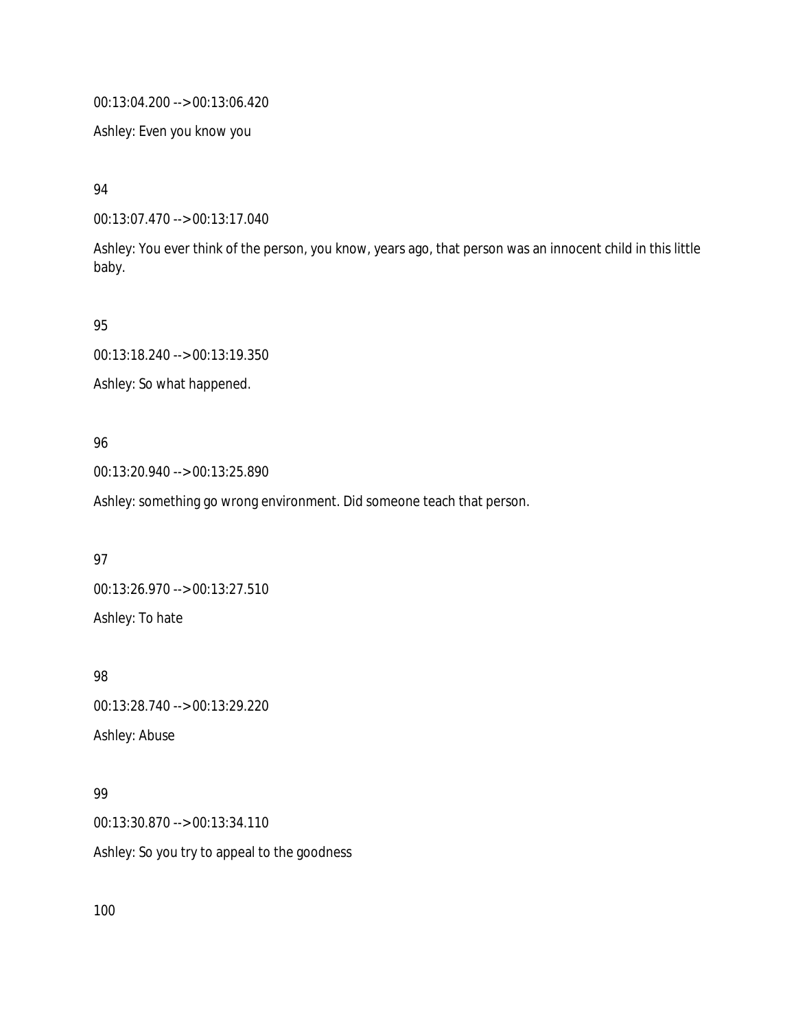00:13:04.200 --> 00:13:06.420

Ashley: Even you know you

94

00:13:07.470 --> 00:13:17.040

Ashley: You ever think of the person, you know, years ago, that person was an innocent child in this little baby.

95

00:13:18.240 --> 00:13:19.350

Ashley: So what happened.

96

00:13:20.940 --> 00:13:25.890

Ashley: something go wrong environment. Did someone teach that person.

97

00:13:26.970 --> 00:13:27.510

Ashley: To hate

98

00:13:28.740 --> 00:13:29.220

Ashley: Abuse

99

00:13:30.870 --> 00:13:34.110

Ashley: So you try to appeal to the goodness

100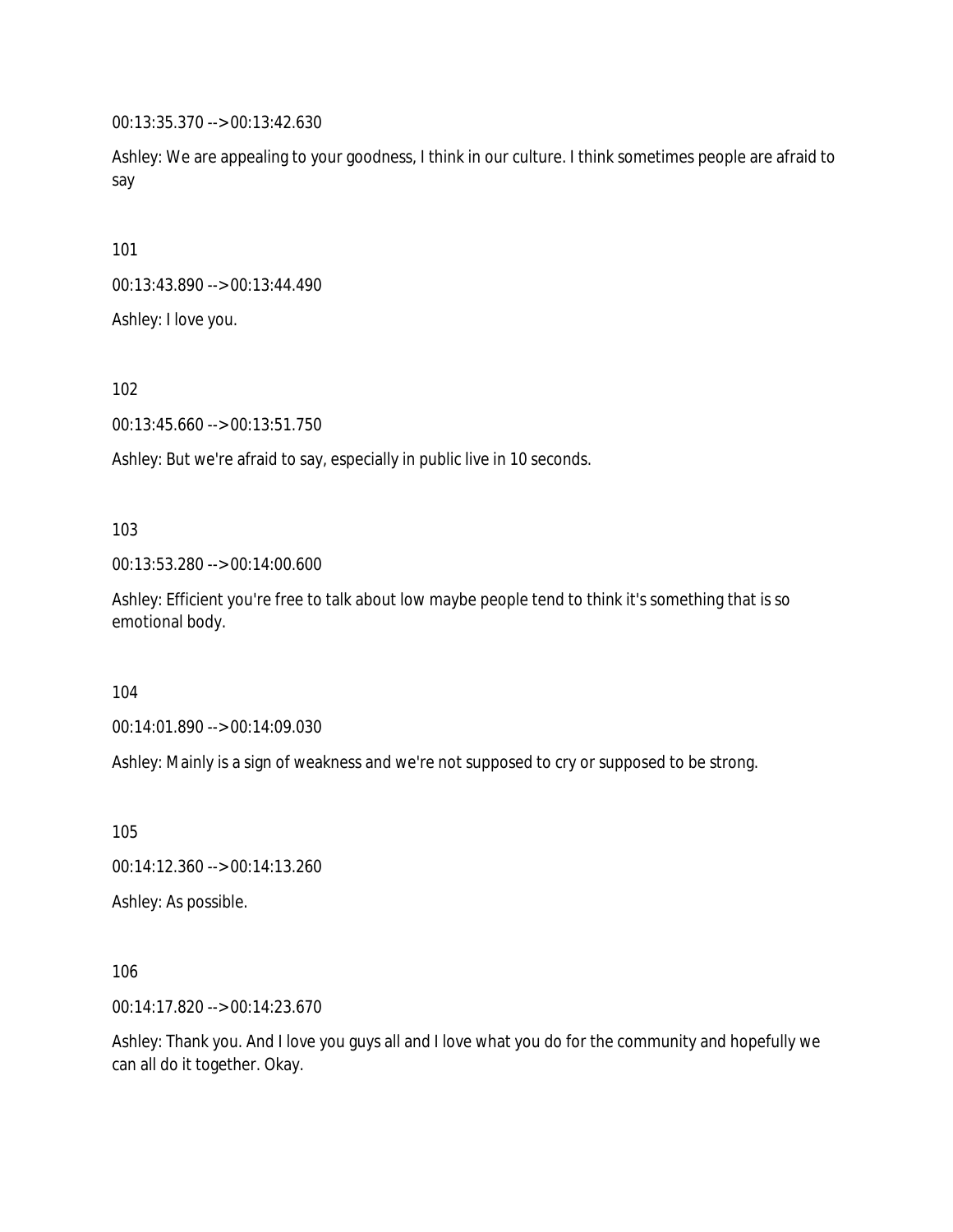00:13:35.370 --> 00:13:42.630

Ashley: We are appealing to your goodness, I think in our culture. I think sometimes people are afraid to say

101

00:13:43.890 --> 00:13:44.490

Ashley: I love you.

102

00:13:45.660 --> 00:13:51.750

Ashley: But we're afraid to say, especially in public live in 10 seconds.

103

00:13:53.280 --> 00:14:00.600

Ashley: Efficient you're free to talk about low maybe people tend to think it's something that is so emotional body.

104

00:14:01.890 --> 00:14:09.030

Ashley: Mainly is a sign of weakness and we're not supposed to cry or supposed to be strong.

105

00:14:12.360 --> 00:14:13.260

Ashley: As possible.

106

00:14:17.820 --> 00:14:23.670

Ashley: Thank you. And I love you guys all and I love what you do for the community and hopefully we can all do it together. Okay.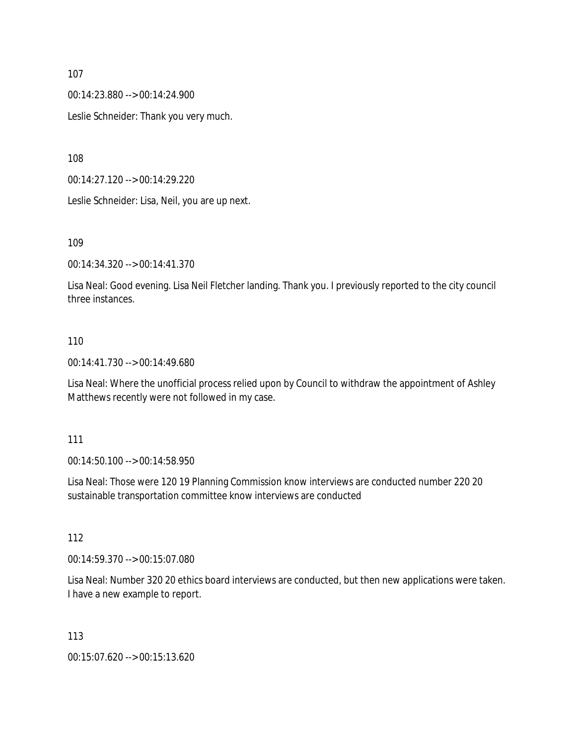107

00:14:23.880 --> 00:14:24.900

Leslie Schneider: Thank you very much.

108

00:14:27.120 --> 00:14:29.220

Leslie Schneider: Lisa, Neil, you are up next.

109

00:14:34.320 --> 00:14:41.370

Lisa Neal: Good evening. Lisa Neil Fletcher landing. Thank you. I previously reported to the city council three instances.

110

00:14:41.730 --> 00:14:49.680

Lisa Neal: Where the unofficial process relied upon by Council to withdraw the appointment of Ashley Matthews recently were not followed in my case.

111

00:14:50.100 --> 00:14:58.950

Lisa Neal: Those were 120 19 Planning Commission know interviews are conducted number 220 20 sustainable transportation committee know interviews are conducted

112

00:14:59.370 --> 00:15:07.080

Lisa Neal: Number 320 20 ethics board interviews are conducted, but then new applications were taken. I have a new example to report.

113

00:15:07.620 --> 00:15:13.620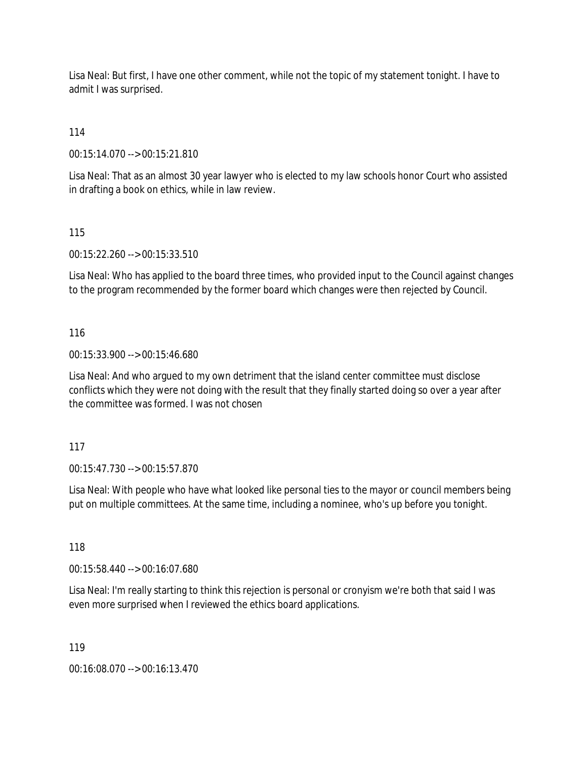Lisa Neal: But first, I have one other comment, while not the topic of my statement tonight. I have to admit I was surprised.

114

00:15:14.070 --> 00:15:21.810

Lisa Neal: That as an almost 30 year lawyer who is elected to my law schools honor Court who assisted in drafting a book on ethics, while in law review.

115

00:15:22.260 --> 00:15:33.510

Lisa Neal: Who has applied to the board three times, who provided input to the Council against changes to the program recommended by the former board which changes were then rejected by Council.

116

00:15:33.900 --> 00:15:46.680

Lisa Neal: And who argued to my own detriment that the island center committee must disclose conflicts which they were not doing with the result that they finally started doing so over a year after the committee was formed. I was not chosen

117

00:15:47.730 --> 00:15:57.870

Lisa Neal: With people who have what looked like personal ties to the mayor or council members being put on multiple committees. At the same time, including a nominee, who's up before you tonight.

118

00:15:58.440 --> 00:16:07.680

Lisa Neal: I'm really starting to think this rejection is personal or cronyism we're both that said I was even more surprised when I reviewed the ethics board applications.

119

00:16:08.070 --> 00:16:13.470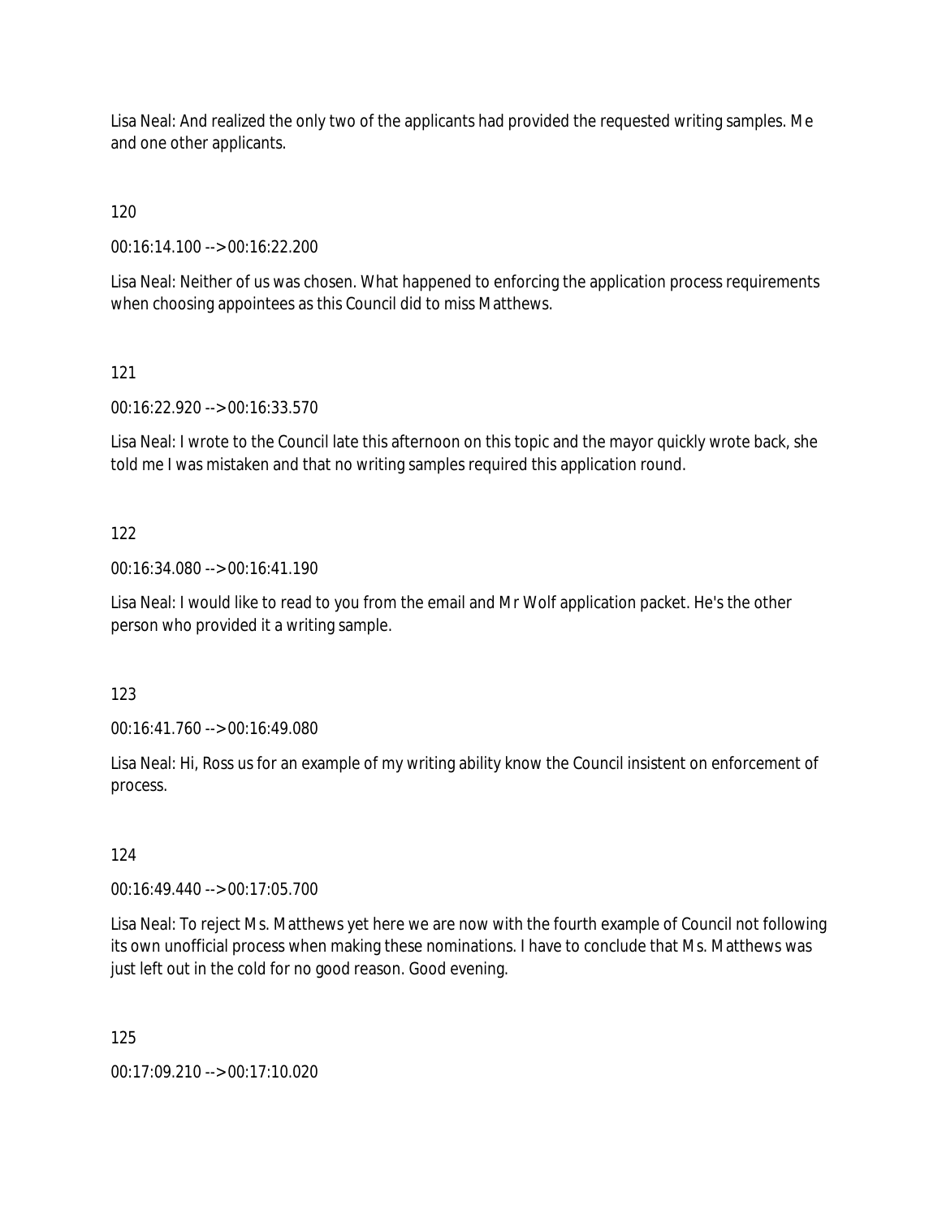Lisa Neal: And realized the only two of the applicants had provided the requested writing samples. Me and one other applicants.

120

00:16:14.100 --> 00:16:22.200

Lisa Neal: Neither of us was chosen. What happened to enforcing the application process requirements when choosing appointees as this Council did to miss Matthews.

121

00:16:22.920 --> 00:16:33.570

Lisa Neal: I wrote to the Council late this afternoon on this topic and the mayor quickly wrote back, she told me I was mistaken and that no writing samples required this application round.

122

00:16:34.080 --> 00:16:41.190

Lisa Neal: I would like to read to you from the email and Mr Wolf application packet. He's the other person who provided it a writing sample.

123

00:16:41.760 --> 00:16:49.080

Lisa Neal: Hi, Ross us for an example of my writing ability know the Council insistent on enforcement of process.

124

00:16:49.440 --> 00:17:05.700

Lisa Neal: To reject Ms. Matthews yet here we are now with the fourth example of Council not following its own unofficial process when making these nominations. I have to conclude that Ms. Matthews was just left out in the cold for no good reason. Good evening.

125

00:17:09.210 --> 00:17:10.020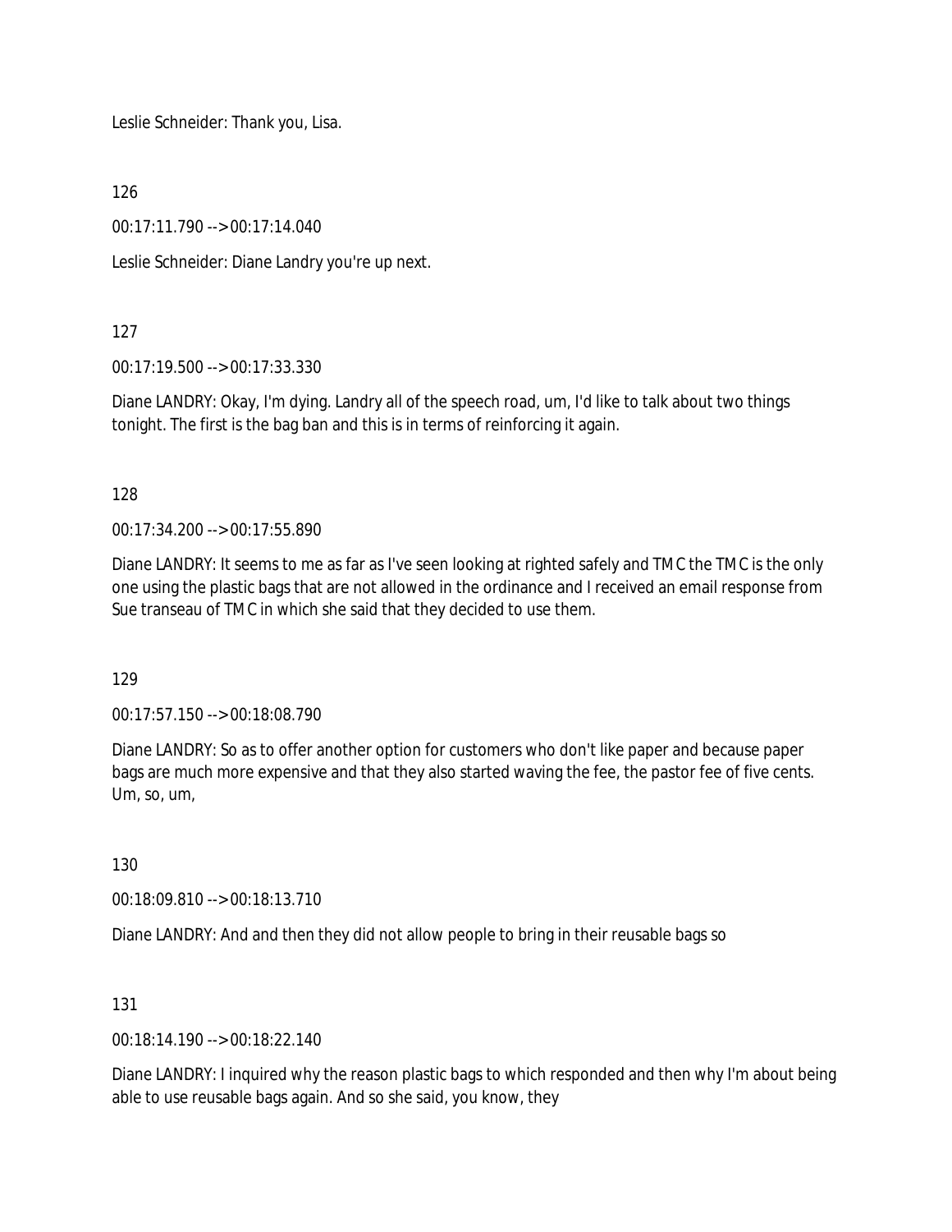Leslie Schneider: Thank you, Lisa.

126

00:17:11.790 --> 00:17:14.040

Leslie Schneider: Diane Landry you're up next.

127

00:17:19.500 --> 00:17:33.330

Diane LANDRY: Okay, I'm dying. Landry all of the speech road, um, I'd like to talk about two things tonight. The first is the bag ban and this is in terms of reinforcing it again.

128

00:17:34.200 --> 00:17:55.890

Diane LANDRY: It seems to me as far as I've seen looking at righted safely and TMC the TMC is the only one using the plastic bags that are not allowed in the ordinance and I received an email response from Sue transeau of TMC in which she said that they decided to use them.

129

00:17:57.150 --> 00:18:08.790

Diane LANDRY: So as to offer another option for customers who don't like paper and because paper bags are much more expensive and that they also started waving the fee, the pastor fee of five cents. Um, so, um,

130

00:18:09.810 --> 00:18:13.710

Diane LANDRY: And and then they did not allow people to bring in their reusable bags so

131

00:18:14.190 --> 00:18:22.140

Diane LANDRY: I inquired why the reason plastic bags to which responded and then why I'm about being able to use reusable bags again. And so she said, you know, they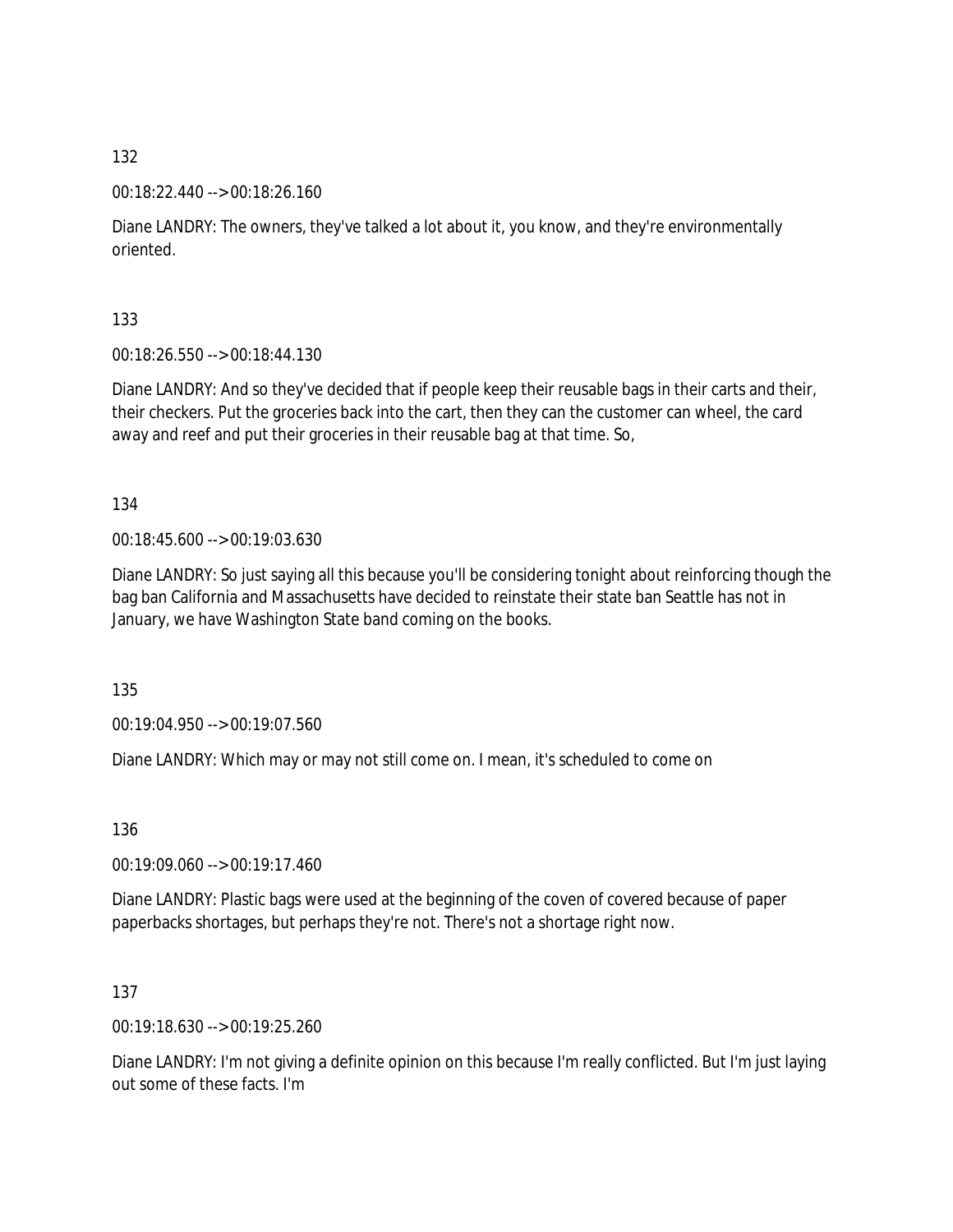132

00:18:22.440 --> 00:18:26.160

Diane LANDRY: The owners, they've talked a lot about it, you know, and they're environmentally oriented.

133

00:18:26.550 --> 00:18:44.130

Diane LANDRY: And so they've decided that if people keep their reusable bags in their carts and their, their checkers. Put the groceries back into the cart, then they can the customer can wheel, the card away and reef and put their groceries in their reusable bag at that time. So,

134

00:18:45.600 --> 00:19:03.630

Diane LANDRY: So just saying all this because you'll be considering tonight about reinforcing though the bag ban California and Massachusetts have decided to reinstate their state ban Seattle has not in January, we have Washington State band coming on the books.

135

00:19:04.950 --> 00:19:07.560

Diane LANDRY: Which may or may not still come on. I mean, it's scheduled to come on

136

00:19:09.060 --> 00:19:17.460

Diane LANDRY: Plastic bags were used at the beginning of the coven of covered because of paper paperbacks shortages, but perhaps they're not. There's not a shortage right now.

137

00:19:18.630 --> 00:19:25.260

Diane LANDRY: I'm not giving a definite opinion on this because I'm really conflicted. But I'm just laying out some of these facts. I'm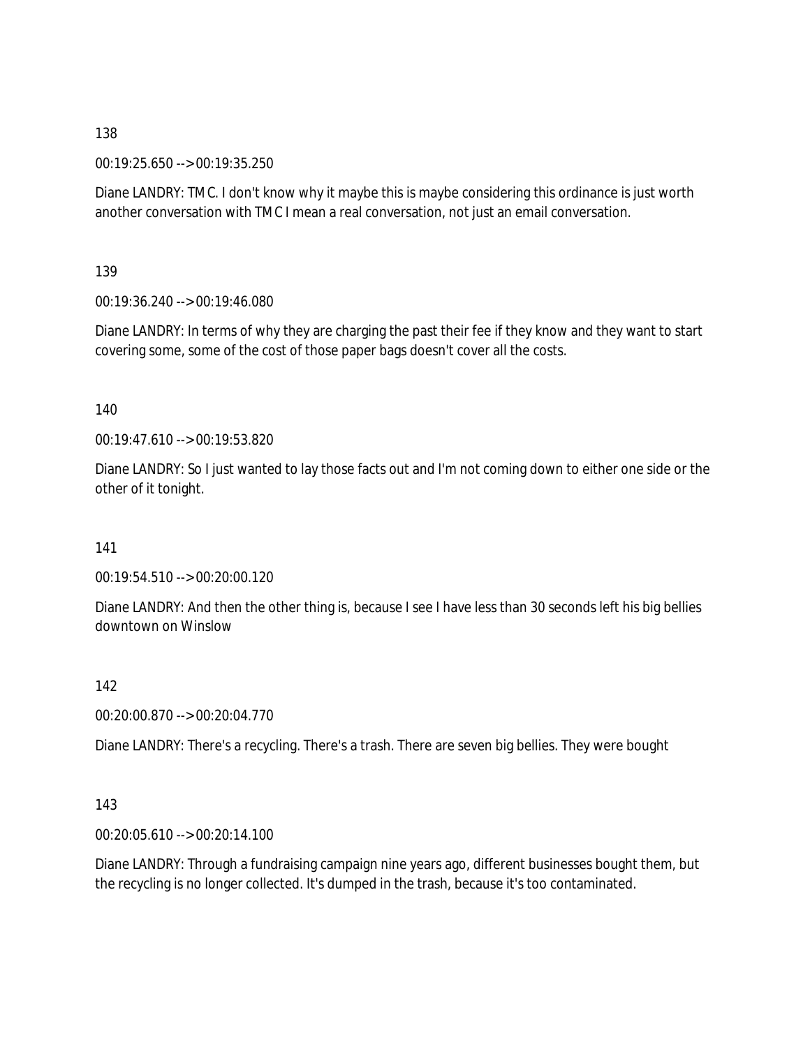138

00:19:25.650 --> 00:19:35.250

Diane LANDRY: TMC. I don't know why it maybe this is maybe considering this ordinance is just worth another conversation with TMC I mean a real conversation, not just an email conversation.

139

00:19:36.240 --> 00:19:46.080

Diane LANDRY: In terms of why they are charging the past their fee if they know and they want to start covering some, some of the cost of those paper bags doesn't cover all the costs.

140

00:19:47.610 --> 00:19:53.820

Diane LANDRY: So I just wanted to lay those facts out and I'm not coming down to either one side or the other of it tonight.

141

00:19:54.510 --> 00:20:00.120

Diane LANDRY: And then the other thing is, because I see I have less than 30 seconds left his big bellies downtown on Winslow

142

00:20:00.870 --> 00:20:04.770

Diane LANDRY: There's a recycling. There's a trash. There are seven big bellies. They were bought

143

00:20:05.610 --> 00:20:14.100

Diane LANDRY: Through a fundraising campaign nine years ago, different businesses bought them, but the recycling is no longer collected. It's dumped in the trash, because it's too contaminated.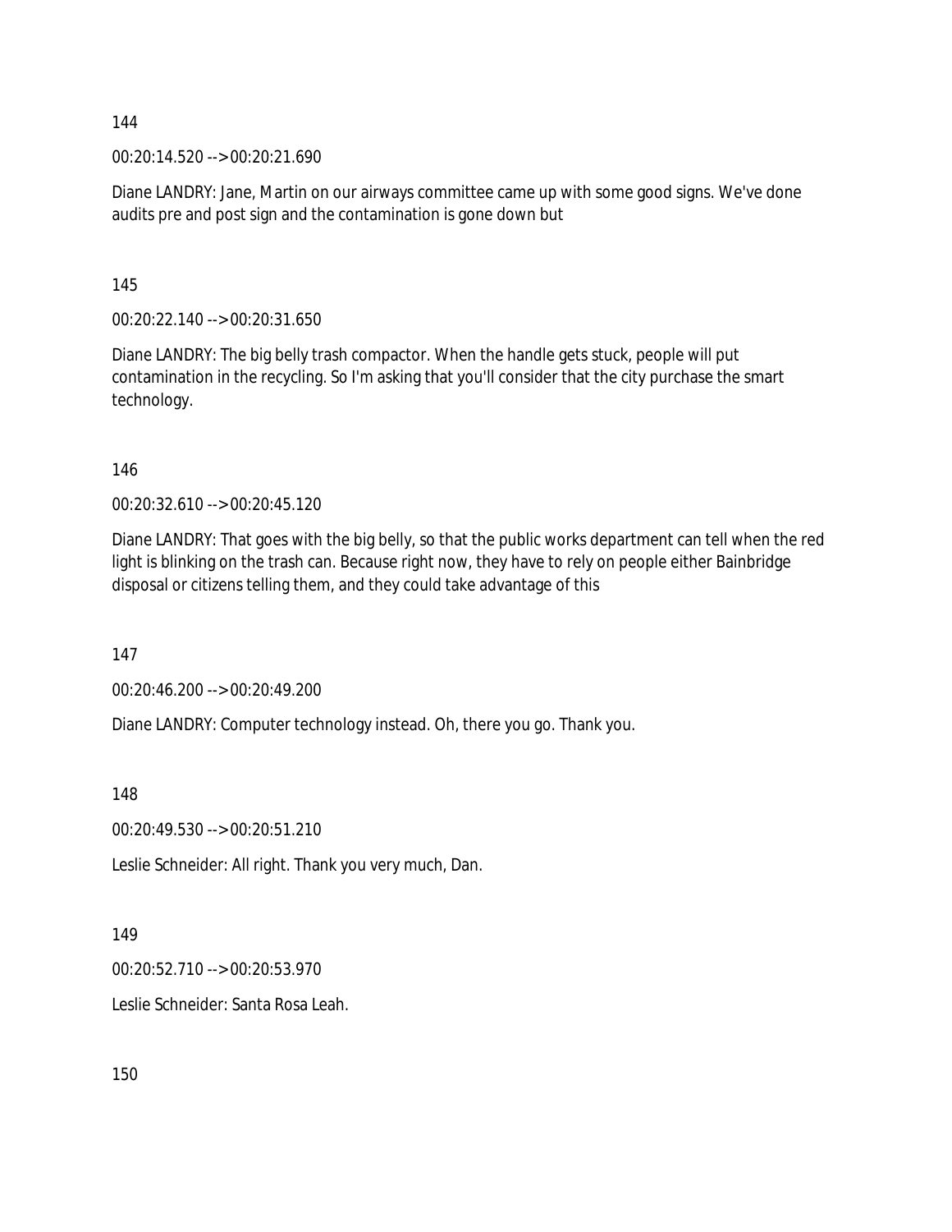144

00:20:14.520 --> 00:20:21.690

Diane LANDRY: Jane, Martin on our airways committee came up with some good signs. We've done audits pre and post sign and the contamination is gone down but

145

00:20:22.140 --> 00:20:31.650

Diane LANDRY: The big belly trash compactor. When the handle gets stuck, people will put contamination in the recycling. So I'm asking that you'll consider that the city purchase the smart technology.

146

00:20:32.610 --> 00:20:45.120

Diane LANDRY: That goes with the big belly, so that the public works department can tell when the red light is blinking on the trash can. Because right now, they have to rely on people either Bainbridge disposal or citizens telling them, and they could take advantage of this

147

00:20:46.200 --> 00:20:49.200

Diane LANDRY: Computer technology instead. Oh, there you go. Thank you.

148

00:20:49.530 --> 00:20:51.210

Leslie Schneider: All right. Thank you very much, Dan.

149

00:20:52.710 --> 00:20:53.970

Leslie Schneider: Santa Rosa Leah.

150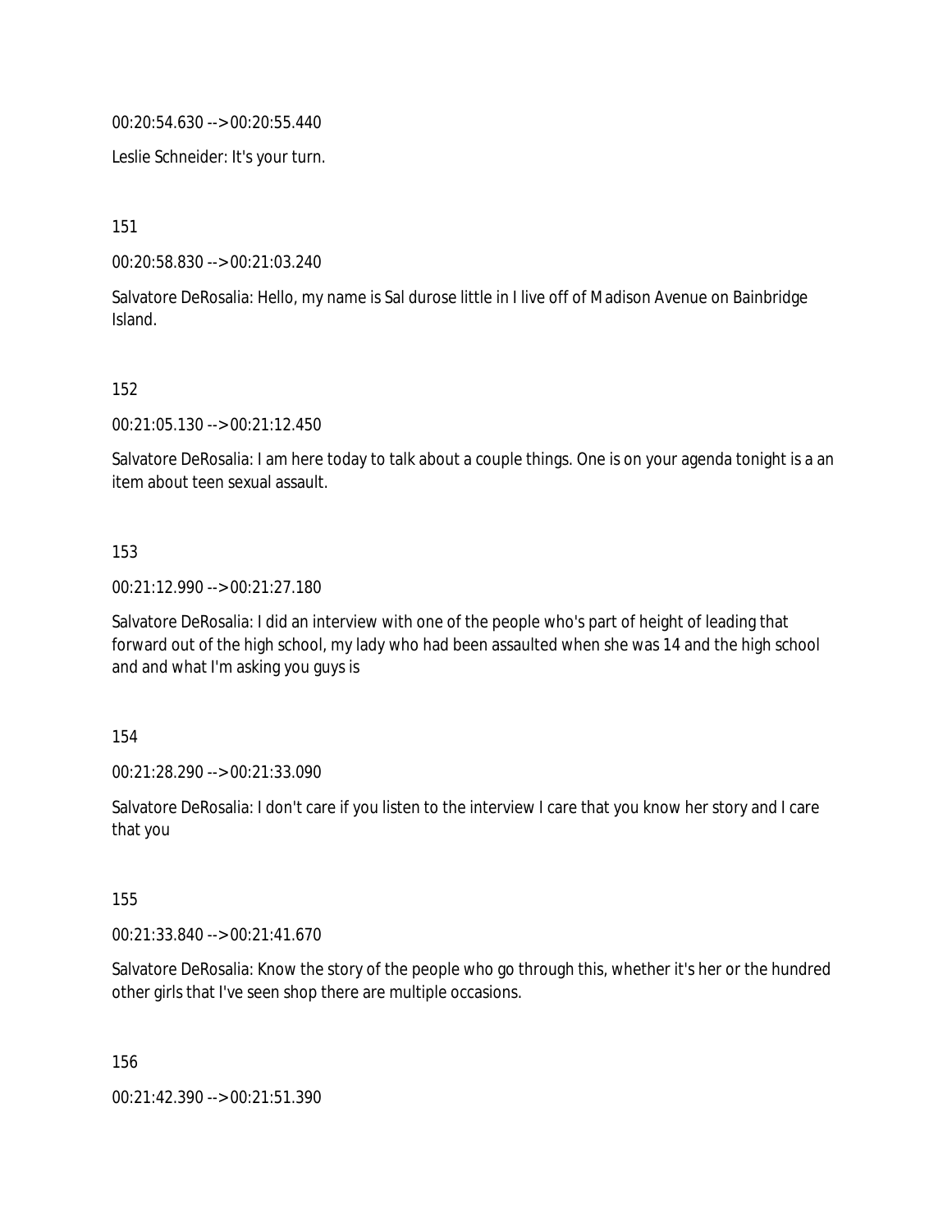00:20:54.630 --> 00:20:55.440

Leslie Schneider: It's your turn.

151

00:20:58.830 --> 00:21:03.240

Salvatore DeRosalia: Hello, my name is Sal durose little in I live off of Madison Avenue on Bainbridge Island.

152

00:21:05.130 --> 00:21:12.450

Salvatore DeRosalia: I am here today to talk about a couple things. One is on your agenda tonight is a an item about teen sexual assault.

153

00:21:12.990 --> 00:21:27.180

Salvatore DeRosalia: I did an interview with one of the people who's part of height of leading that forward out of the high school, my lady who had been assaulted when she was 14 and the high school and and what I'm asking you guys is

154

00:21:28.290 --> 00:21:33.090

Salvatore DeRosalia: I don't care if you listen to the interview I care that you know her story and I care that you

155

00:21:33.840 --> 00:21:41.670

Salvatore DeRosalia: Know the story of the people who go through this, whether it's her or the hundred other girls that I've seen shop there are multiple occasions.

156

00:21:42.390 --> 00:21:51.390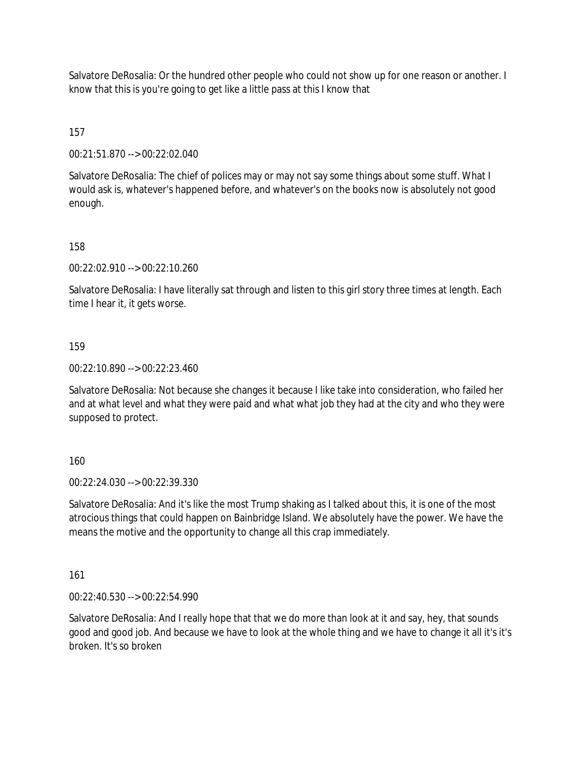Salvatore DeRosalia: Or the hundred other people who could not show up for one reason or another. I know that this is you're going to get like a little pass at this I know that

157

00:21:51.870 --> 00:22:02.040

Salvatore DeRosalia: The chief of polices may or may not say some things about some stuff. What I would ask is, whatever's happened before, and whatever's on the books now is absolutely not good enough.

158

00:22:02.910 --> 00:22:10.260

Salvatore DeRosalia: I have literally sat through and listen to this girl story three times at length. Each time I hear it, it gets worse.

159

00:22:10.890 --> 00:22:23.460

Salvatore DeRosalia: Not because she changes it because I like take into consideration, who failed her and at what level and what they were paid and what what job they had at the city and who they were supposed to protect.

160

00:22:24.030 --> 00:22:39.330

Salvatore DeRosalia: And it's like the most Trump shaking as I talked about this, it is one of the most atrocious things that could happen on Bainbridge Island. We absolutely have the power. We have the means the motive and the opportunity to change all this crap immediately.

161

00:22:40.530 --> 00:22:54.990

Salvatore DeRosalia: And I really hope that that we do more than look at it and say, hey, that sounds good and good job. And because we have to look at the whole thing and we have to change it all it's it's broken. It's so broken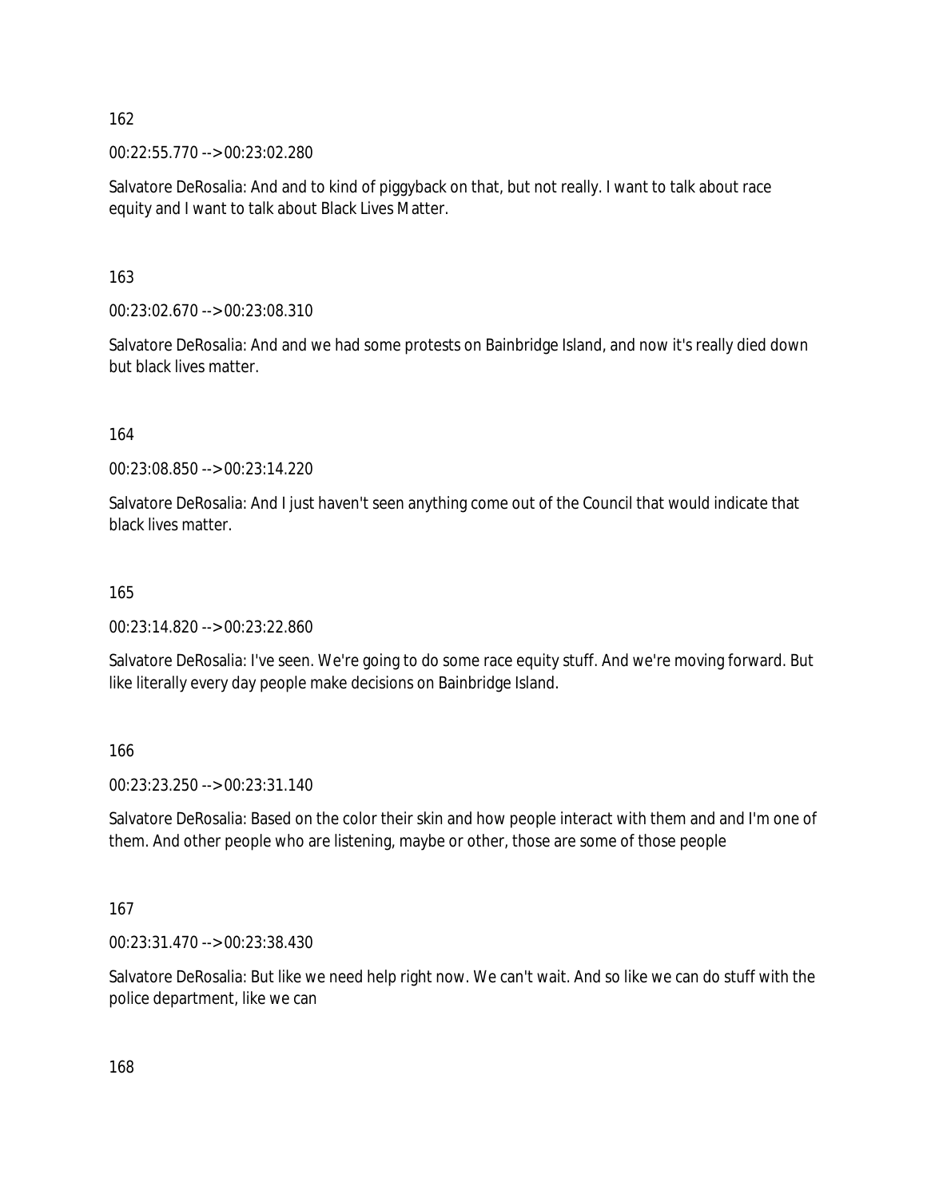162

00:22:55.770 --> 00:23:02.280

Salvatore DeRosalia: And and to kind of piggyback on that, but not really. I want to talk about race equity and I want to talk about Black Lives Matter.

163

00:23:02.670 --> 00:23:08.310

Salvatore DeRosalia: And and we had some protests on Bainbridge Island, and now it's really died down but black lives matter.

164

00:23:08.850 --> 00:23:14.220

Salvatore DeRosalia: And I just haven't seen anything come out of the Council that would indicate that black lives matter.

165

00:23:14.820 --> 00:23:22.860

Salvatore DeRosalia: I've seen. We're going to do some race equity stuff. And we're moving forward. But like literally every day people make decisions on Bainbridge Island.

166

00:23:23.250 --> 00:23:31.140

Salvatore DeRosalia: Based on the color their skin and how people interact with them and and I'm one of them. And other people who are listening, maybe or other, those are some of those people

167

00:23:31.470 --> 00:23:38.430

Salvatore DeRosalia: But like we need help right now. We can't wait. And so like we can do stuff with the police department, like we can

168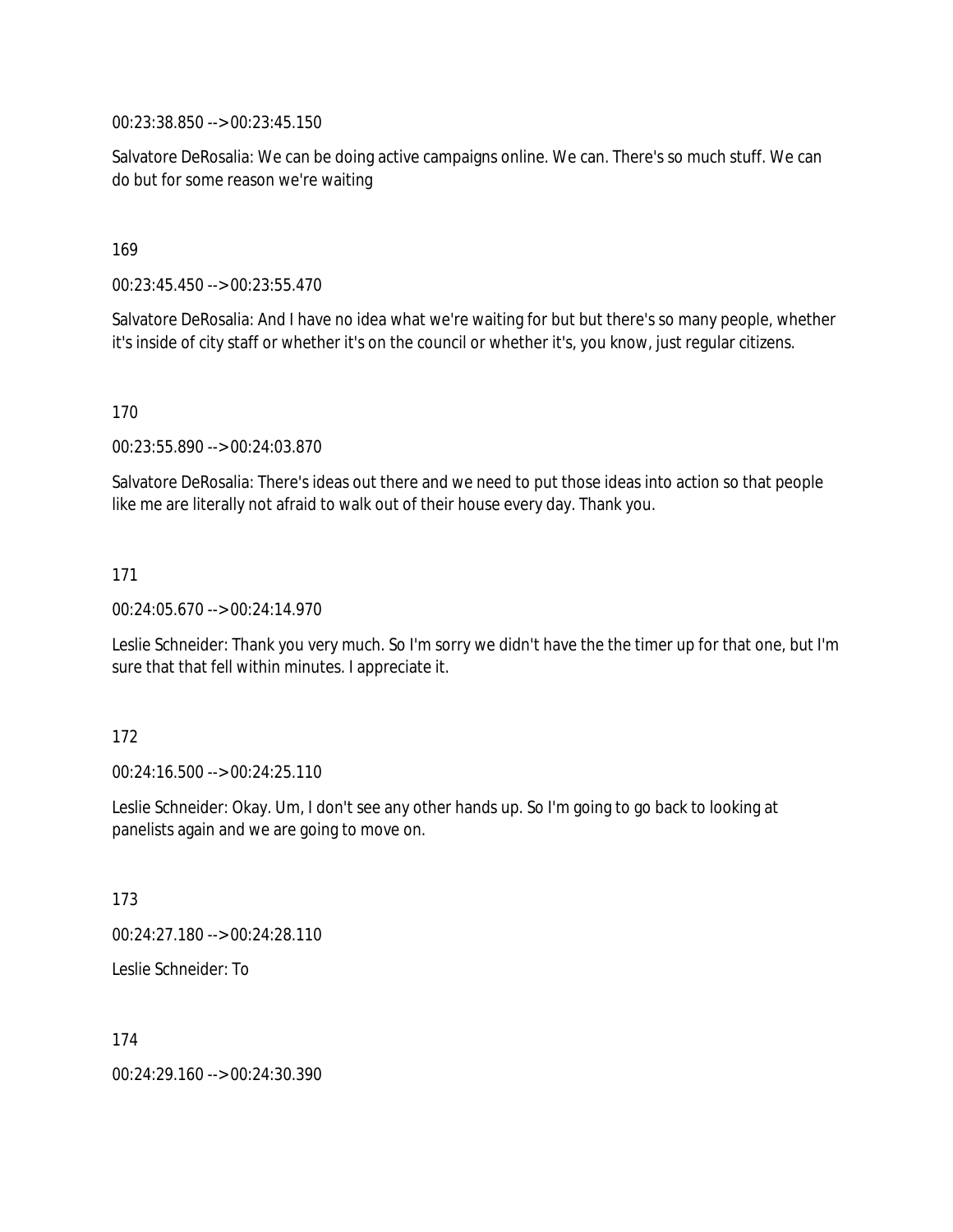00:23:38.850 --> 00:23:45.150

Salvatore DeRosalia: We can be doing active campaigns online. We can. There's so much stuff. We can do but for some reason we're waiting

169

00:23:45.450 --> 00:23:55.470

Salvatore DeRosalia: And I have no idea what we're waiting for but but there's so many people, whether it's inside of city staff or whether it's on the council or whether it's, you know, just regular citizens.

170

00:23:55.890 --> 00:24:03.870

Salvatore DeRosalia: There's ideas out there and we need to put those ideas into action so that people like me are literally not afraid to walk out of their house every day. Thank you.

171

00:24:05.670 --> 00:24:14.970

Leslie Schneider: Thank you very much. So I'm sorry we didn't have the the timer up for that one, but I'm sure that that fell within minutes. I appreciate it.

172

00:24:16.500 --> 00:24:25.110

Leslie Schneider: Okay. Um, I don't see any other hands up. So I'm going to go back to looking at panelists again and we are going to move on.

173

00:24:27.180 --> 00:24:28.110

Leslie Schneider: To

174

00:24:29.160 --> 00:24:30.390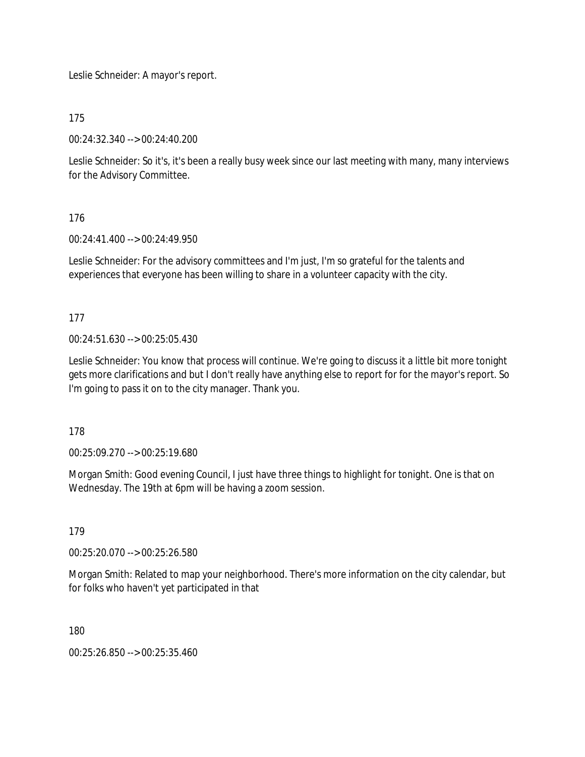Leslie Schneider: A mayor's report.

175

00:24:32.340 --> 00:24:40.200

Leslie Schneider: So it's, it's been a really busy week since our last meeting with many, many interviews for the Advisory Committee.

176

00:24:41.400 --> 00:24:49.950

Leslie Schneider: For the advisory committees and I'm just, I'm so grateful for the talents and experiences that everyone has been willing to share in a volunteer capacity with the city.

177

00:24:51.630 --> 00:25:05.430

Leslie Schneider: You know that process will continue. We're going to discuss it a little bit more tonight gets more clarifications and but I don't really have anything else to report for for the mayor's report. So I'm going to pass it on to the city manager. Thank you.

178

00:25:09.270 --> 00:25:19.680

Morgan Smith: Good evening Council, I just have three things to highlight for tonight. One is that on Wednesday. The 19th at 6pm will be having a zoom session.

179

00:25:20.070 --> 00:25:26.580

Morgan Smith: Related to map your neighborhood. There's more information on the city calendar, but for folks who haven't yet participated in that

180

00:25:26.850 --> 00:25:35.460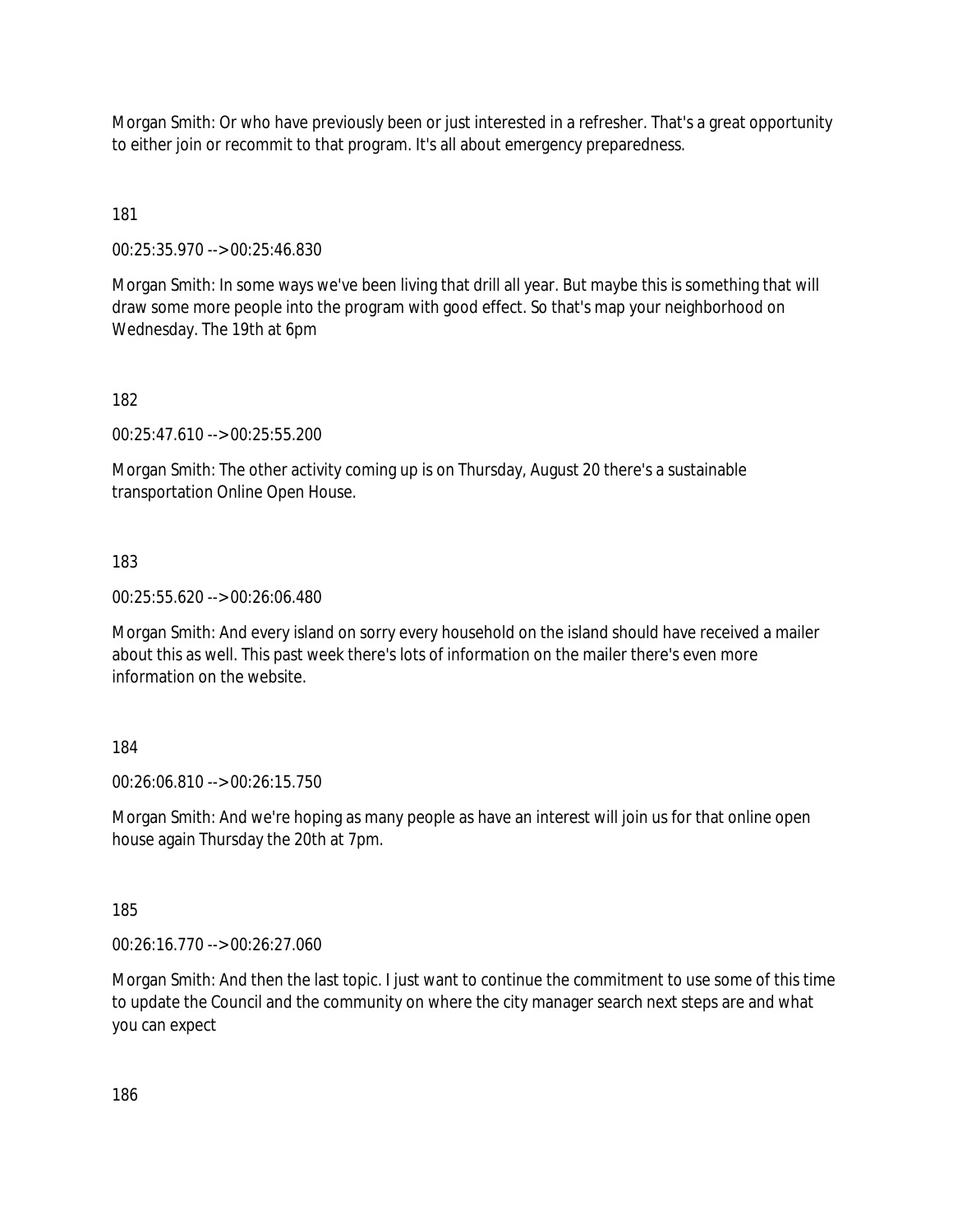Morgan Smith: Or who have previously been or just interested in a refresher. That's a great opportunity to either join or recommit to that program. It's all about emergency preparedness.

181

00:25:35.970 --> 00:25:46.830

Morgan Smith: In some ways we've been living that drill all year. But maybe this is something that will draw some more people into the program with good effect. So that's map your neighborhood on Wednesday. The 19th at 6pm

182

00:25:47.610 --> 00:25:55.200

Morgan Smith: The other activity coming up is on Thursday, August 20 there's a sustainable transportation Online Open House.

183

00:25:55.620 --> 00:26:06.480

Morgan Smith: And every island on sorry every household on the island should have received a mailer about this as well. This past week there's lots of information on the mailer there's even more information on the website.

184

00:26:06.810 --> 00:26:15.750

Morgan Smith: And we're hoping as many people as have an interest will join us for that online open house again Thursday the 20th at 7pm.

185

00:26:16.770 --> 00:26:27.060

Morgan Smith: And then the last topic. I just want to continue the commitment to use some of this time to update the Council and the community on where the city manager search next steps are and what you can expect

186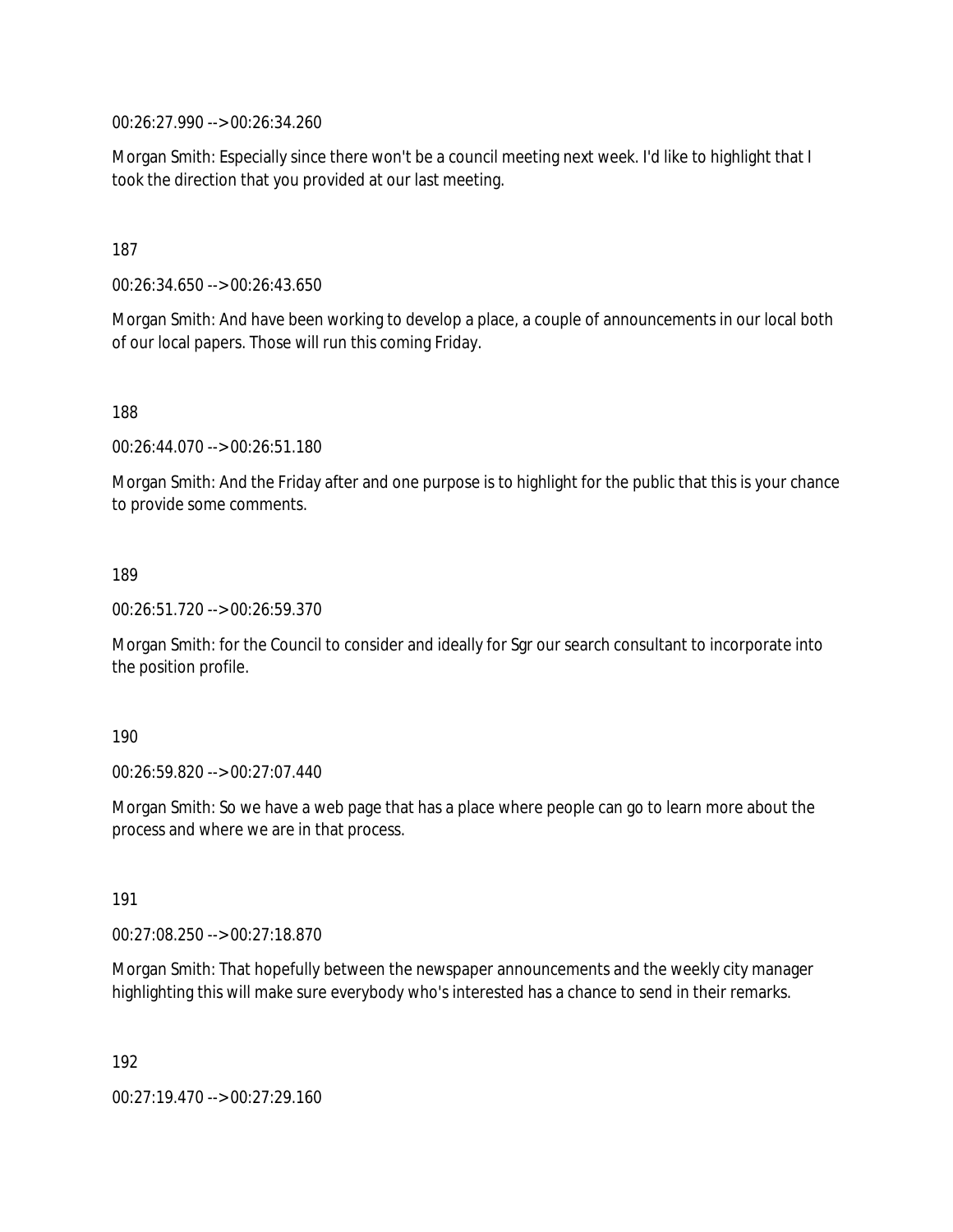00:26:27.990 --> 00:26:34.260

Morgan Smith: Especially since there won't be a council meeting next week. I'd like to highlight that I took the direction that you provided at our last meeting.

187

00:26:34.650 --> 00:26:43.650

Morgan Smith: And have been working to develop a place, a couple of announcements in our local both of our local papers. Those will run this coming Friday.

188

00:26:44.070 --> 00:26:51.180

Morgan Smith: And the Friday after and one purpose is to highlight for the public that this is your chance to provide some comments.

189

00:26:51.720 --> 00:26:59.370

Morgan Smith: for the Council to consider and ideally for Sgr our search consultant to incorporate into the position profile.

190

00:26:59.820 --> 00:27:07.440

Morgan Smith: So we have a web page that has a place where people can go to learn more about the process and where we are in that process.

191

00:27:08.250 --> 00:27:18.870

Morgan Smith: That hopefully between the newspaper announcements and the weekly city manager highlighting this will make sure everybody who's interested has a chance to send in their remarks.

192

00:27:19.470 --> 00:27:29.160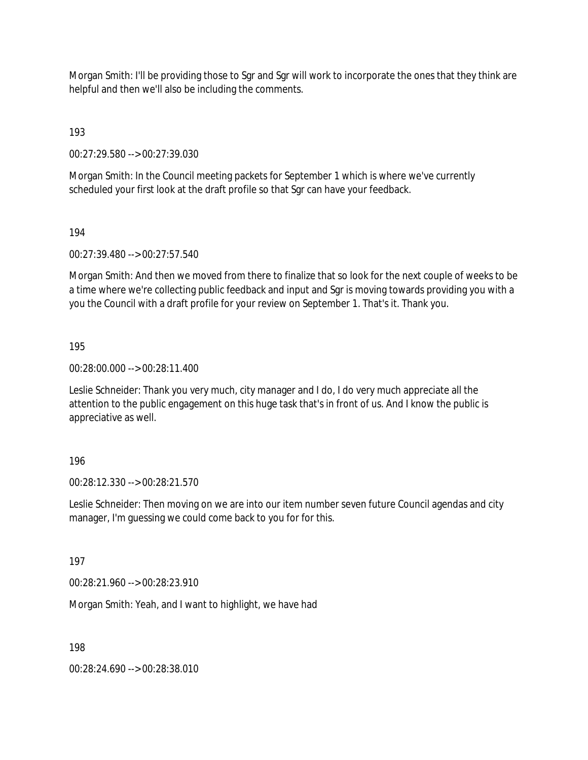Morgan Smith: I'll be providing those to Sgr and Sgr will work to incorporate the ones that they think are helpful and then we'll also be including the comments.

193

00:27:29.580 --> 00:27:39.030

Morgan Smith: In the Council meeting packets for September 1 which is where we've currently scheduled your first look at the draft profile so that Sgr can have your feedback.

194

00:27:39.480 --> 00:27:57.540

Morgan Smith: And then we moved from there to finalize that so look for the next couple of weeks to be a time where we're collecting public feedback and input and Sgr is moving towards providing you with a you the Council with a draft profile for your review on September 1. That's it. Thank you.

195

00:28:00.000 --> 00:28:11.400

Leslie Schneider: Thank you very much, city manager and I do, I do very much appreciate all the attention to the public engagement on this huge task that's in front of us. And I know the public is appreciative as well.

196

00:28:12.330 --> 00:28:21.570

Leslie Schneider: Then moving on we are into our item number seven future Council agendas and city manager, I'm guessing we could come back to you for for this.

197

00:28:21.960 --> 00:28:23.910

Morgan Smith: Yeah, and I want to highlight, we have had

198

00:28:24.690 --> 00:28:38.010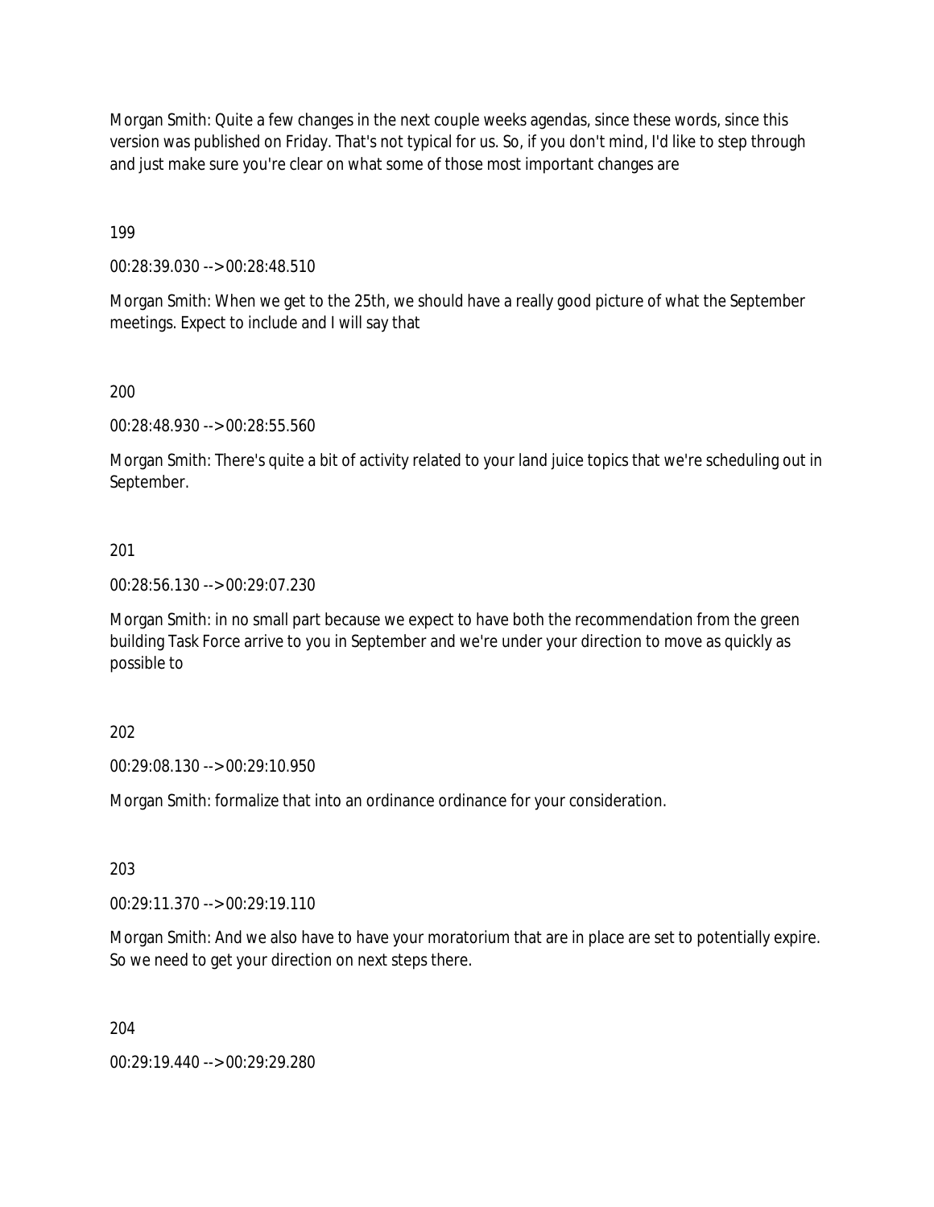Morgan Smith: Quite a few changes in the next couple weeks agendas, since these words, since this version was published on Friday. That's not typical for us. So, if you don't mind, I'd like to step through and just make sure you're clear on what some of those most important changes are

199

00:28:39.030 --> 00:28:48.510

Morgan Smith: When we get to the 25th, we should have a really good picture of what the September meetings. Expect to include and I will say that

200

00:28:48.930 --> 00:28:55.560

Morgan Smith: There's quite a bit of activity related to your land juice topics that we're scheduling out in September.

201

00:28:56.130 --> 00:29:07.230

Morgan Smith: in no small part because we expect to have both the recommendation from the green building Task Force arrive to you in September and we're under your direction to move as quickly as possible to

202

00:29:08.130 --> 00:29:10.950

Morgan Smith: formalize that into an ordinance ordinance for your consideration.

203

00:29:11.370 --> 00:29:19.110

Morgan Smith: And we also have to have your moratorium that are in place are set to potentially expire. So we need to get your direction on next steps there.

204

00:29:19.440 --> 00:29:29.280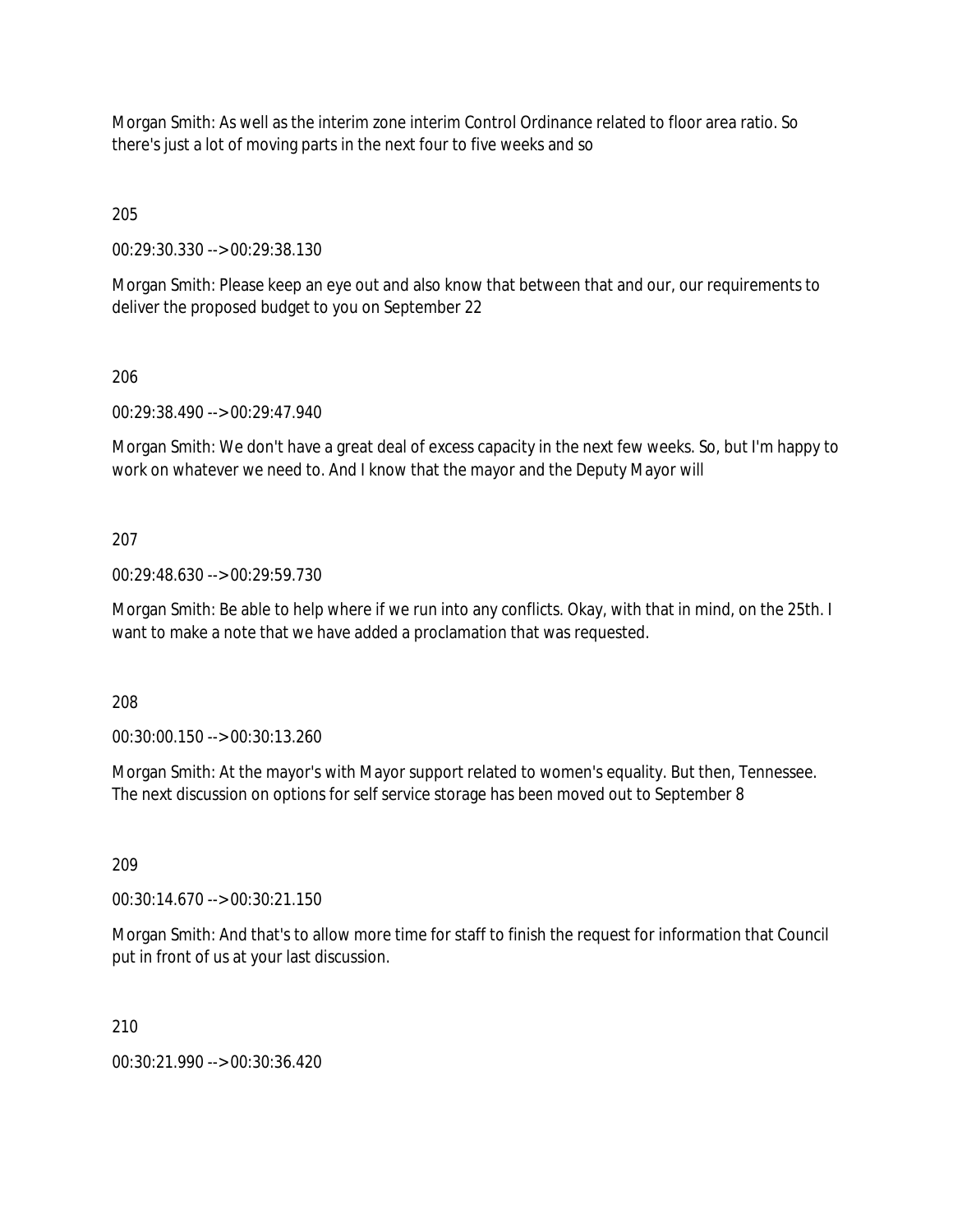Morgan Smith: As well as the interim zone interim Control Ordinance related to floor area ratio. So there's just a lot of moving parts in the next four to five weeks and so

205

00:29:30.330 --> 00:29:38.130

Morgan Smith: Please keep an eye out and also know that between that and our, our requirements to deliver the proposed budget to you on September 22

206

00:29:38.490 --> 00:29:47.940

Morgan Smith: We don't have a great deal of excess capacity in the next few weeks. So, but I'm happy to work on whatever we need to. And I know that the mayor and the Deputy Mayor will

207

00:29:48.630 --> 00:29:59.730

Morgan Smith: Be able to help where if we run into any conflicts. Okay, with that in mind, on the 25th. I want to make a note that we have added a proclamation that was requested.

208

00:30:00.150 --> 00:30:13.260

Morgan Smith: At the mayor's with Mayor support related to women's equality. But then, Tennessee. The next discussion on options for self service storage has been moved out to September 8

209

00:30:14.670 --> 00:30:21.150

Morgan Smith: And that's to allow more time for staff to finish the request for information that Council put in front of us at your last discussion.

210

00:30:21.990 --> 00:30:36.420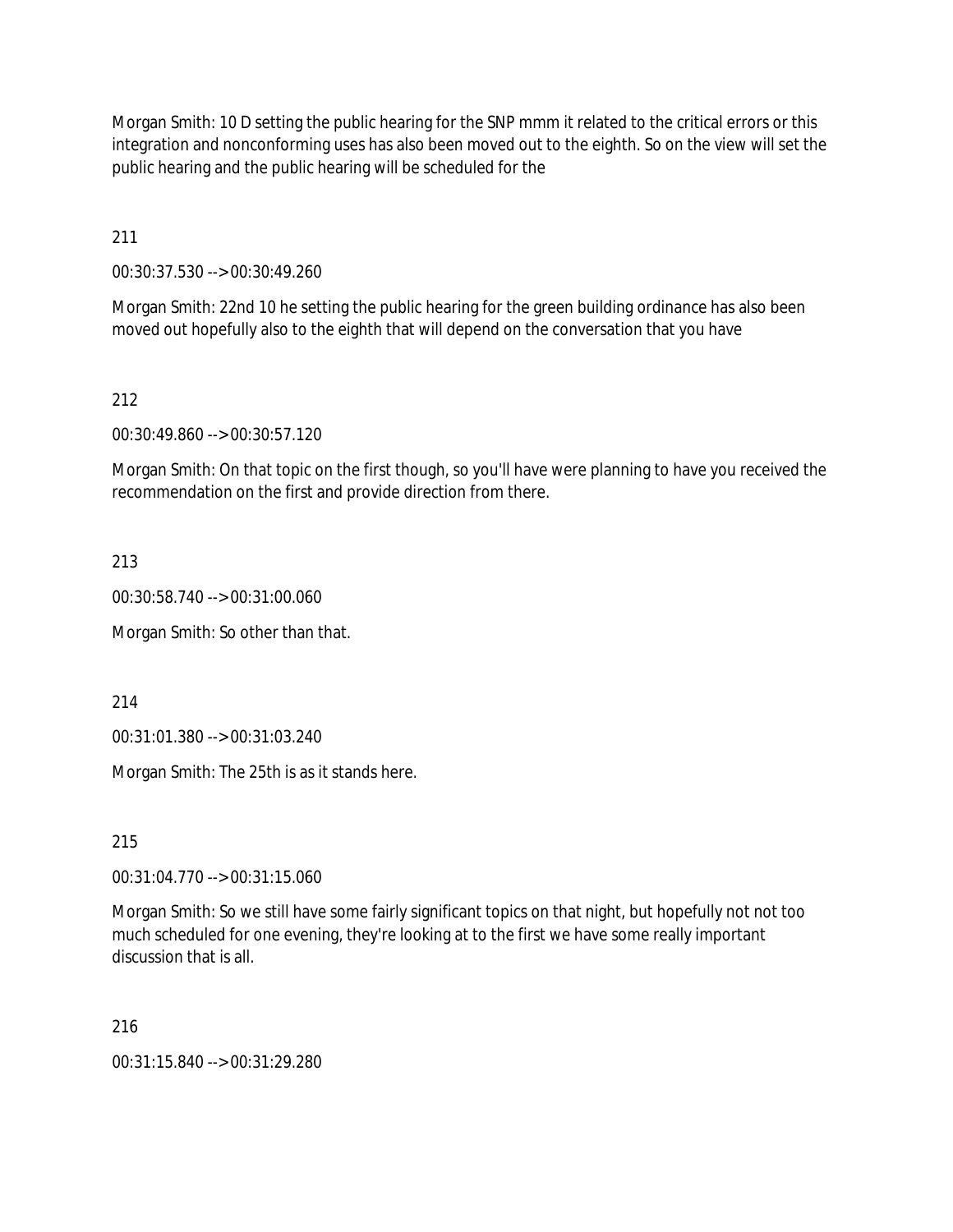Morgan Smith: 10 D setting the public hearing for the SNP mmm it related to the critical errors or this integration and nonconforming uses has also been moved out to the eighth. So on the view will set the public hearing and the public hearing will be scheduled for the

211

00:30:37.530 --> 00:30:49.260

Morgan Smith: 22nd 10 he setting the public hearing for the green building ordinance has also been moved out hopefully also to the eighth that will depend on the conversation that you have

212

00:30:49.860 --> 00:30:57.120

Morgan Smith: On that topic on the first though, so you'll have were planning to have you received the recommendation on the first and provide direction from there.

213

00:30:58.740 --> 00:31:00.060

Morgan Smith: So other than that.

214

00:31:01.380 --> 00:31:03.240

Morgan Smith: The 25th is as it stands here.

215

00:31:04.770 --> 00:31:15.060

Morgan Smith: So we still have some fairly significant topics on that night, but hopefully not not too much scheduled for one evening, they're looking at to the first we have some really important discussion that is all.

216

00:31:15.840 --> 00:31:29.280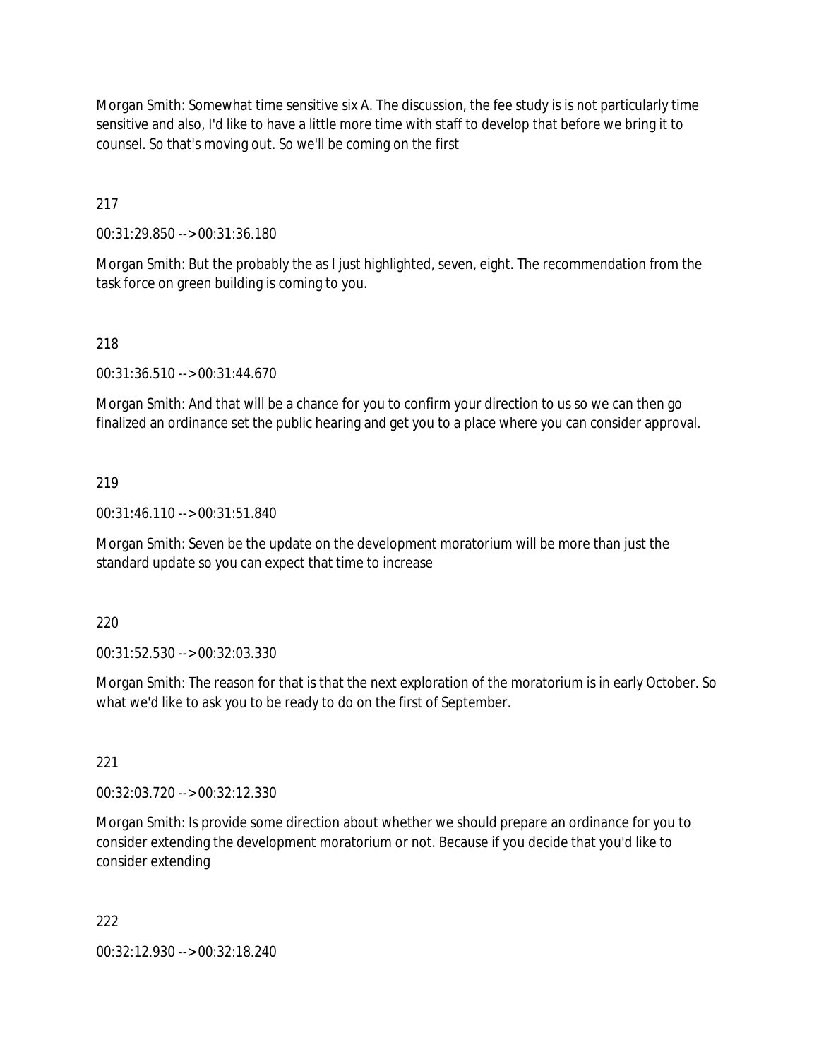Morgan Smith: Somewhat time sensitive six A. The discussion, the fee study is is not particularly time sensitive and also, I'd like to have a little more time with staff to develop that before we bring it to counsel. So that's moving out. So we'll be coming on the first

217

00:31:29.850 --> 00:31:36.180

Morgan Smith: But the probably the as I just highlighted, seven, eight. The recommendation from the task force on green building is coming to you.

218

00:31:36.510 --> 00:31:44.670

Morgan Smith: And that will be a chance for you to confirm your direction to us so we can then go finalized an ordinance set the public hearing and get you to a place where you can consider approval.

219

00:31:46.110 --> 00:31:51.840

Morgan Smith: Seven be the update on the development moratorium will be more than just the standard update so you can expect that time to increase

220

00:31:52.530 --> 00:32:03.330

Morgan Smith: The reason for that is that the next exploration of the moratorium is in early October. So what we'd like to ask you to be ready to do on the first of September.

221

00:32:03.720 --> 00:32:12.330

Morgan Smith: Is provide some direction about whether we should prepare an ordinance for you to consider extending the development moratorium or not. Because if you decide that you'd like to consider extending

222

00:32:12.930 --> 00:32:18.240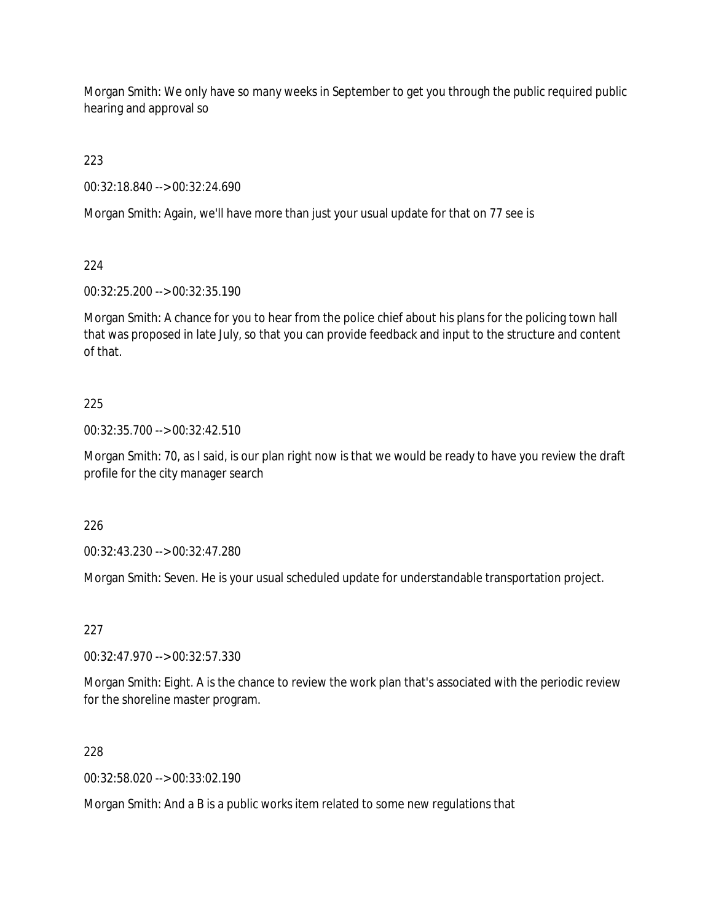Morgan Smith: We only have so many weeks in September to get you through the public required public hearing and approval so

223

00:32:18.840 --> 00:32:24.690

Morgan Smith: Again, we'll have more than just your usual update for that on 77 see is

224

00:32:25.200 --> 00:32:35.190

Morgan Smith: A chance for you to hear from the police chief about his plans for the policing town hall that was proposed in late July, so that you can provide feedback and input to the structure and content of that.

225

00:32:35.700 --> 00:32:42.510

Morgan Smith: 70, as I said, is our plan right now is that we would be ready to have you review the draft profile for the city manager search

226

00:32:43.230 --> 00:32:47.280

Morgan Smith: Seven. He is your usual scheduled update for understandable transportation project.

227

00:32:47.970 --> 00:32:57.330

Morgan Smith: Eight. A is the chance to review the work plan that's associated with the periodic review for the shoreline master program.

228

00:32:58.020 --> 00:33:02.190

Morgan Smith: And a B is a public works item related to some new regulations that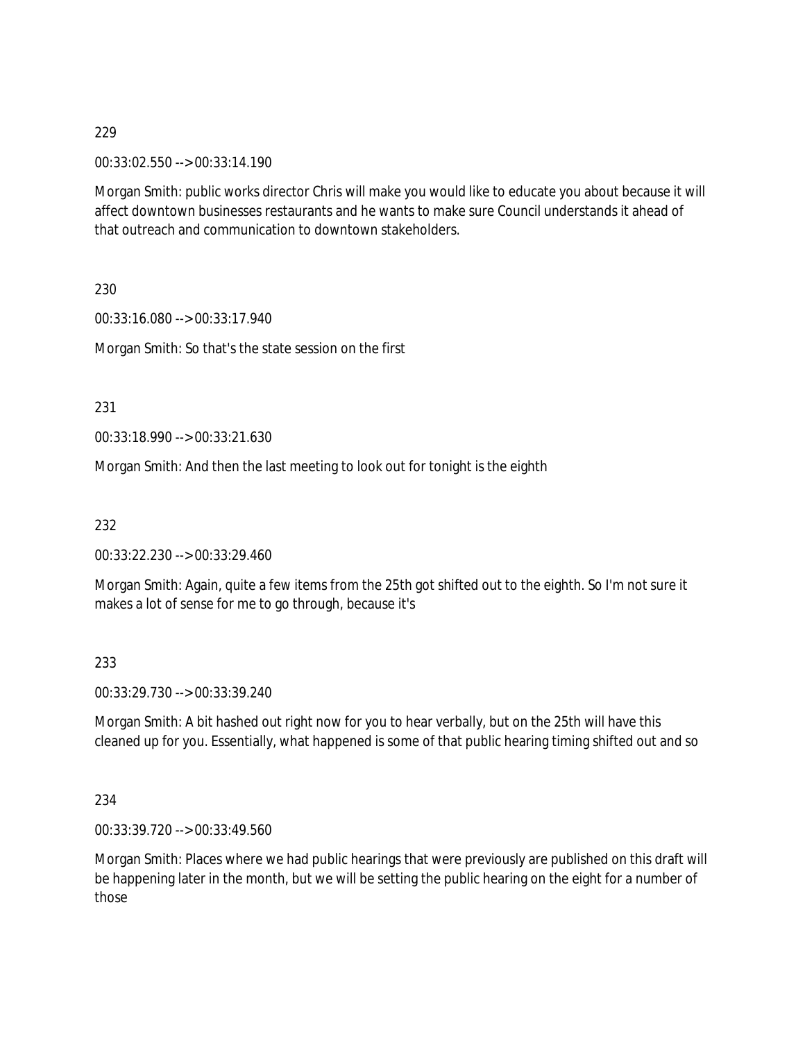229

00:33:02.550 --> 00:33:14.190

Morgan Smith: public works director Chris will make you would like to educate you about because it will affect downtown businesses restaurants and he wants to make sure Council understands it ahead of that outreach and communication to downtown stakeholders.

230

00:33:16.080 --> 00:33:17.940

Morgan Smith: So that's the state session on the first

231

00:33:18.990 --> 00:33:21.630

Morgan Smith: And then the last meeting to look out for tonight is the eighth

232

00:33:22.230 --> 00:33:29.460

Morgan Smith: Again, quite a few items from the 25th got shifted out to the eighth. So I'm not sure it makes a lot of sense for me to go through, because it's

233

00:33:29.730 --> 00:33:39.240

Morgan Smith: A bit hashed out right now for you to hear verbally, but on the 25th will have this cleaned up for you. Essentially, what happened is some of that public hearing timing shifted out and so

234

00:33:39.720 --> 00:33:49.560

Morgan Smith: Places where we had public hearings that were previously are published on this draft will be happening later in the month, but we will be setting the public hearing on the eight for a number of those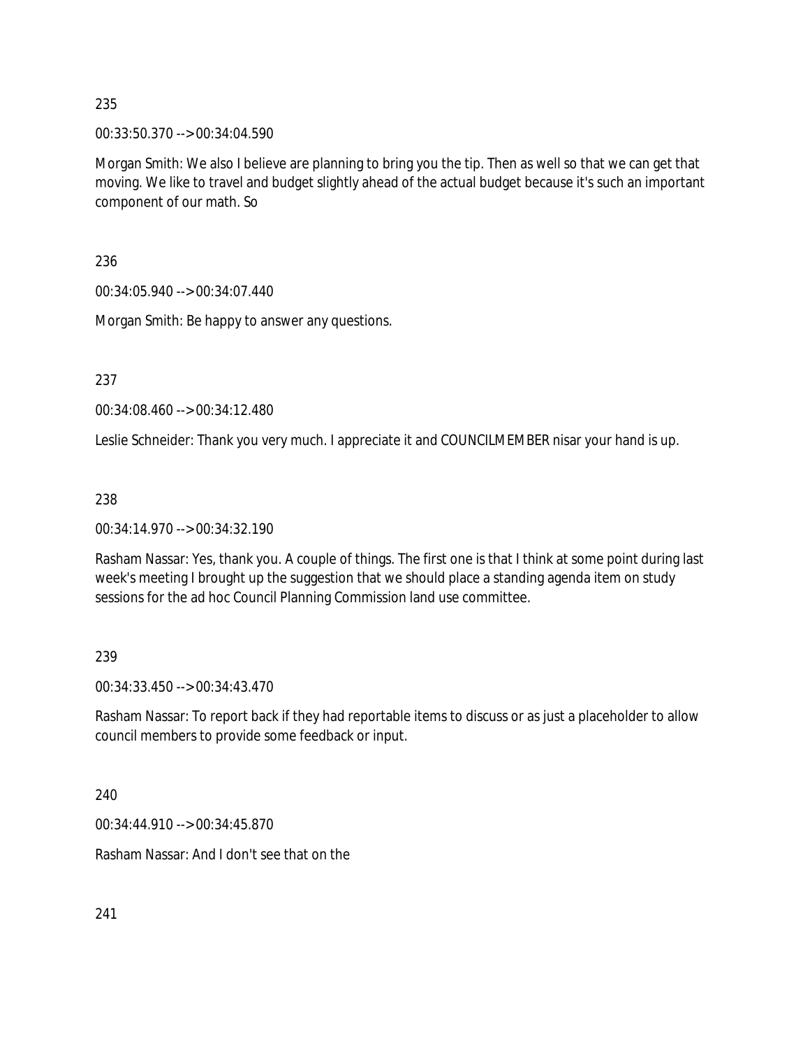235

00:33:50.370 --> 00:34:04.590

Morgan Smith: We also I believe are planning to bring you the tip. Then as well so that we can get that moving. We like to travel and budget slightly ahead of the actual budget because it's such an important component of our math. So

236

00:34:05.940 --> 00:34:07.440

Morgan Smith: Be happy to answer any questions.

237

00:34:08.460 --> 00:34:12.480

Leslie Schneider: Thank you very much. I appreciate it and COUNCILMEMBER nisar your hand is up.

238

00:34:14.970 --> 00:34:32.190

Rasham Nassar: Yes, thank you. A couple of things. The first one is that I think at some point during last week's meeting I brought up the suggestion that we should place a standing agenda item on study sessions for the ad hoc Council Planning Commission land use committee.

239

00:34:33.450 --> 00:34:43.470

Rasham Nassar: To report back if they had reportable items to discuss or as just a placeholder to allow council members to provide some feedback or input.

240

00:34:44.910 --> 00:34:45.870

Rasham Nassar: And I don't see that on the

241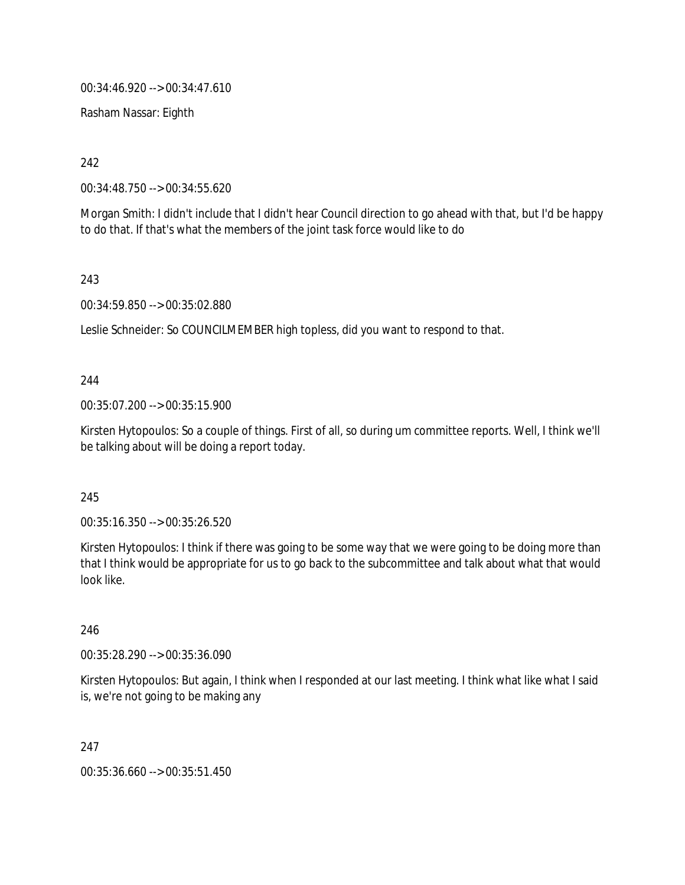00:34:46.920 --> 00:34:47.610

Rasham Nassar: Eighth

242

00:34:48.750 --> 00:34:55.620

Morgan Smith: I didn't include that I didn't hear Council direction to go ahead with that, but I'd be happy to do that. If that's what the members of the joint task force would like to do

243

00:34:59.850 --> 00:35:02.880

Leslie Schneider: So COUNCILMEMBER high topless, did you want to respond to that.

244

00:35:07.200 --> 00:35:15.900

Kirsten Hytopoulos: So a couple of things. First of all, so during um committee reports. Well, I think we'll be talking about will be doing a report today.

245

00:35:16.350 --> 00:35:26.520

Kirsten Hytopoulos: I think if there was going to be some way that we were going to be doing more than that I think would be appropriate for us to go back to the subcommittee and talk about what that would look like.

246

00:35:28.290 --> 00:35:36.090

Kirsten Hytopoulos: But again, I think when I responded at our last meeting. I think what like what I said is, we're not going to be making any

247

00:35:36.660 --> 00:35:51.450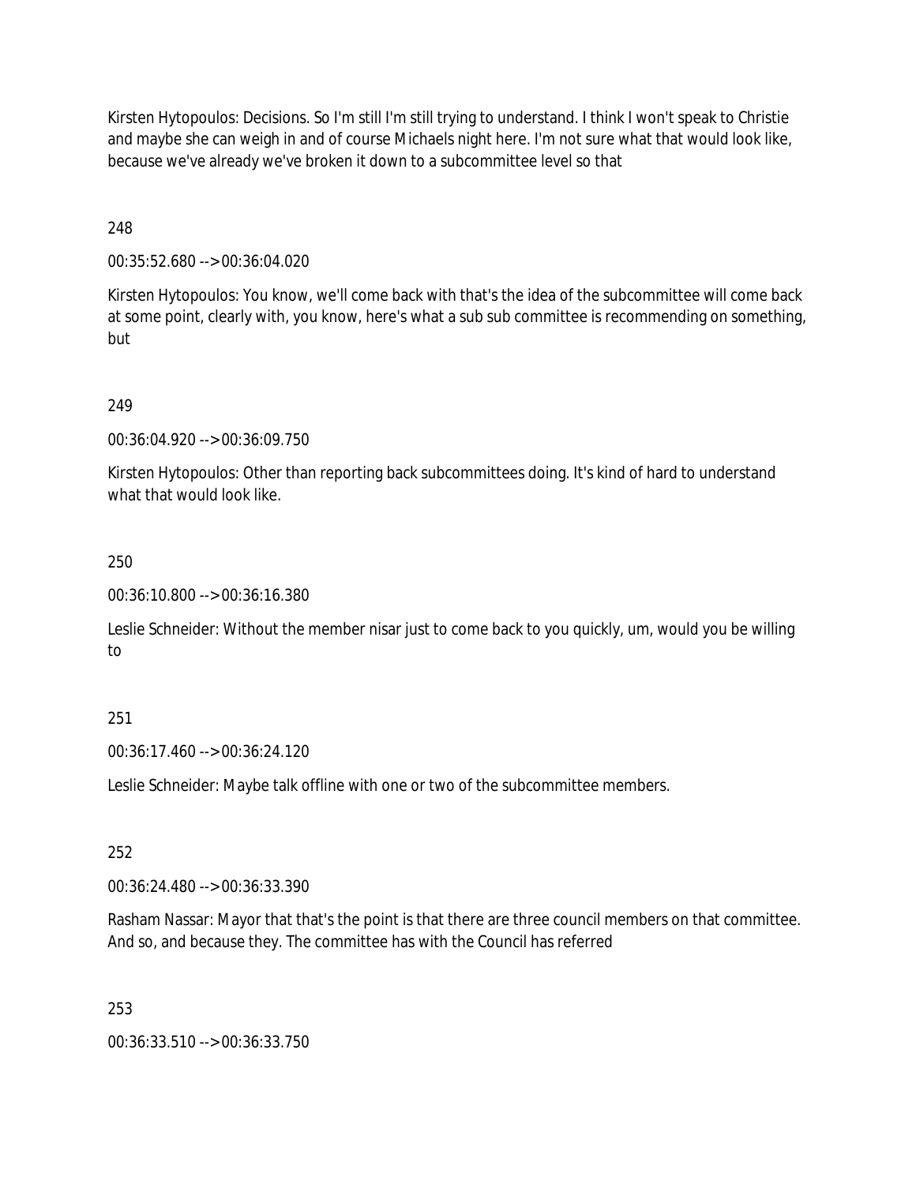Kirsten Hytopoulos: Decisions. So I'm still I'm still trying to understand. I think I won't speak to Christie and maybe she can weigh in and of course Michaels night here. I'm not sure what that would look like, because we've already we've broken it down to a subcommittee level so that

248

00:35:52.680 --> 00:36:04.020

Kirsten Hytopoulos: You know, we'll come back with that's the idea of the subcommittee will come back at some point, clearly with, you know, here's what a sub sub committee is recommending on something, but

249

00:36:04.920 --> 00:36:09.750

Kirsten Hytopoulos: Other than reporting back subcommittees doing. It's kind of hard to understand what that would look like.

250

00:36:10.800 --> 00:36:16.380

Leslie Schneider: Without the member nisar just to come back to you quickly, um, would you be willing to

251

00:36:17.460 --> 00:36:24.120

Leslie Schneider: Maybe talk offline with one or two of the subcommittee members.

252

00:36:24.480 --> 00:36:33.390

Rasham Nassar: Mayor that that's the point is that there are three council members on that committee. And so, and because they. The committee has with the Council has referred

253

00:36:33.510 --> 00:36:33.750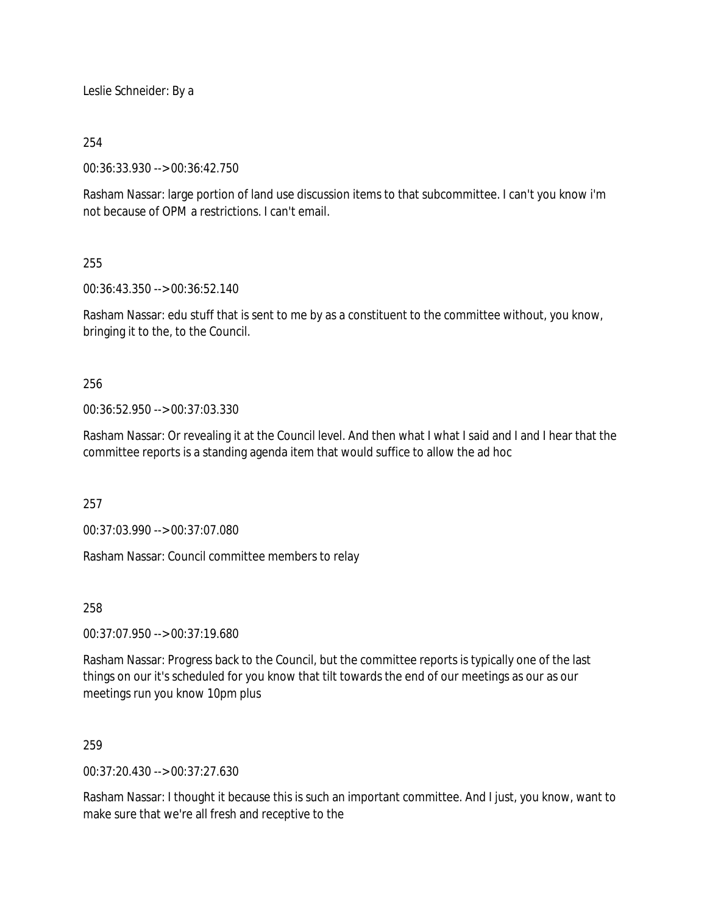Leslie Schneider: By a

254

00:36:33.930 --> 00:36:42.750

Rasham Nassar: large portion of land use discussion items to that subcommittee. I can't you know i'm not because of OPM a restrictions. I can't email.

255

00:36:43.350 --> 00:36:52.140

Rasham Nassar: edu stuff that is sent to me by as a constituent to the committee without, you know, bringing it to the, to the Council.

256

00:36:52.950 --> 00:37:03.330

Rasham Nassar: Or revealing it at the Council level. And then what I what I said and I and I hear that the committee reports is a standing agenda item that would suffice to allow the ad hoc

257

00:37:03.990 --> 00:37:07.080

Rasham Nassar: Council committee members to relay

258

00:37:07.950 --> 00:37:19.680

Rasham Nassar: Progress back to the Council, but the committee reports is typically one of the last things on our it's scheduled for you know that tilt towards the end of our meetings as our as our meetings run you know 10pm plus

259

00:37:20.430 --> 00:37:27.630

Rasham Nassar: I thought it because this is such an important committee. And I just, you know, want to make sure that we're all fresh and receptive to the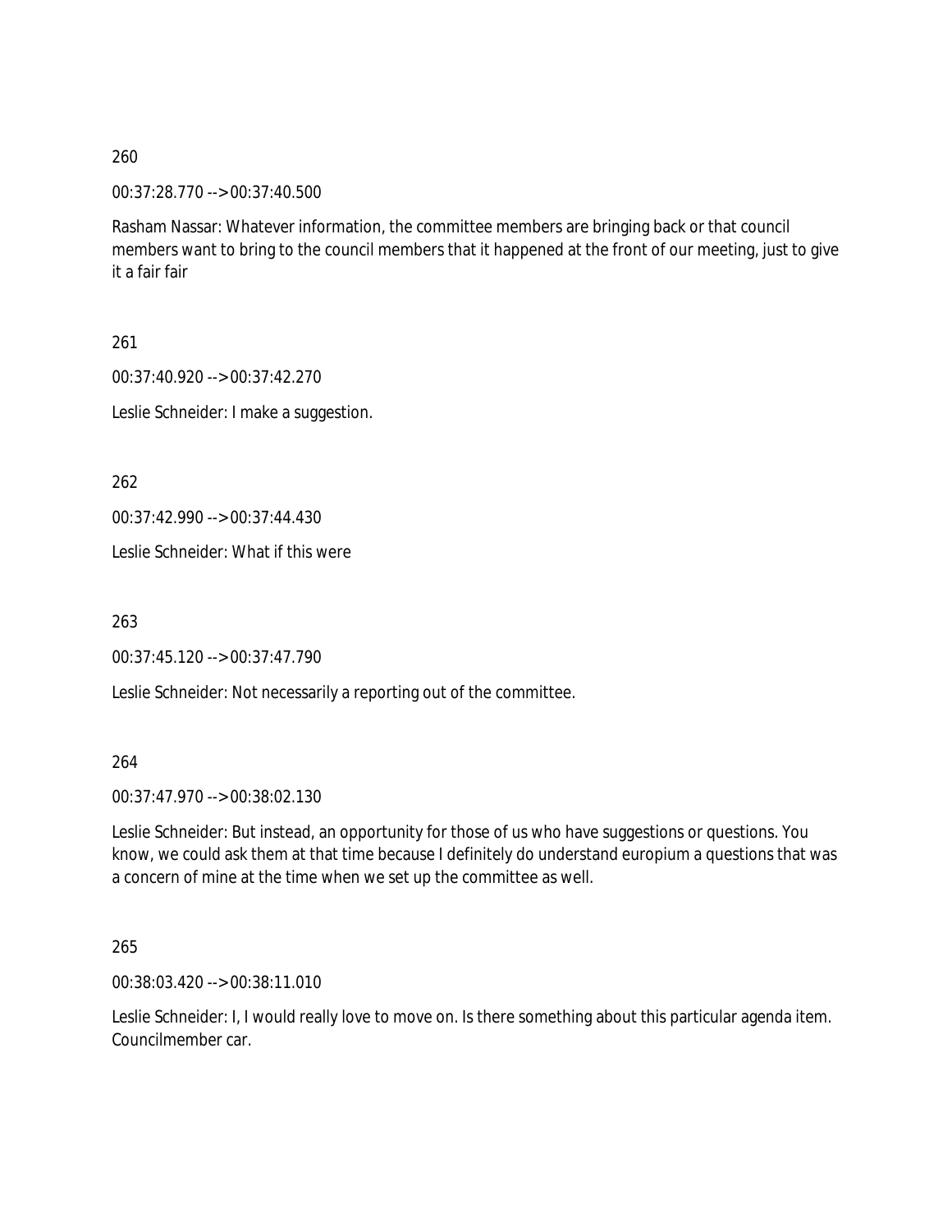260

00:37:28.770 --> 00:37:40.500

Rasham Nassar: Whatever information, the committee members are bringing back or that council members want to bring to the council members that it happened at the front of our meeting, just to give it a fair fair

261

00:37:40.920 --> 00:37:42.270

Leslie Schneider: I make a suggestion.

262

00:37:42.990 --> 00:37:44.430

Leslie Schneider: What if this were

263

00:37:45.120 --> 00:37:47.790

Leslie Schneider: Not necessarily a reporting out of the committee.

264

00:37:47.970 --> 00:38:02.130

Leslie Schneider: But instead, an opportunity for those of us who have suggestions or questions. You know, we could ask them at that time because I definitely do understand europium a questions that was a concern of mine at the time when we set up the committee as well.

265

00:38:03.420 --> 00:38:11.010

Leslie Schneider: I, I would really love to move on. Is there something about this particular agenda item. Councilmember car.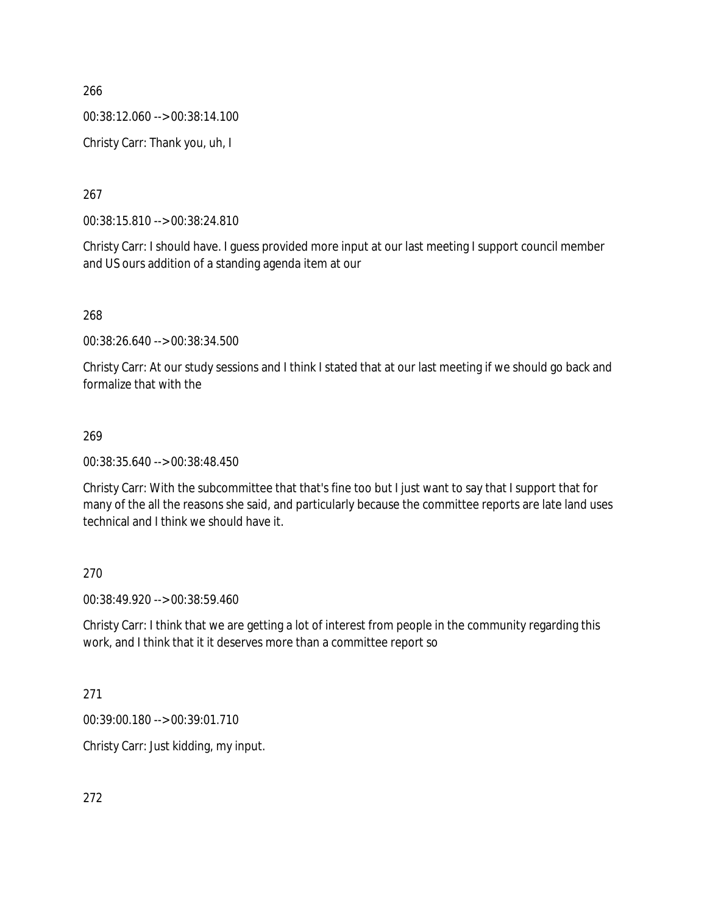266

00:38:12.060 --> 00:38:14.100

Christy Carr: Thank you, uh, I

267

00:38:15.810 --> 00:38:24.810

Christy Carr: I should have. I guess provided more input at our last meeting I support council member and US ours addition of a standing agenda item at our

268

00:38:26.640 --> 00:38:34.500

Christy Carr: At our study sessions and I think I stated that at our last meeting if we should go back and formalize that with the

269

00:38:35.640 --> 00:38:48.450

Christy Carr: With the subcommittee that that's fine too but I just want to say that I support that for many of the all the reasons she said, and particularly because the committee reports are late land uses technical and I think we should have it.

270

00:38:49.920 --> 00:38:59.460

Christy Carr: I think that we are getting a lot of interest from people in the community regarding this work, and I think that it it deserves more than a committee report so

271

00:39:00.180 --> 00:39:01.710

Christy Carr: Just kidding, my input.

272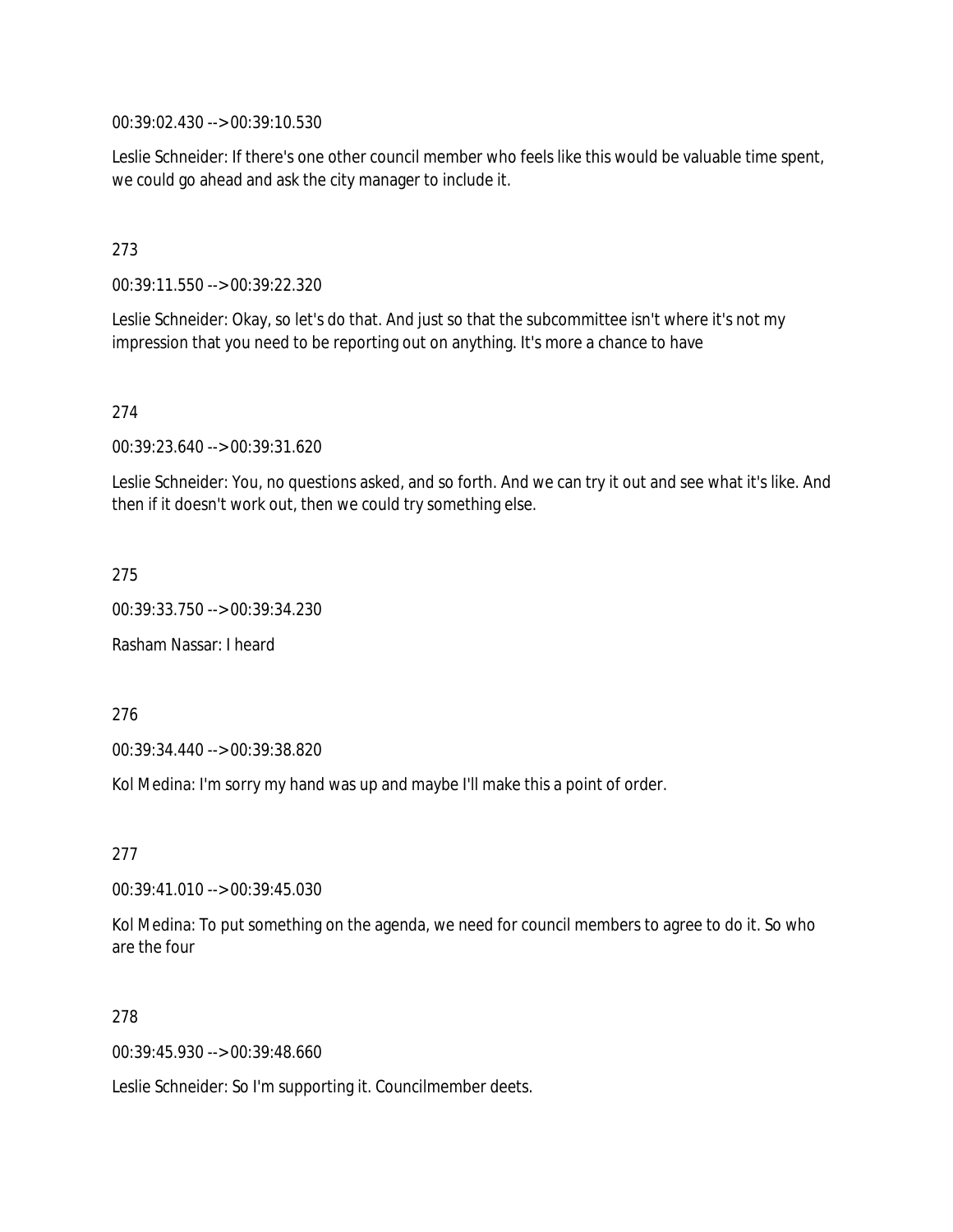00:39:02.430 --> 00:39:10.530

Leslie Schneider: If there's one other council member who feels like this would be valuable time spent, we could go ahead and ask the city manager to include it.

273

00:39:11.550 --> 00:39:22.320

Leslie Schneider: Okay, so let's do that. And just so that the subcommittee isn't where it's not my impression that you need to be reporting out on anything. It's more a chance to have

274

00:39:23.640 --> 00:39:31.620

Leslie Schneider: You, no questions asked, and so forth. And we can try it out and see what it's like. And then if it doesn't work out, then we could try something else.

275

00:39:33.750 --> 00:39:34.230

Rasham Nassar: I heard

276

00:39:34.440 --> 00:39:38.820

Kol Medina: I'm sorry my hand was up and maybe I'll make this a point of order.

277

00:39:41.010 --> 00:39:45.030

Kol Medina: To put something on the agenda, we need for council members to agree to do it. So who are the four

278

00:39:45.930 --> 00:39:48.660

Leslie Schneider: So I'm supporting it. Councilmember deets.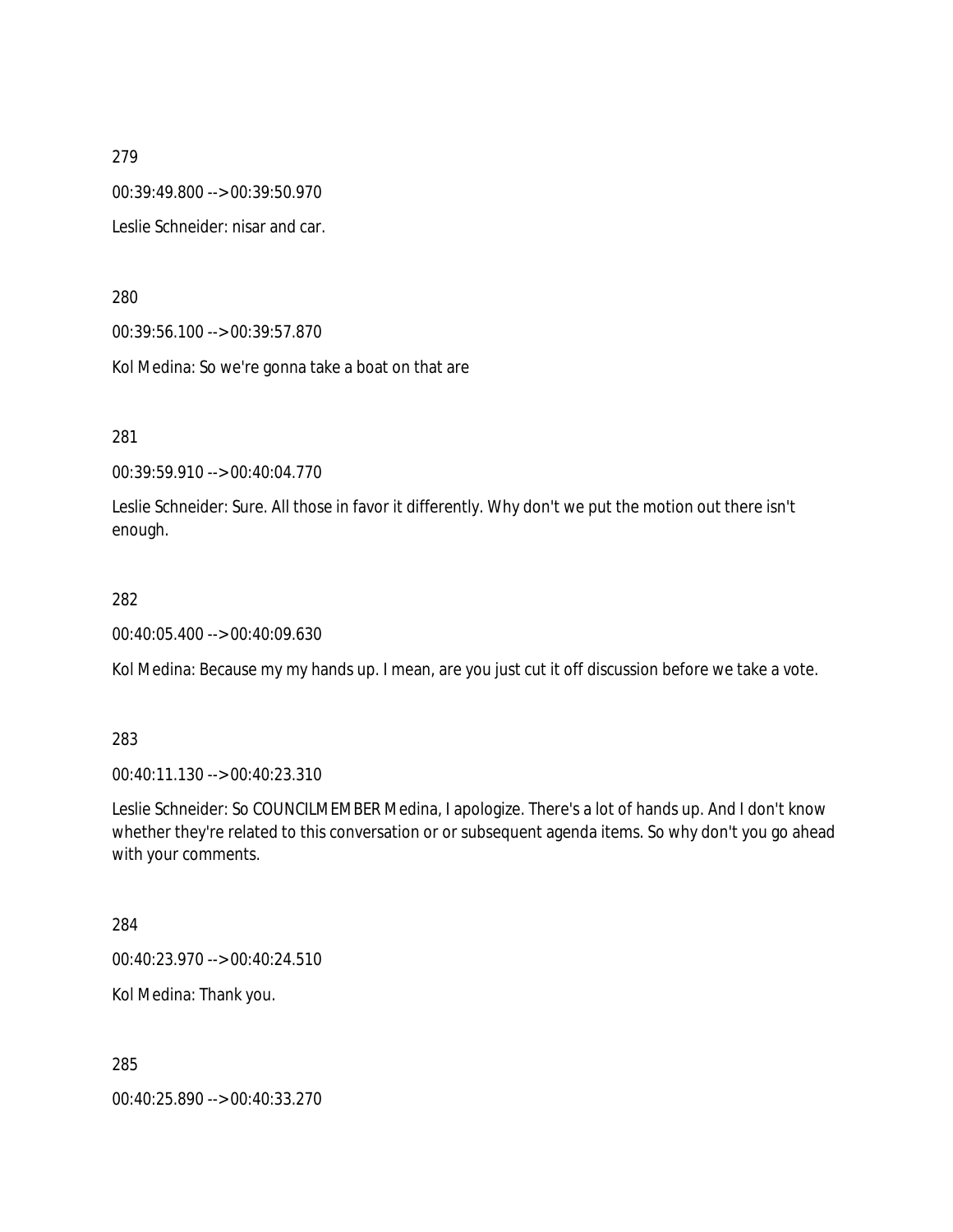279

00:39:49.800 --> 00:39:50.970

Leslie Schneider: nisar and car.

280

00:39:56.100 --> 00:39:57.870

Kol Medina: So we're gonna take a boat on that are

281

00:39:59.910 --> 00:40:04.770

Leslie Schneider: Sure. All those in favor it differently. Why don't we put the motion out there isn't enough.

282

00:40:05.400 --> 00:40:09.630

Kol Medina: Because my my hands up. I mean, are you just cut it off discussion before we take a vote.

283

00:40:11.130 --> 00:40:23.310

Leslie Schneider: So COUNCILMEMBER Medina, I apologize. There's a lot of hands up. And I don't know whether they're related to this conversation or or subsequent agenda items. So why don't you go ahead with your comments.

284

00:40:23.970 --> 00:40:24.510

Kol Medina: Thank you.

285

00:40:25.890 --> 00:40:33.270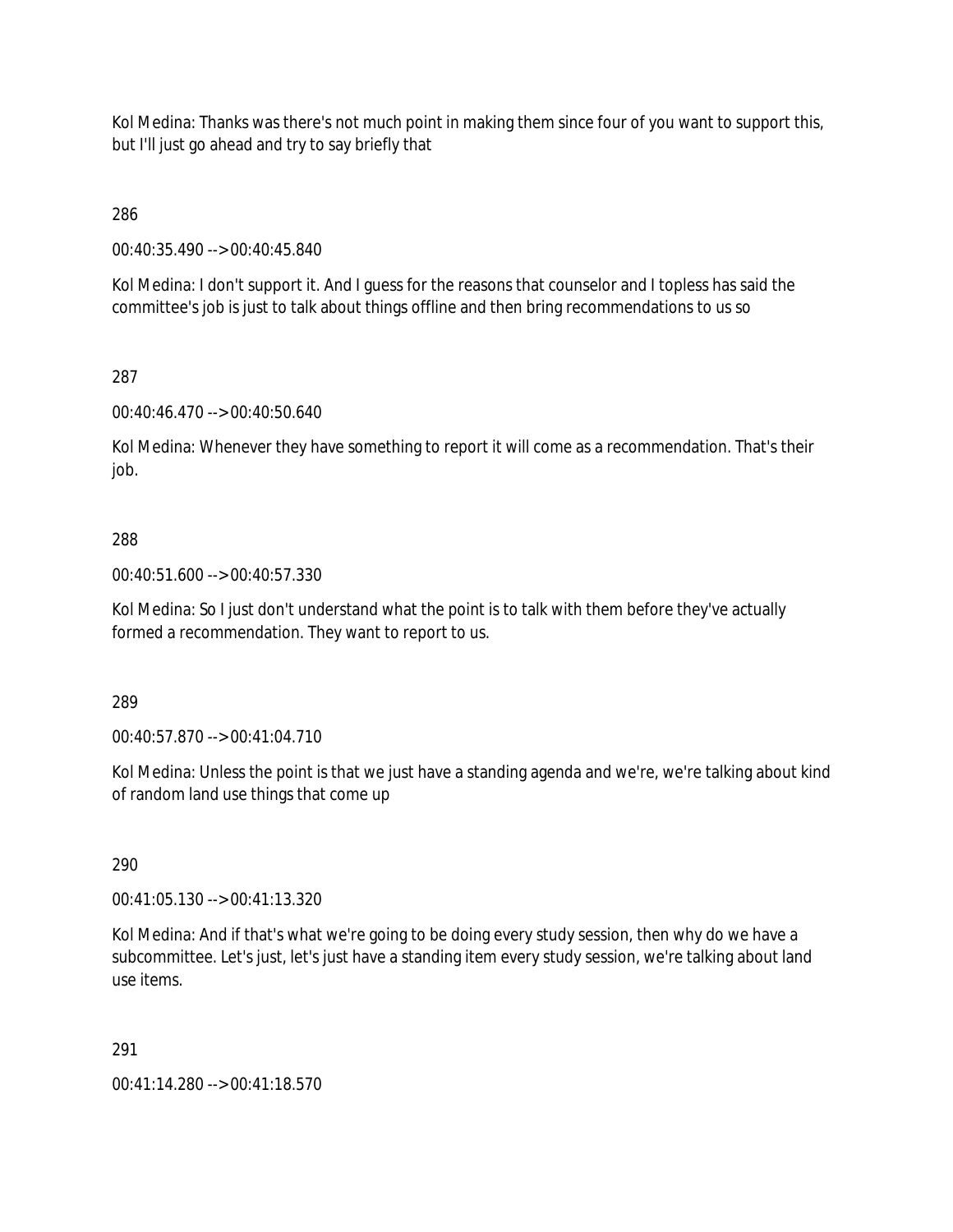Kol Medina: Thanks was there's not much point in making them since four of you want to support this, but I'll just go ahead and try to say briefly that

286

00:40:35.490 --> 00:40:45.840

Kol Medina: I don't support it. And I guess for the reasons that counselor and I topless has said the committee's job is just to talk about things offline and then bring recommendations to us so

287

00:40:46.470 --> 00:40:50.640

Kol Medina: Whenever they have something to report it will come as a recommendation. That's their job.

288

00:40:51.600 --> 00:40:57.330

Kol Medina: So I just don't understand what the point is to talk with them before they've actually formed a recommendation. They want to report to us.

289

00:40:57.870 --> 00:41:04.710

Kol Medina: Unless the point is that we just have a standing agenda and we're, we're talking about kind of random land use things that come up

290

00:41:05.130 --> 00:41:13.320

Kol Medina: And if that's what we're going to be doing every study session, then why do we have a subcommittee. Let's just, let's just have a standing item every study session, we're talking about land use items.

291

00:41:14.280 --> 00:41:18.570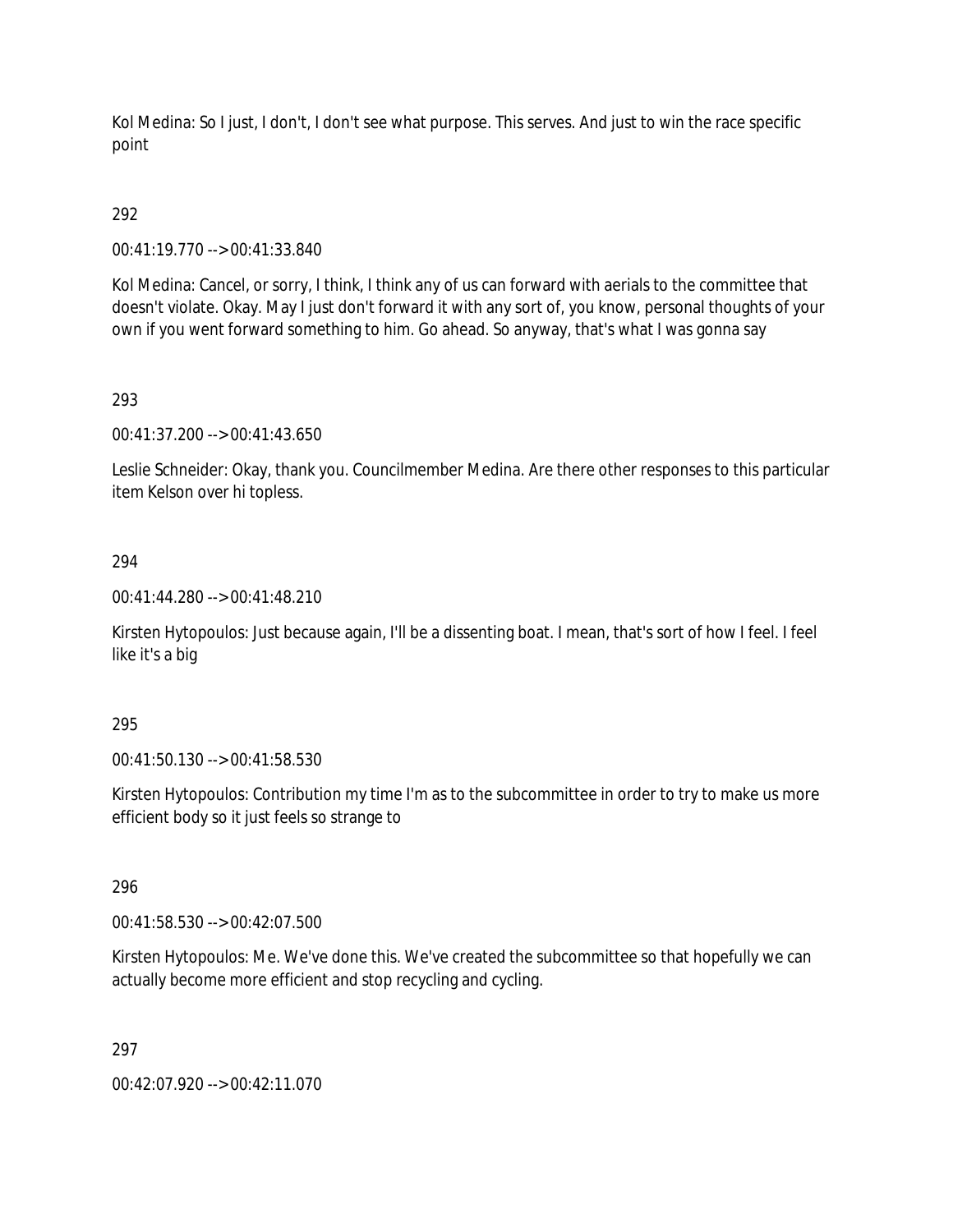Kol Medina: So I just, I don't, I don't see what purpose. This serves. And just to win the race specific point

292

00:41:19.770 --> 00:41:33.840

Kol Medina: Cancel, or sorry, I think, I think any of us can forward with aerials to the committee that doesn't violate. Okay. May I just don't forward it with any sort of, you know, personal thoughts of your own if you went forward something to him. Go ahead. So anyway, that's what I was gonna say

293

00:41:37.200 --> 00:41:43.650

Leslie Schneider: Okay, thank you. Councilmember Medina. Are there other responses to this particular item Kelson over hi topless.

294

00:41:44.280 --> 00:41:48.210

Kirsten Hytopoulos: Just because again, I'll be a dissenting boat. I mean, that's sort of how I feel. I feel like it's a big

295

00:41:50.130 --> 00:41:58.530

Kirsten Hytopoulos: Contribution my time I'm as to the subcommittee in order to try to make us more efficient body so it just feels so strange to

296

00:41:58.530 --> 00:42:07.500

Kirsten Hytopoulos: Me. We've done this. We've created the subcommittee so that hopefully we can actually become more efficient and stop recycling and cycling.

297

00:42:07.920 --> 00:42:11.070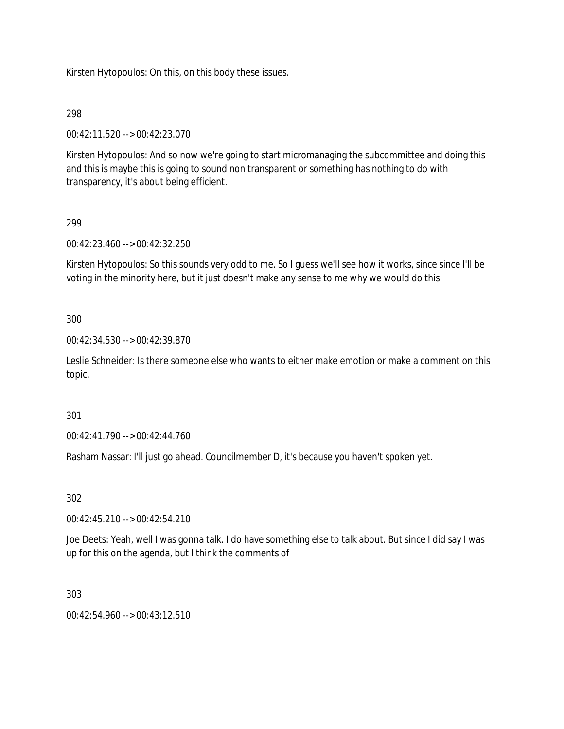Kirsten Hytopoulos: On this, on this body these issues.

298

00:42:11.520 --> 00:42:23.070

Kirsten Hytopoulos: And so now we're going to start micromanaging the subcommittee and doing this and this is maybe this is going to sound non transparent or something has nothing to do with transparency, it's about being efficient.

299

00:42:23.460 --> 00:42:32.250

Kirsten Hytopoulos: So this sounds very odd to me. So I guess we'll see how it works, since since I'll be voting in the minority here, but it just doesn't make any sense to me why we would do this.

300

00:42:34.530 --> 00:42:39.870

Leslie Schneider: Is there someone else who wants to either make emotion or make a comment on this topic.

301

00:42:41.790 --> 00:42:44.760

Rasham Nassar: I'll just go ahead. Councilmember D, it's because you haven't spoken yet.

302

00:42:45.210 --> 00:42:54.210

Joe Deets: Yeah, well I was gonna talk. I do have something else to talk about. But since I did say I was up for this on the agenda, but I think the comments of

303

00:42:54.960 --> 00:43:12.510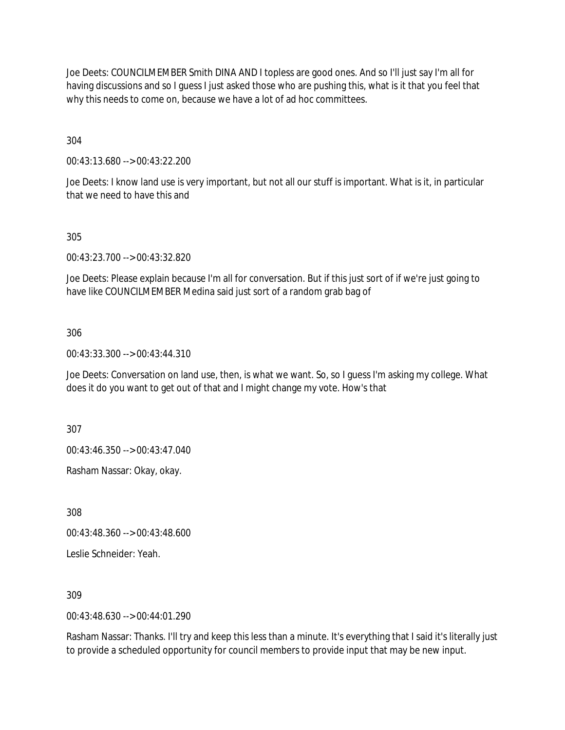Joe Deets: COUNCILMEMBER Smith DINA AND I topless are good ones. And so I'll just say I'm all for having discussions and so I guess I just asked those who are pushing this, what is it that you feel that why this needs to come on, because we have a lot of ad hoc committees.

304

00:43:13.680 --> 00:43:22.200

Joe Deets: I know land use is very important, but not all our stuff is important. What is it, in particular that we need to have this and

305

00:43:23.700 --> 00:43:32.820

Joe Deets: Please explain because I'm all for conversation. But if this just sort of if we're just going to have like COUNCILMEMBER Medina said just sort of a random grab bag of

306

00:43:33.300 --> 00:43:44.310

Joe Deets: Conversation on land use, then, is what we want. So, so I guess I'm asking my college. What does it do you want to get out of that and I might change my vote. How's that

307

00:43:46.350 --> 00:43:47.040

Rasham Nassar: Okay, okay.

308

00:43:48.360 --> 00:43:48.600

Leslie Schneider: Yeah.

309

00:43:48.630 --> 00:44:01.290

Rasham Nassar: Thanks. I'll try and keep this less than a minute. It's everything that I said it's literally just to provide a scheduled opportunity for council members to provide input that may be new input.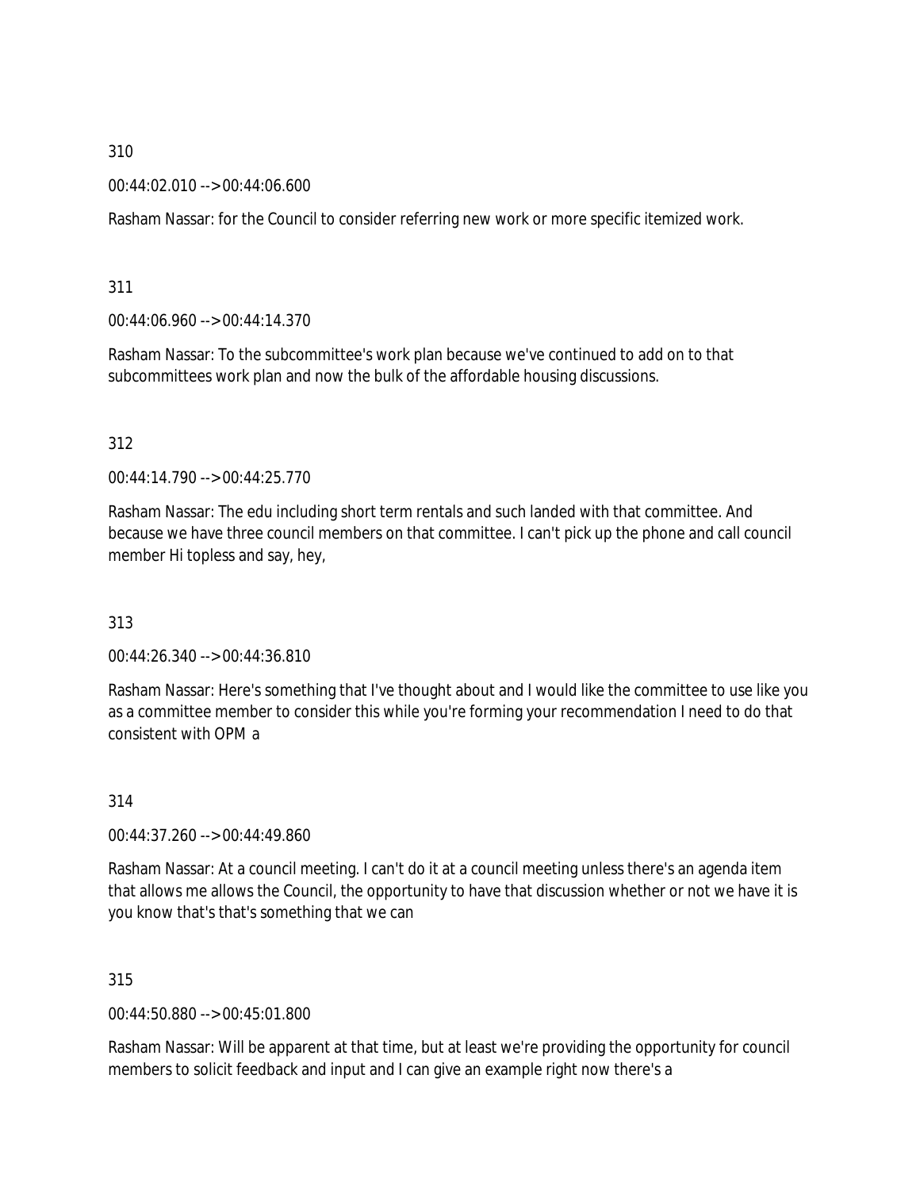310

00:44:02.010 --> 00:44:06.600

Rasham Nassar: for the Council to consider referring new work or more specific itemized work.

311

00:44:06.960 --> 00:44:14.370

Rasham Nassar: To the subcommittee's work plan because we've continued to add on to that subcommittees work plan and now the bulk of the affordable housing discussions.

312

00:44:14.790 --> 00:44:25.770

Rasham Nassar: The edu including short term rentals and such landed with that committee. And because we have three council members on that committee. I can't pick up the phone and call council member Hi topless and say, hey,

313

00:44:26.340 --> 00:44:36.810

Rasham Nassar: Here's something that I've thought about and I would like the committee to use like you as a committee member to consider this while you're forming your recommendation I need to do that consistent with OPM a

314

00:44:37.260 --> 00:44:49.860

Rasham Nassar: At a council meeting. I can't do it at a council meeting unless there's an agenda item that allows me allows the Council, the opportunity to have that discussion whether or not we have it is you know that's that's something that we can

315

00:44:50.880 --> 00:45:01.800

Rasham Nassar: Will be apparent at that time, but at least we're providing the opportunity for council members to solicit feedback and input and I can give an example right now there's a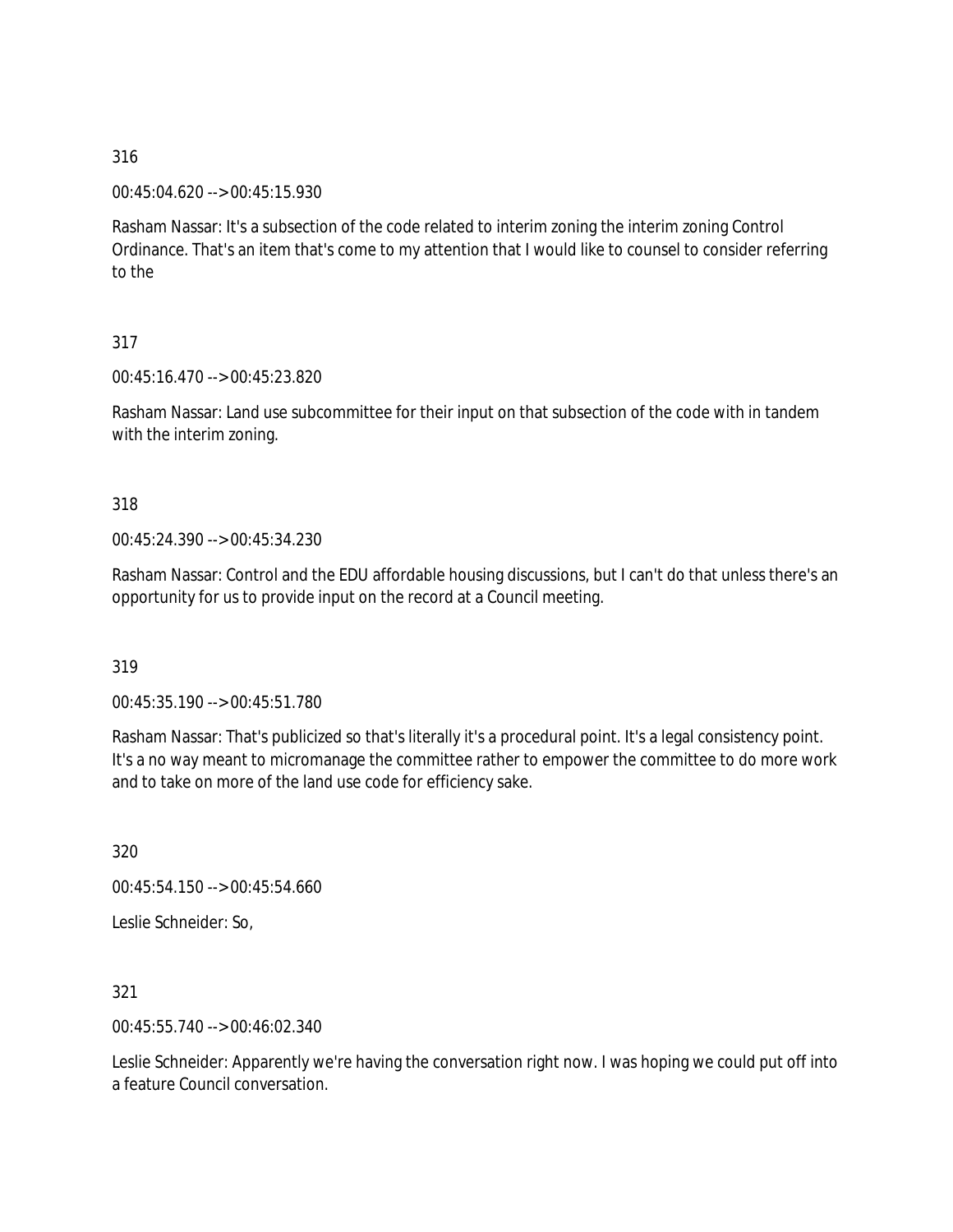316

00:45:04.620 --> 00:45:15.930

Rasham Nassar: It's a subsection of the code related to interim zoning the interim zoning Control Ordinance. That's an item that's come to my attention that I would like to counsel to consider referring to the

317

00:45:16.470 --> 00:45:23.820

Rasham Nassar: Land use subcommittee for their input on that subsection of the code with in tandem with the interim zoning.

318

00:45:24.390 --> 00:45:34.230

Rasham Nassar: Control and the EDU affordable housing discussions, but I can't do that unless there's an opportunity for us to provide input on the record at a Council meeting.

319

00:45:35.190 --> 00:45:51.780

Rasham Nassar: That's publicized so that's literally it's a procedural point. It's a legal consistency point. It's a no way meant to micromanage the committee rather to empower the committee to do more work and to take on more of the land use code for efficiency sake.

320

00:45:54.150 --> 00:45:54.660

Leslie Schneider: So,

321

00:45:55.740 --> 00:46:02.340

Leslie Schneider: Apparently we're having the conversation right now. I was hoping we could put off into a feature Council conversation.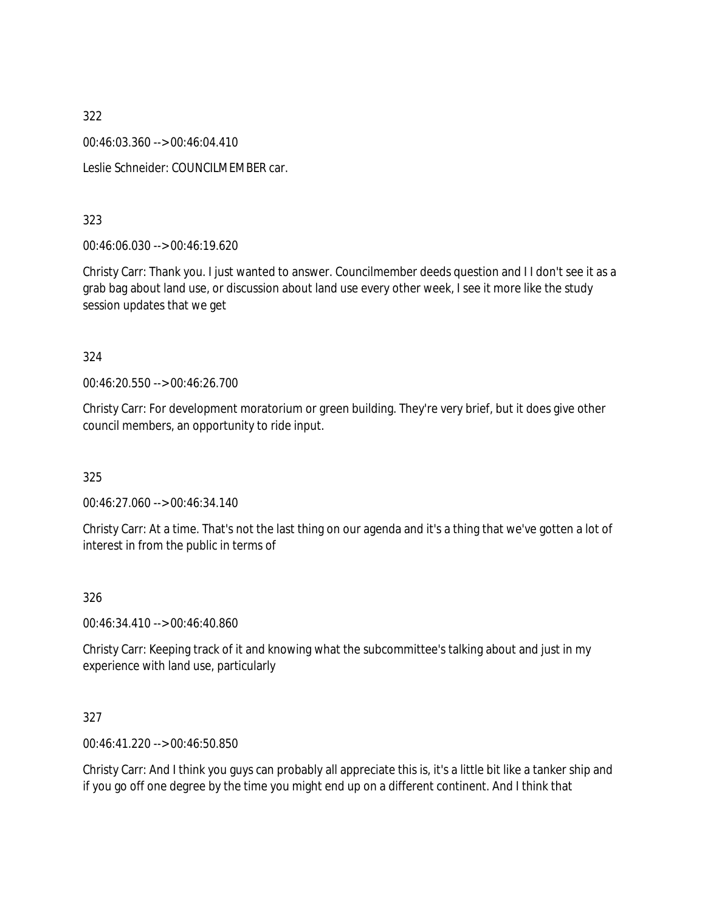322

00:46:03.360 --> 00:46:04.410

Leslie Schneider: COUNCILMEMBER car.

323

00:46:06.030 --> 00:46:19.620

Christy Carr: Thank you. I just wanted to answer. Councilmember deeds question and I I don't see it as a grab bag about land use, or discussion about land use every other week, I see it more like the study session updates that we get

324

00:46:20.550 --> 00:46:26.700

Christy Carr: For development moratorium or green building. They're very brief, but it does give other council members, an opportunity to ride input.

325

00:46:27.060 --> 00:46:34.140

Christy Carr: At a time. That's not the last thing on our agenda and it's a thing that we've gotten a lot of interest in from the public in terms of

326

00:46:34.410 --> 00:46:40.860

Christy Carr: Keeping track of it and knowing what the subcommittee's talking about and just in my experience with land use, particularly

327

00:46:41.220 --> 00:46:50.850

Christy Carr: And I think you guys can probably all appreciate this is, it's a little bit like a tanker ship and if you go off one degree by the time you might end up on a different continent. And I think that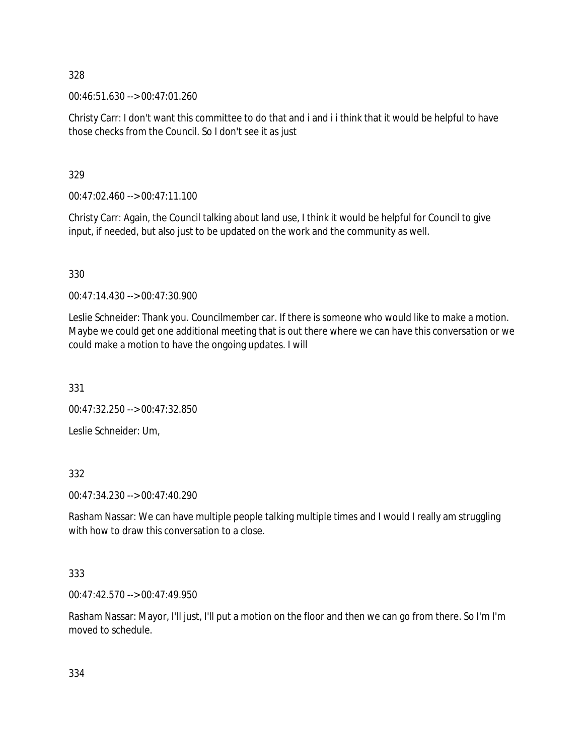328

00:46:51.630 --> 00:47:01.260

Christy Carr: I don't want this committee to do that and i and i i think that it would be helpful to have those checks from the Council. So I don't see it as just

329

00:47:02.460 --> 00:47:11.100

Christy Carr: Again, the Council talking about land use, I think it would be helpful for Council to give input, if needed, but also just to be updated on the work and the community as well.

330

00:47:14.430 --> 00:47:30.900

Leslie Schneider: Thank you. Councilmember car. If there is someone who would like to make a motion. Maybe we could get one additional meeting that is out there where we can have this conversation or we could make a motion to have the ongoing updates. I will

331

00:47:32.250 --> 00:47:32.850

Leslie Schneider: Um,

332

00:47:34.230 --> 00:47:40.290

Rasham Nassar: We can have multiple people talking multiple times and I would I really am struggling with how to draw this conversation to a close.

333

00:47:42.570 --> 00:47:49.950

Rasham Nassar: Mayor, I'll just, I'll put a motion on the floor and then we can go from there. So I'm I'm moved to schedule.

334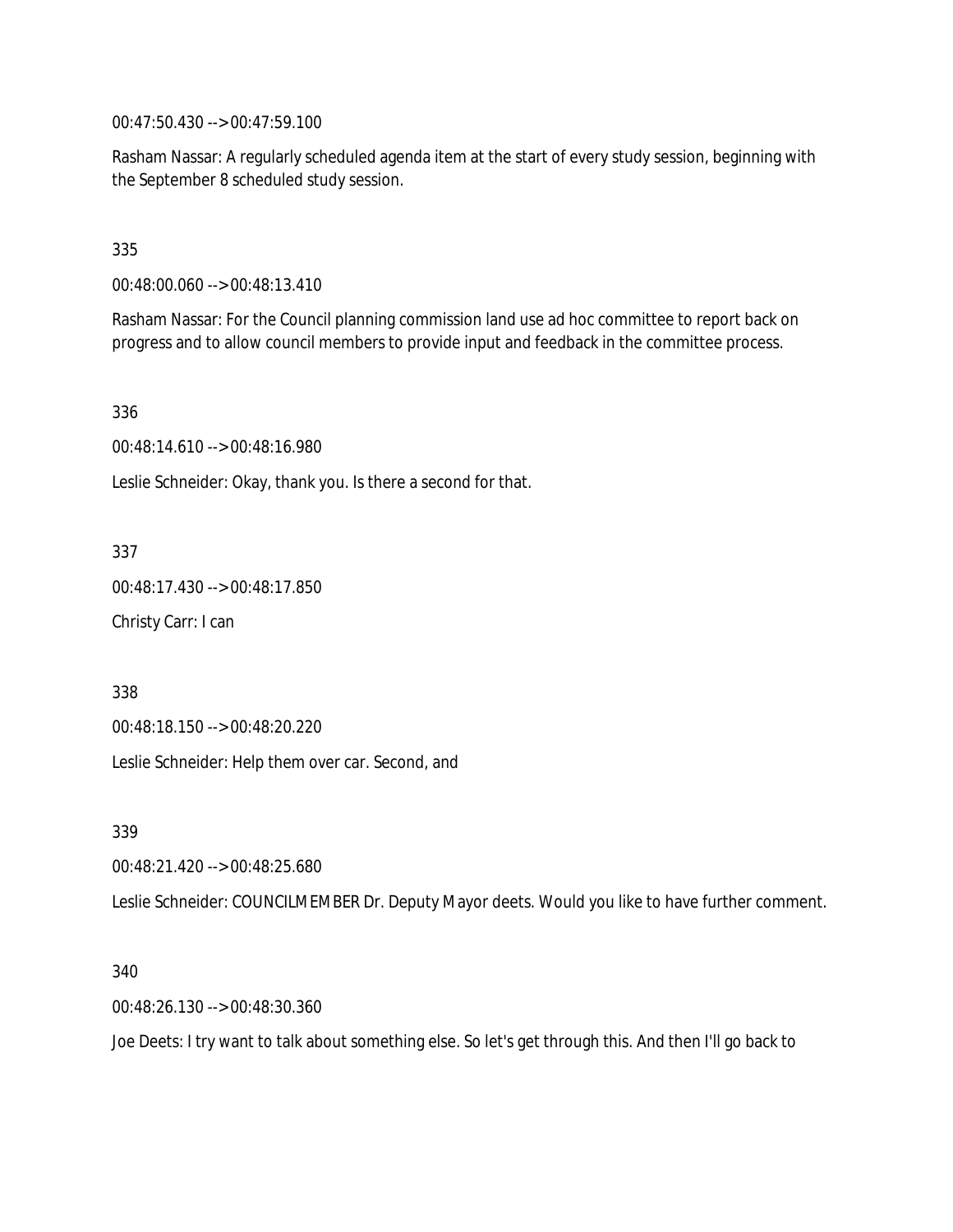00:47:50.430 --> 00:47:59.100

Rasham Nassar: A regularly scheduled agenda item at the start of every study session, beginning with the September 8 scheduled study session.

335

00:48:00.060 --> 00:48:13.410

Rasham Nassar: For the Council planning commission land use ad hoc committee to report back on progress and to allow council members to provide input and feedback in the committee process.

336

00:48:14.610 --> 00:48:16.980

Leslie Schneider: Okay, thank you. Is there a second for that.

337

00:48:17.430 --> 00:48:17.850

Christy Carr: I can

338

00:48:18.150 --> 00:48:20.220

Leslie Schneider: Help them over car. Second, and

339

00:48:21.420 --> 00:48:25.680

Leslie Schneider: COUNCILMEMBER Dr. Deputy Mayor deets. Would you like to have further comment.

340

00:48:26.130 --> 00:48:30.360

Joe Deets: I try want to talk about something else. So let's get through this. And then I'll go back to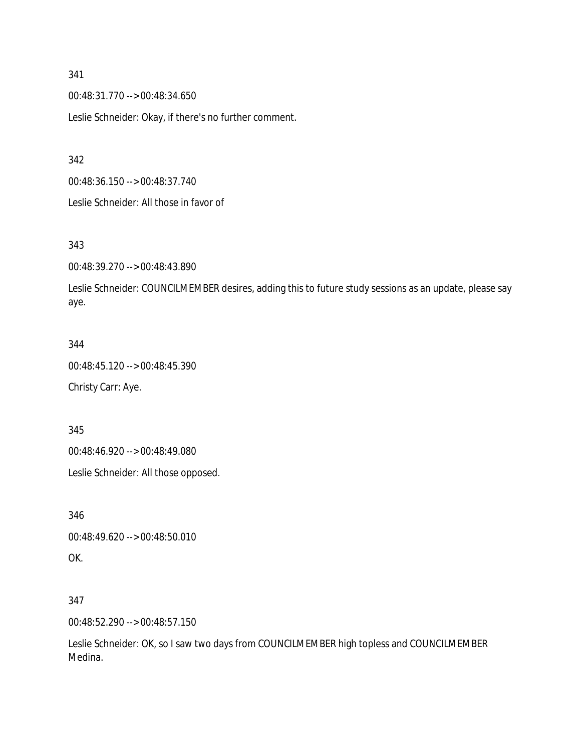341

00:48:31.770 --> 00:48:34.650

Leslie Schneider: Okay, if there's no further comment.

342

00:48:36.150 --> 00:48:37.740

Leslie Schneider: All those in favor of

343

00:48:39.270 --> 00:48:43.890

Leslie Schneider: COUNCILMEMBER desires, adding this to future study sessions as an update, please say aye.

344

00:48:45.120 --> 00:48:45.390

Christy Carr: Aye.

345

00:48:46.920 --> 00:48:49.080

Leslie Schneider: All those opposed.

346

00:48:49.620 --> 00:48:50.010

OK.

347

00:48:52.290 --> 00:48:57.150

Leslie Schneider: OK, so I saw two days from COUNCILMEMBER high topless and COUNCILMEMBER Medina.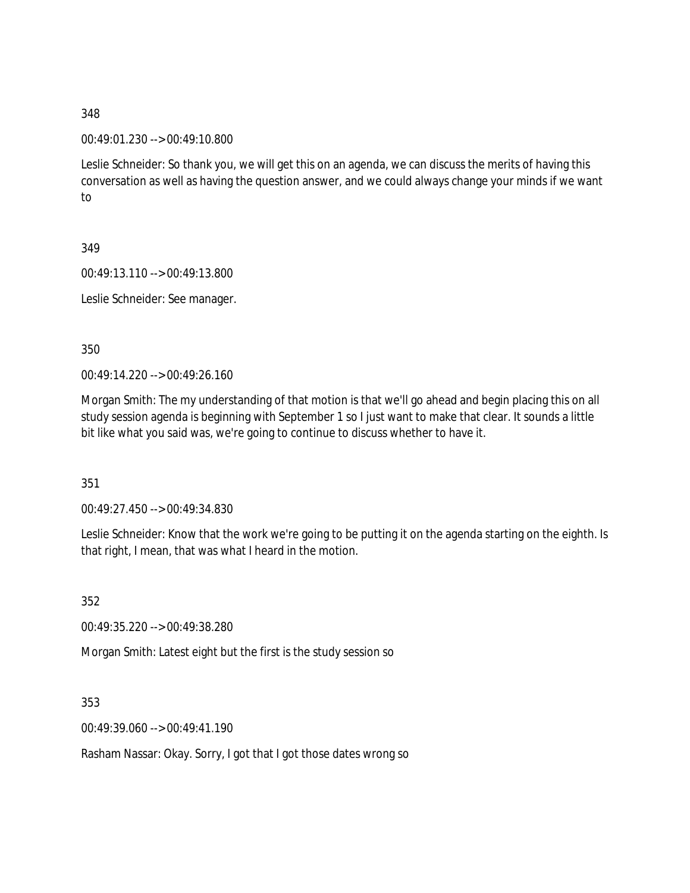348

00:49:01.230 --> 00:49:10.800

Leslie Schneider: So thank you, we will get this on an agenda, we can discuss the merits of having this conversation as well as having the question answer, and we could always change your minds if we want to

349

00:49:13.110 --> 00:49:13.800

Leslie Schneider: See manager.

350

00:49:14.220 --> 00:49:26.160

Morgan Smith: The my understanding of that motion is that we'll go ahead and begin placing this on all study session agenda is beginning with September 1 so I just want to make that clear. It sounds a little bit like what you said was, we're going to continue to discuss whether to have it.

351

00:49:27.450 --> 00:49:34.830

Leslie Schneider: Know that the work we're going to be putting it on the agenda starting on the eighth. Is that right, I mean, that was what I heard in the motion.

352

00:49:35.220 --> 00:49:38.280

Morgan Smith: Latest eight but the first is the study session so

353

00:49:39.060 --> 00:49:41.190

Rasham Nassar: Okay. Sorry, I got that I got those dates wrong so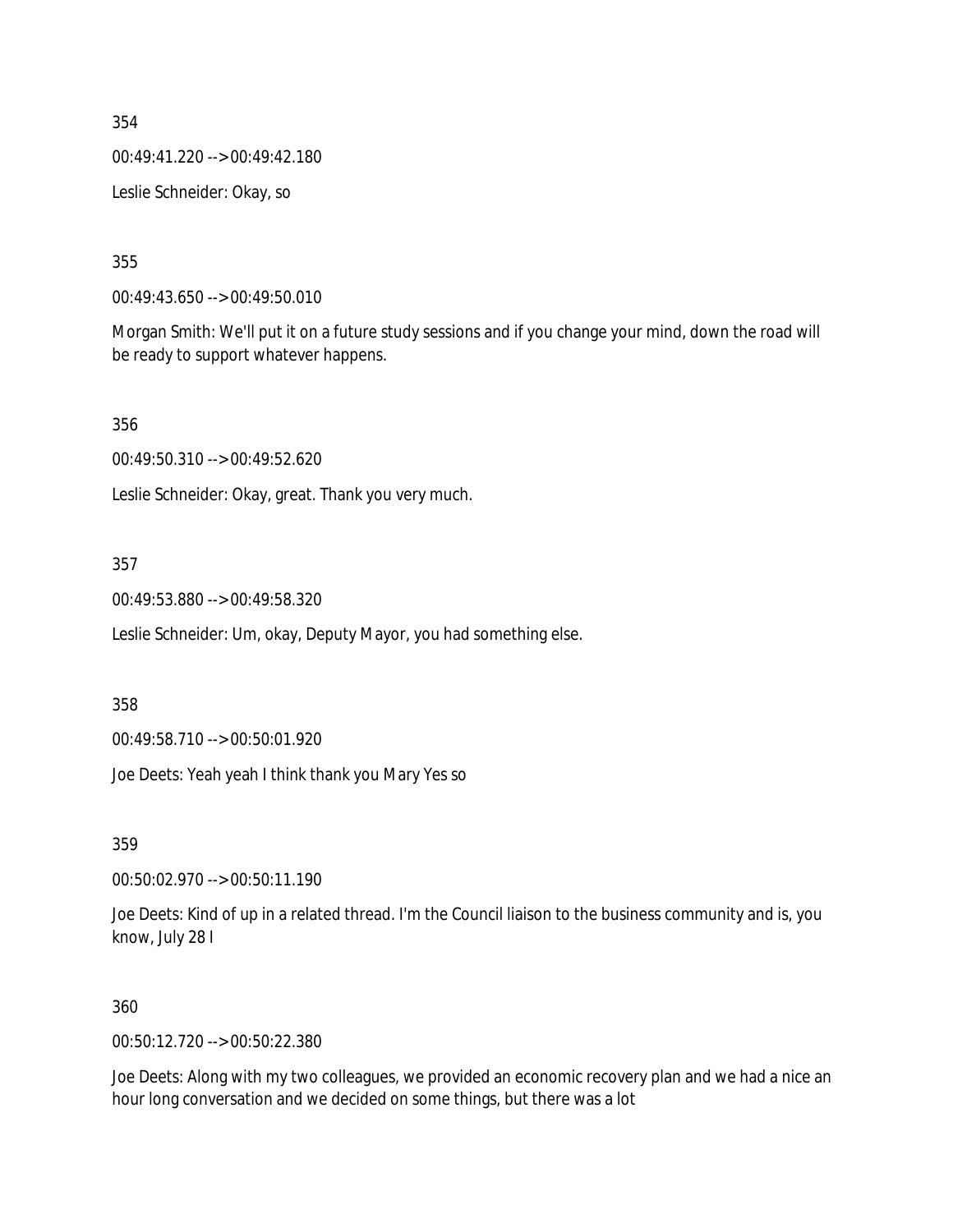354

00:49:41.220 --> 00:49:42.180

Leslie Schneider: Okay, so

355

00:49:43.650 --> 00:49:50.010

Morgan Smith: We'll put it on a future study sessions and if you change your mind, down the road will be ready to support whatever happens.

356

00:49:50.310 --> 00:49:52.620

Leslie Schneider: Okay, great. Thank you very much.

357

00:49:53.880 --> 00:49:58.320

Leslie Schneider: Um, okay, Deputy Mayor, you had something else.

358

00:49:58.710 --> 00:50:01.920

Joe Deets: Yeah yeah I think thank you Mary Yes so

359

00:50:02.970 --> 00:50:11.190

Joe Deets: Kind of up in a related thread. I'm the Council liaison to the business community and is, you know, July 28 I

360

00:50:12.720 --> 00:50:22.380

Joe Deets: Along with my two colleagues, we provided an economic recovery plan and we had a nice an hour long conversation and we decided on some things, but there was a lot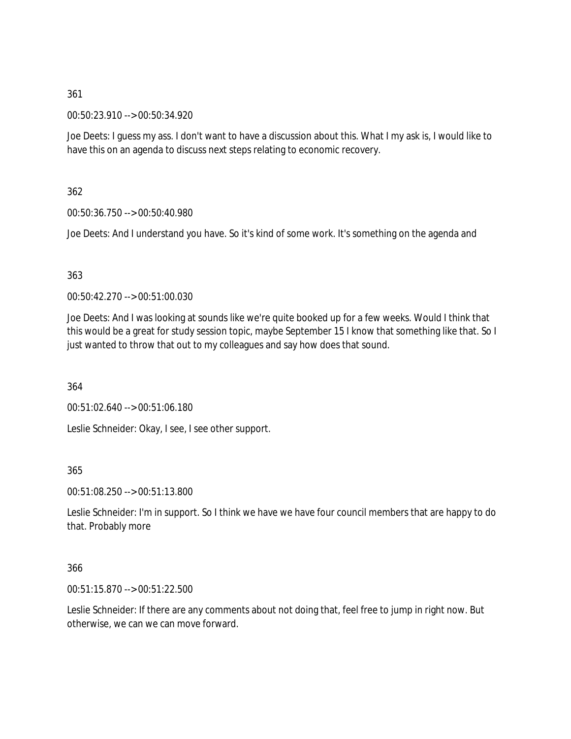361

00:50:23.910 --> 00:50:34.920

Joe Deets: I guess my ass. I don't want to have a discussion about this. What I my ask is, I would like to have this on an agenda to discuss next steps relating to economic recovery.

362

00:50:36.750 --> 00:50:40.980

Joe Deets: And I understand you have. So it's kind of some work. It's something on the agenda and

363

00:50:42.270 --> 00:51:00.030

Joe Deets: And I was looking at sounds like we're quite booked up for a few weeks. Would I think that this would be a great for study session topic, maybe September 15 I know that something like that. So I just wanted to throw that out to my colleagues and say how does that sound.

364

00:51:02.640 --> 00:51:06.180

Leslie Schneider: Okay, I see, I see other support.

365

00:51:08.250 --> 00:51:13.800

Leslie Schneider: I'm in support. So I think we have we have four council members that are happy to do that. Probably more

366

00:51:15.870 --> 00:51:22.500

Leslie Schneider: If there are any comments about not doing that, feel free to jump in right now. But otherwise, we can we can move forward.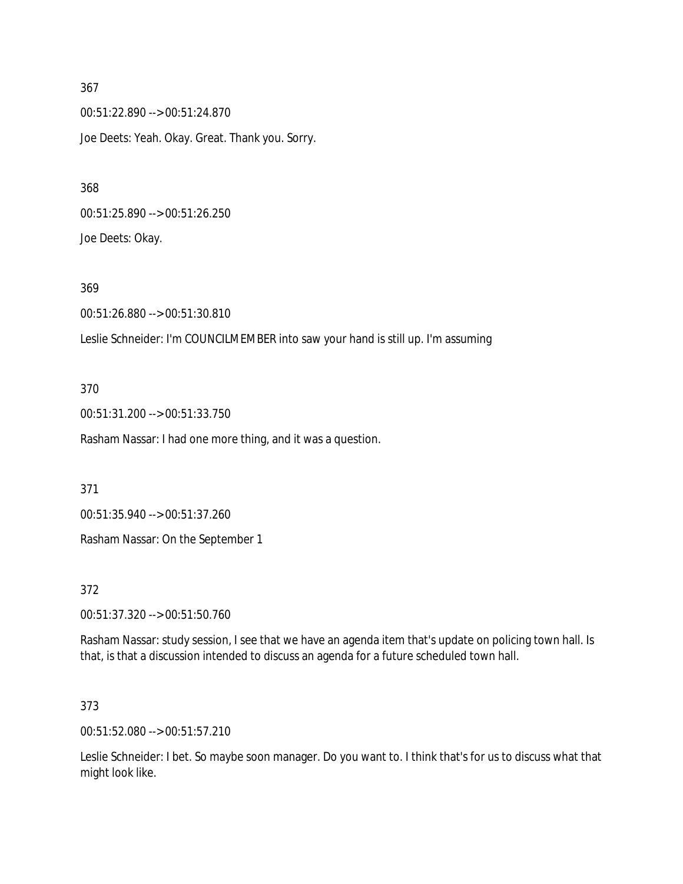367

00:51:22.890 --> 00:51:24.870

Joe Deets: Yeah. Okay. Great. Thank you. Sorry.

368

00:51:25.890 --> 00:51:26.250

Joe Deets: Okay.

369

00:51:26.880 --> 00:51:30.810

Leslie Schneider: I'm COUNCILMEMBER into saw your hand is still up. I'm assuming

370

00:51:31.200 --> 00:51:33.750

Rasham Nassar: I had one more thing, and it was a question.

371

00:51:35.940 --> 00:51:37.260

Rasham Nassar: On the September 1

372

00:51:37.320 --> 00:51:50.760

Rasham Nassar: study session, I see that we have an agenda item that's update on policing town hall. Is that, is that a discussion intended to discuss an agenda for a future scheduled town hall.

373

00:51:52.080 --> 00:51:57.210

Leslie Schneider: I bet. So maybe soon manager. Do you want to. I think that's for us to discuss what that might look like.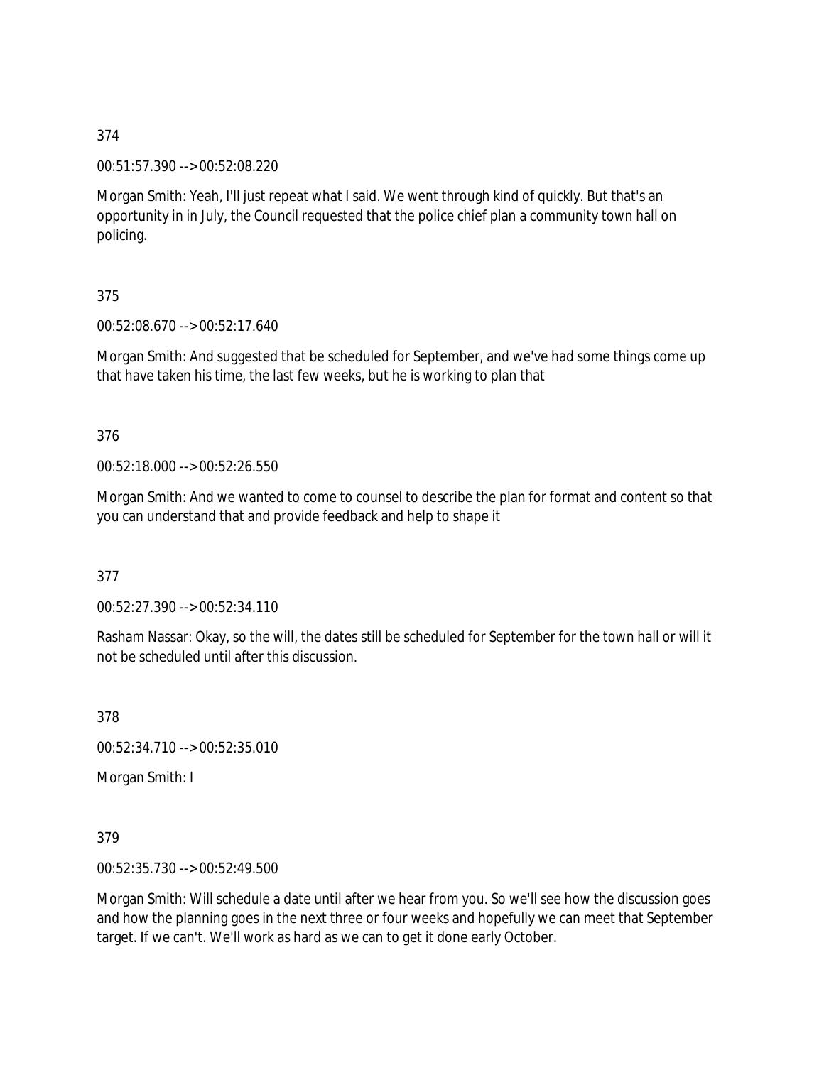374

00:51:57.390 --> 00:52:08.220

Morgan Smith: Yeah, I'll just repeat what I said. We went through kind of quickly. But that's an opportunity in in July, the Council requested that the police chief plan a community town hall on policing.

375

00:52:08.670 --> 00:52:17.640

Morgan Smith: And suggested that be scheduled for September, and we've had some things come up that have taken his time, the last few weeks, but he is working to plan that

376

00:52:18.000 --> 00:52:26.550

Morgan Smith: And we wanted to come to counsel to describe the plan for format and content so that you can understand that and provide feedback and help to shape it

377

00:52:27.390 --> 00:52:34.110

Rasham Nassar: Okay, so the will, the dates still be scheduled for September for the town hall or will it not be scheduled until after this discussion.

378

00:52:34.710 --> 00:52:35.010

Morgan Smith: I

379

00:52:35.730 --> 00:52:49.500

Morgan Smith: Will schedule a date until after we hear from you. So we'll see how the discussion goes and how the planning goes in the next three or four weeks and hopefully we can meet that September target. If we can't. We'll work as hard as we can to get it done early October.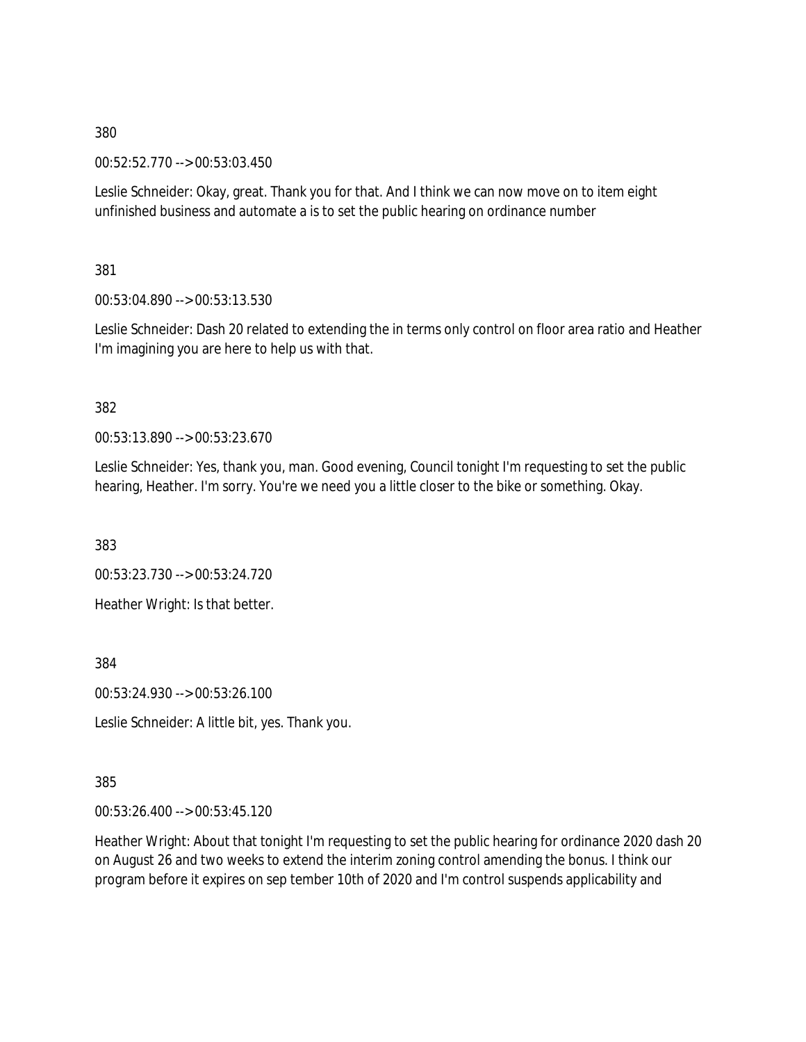380

00:52:52.770 --> 00:53:03.450

Leslie Schneider: Okay, great. Thank you for that. And I think we can now move on to item eight unfinished business and automate a is to set the public hearing on ordinance number

381

00:53:04.890 --> 00:53:13.530

Leslie Schneider: Dash 20 related to extending the in terms only control on floor area ratio and Heather I'm imagining you are here to help us with that.

382

00:53:13.890 --> 00:53:23.670

Leslie Schneider: Yes, thank you, man. Good evening, Council tonight I'm requesting to set the public hearing, Heather. I'm sorry. You're we need you a little closer to the bike or something. Okay.

383

00:53:23.730 --> 00:53:24.720

Heather Wright: Is that better.

384

00:53:24.930 --> 00:53:26.100

Leslie Schneider: A little bit, yes. Thank you.

385

00:53:26.400 --> 00:53:45.120

Heather Wright: About that tonight I'm requesting to set the public hearing for ordinance 2020 dash 20 on August 26 and two weeks to extend the interim zoning control amending the bonus. I think our program before it expires on sep tember 10th of 2020 and I'm control suspends applicability and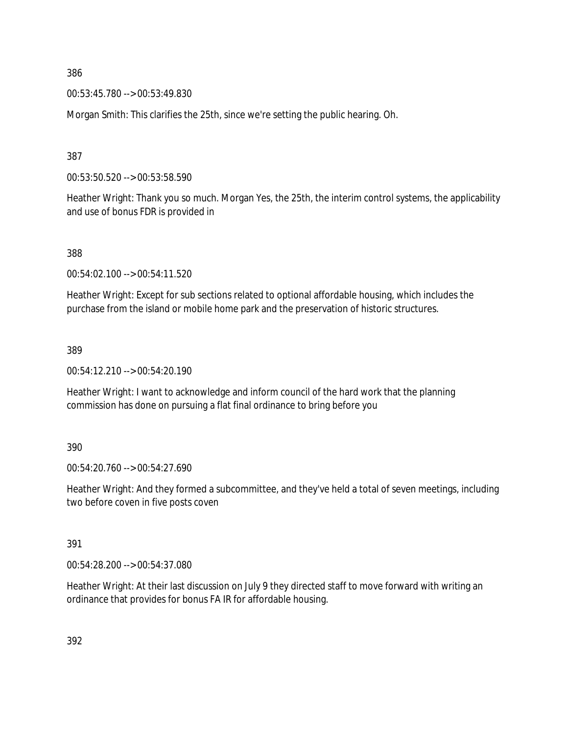386

00:53:45.780 --> 00:53:49.830

Morgan Smith: This clarifies the 25th, since we're setting the public hearing. Oh.

387

00:53:50.520 --> 00:53:58.590

Heather Wright: Thank you so much. Morgan Yes, the 25th, the interim control systems, the applicability and use of bonus FDR is provided in

388

00:54:02.100 --> 00:54:11.520

Heather Wright: Except for sub sections related to optional affordable housing, which includes the purchase from the island or mobile home park and the preservation of historic structures.

389

00:54:12.210 --> 00:54:20.190

Heather Wright: I want to acknowledge and inform council of the hard work that the planning commission has done on pursuing a flat final ordinance to bring before you

390

00:54:20.760 --> 00:54:27.690

Heather Wright: And they formed a subcommittee, and they've held a total of seven meetings, including two before coven in five posts coven

391

00:54:28.200 --> 00:54:37.080

Heather Wright: At their last discussion on July 9 they directed staff to move forward with writing an ordinance that provides for bonus FA IR for affordable housing.

392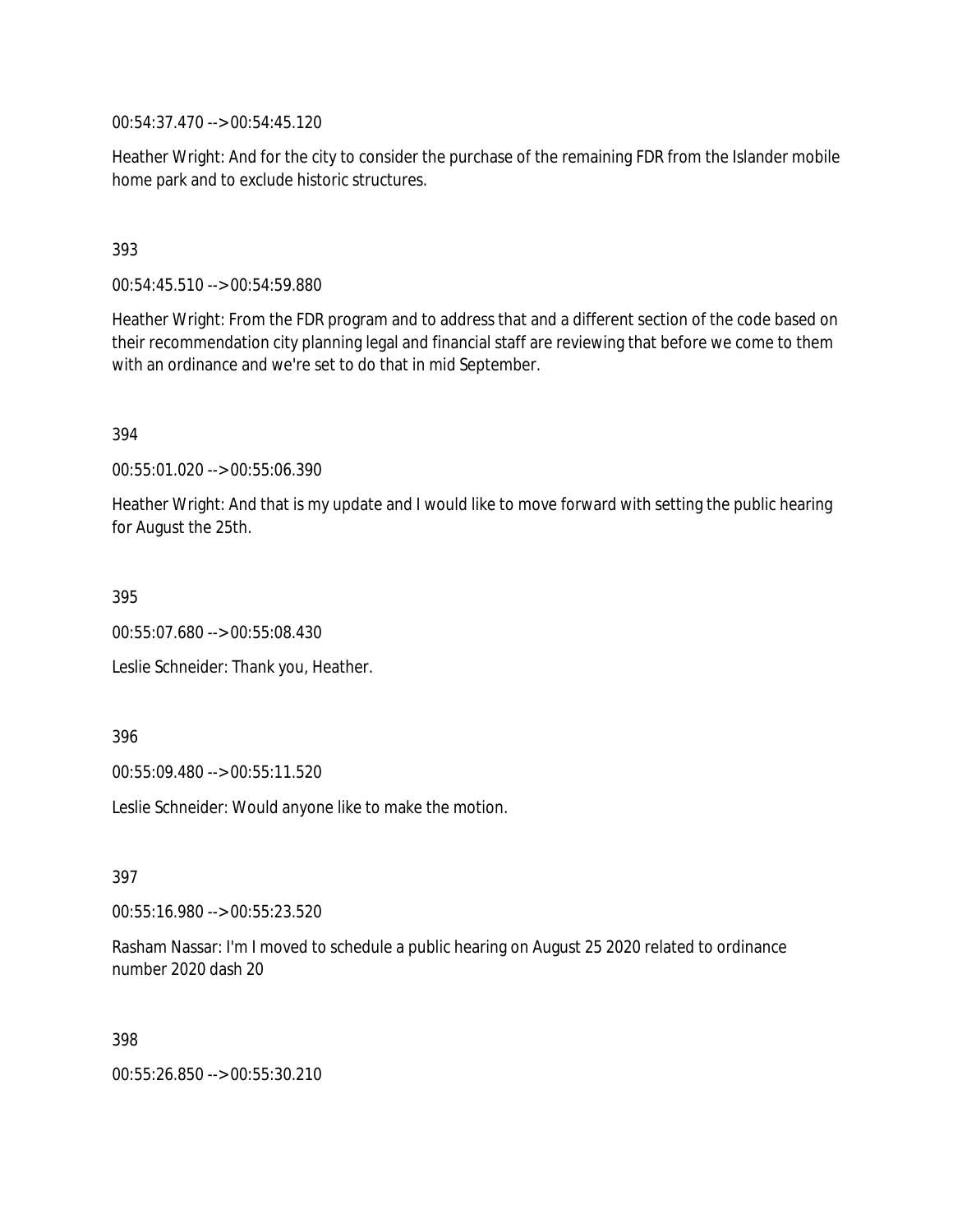00:54:37.470 --> 00:54:45.120

Heather Wright: And for the city to consider the purchase of the remaining FDR from the Islander mobile home park and to exclude historic structures.

393

00:54:45.510 --> 00:54:59.880

Heather Wright: From the FDR program and to address that and a different section of the code based on their recommendation city planning legal and financial staff are reviewing that before we come to them with an ordinance and we're set to do that in mid September.

394

00:55:01.020 --> 00:55:06.390

Heather Wright: And that is my update and I would like to move forward with setting the public hearing for August the 25th.

395

00:55:07.680 --> 00:55:08.430

Leslie Schneider: Thank you, Heather.

396

00:55:09.480 --> 00:55:11.520

Leslie Schneider: Would anyone like to make the motion.

397

00:55:16.980 --> 00:55:23.520

Rasham Nassar: I'm I moved to schedule a public hearing on August 25 2020 related to ordinance number 2020 dash 20

398

00:55:26.850 --> 00:55:30.210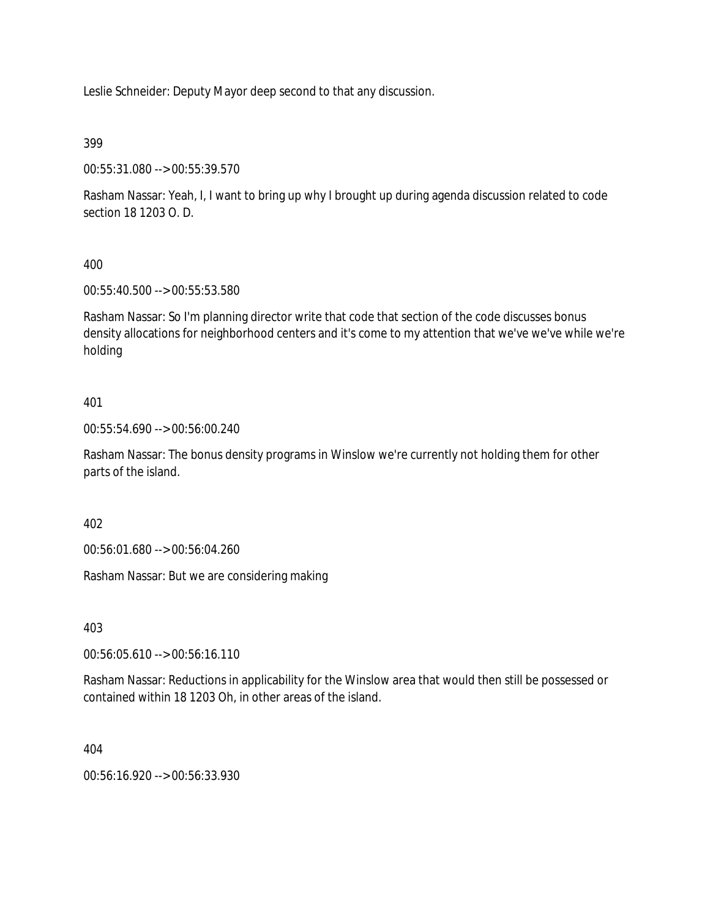Leslie Schneider: Deputy Mayor deep second to that any discussion.

399

00:55:31.080 --> 00:55:39.570

Rasham Nassar: Yeah, I, I want to bring up why I brought up during agenda discussion related to code section 18 1203 O. D.

400

00:55:40.500 --> 00:55:53.580

Rasham Nassar: So I'm planning director write that code that section of the code discusses bonus density allocations for neighborhood centers and it's come to my attention that we've we've while we're holding

401

00:55:54.690 --> 00:56:00.240

Rasham Nassar: The bonus density programs in Winslow we're currently not holding them for other parts of the island.

402

00:56:01.680 --> 00:56:04.260

Rasham Nassar: But we are considering making

403

00:56:05.610 --> 00:56:16.110

Rasham Nassar: Reductions in applicability for the Winslow area that would then still be possessed or contained within 18 1203 Oh, in other areas of the island.

404

00:56:16.920 --> 00:56:33.930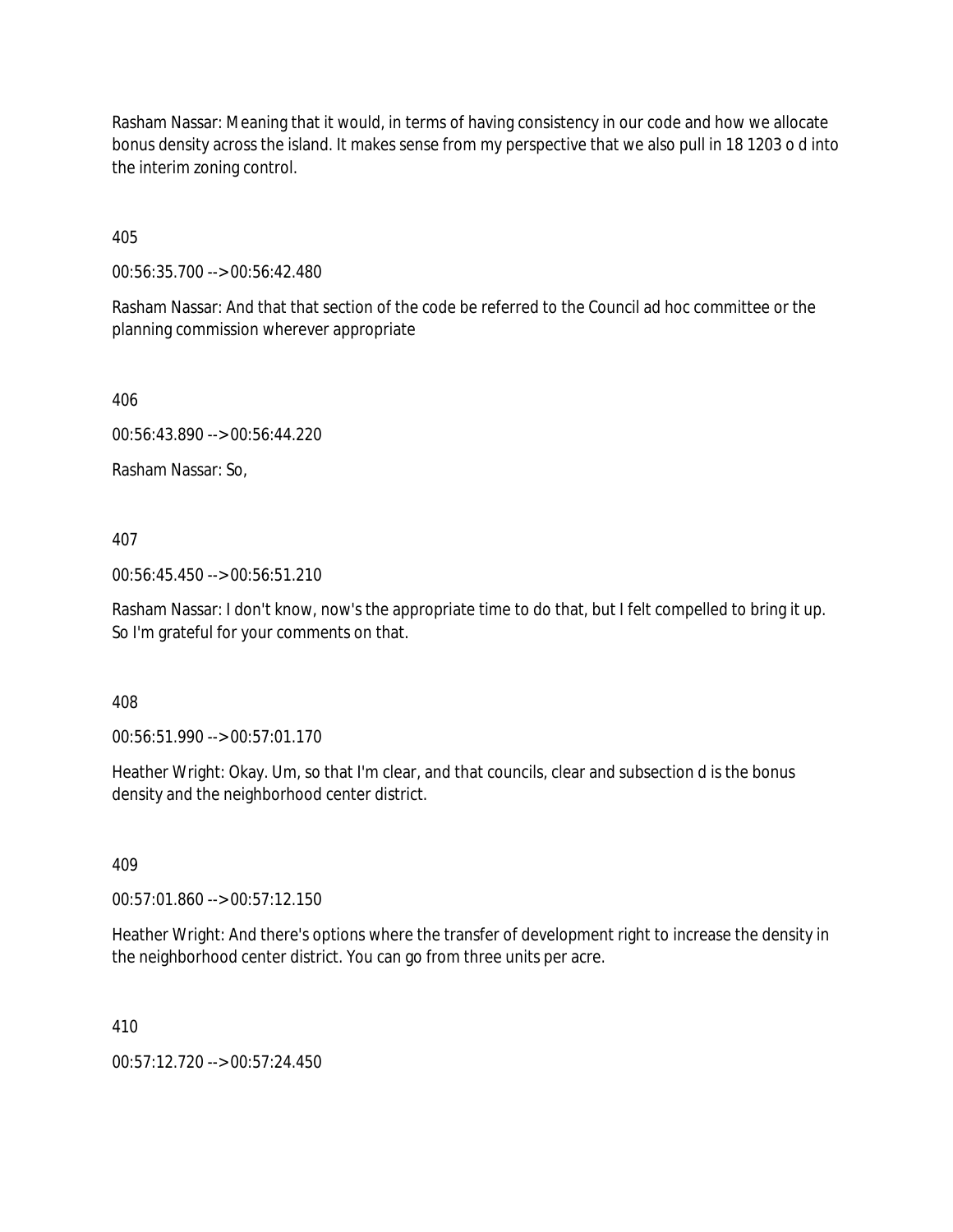Rasham Nassar: Meaning that it would, in terms of having consistency in our code and how we allocate bonus density across the island. It makes sense from my perspective that we also pull in 18 1203 o d into the interim zoning control.

405

00:56:35.700 --> 00:56:42.480

Rasham Nassar: And that that section of the code be referred to the Council ad hoc committee or the planning commission wherever appropriate

406

00:56:43.890 --> 00:56:44.220

Rasham Nassar: So,

407

00:56:45.450 --> 00:56:51.210

Rasham Nassar: I don't know, now's the appropriate time to do that, but I felt compelled to bring it up. So I'm grateful for your comments on that.

408

00:56:51.990 --> 00:57:01.170

Heather Wright: Okay. Um, so that I'm clear, and that councils, clear and subsection d is the bonus density and the neighborhood center district.

409

00:57:01.860 --> 00:57:12.150

Heather Wright: And there's options where the transfer of development right to increase the density in the neighborhood center district. You can go from three units per acre.

410

00:57:12.720 --> 00:57:24.450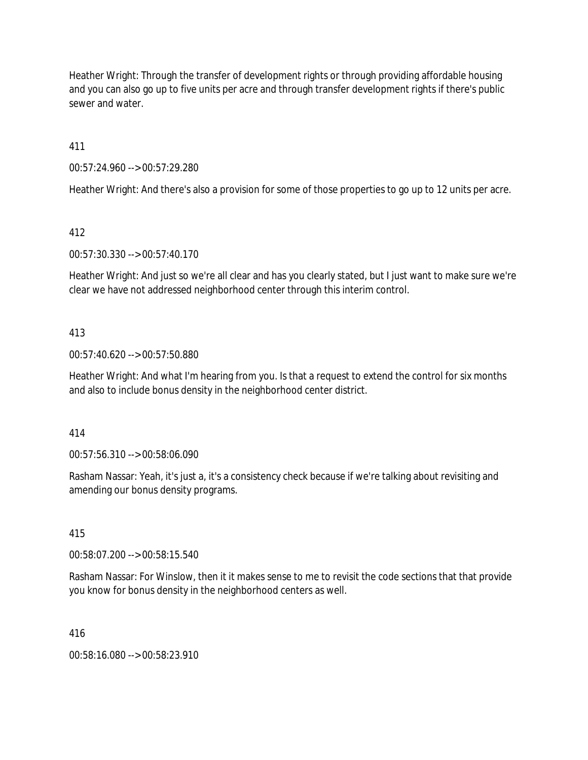Heather Wright: Through the transfer of development rights or through providing affordable housing and you can also go up to five units per acre and through transfer development rights if there's public sewer and water.

411

00:57:24.960 --> 00:57:29.280

Heather Wright: And there's also a provision for some of those properties to go up to 12 units per acre.

412

00:57:30.330 --> 00:57:40.170

Heather Wright: And just so we're all clear and has you clearly stated, but I just want to make sure we're clear we have not addressed neighborhood center through this interim control.

413

00:57:40.620 --> 00:57:50.880

Heather Wright: And what I'm hearing from you. Is that a request to extend the control for six months and also to include bonus density in the neighborhood center district.

414

00:57:56.310 --> 00:58:06.090

Rasham Nassar: Yeah, it's just a, it's a consistency check because if we're talking about revisiting and amending our bonus density programs.

415

00:58:07.200 --> 00:58:15.540

Rasham Nassar: For Winslow, then it it makes sense to me to revisit the code sections that that provide you know for bonus density in the neighborhood centers as well.

416

00:58:16.080 --> 00:58:23.910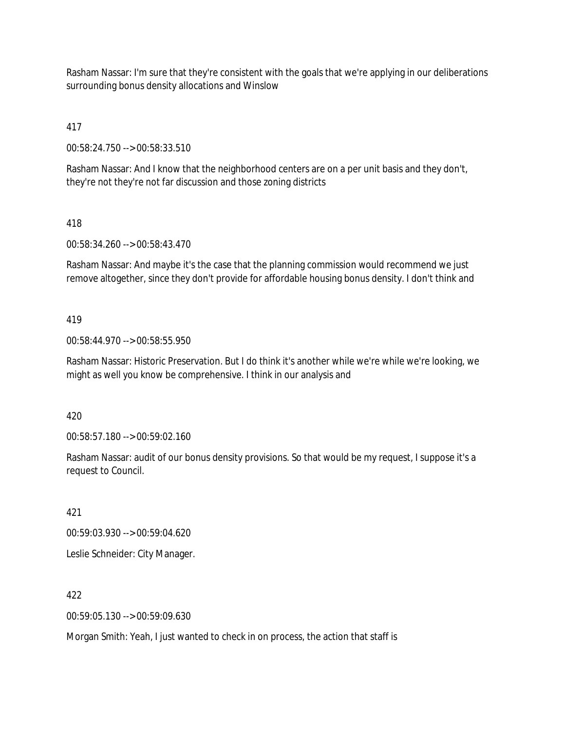Rasham Nassar: I'm sure that they're consistent with the goals that we're applying in our deliberations surrounding bonus density allocations and Winslow

417

00:58:24.750 --> 00:58:33.510

Rasham Nassar: And I know that the neighborhood centers are on a per unit basis and they don't, they're not they're not far discussion and those zoning districts

418

00:58:34.260 --> 00:58:43.470

Rasham Nassar: And maybe it's the case that the planning commission would recommend we just remove altogether, since they don't provide for affordable housing bonus density. I don't think and

419

00:58:44.970 --> 00:58:55.950

Rasham Nassar: Historic Preservation. But I do think it's another while we're while we're looking, we might as well you know be comprehensive. I think in our analysis and

420

00:58:57.180 --> 00:59:02.160

Rasham Nassar: audit of our bonus density provisions. So that would be my request, I suppose it's a request to Council.

421

00:59:03.930 --> 00:59:04.620

Leslie Schneider: City Manager.

422

00:59:05.130 --> 00:59:09.630

Morgan Smith: Yeah, I just wanted to check in on process, the action that staff is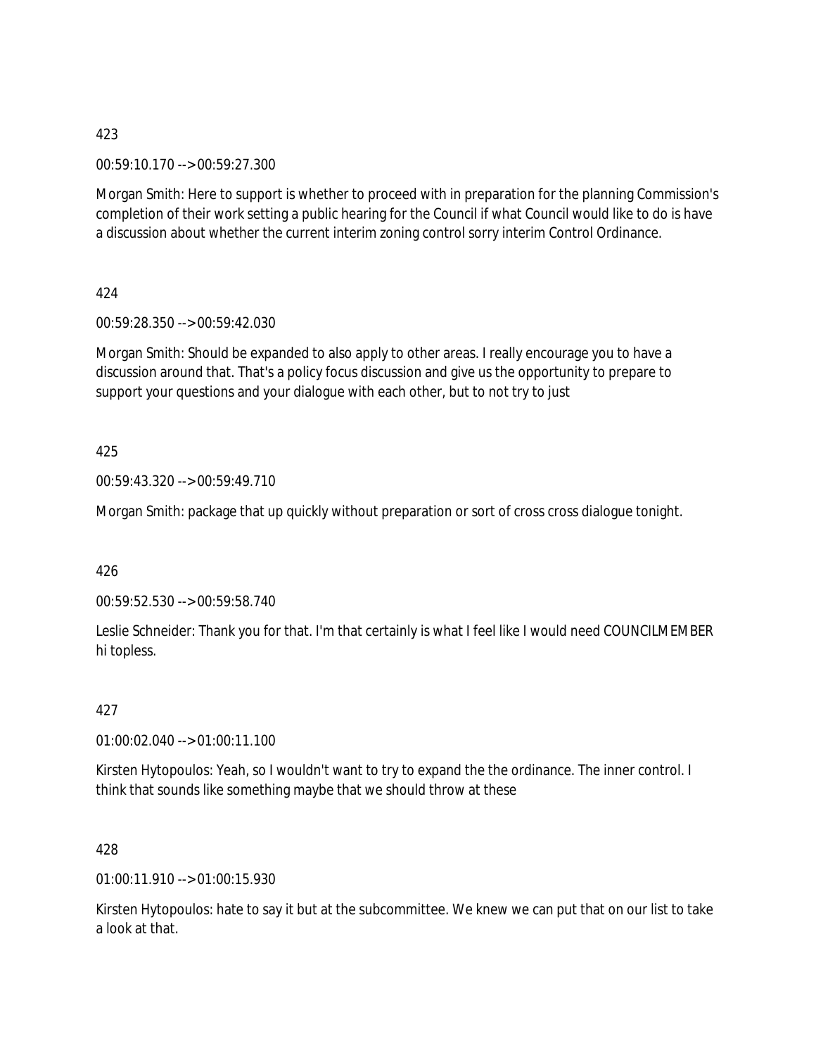423

00:59:10.170 --> 00:59:27.300

Morgan Smith: Here to support is whether to proceed with in preparation for the planning Commission's completion of their work setting a public hearing for the Council if what Council would like to do is have a discussion about whether the current interim zoning control sorry interim Control Ordinance.

424

00:59:28.350 --> 00:59:42.030

Morgan Smith: Should be expanded to also apply to other areas. I really encourage you to have a discussion around that. That's a policy focus discussion and give us the opportunity to prepare to support your questions and your dialogue with each other, but to not try to just

425

00:59:43.320 --> 00:59:49.710

Morgan Smith: package that up quickly without preparation or sort of cross cross dialogue tonight.

426

00:59:52.530 --> 00:59:58.740

Leslie Schneider: Thank you for that. I'm that certainly is what I feel like I would need COUNCILMEMBER hi topless.

427

01:00:02.040 --> 01:00:11.100

Kirsten Hytopoulos: Yeah, so I wouldn't want to try to expand the the ordinance. The inner control. I think that sounds like something maybe that we should throw at these

428

01:00:11.910 --> 01:00:15.930

Kirsten Hytopoulos: hate to say it but at the subcommittee. We knew we can put that on our list to take a look at that.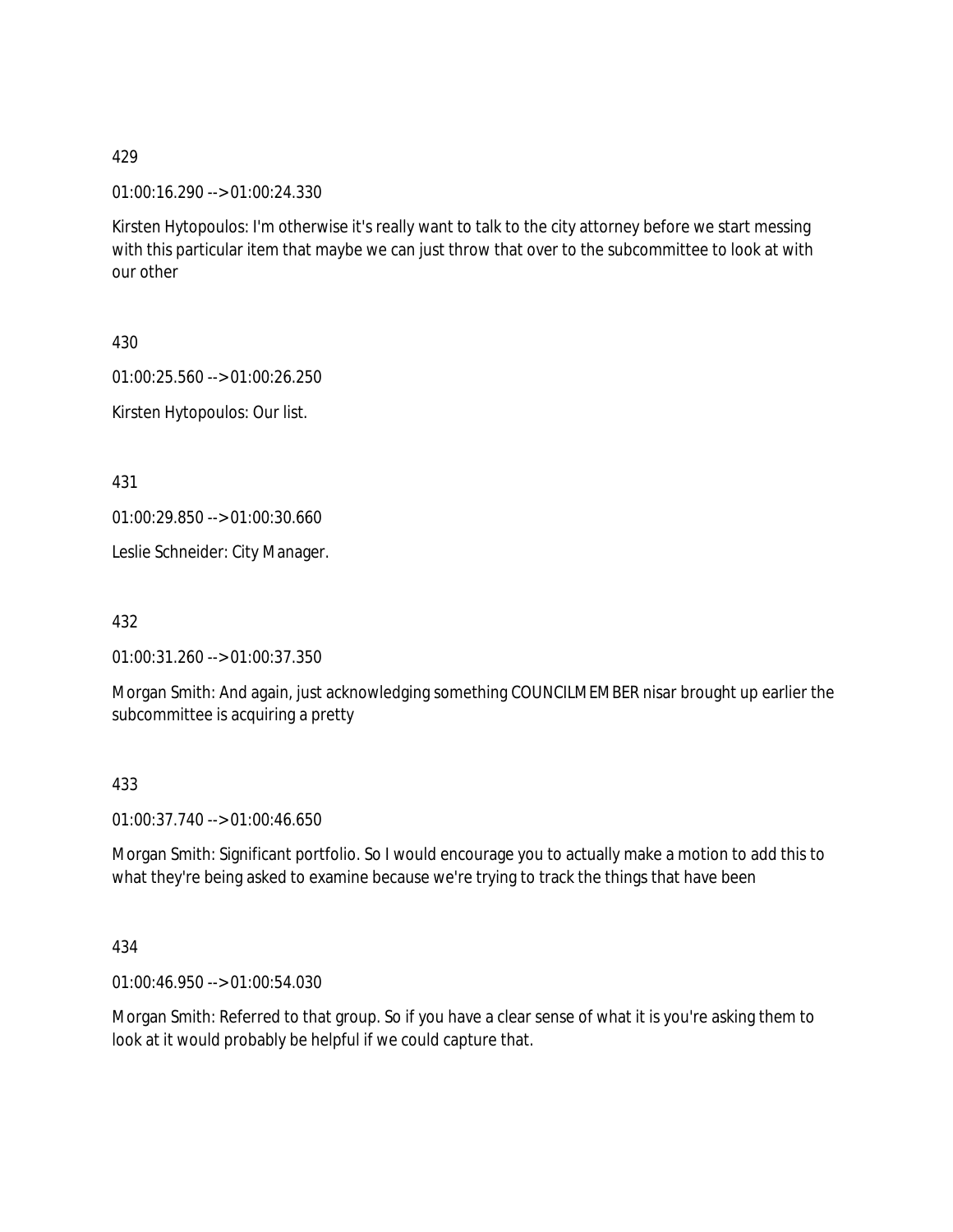429

01:00:16.290 --> 01:00:24.330

Kirsten Hytopoulos: I'm otherwise it's really want to talk to the city attorney before we start messing with this particular item that maybe we can just throw that over to the subcommittee to look at with our other

430

01:00:25.560 --> 01:00:26.250

Kirsten Hytopoulos: Our list.

431

01:00:29.850 --> 01:00:30.660

Leslie Schneider: City Manager.

432

01:00:31.260 --> 01:00:37.350

Morgan Smith: And again, just acknowledging something COUNCILMEMBER nisar brought up earlier the subcommittee is acquiring a pretty

433

01:00:37.740 --> 01:00:46.650

Morgan Smith: Significant portfolio. So I would encourage you to actually make a motion to add this to what they're being asked to examine because we're trying to track the things that have been

434

01:00:46.950 --> 01:00:54.030

Morgan Smith: Referred to that group. So if you have a clear sense of what it is you're asking them to look at it would probably be helpful if we could capture that.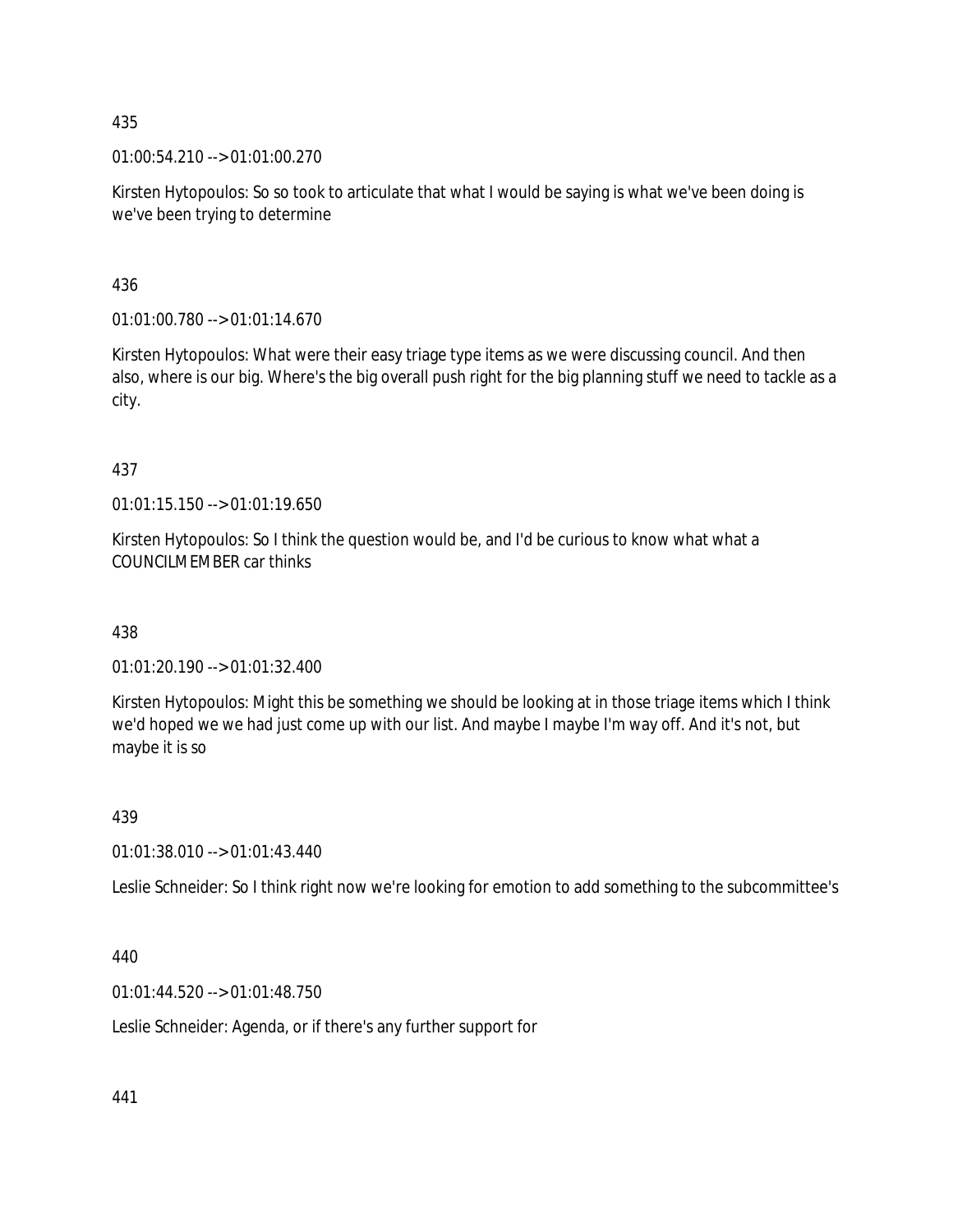435

01:00:54.210 --> 01:01:00.270

Kirsten Hytopoulos: So so took to articulate that what I would be saying is what we've been doing is we've been trying to determine

436

01:01:00.780 --> 01:01:14.670

Kirsten Hytopoulos: What were their easy triage type items as we were discussing council. And then also, where is our big. Where's the big overall push right for the big planning stuff we need to tackle as a city.

437

01:01:15.150 --> 01:01:19.650

Kirsten Hytopoulos: So I think the question would be, and I'd be curious to know what what a COUNCILMEMBER car thinks

438

01:01:20.190 --> 01:01:32.400

Kirsten Hytopoulos: Might this be something we should be looking at in those triage items which I think we'd hoped we we had just come up with our list. And maybe I maybe I'm way off. And it's not, but maybe it is so

439

01:01:38.010 --> 01:01:43.440

Leslie Schneider: So I think right now we're looking for emotion to add something to the subcommittee's

440

01:01:44.520 --> 01:01:48.750

Leslie Schneider: Agenda, or if there's any further support for

441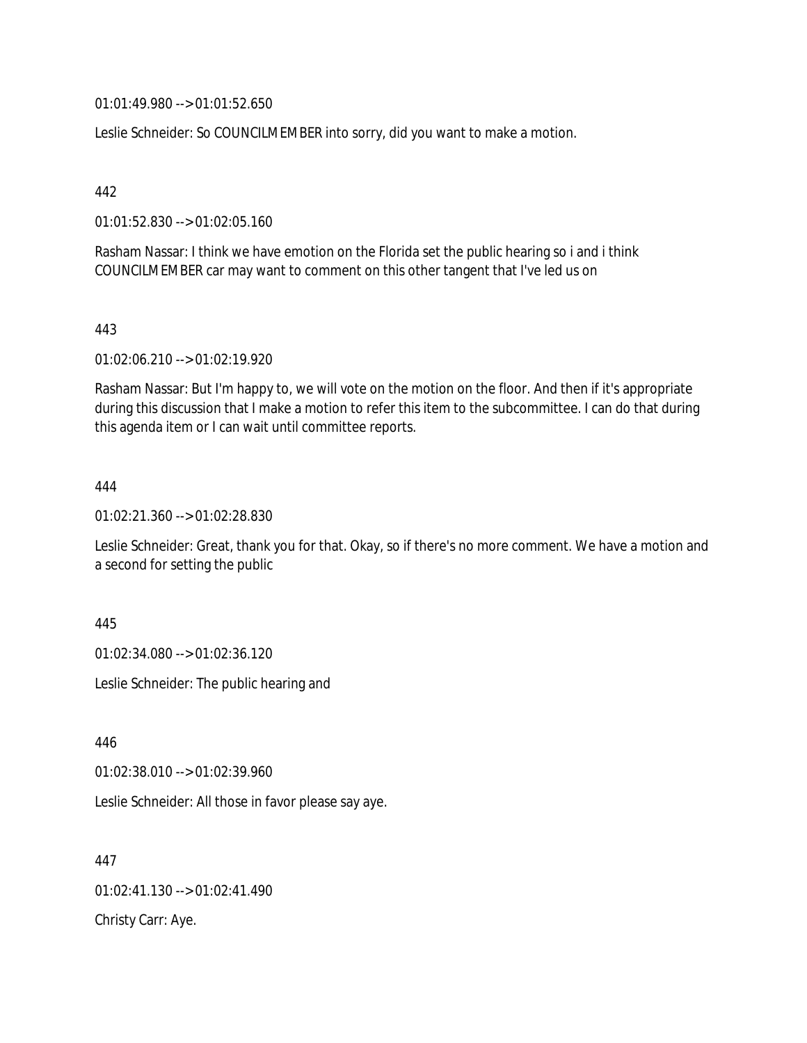01:01:49.980 --> 01:01:52.650

Leslie Schneider: So COUNCILMEMBER into sorry, did you want to make a motion.

442

01:01:52.830 --> 01:02:05.160

Rasham Nassar: I think we have emotion on the Florida set the public hearing so i and i think COUNCILMEMBER car may want to comment on this other tangent that I've led us on

443

01:02:06.210 --> 01:02:19.920

Rasham Nassar: But I'm happy to, we will vote on the motion on the floor. And then if it's appropriate during this discussion that I make a motion to refer this item to the subcommittee. I can do that during this agenda item or I can wait until committee reports.

444

01:02:21.360 --> 01:02:28.830

Leslie Schneider: Great, thank you for that. Okay, so if there's no more comment. We have a motion and a second for setting the public

445

01:02:34.080 --> 01:02:36.120

Leslie Schneider: The public hearing and

446

01:02:38.010 --> 01:02:39.960

Leslie Schneider: All those in favor please say aye.

447

01:02:41.130 --> 01:02:41.490

Christy Carr: Aye.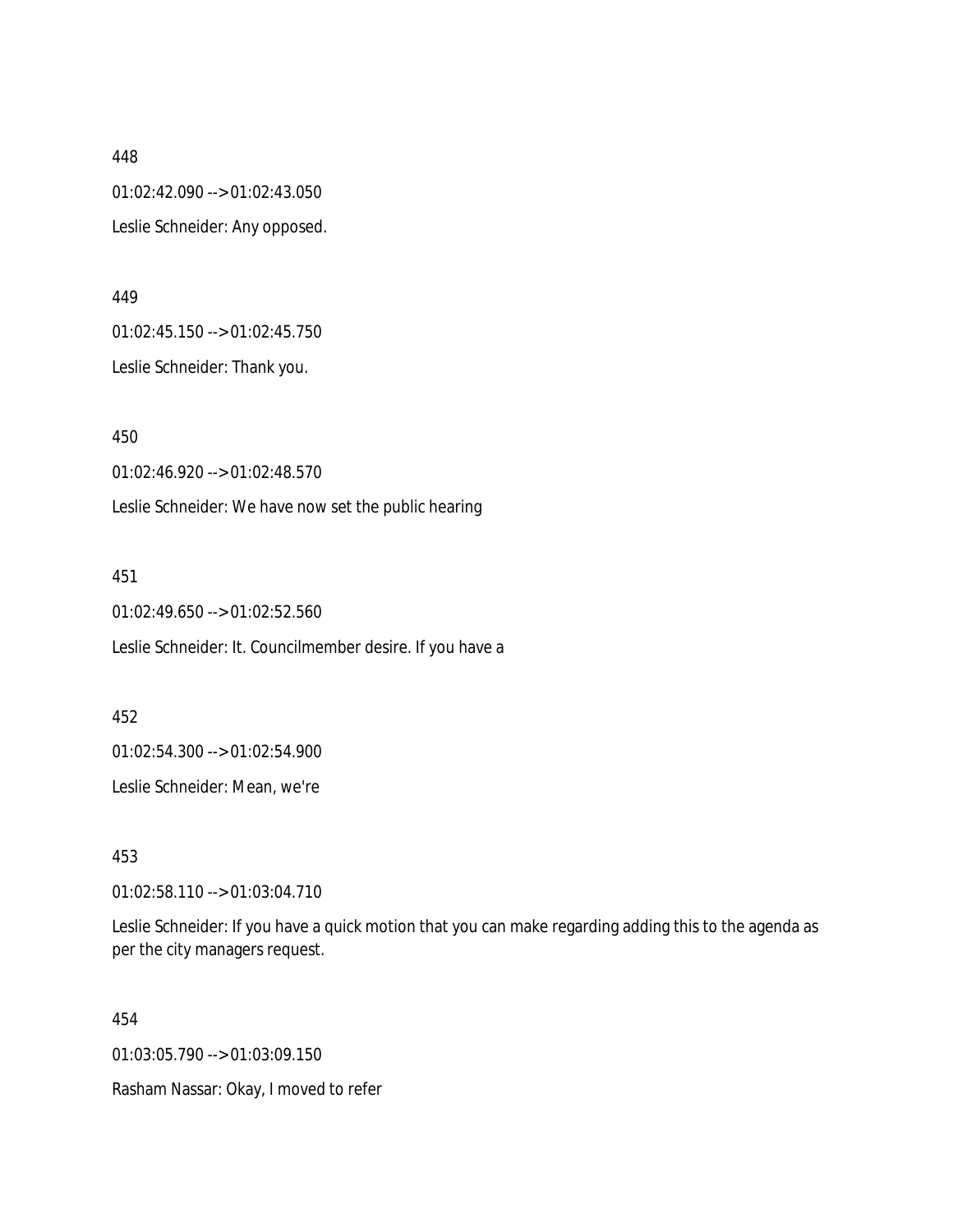448

01:02:42.090 --> 01:02:43.050

Leslie Schneider: Any opposed.

449

01:02:45.150 --> 01:02:45.750

Leslie Schneider: Thank you.

450

01:02:46.920 --> 01:02:48.570

Leslie Schneider: We have now set the public hearing

451

01:02:49.650 --> 01:02:52.560

Leslie Schneider: It. Councilmember desire. If you have a

452

01:02:54.300 --> 01:02:54.900

Leslie Schneider: Mean, we're

453

01:02:58.110 --> 01:03:04.710

Leslie Schneider: If you have a quick motion that you can make regarding adding this to the agenda as per the city managers request.

454

01:03:05.790 --> 01:03:09.150

Rasham Nassar: Okay, I moved to refer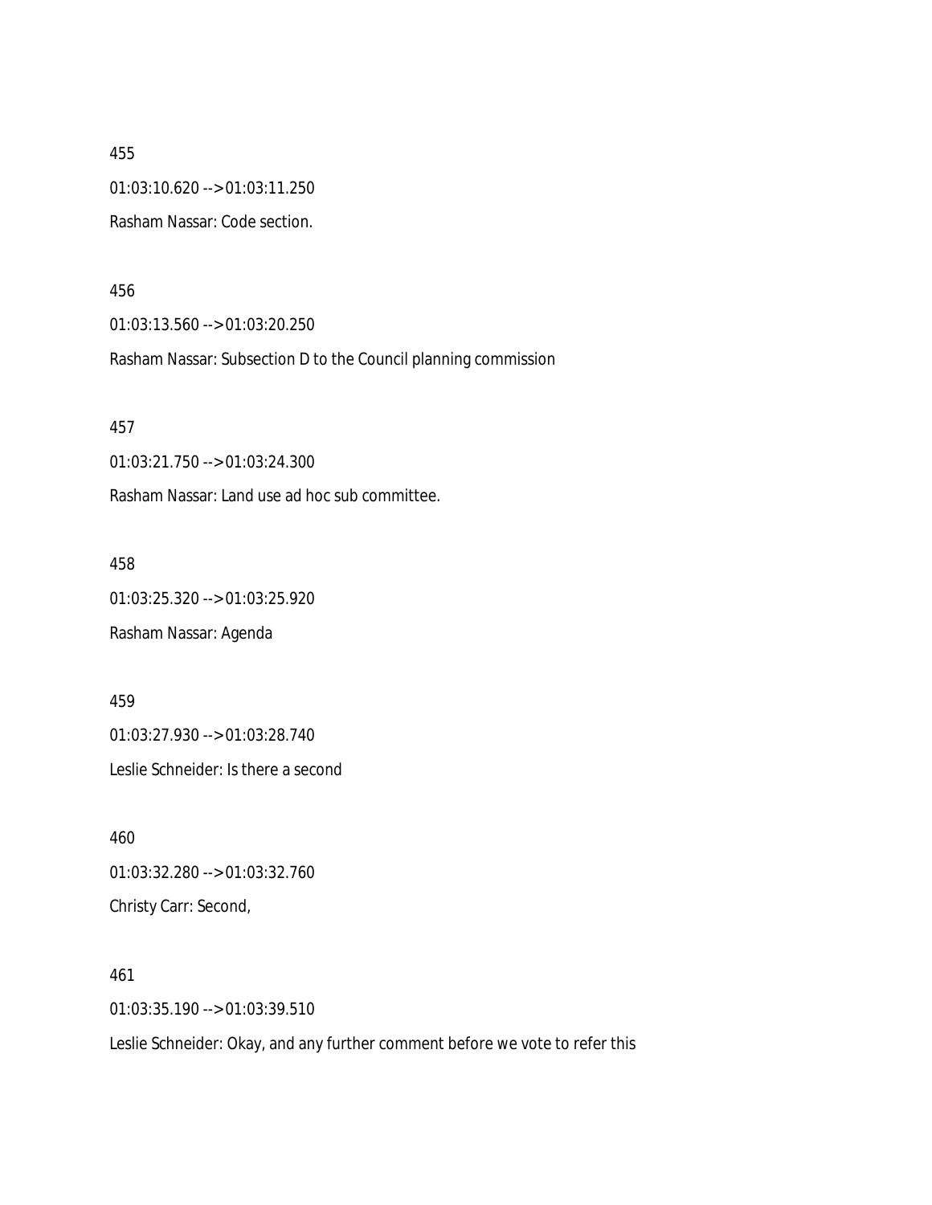455

01:03:10.620 --> 01:03:11.250

Rasham Nassar: Code section.

456

01:03:13.560 --> 01:03:20.250

Rasham Nassar: Subsection D to the Council planning commission

457

01:03:21.750 --> 01:03:24.300

Rasham Nassar: Land use ad hoc sub committee.

458

01:03:25.320 --> 01:03:25.920

Rasham Nassar: Agenda

459

01:03:27.930 --> 01:03:28.740

Leslie Schneider: Is there a second

460

01:03:32.280 --> 01:03:32.760

Christy Carr: Second,

461

01:03:35.190 --> 01:03:39.510

Leslie Schneider: Okay, and any further comment before we vote to refer this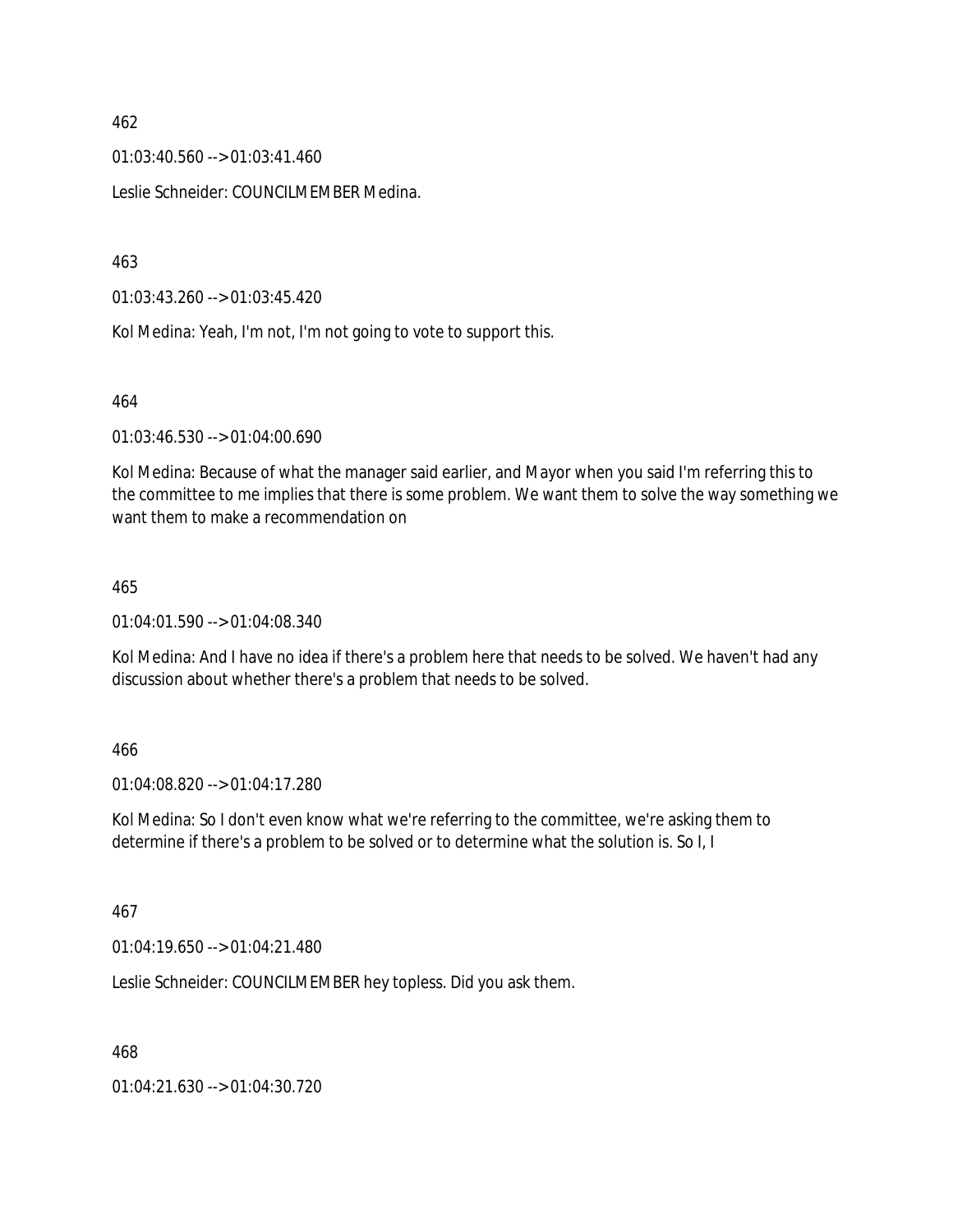462

01:03:40.560 --> 01:03:41.460

Leslie Schneider: COUNCILMEMBER Medina.

463

01:03:43.260 --> 01:03:45.420

Kol Medina: Yeah, I'm not, I'm not going to vote to support this.

464

01:03:46.530 --> 01:04:00.690

Kol Medina: Because of what the manager said earlier, and Mayor when you said I'm referring this to the committee to me implies that there is some problem. We want them to solve the way something we want them to make a recommendation on

465

01:04:01.590 --> 01:04:08.340

Kol Medina: And I have no idea if there's a problem here that needs to be solved. We haven't had any discussion about whether there's a problem that needs to be solved.

466

01:04:08.820 --> 01:04:17.280

Kol Medina: So I don't even know what we're referring to the committee, we're asking them to determine if there's a problem to be solved or to determine what the solution is. So I, I

467

01:04:19.650 --> 01:04:21.480

Leslie Schneider: COUNCILMEMBER hey topless. Did you ask them.

468

01:04:21.630 --> 01:04:30.720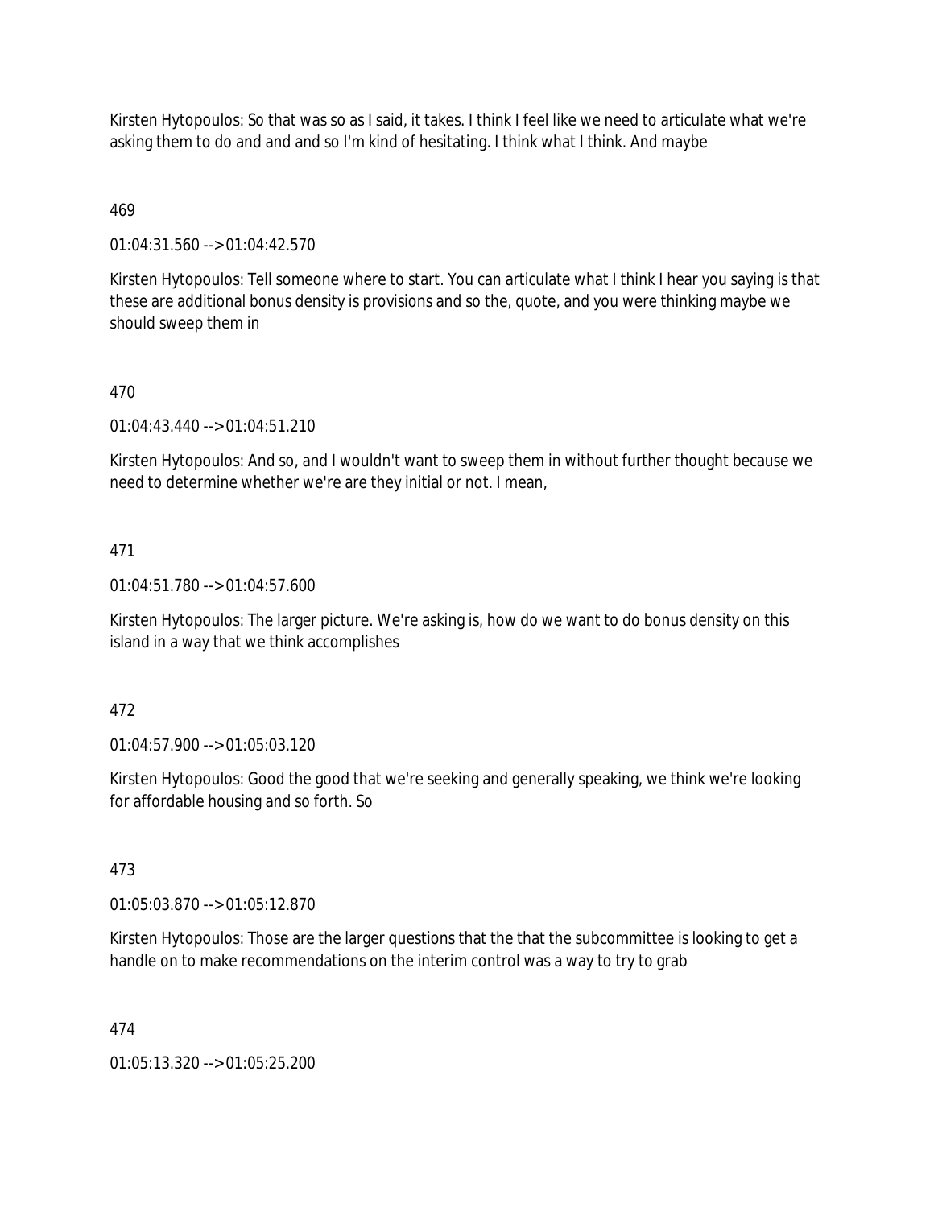Kirsten Hytopoulos: So that was so as I said, it takes. I think I feel like we need to articulate what we're asking them to do and and and so I'm kind of hesitating. I think what I think. And maybe

469

01:04:31.560 --> 01:04:42.570

Kirsten Hytopoulos: Tell someone where to start. You can articulate what I think I hear you saying is that these are additional bonus density is provisions and so the, quote, and you were thinking maybe we should sweep them in

470

01:04:43.440 --> 01:04:51.210

Kirsten Hytopoulos: And so, and I wouldn't want to sweep them in without further thought because we need to determine whether we're are they initial or not. I mean,

471

01:04:51.780 --> 01:04:57.600

Kirsten Hytopoulos: The larger picture. We're asking is, how do we want to do bonus density on this island in a way that we think accomplishes

472

01:04:57.900 --> 01:05:03.120

Kirsten Hytopoulos: Good the good that we're seeking and generally speaking, we think we're looking for affordable housing and so forth. So

473

01:05:03.870 --> 01:05:12.870

Kirsten Hytopoulos: Those are the larger questions that the that the subcommittee is looking to get a handle on to make recommendations on the interim control was a way to try to grab

474

01:05:13.320 --> 01:05:25.200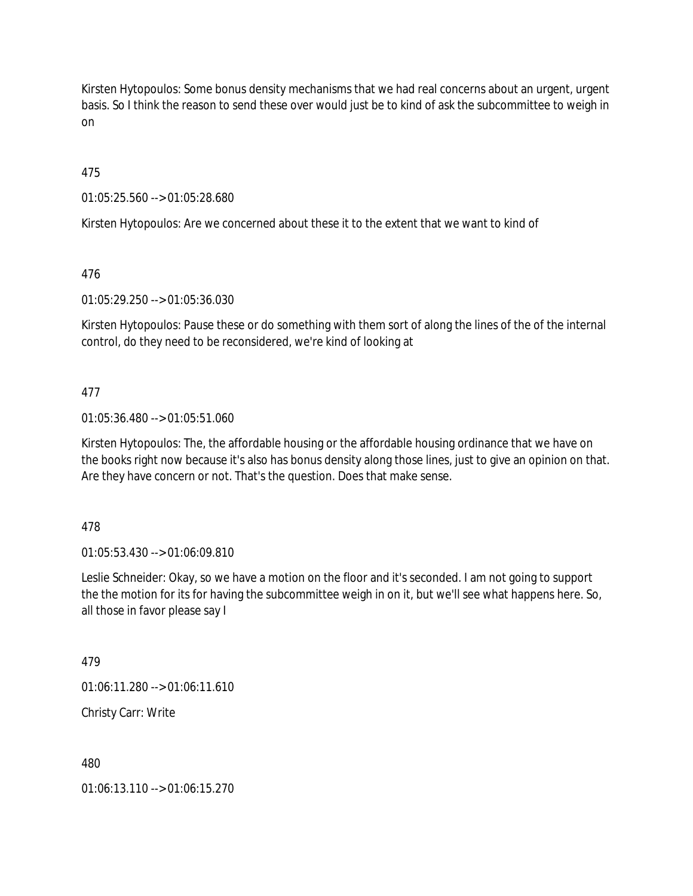Kirsten Hytopoulos: Some bonus density mechanisms that we had real concerns about an urgent, urgent basis. So I think the reason to send these over would just be to kind of ask the subcommittee to weigh in on

475

01:05:25.560 --> 01:05:28.680

Kirsten Hytopoulos: Are we concerned about these it to the extent that we want to kind of

476

01:05:29.250 --> 01:05:36.030

Kirsten Hytopoulos: Pause these or do something with them sort of along the lines of the of the internal control, do they need to be reconsidered, we're kind of looking at

477

01:05:36.480 --> 01:05:51.060

Kirsten Hytopoulos: The, the affordable housing or the affordable housing ordinance that we have on the books right now because it's also has bonus density along those lines, just to give an opinion on that. Are they have concern or not. That's the question. Does that make sense.

478

01:05:53.430 --> 01:06:09.810

Leslie Schneider: Okay, so we have a motion on the floor and it's seconded. I am not going to support the the motion for its for having the subcommittee weigh in on it, but we'll see what happens here. So, all those in favor please say I

479

01:06:11.280 --> 01:06:11.610

Christy Carr: Write

480

01:06:13.110 --> 01:06:15.270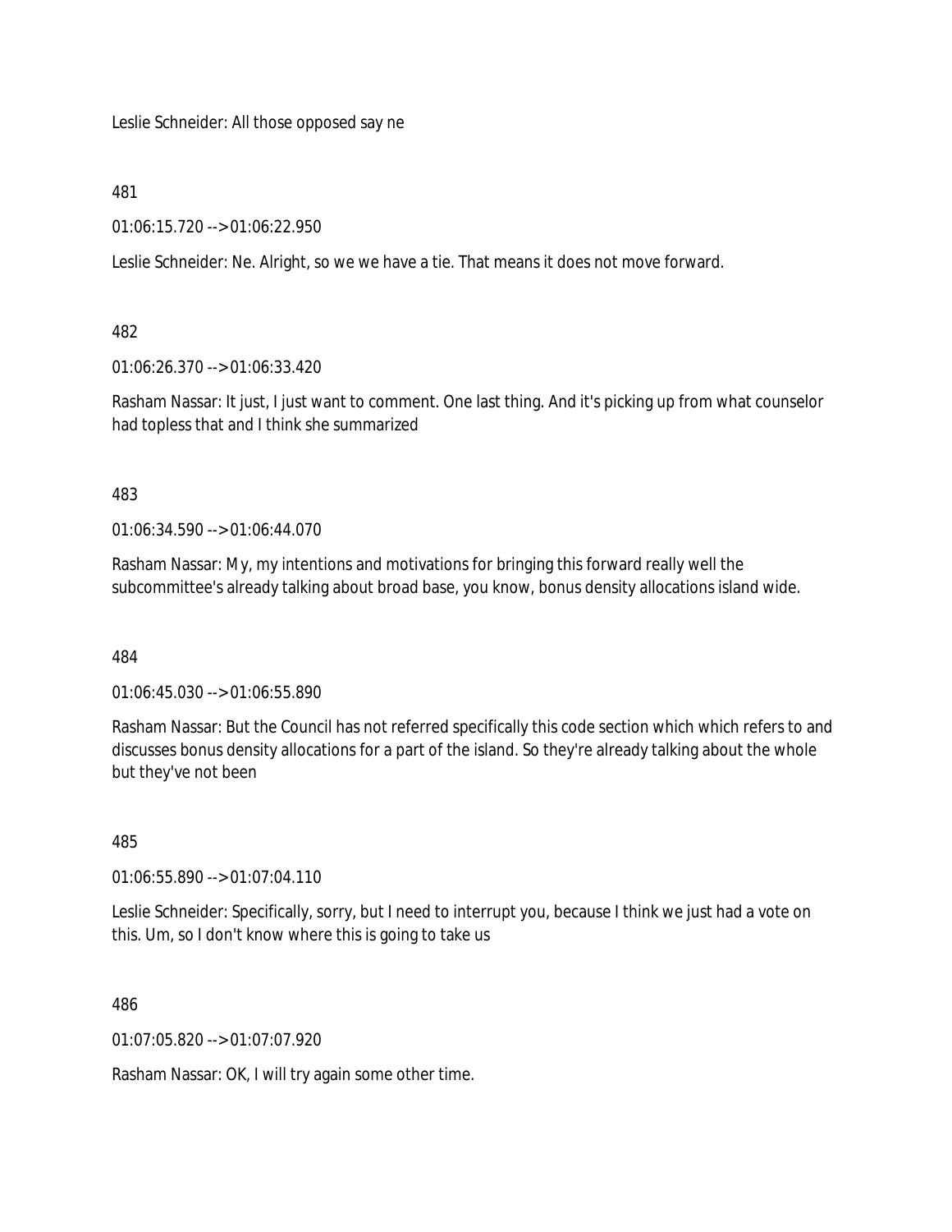Leslie Schneider: All those opposed say ne

481

01:06:15.720 --> 01:06:22.950

Leslie Schneider: Ne. Alright, so we we have a tie. That means it does not move forward.

482

01:06:26.370 --> 01:06:33.420

Rasham Nassar: It just, I just want to comment. One last thing. And it's picking up from what counselor had topless that and I think she summarized

483

01:06:34.590 --> 01:06:44.070

Rasham Nassar: My, my intentions and motivations for bringing this forward really well the subcommittee's already talking about broad base, you know, bonus density allocations island wide.

484

01:06:45.030 --> 01:06:55.890

Rasham Nassar: But the Council has not referred specifically this code section which which refers to and discusses bonus density allocations for a part of the island. So they're already talking about the whole but they've not been

485

01:06:55.890 --> 01:07:04.110

Leslie Schneider: Specifically, sorry, but I need to interrupt you, because I think we just had a vote on this. Um, so I don't know where this is going to take us

486

01:07:05.820 --> 01:07:07.920

Rasham Nassar: OK, I will try again some other time.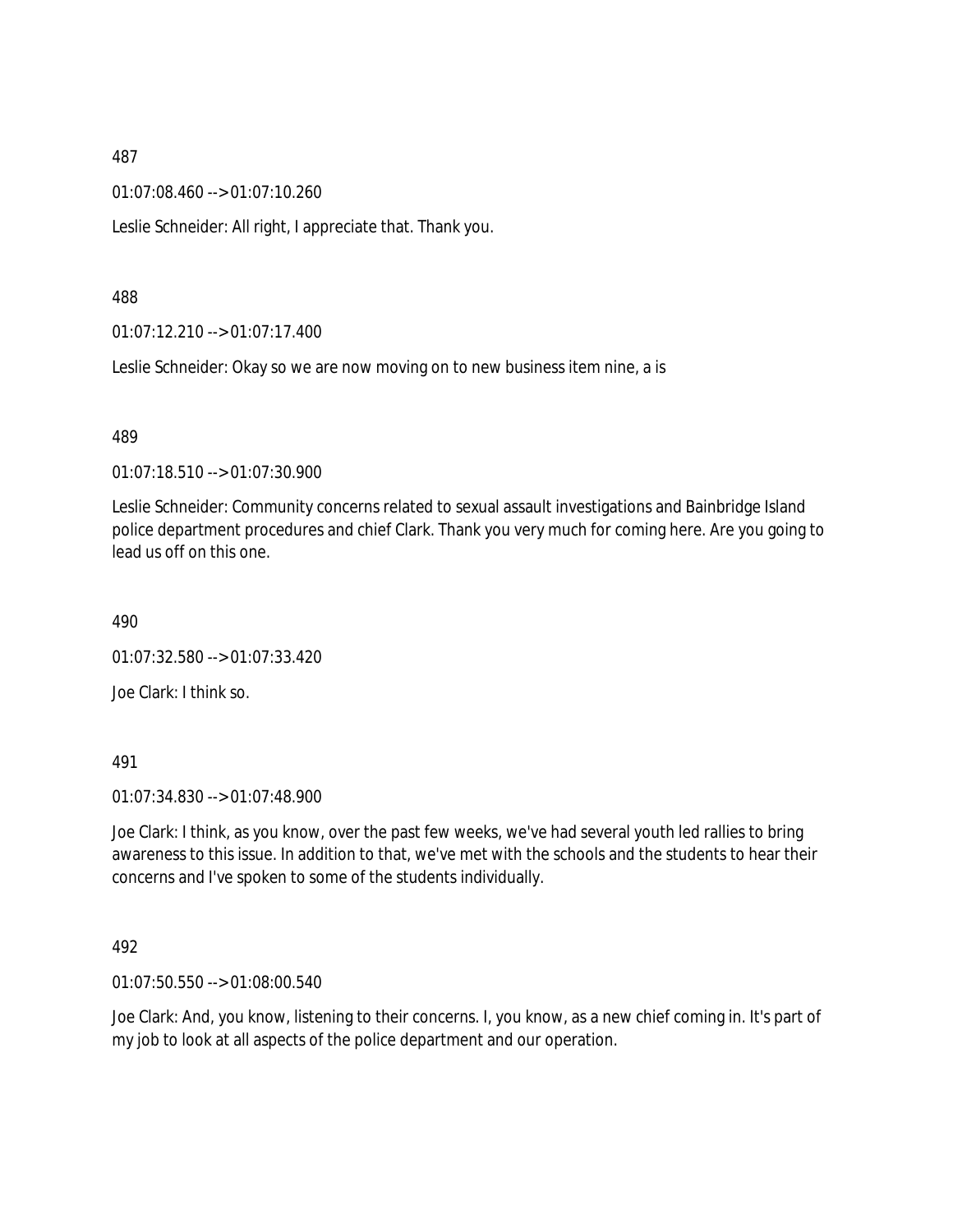487

01:07:08.460 --> 01:07:10.260

Leslie Schneider: All right, I appreciate that. Thank you.

488

01:07:12.210 --> 01:07:17.400

Leslie Schneider: Okay so we are now moving on to new business item nine, a is

489

01:07:18.510 --> 01:07:30.900

Leslie Schneider: Community concerns related to sexual assault investigations and Bainbridge Island police department procedures and chief Clark. Thank you very much for coming here. Are you going to lead us off on this one.

490

01:07:32.580 --> 01:07:33.420

Joe Clark: I think so.

491

01:07:34.830 --> 01:07:48.900

Joe Clark: I think, as you know, over the past few weeks, we've had several youth led rallies to bring awareness to this issue. In addition to that, we've met with the schools and the students to hear their concerns and I've spoken to some of the students individually.

492

01:07:50.550 --> 01:08:00.540

Joe Clark: And, you know, listening to their concerns. I, you know, as a new chief coming in. It's part of my job to look at all aspects of the police department and our operation.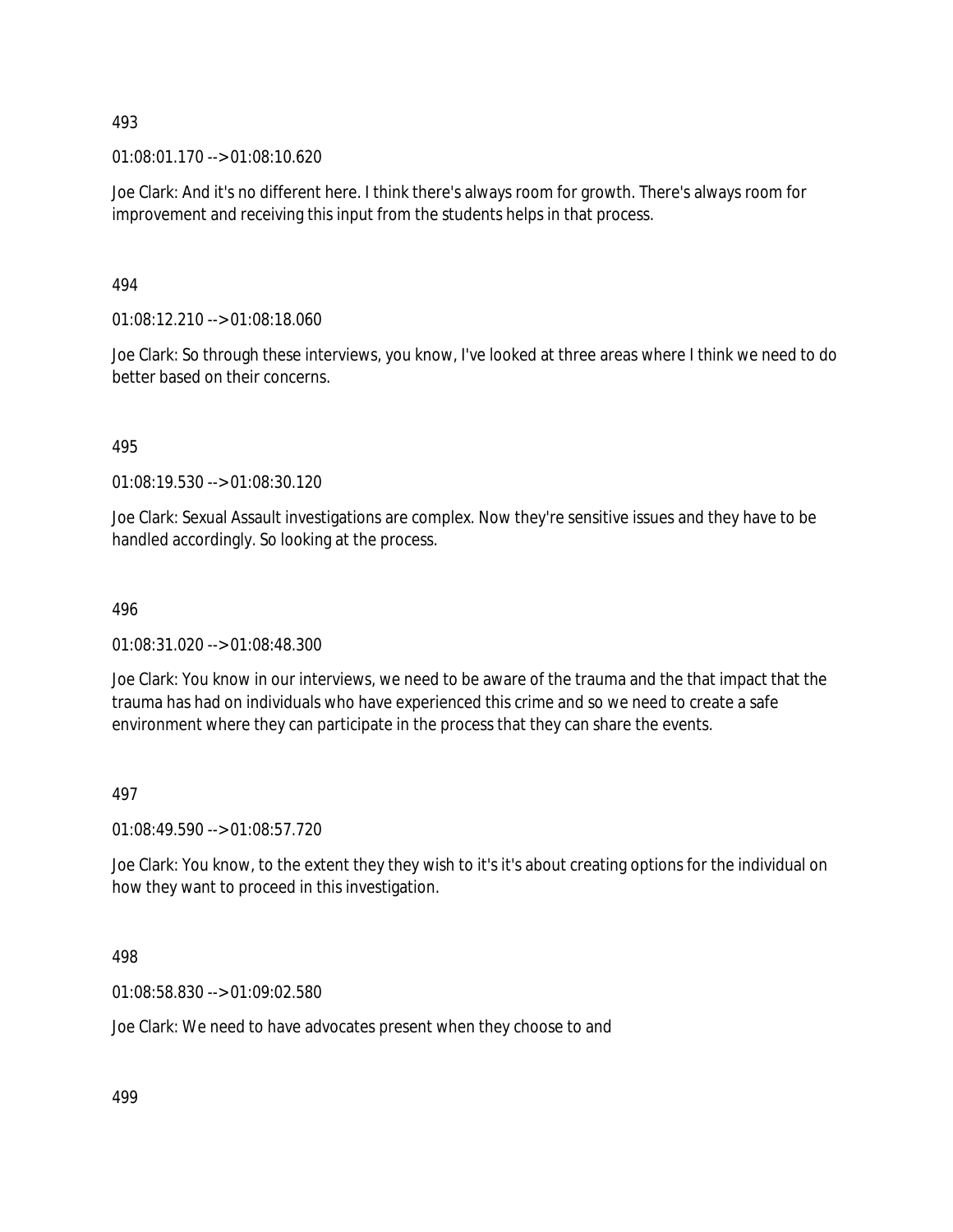493

01:08:01.170 --> 01:08:10.620

Joe Clark: And it's no different here. I think there's always room for growth. There's always room for improvement and receiving this input from the students helps in that process.

494

01:08:12.210 --> 01:08:18.060

Joe Clark: So through these interviews, you know, I've looked at three areas where I think we need to do better based on their concerns.

495

01:08:19.530 --> 01:08:30.120

Joe Clark: Sexual Assault investigations are complex. Now they're sensitive issues and they have to be handled accordingly. So looking at the process.

496

01:08:31.020 --> 01:08:48.300

Joe Clark: You know in our interviews, we need to be aware of the trauma and the that impact that the trauma has had on individuals who have experienced this crime and so we need to create a safe environment where they can participate in the process that they can share the events.

497

01:08:49.590 --> 01:08:57.720

Joe Clark: You know, to the extent they they wish to it's it's about creating options for the individual on how they want to proceed in this investigation.

498

01:08:58.830 --> 01:09:02.580

Joe Clark: We need to have advocates present when they choose to and

499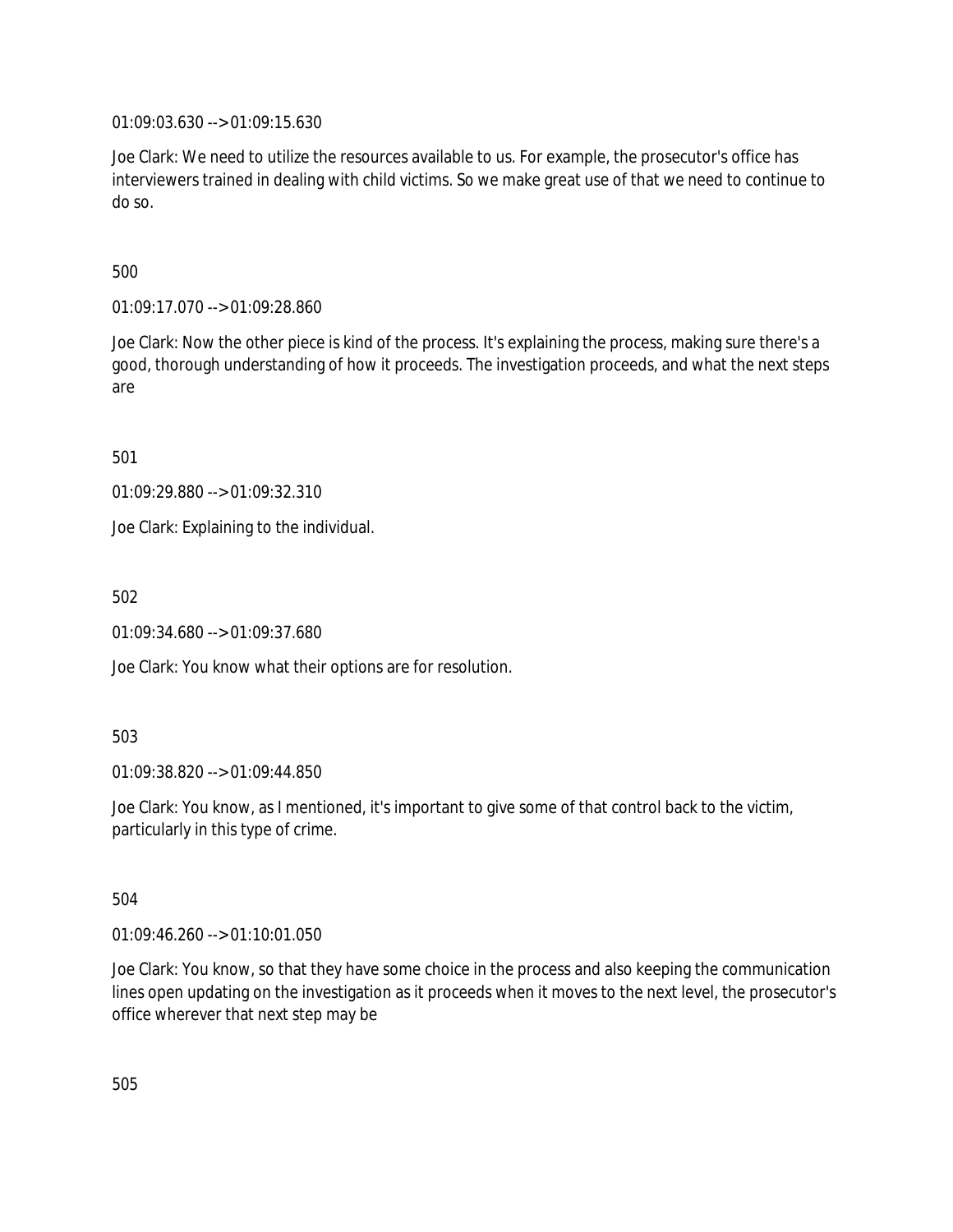01:09:03.630 --> 01:09:15.630

Joe Clark: We need to utilize the resources available to us. For example, the prosecutor's office has interviewers trained in dealing with child victims. So we make great use of that we need to continue to do so.

500

01:09:17.070 --> 01:09:28.860

Joe Clark: Now the other piece is kind of the process. It's explaining the process, making sure there's a good, thorough understanding of how it proceeds. The investigation proceeds, and what the next steps are

501

01:09:29.880 --> 01:09:32.310

Joe Clark: Explaining to the individual.

502

01:09:34.680 --> 01:09:37.680

Joe Clark: You know what their options are for resolution.

503

01:09:38.820 --> 01:09:44.850

Joe Clark: You know, as I mentioned, it's important to give some of that control back to the victim, particularly in this type of crime.

504

01:09:46.260 --> 01:10:01.050

Joe Clark: You know, so that they have some choice in the process and also keeping the communication lines open updating on the investigation as it proceeds when it moves to the next level, the prosecutor's office wherever that next step may be

505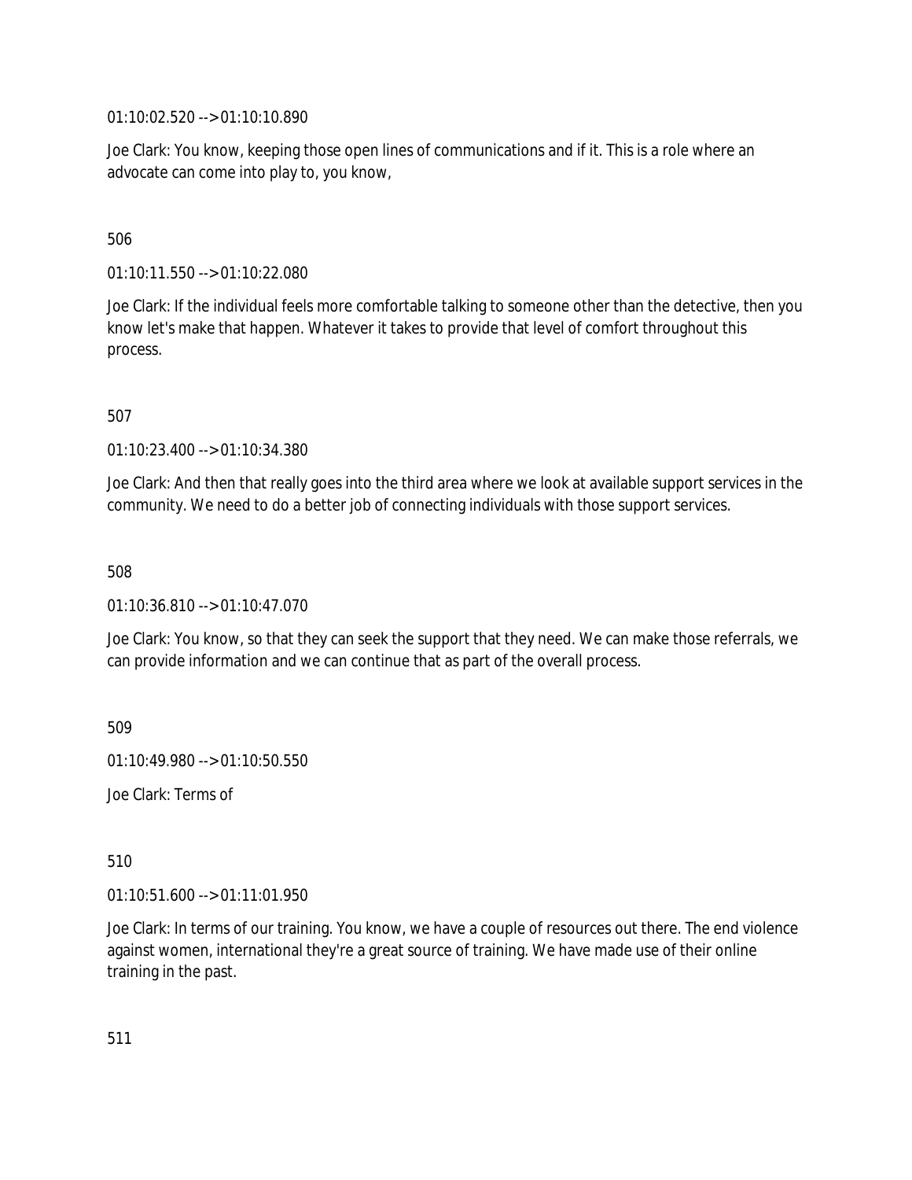01:10:02.520 --> 01:10:10.890

Joe Clark: You know, keeping those open lines of communications and if it. This is a role where an advocate can come into play to, you know,

506

01:10:11.550 --> 01:10:22.080

Joe Clark: If the individual feels more comfortable talking to someone other than the detective, then you know let's make that happen. Whatever it takes to provide that level of comfort throughout this process.

507

01:10:23.400 --> 01:10:34.380

Joe Clark: And then that really goes into the third area where we look at available support services in the community. We need to do a better job of connecting individuals with those support services.

508

01:10:36.810 --> 01:10:47.070

Joe Clark: You know, so that they can seek the support that they need. We can make those referrals, we can provide information and we can continue that as part of the overall process.

509

01:10:49.980 --> 01:10:50.550

Joe Clark: Terms of

510

01:10:51.600 --> 01:11:01.950

Joe Clark: In terms of our training. You know, we have a couple of resources out there. The end violence against women, international they're a great source of training. We have made use of their online training in the past.

511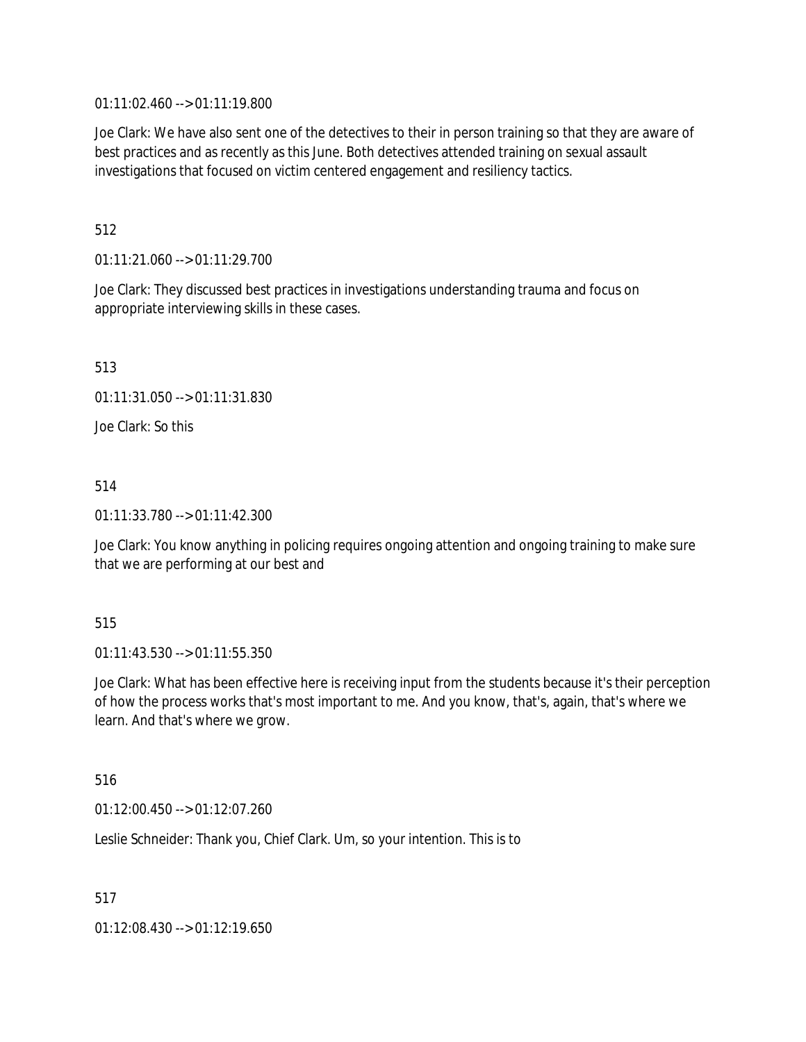01:11:02.460 --> 01:11:19.800

Joe Clark: We have also sent one of the detectives to their in person training so that they are aware of best practices and as recently as this June. Both detectives attended training on sexual assault investigations that focused on victim centered engagement and resiliency tactics.

512

01:11:21.060 --> 01:11:29.700

Joe Clark: They discussed best practices in investigations understanding trauma and focus on appropriate interviewing skills in these cases.

513

01:11:31.050 --> 01:11:31.830

Joe Clark: So this

514

01:11:33.780 --> 01:11:42.300

Joe Clark: You know anything in policing requires ongoing attention and ongoing training to make sure that we are performing at our best and

515

01:11:43.530 --> 01:11:55.350

Joe Clark: What has been effective here is receiving input from the students because it's their perception of how the process works that's most important to me. And you know, that's, again, that's where we learn. And that's where we grow.

516

01:12:00.450 --> 01:12:07.260

Leslie Schneider: Thank you, Chief Clark. Um, so your intention. This is to

517

01:12:08.430 --> 01:12:19.650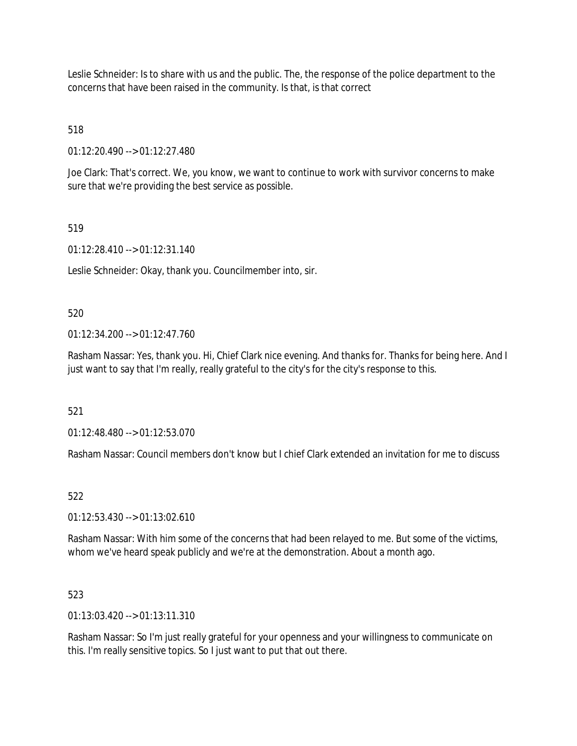Leslie Schneider: Is to share with us and the public. The, the response of the police department to the concerns that have been raised in the community. Is that, is that correct

518

01:12:20.490 --> 01:12:27.480

Joe Clark: That's correct. We, you know, we want to continue to work with survivor concerns to make sure that we're providing the best service as possible.

519

01:12:28.410 --> 01:12:31.140

Leslie Schneider: Okay, thank you. Councilmember into, sir.

520

01:12:34.200 --> 01:12:47.760

Rasham Nassar: Yes, thank you. Hi, Chief Clark nice evening. And thanks for. Thanks for being here. And I just want to say that I'm really, really grateful to the city's for the city's response to this.

521

01:12:48.480 --> 01:12:53.070

Rasham Nassar: Council members don't know but I chief Clark extended an invitation for me to discuss

522

01:12:53.430 --> 01:13:02.610

Rasham Nassar: With him some of the concerns that had been relayed to me. But some of the victims, whom we've heard speak publicly and we're at the demonstration. About a month ago.

523

01:13:03.420 --> 01:13:11.310

Rasham Nassar: So I'm just really grateful for your openness and your willingness to communicate on this. I'm really sensitive topics. So I just want to put that out there.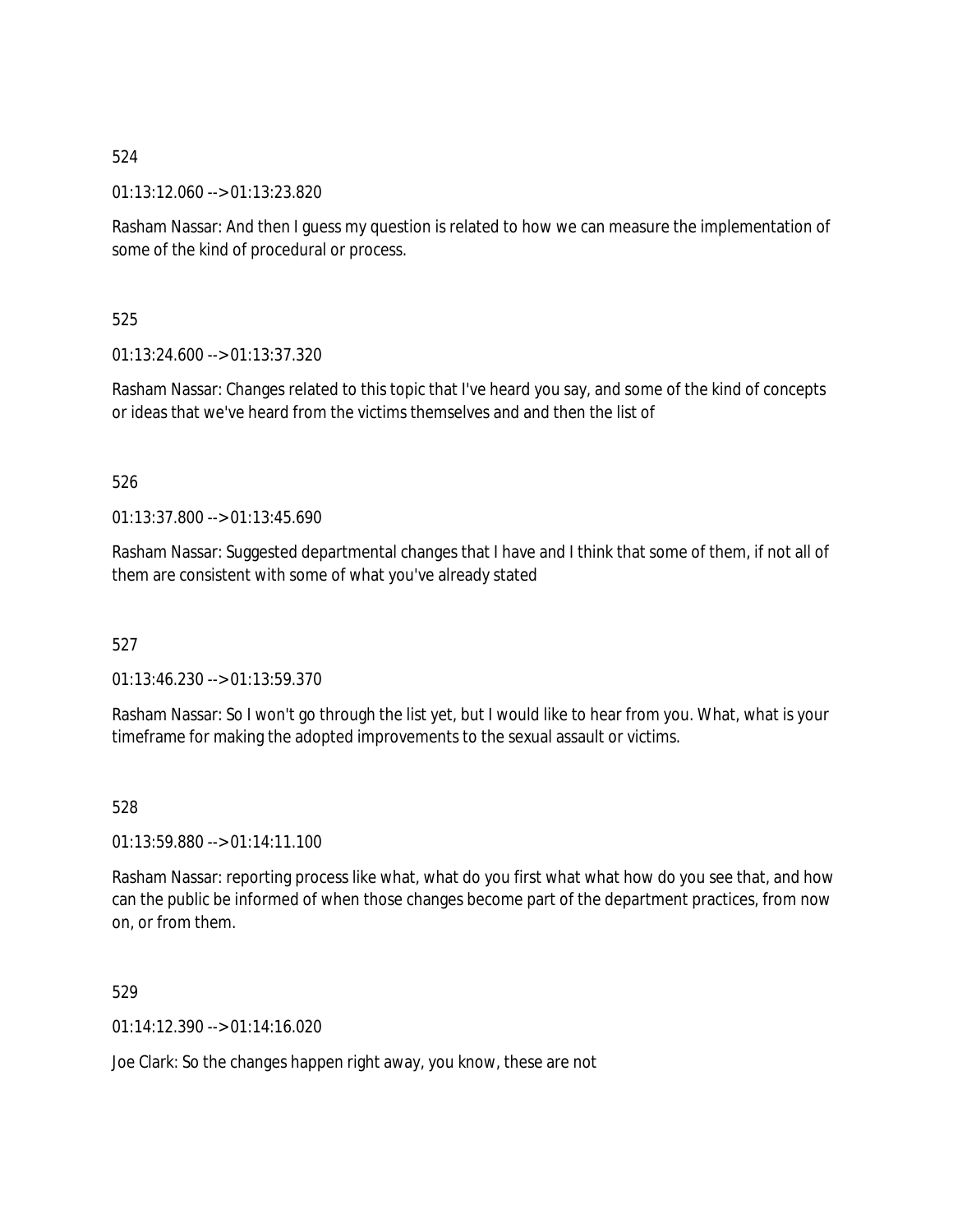524

01:13:12.060 --> 01:13:23.820

Rasham Nassar: And then I guess my question is related to how we can measure the implementation of some of the kind of procedural or process.

525

01:13:24.600 --> 01:13:37.320

Rasham Nassar: Changes related to this topic that I've heard you say, and some of the kind of concepts or ideas that we've heard from the victims themselves and and then the list of

526

01:13:37.800 --> 01:13:45.690

Rasham Nassar: Suggested departmental changes that I have and I think that some of them, if not all of them are consistent with some of what you've already stated

527

01:13:46.230 --> 01:13:59.370

Rasham Nassar: So I won't go through the list yet, but I would like to hear from you. What, what is your timeframe for making the adopted improvements to the sexual assault or victims.

528

01:13:59.880 --> 01:14:11.100

Rasham Nassar: reporting process like what, what do you first what what how do you see that, and how can the public be informed of when those changes become part of the department practices, from now on, or from them.

529

01:14:12.390 --> 01:14:16.020

Joe Clark: So the changes happen right away, you know, these are not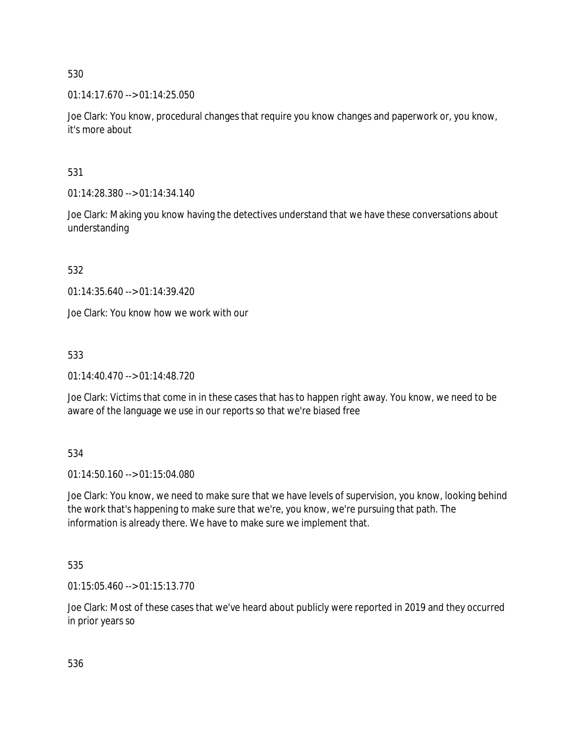530

01:14:17.670 --> 01:14:25.050

Joe Clark: You know, procedural changes that require you know changes and paperwork or, you know, it's more about

531

01:14:28.380 --> 01:14:34.140

Joe Clark: Making you know having the detectives understand that we have these conversations about understanding

532

01:14:35.640 --> 01:14:39.420

Joe Clark: You know how we work with our

533

01:14:40.470 --> 01:14:48.720

Joe Clark: Victims that come in in these cases that has to happen right away. You know, we need to be aware of the language we use in our reports so that we're biased free

534

01:14:50.160 --> 01:15:04.080

Joe Clark: You know, we need to make sure that we have levels of supervision, you know, looking behind the work that's happening to make sure that we're, you know, we're pursuing that path. The information is already there. We have to make sure we implement that.

535

01:15:05.460 --> 01:15:13.770

Joe Clark: Most of these cases that we've heard about publicly were reported in 2019 and they occurred in prior years so

536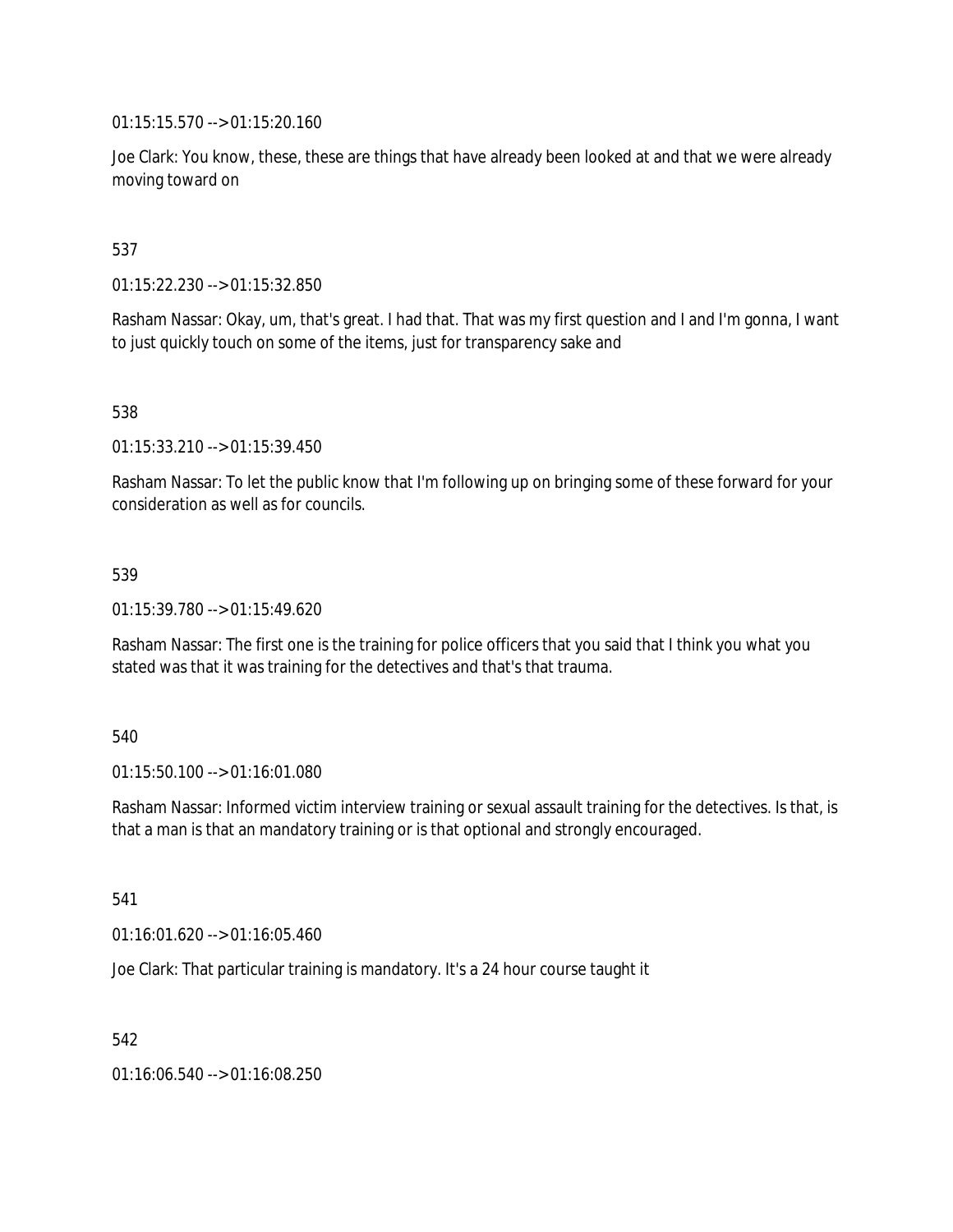01:15:15.570 --> 01:15:20.160

Joe Clark: You know, these, these are things that have already been looked at and that we were already moving toward on

537

01:15:22.230 --> 01:15:32.850

Rasham Nassar: Okay, um, that's great. I had that. That was my first question and I and I'm gonna, I want to just quickly touch on some of the items, just for transparency sake and

538

01:15:33.210 --> 01:15:39.450

Rasham Nassar: To let the public know that I'm following up on bringing some of these forward for your consideration as well as for councils.

539

01:15:39.780 --> 01:15:49.620

Rasham Nassar: The first one is the training for police officers that you said that I think you what you stated was that it was training for the detectives and that's that trauma.

540

01:15:50.100 --> 01:16:01.080

Rasham Nassar: Informed victim interview training or sexual assault training for the detectives. Is that, is that a man is that an mandatory training or is that optional and strongly encouraged.

541

01:16:01.620 --> 01:16:05.460

Joe Clark: That particular training is mandatory. It's a 24 hour course taught it

542

01:16:06.540 --> 01:16:08.250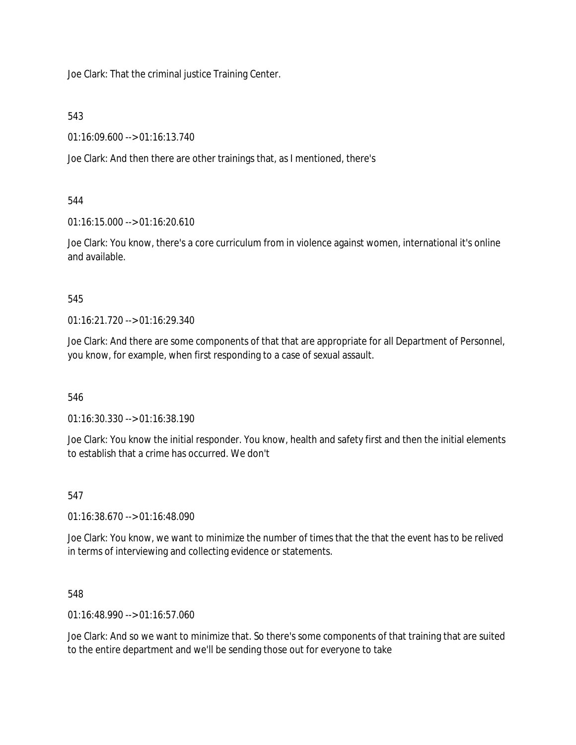Joe Clark: That the criminal justice Training Center.

543

01:16:09.600 --> 01:16:13.740

Joe Clark: And then there are other trainings that, as I mentioned, there's

544

01:16:15.000 --> 01:16:20.610

Joe Clark: You know, there's a core curriculum from in violence against women, international it's online and available.

545

01:16:21.720 --> 01:16:29.340

Joe Clark: And there are some components of that that are appropriate for all Department of Personnel, you know, for example, when first responding to a case of sexual assault.

546

01:16:30.330 --> 01:16:38.190

Joe Clark: You know the initial responder. You know, health and safety first and then the initial elements to establish that a crime has occurred. We don't

547

01:16:38.670 --> 01:16:48.090

Joe Clark: You know, we want to minimize the number of times that the that the event has to be relived in terms of interviewing and collecting evidence or statements.

548

01:16:48.990 --> 01:16:57.060

Joe Clark: And so we want to minimize that. So there's some components of that training that are suited to the entire department and we'll be sending those out for everyone to take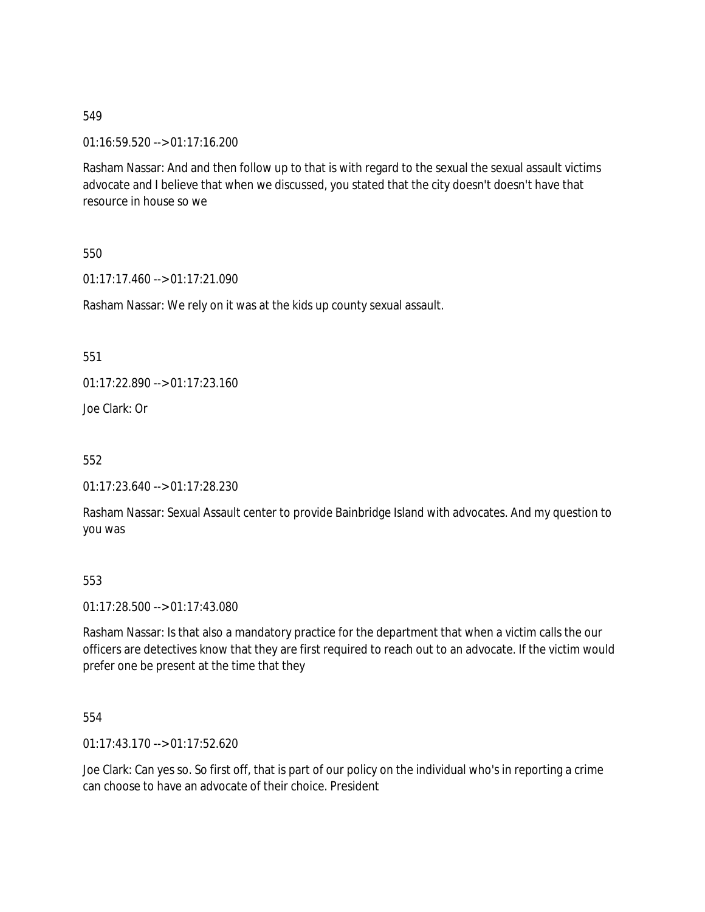549

01:16:59.520 --> 01:17:16.200

Rasham Nassar: And and then follow up to that is with regard to the sexual the sexual assault victims advocate and I believe that when we discussed, you stated that the city doesn't doesn't have that resource in house so we

550

01:17:17.460 --> 01:17:21.090

Rasham Nassar: We rely on it was at the kids up county sexual assault.

551

01:17:22.890 --> 01:17:23.160

Joe Clark: Or

552

01:17:23.640 --> 01:17:28.230

Rasham Nassar: Sexual Assault center to provide Bainbridge Island with advocates. And my question to you was

553

01:17:28.500 --> 01:17:43.080

Rasham Nassar: Is that also a mandatory practice for the department that when a victim calls the our officers are detectives know that they are first required to reach out to an advocate. If the victim would prefer one be present at the time that they

554

01:17:43.170 --> 01:17:52.620

Joe Clark: Can yes so. So first off, that is part of our policy on the individual who's in reporting a crime can choose to have an advocate of their choice. President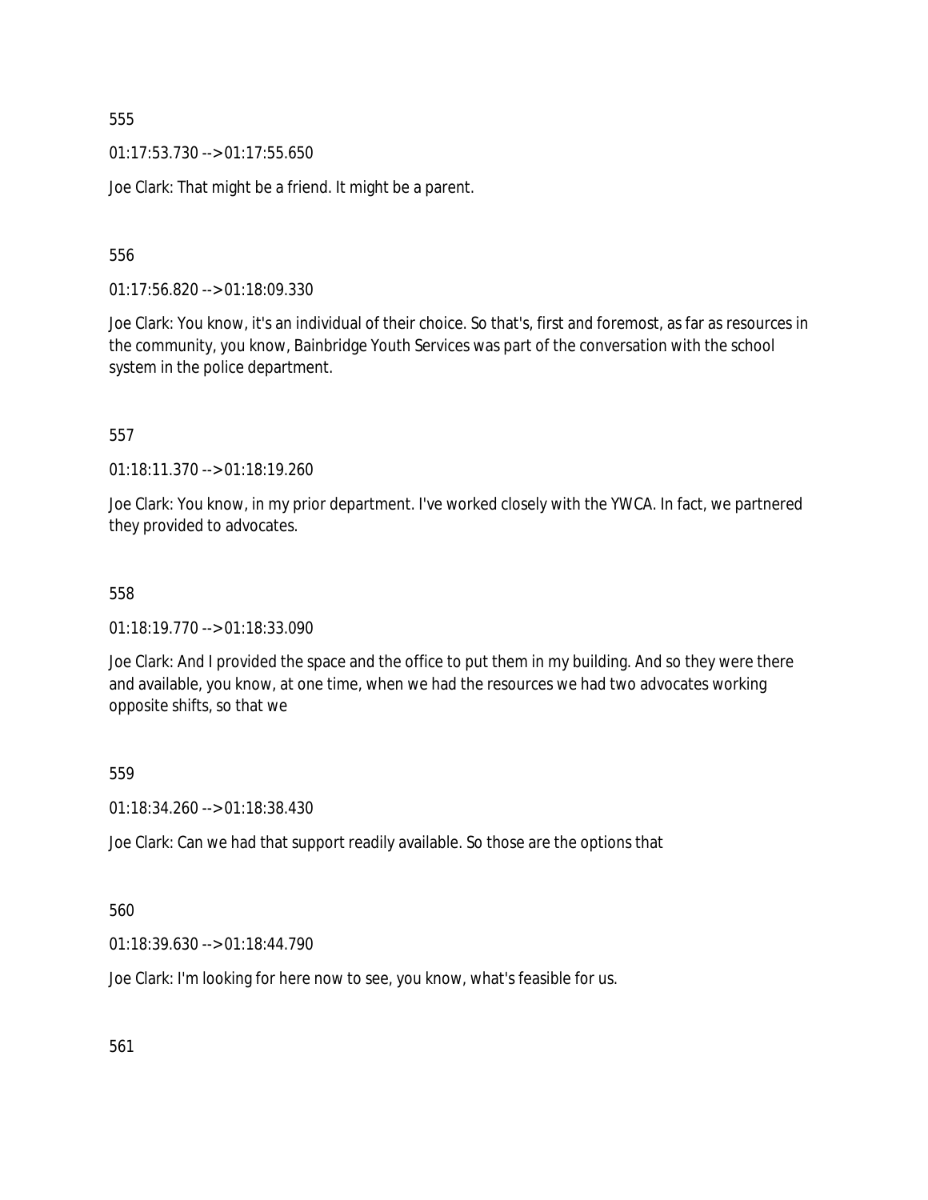555

01:17:53.730 --> 01:17:55.650

Joe Clark: That might be a friend. It might be a parent.

556

01:17:56.820 --> 01:18:09.330

Joe Clark: You know, it's an individual of their choice. So that's, first and foremost, as far as resources in the community, you know, Bainbridge Youth Services was part of the conversation with the school system in the police department.

557

01:18:11.370 --> 01:18:19.260

Joe Clark: You know, in my prior department. I've worked closely with the YWCA. In fact, we partnered they provided to advocates.

558

01:18:19.770 --> 01:18:33.090

Joe Clark: And I provided the space and the office to put them in my building. And so they were there and available, you know, at one time, when we had the resources we had two advocates working opposite shifts, so that we

559

01:18:34.260 --> 01:18:38.430

Joe Clark: Can we had that support readily available. So those are the options that

560

01:18:39.630 --> 01:18:44.790

Joe Clark: I'm looking for here now to see, you know, what's feasible for us.

561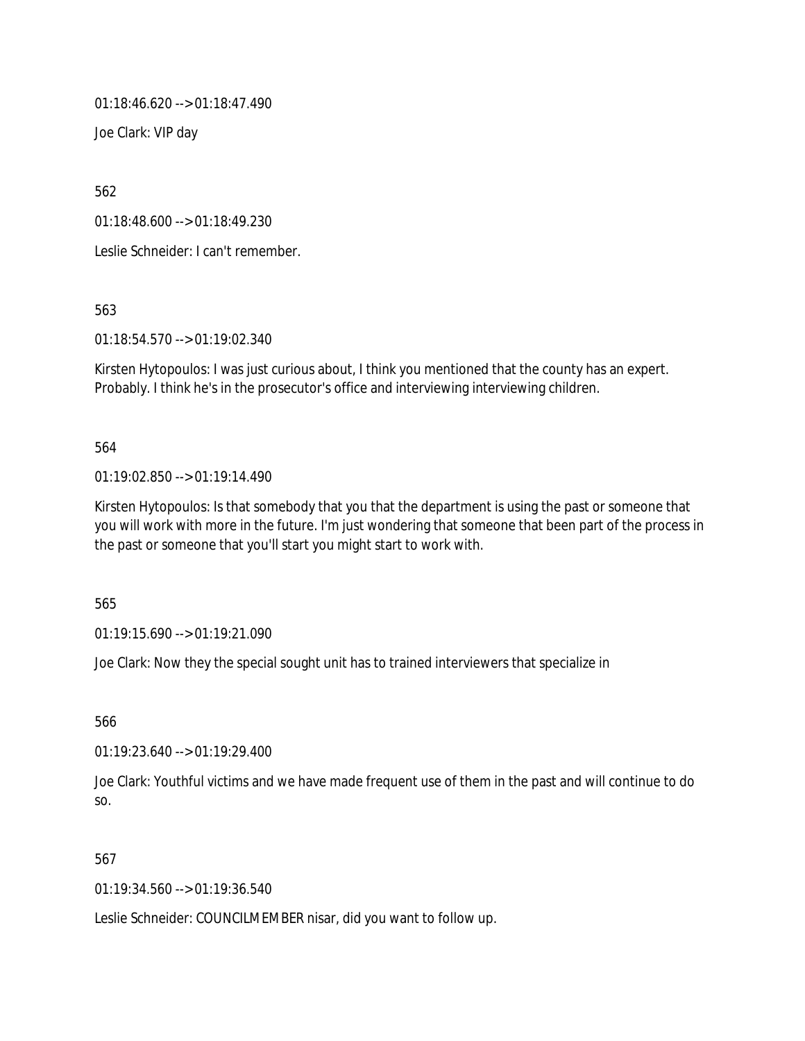01:18:46.620 --> 01:18:47.490

Joe Clark: VIP day

562

01:18:48.600 --> 01:18:49.230

Leslie Schneider: I can't remember.

563

01:18:54.570 --> 01:19:02.340

Kirsten Hytopoulos: I was just curious about, I think you mentioned that the county has an expert. Probably. I think he's in the prosecutor's office and interviewing interviewing children.

564

01:19:02.850 --> 01:19:14.490

Kirsten Hytopoulos: Is that somebody that you that the department is using the past or someone that you will work with more in the future. I'm just wondering that someone that been part of the process in the past or someone that you'll start you might start to work with.

565

01:19:15.690 --> 01:19:21.090

Joe Clark: Now they the special sought unit has to trained interviewers that specialize in

566

01:19:23.640 --> 01:19:29.400

Joe Clark: Youthful victims and we have made frequent use of them in the past and will continue to do so.

567

01:19:34.560 --> 01:19:36.540

Leslie Schneider: COUNCILMEMBER nisar, did you want to follow up.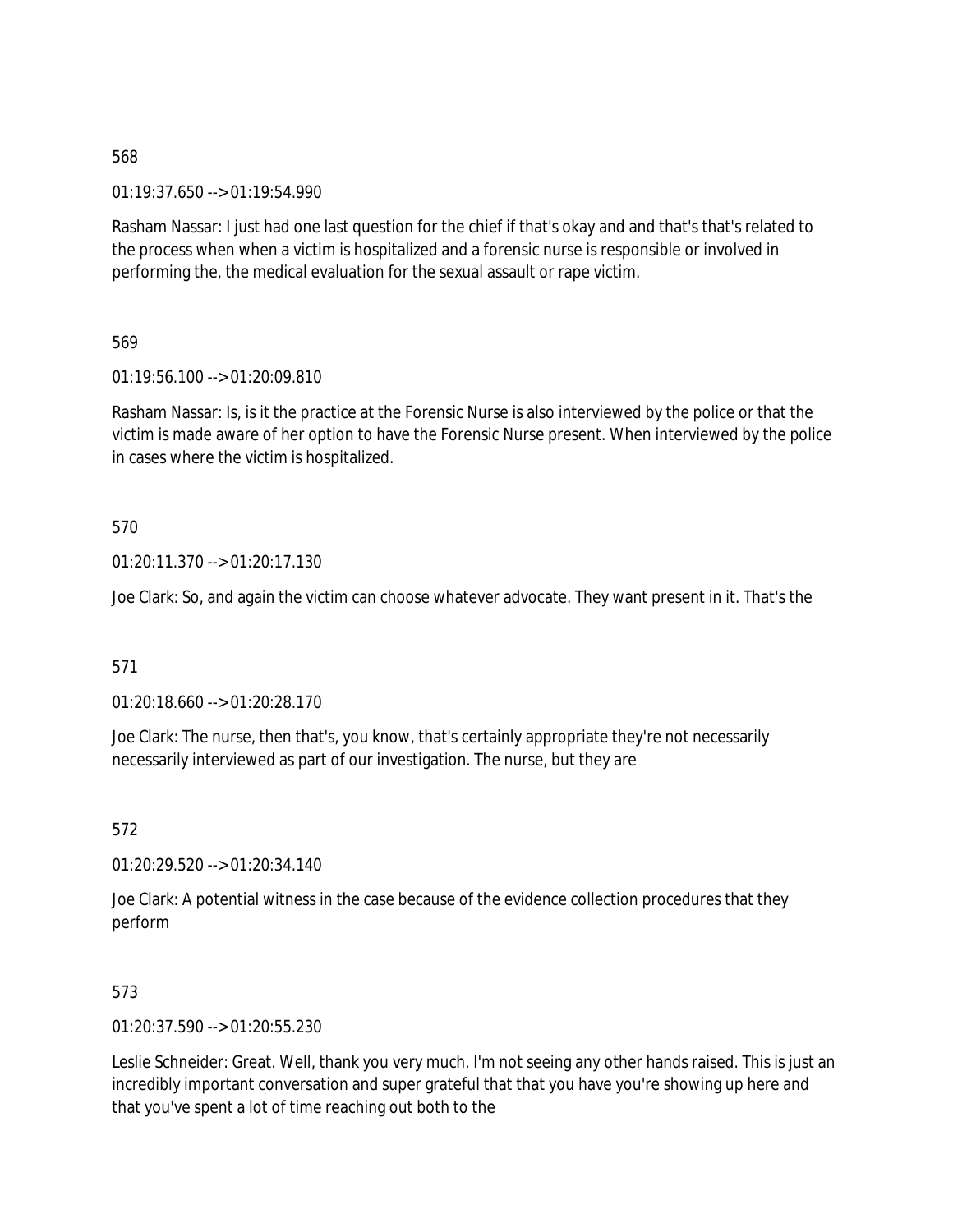568

01:19:37.650 --> 01:19:54.990

Rasham Nassar: I just had one last question for the chief if that's okay and and that's that's related to the process when when a victim is hospitalized and a forensic nurse is responsible or involved in performing the, the medical evaluation for the sexual assault or rape victim.

569

01:19:56.100 --> 01:20:09.810

Rasham Nassar: Is, is it the practice at the Forensic Nurse is also interviewed by the police or that the victim is made aware of her option to have the Forensic Nurse present. When interviewed by the police in cases where the victim is hospitalized.

570

01:20:11.370 --> 01:20:17.130

Joe Clark: So, and again the victim can choose whatever advocate. They want present in it. That's the

571

01:20:18.660 --> 01:20:28.170

Joe Clark: The nurse, then that's, you know, that's certainly appropriate they're not necessarily necessarily interviewed as part of our investigation. The nurse, but they are

572

01:20:29.520 --> 01:20:34.140

Joe Clark: A potential witness in the case because of the evidence collection procedures that they perform

573

01:20:37.590 --> 01:20:55.230

Leslie Schneider: Great. Well, thank you very much. I'm not seeing any other hands raised. This is just an incredibly important conversation and super grateful that that you have you're showing up here and that you've spent a lot of time reaching out both to the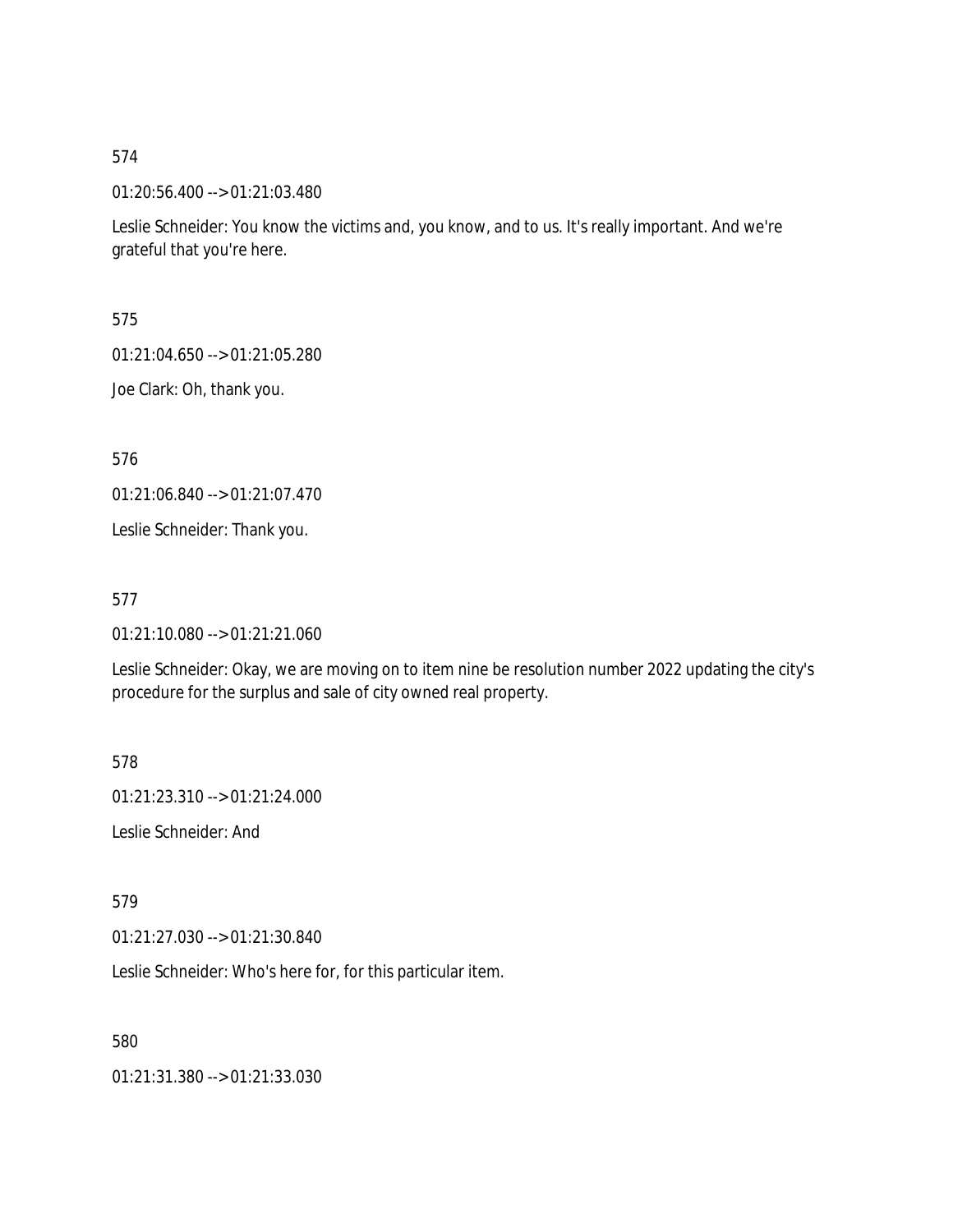574

01:20:56.400 --> 01:21:03.480

Leslie Schneider: You know the victims and, you know, and to us. It's really important. And we're grateful that you're here.

575

01:21:04.650 --> 01:21:05.280

Joe Clark: Oh, thank you.

576

01:21:06.840 --> 01:21:07.470

Leslie Schneider: Thank you.

577

01:21:10.080 --> 01:21:21.060

Leslie Schneider: Okay, we are moving on to item nine be resolution number 2022 updating the city's procedure for the surplus and sale of city owned real property.

578

01:21:23.310 --> 01:21:24.000

Leslie Schneider: And

579

01:21:27.030 --> 01:21:30.840

Leslie Schneider: Who's here for, for this particular item.

580

01:21:31.380 --> 01:21:33.030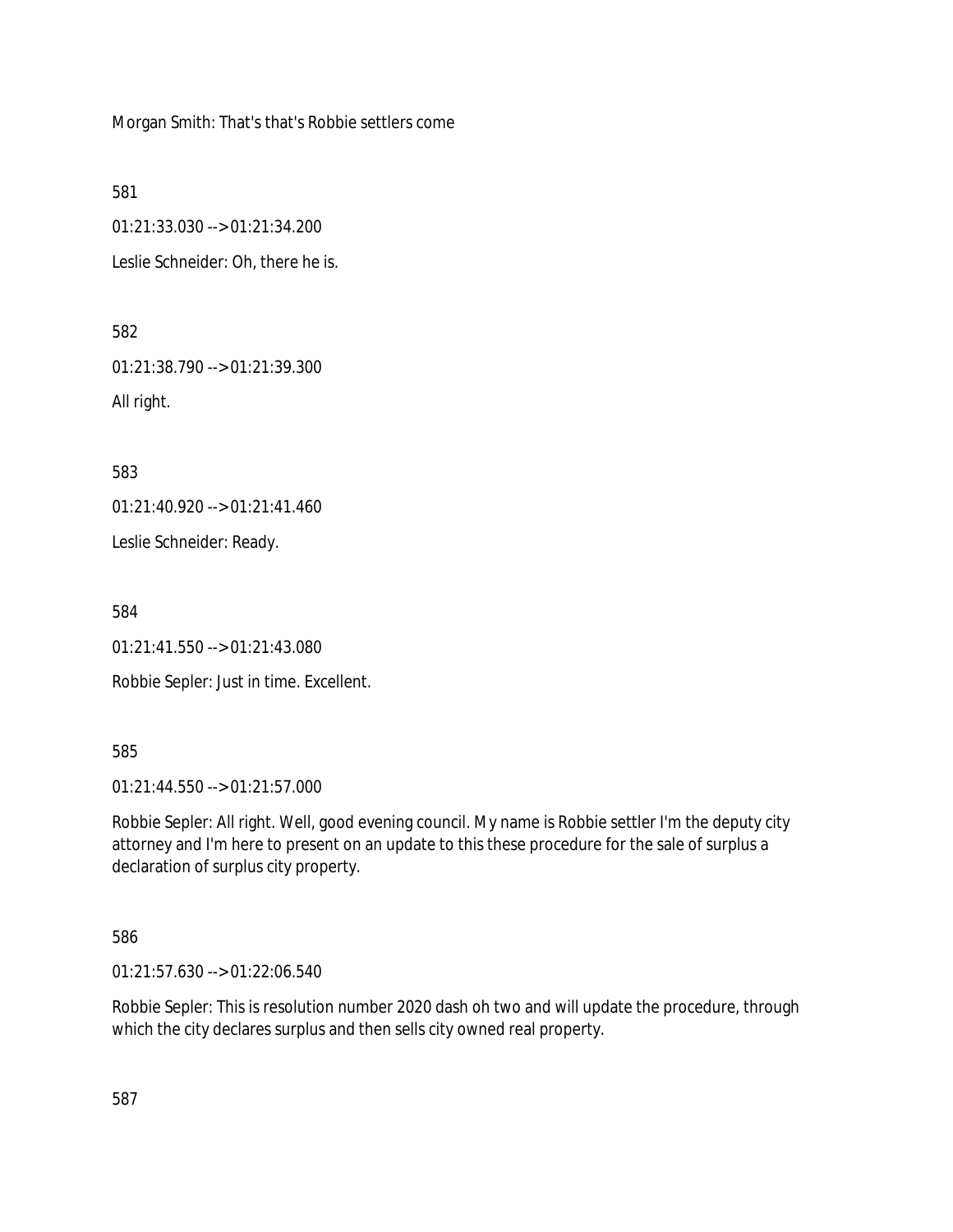Morgan Smith: That's that's Robbie settlers come

581

01:21:33.030 --> 01:21:34.200

Leslie Schneider: Oh, there he is.

582

01:21:38.790 --> 01:21:39.300

All right.

583

01:21:40.920 --> 01:21:41.460

Leslie Schneider: Ready.

584

01:21:41.550 --> 01:21:43.080

Robbie Sepler: Just in time. Excellent.

585

01:21:44.550 --> 01:21:57.000

Robbie Sepler: All right. Well, good evening council. My name is Robbie settler I'm the deputy city attorney and I'm here to present on an update to this these procedure for the sale of surplus a declaration of surplus city property.

586

01:21:57.630 --> 01:22:06.540

Robbie Sepler: This is resolution number 2020 dash oh two and will update the procedure, through which the city declares surplus and then sells city owned real property.

587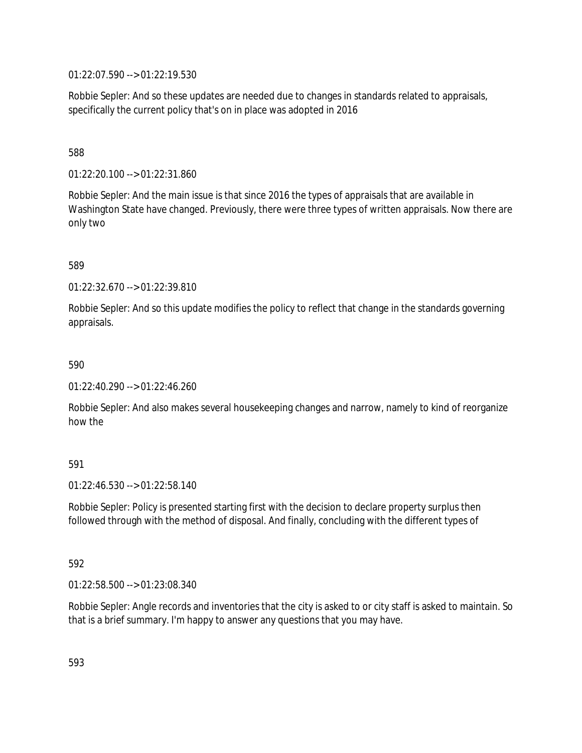01:22:07.590 --> 01:22:19.530

Robbie Sepler: And so these updates are needed due to changes in standards related to appraisals, specifically the current policy that's on in place was adopted in 2016

588

01:22:20.100 --> 01:22:31.860

Robbie Sepler: And the main issue is that since 2016 the types of appraisals that are available in Washington State have changed. Previously, there were three types of written appraisals. Now there are only two

589

01:22:32.670 --> 01:22:39.810

Robbie Sepler: And so this update modifies the policy to reflect that change in the standards governing appraisals.

590

01:22:40.290 --> 01:22:46.260

Robbie Sepler: And also makes several housekeeping changes and narrow, namely to kind of reorganize how the

591

01:22:46.530 --> 01:22:58.140

Robbie Sepler: Policy is presented starting first with the decision to declare property surplus then followed through with the method of disposal. And finally, concluding with the different types of

592

01:22:58.500 --> 01:23:08.340

Robbie Sepler: Angle records and inventories that the city is asked to or city staff is asked to maintain. So that is a brief summary. I'm happy to answer any questions that you may have.

593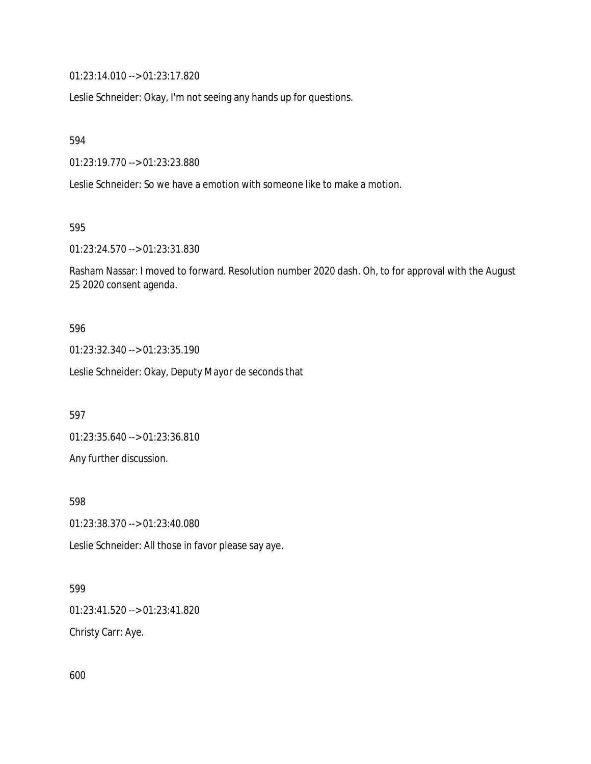01:23:14.010 --> 01:23:17.820

Leslie Schneider: Okay, I'm not seeing any hands up for questions.

594

01:23:19.770 --> 01:23:23.880

Leslie Schneider: So we have a emotion with someone like to make a motion.

595

01:23:24.570 --> 01:23:31.830

Rasham Nassar: I moved to forward. Resolution number 2020 dash. Oh, to for approval with the August 25 2020 consent agenda.

596

01:23:32.340 --> 01:23:35.190

Leslie Schneider: Okay, Deputy Mayor de seconds that

597

01:23:35.640 --> 01:23:36.810

Any further discussion.

598

01:23:38.370 --> 01:23:40.080

Leslie Schneider: All those in favor please say aye.

599

01:23:41.520 --> 01:23:41.820

Christy Carr: Aye.

600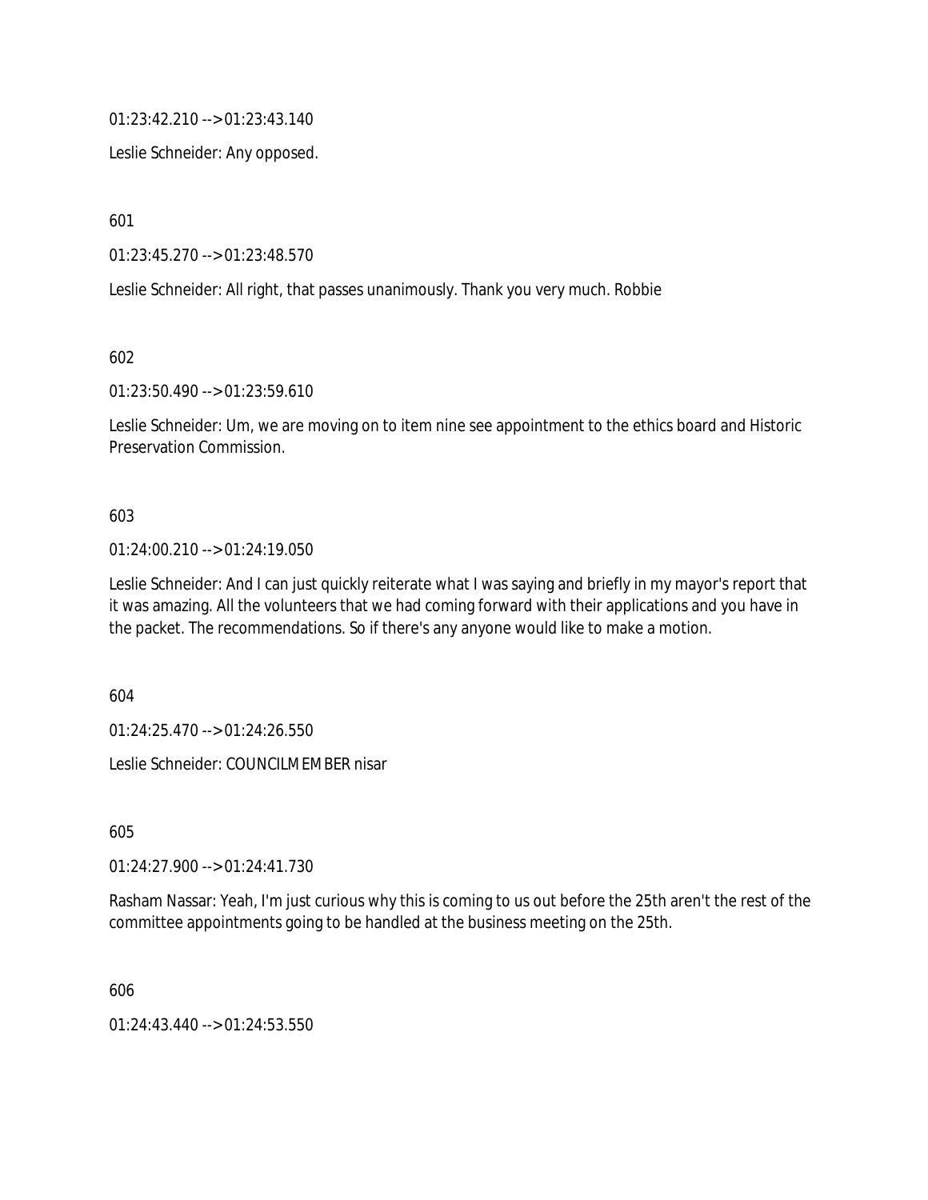01:23:42.210 --> 01:23:43.140

Leslie Schneider: Any opposed.

601

01:23:45.270 --> 01:23:48.570

Leslie Schneider: All right, that passes unanimously. Thank you very much. Robbie

602

01:23:50.490 --> 01:23:59.610

Leslie Schneider: Um, we are moving on to item nine see appointment to the ethics board and Historic Preservation Commission.

603

01:24:00.210 --> 01:24:19.050

Leslie Schneider: And I can just quickly reiterate what I was saying and briefly in my mayor's report that it was amazing. All the volunteers that we had coming forward with their applications and you have in the packet. The recommendations. So if there's any anyone would like to make a motion.

604

01:24:25.470 --> 01:24:26.550

Leslie Schneider: COUNCILMEMBER nisar

605

01:24:27.900 --> 01:24:41.730

Rasham Nassar: Yeah, I'm just curious why this is coming to us out before the 25th aren't the rest of the committee appointments going to be handled at the business meeting on the 25th.

606

01:24:43.440 --> 01:24:53.550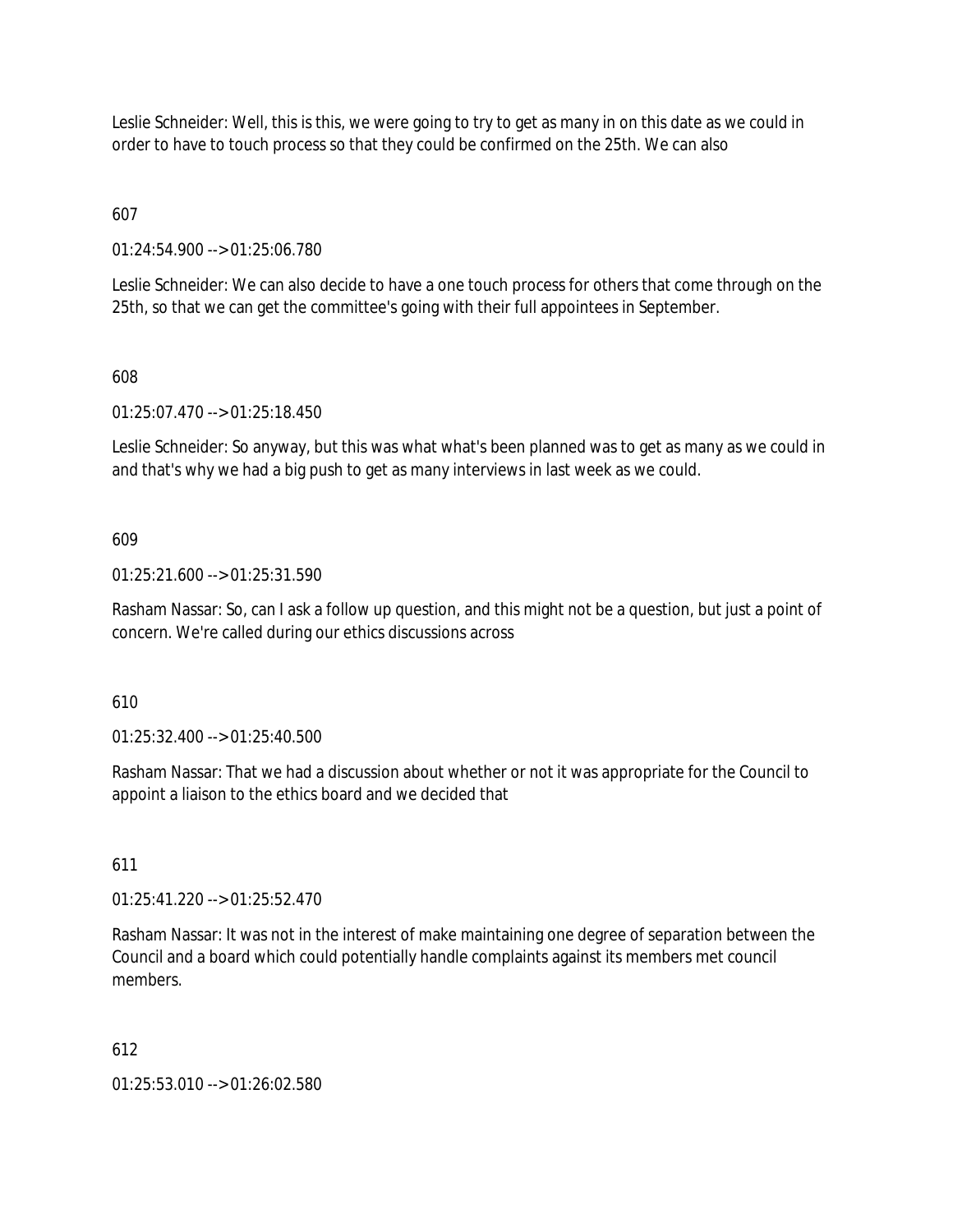Leslie Schneider: Well, this is this, we were going to try to get as many in on this date as we could in order to have to touch process so that they could be confirmed on the 25th. We can also

607

01:24:54.900 --> 01:25:06.780

Leslie Schneider: We can also decide to have a one touch process for others that come through on the 25th, so that we can get the committee's going with their full appointees in September.

608

01:25:07.470 --> 01:25:18.450

Leslie Schneider: So anyway, but this was what what's been planned was to get as many as we could in and that's why we had a big push to get as many interviews in last week as we could.

609

01:25:21.600 --> 01:25:31.590

Rasham Nassar: So, can I ask a follow up question, and this might not be a question, but just a point of concern. We're called during our ethics discussions across

610

01:25:32.400 --> 01:25:40.500

Rasham Nassar: That we had a discussion about whether or not it was appropriate for the Council to appoint a liaison to the ethics board and we decided that

611

01:25:41.220 --> 01:25:52.470

Rasham Nassar: It was not in the interest of make maintaining one degree of separation between the Council and a board which could potentially handle complaints against its members met council members.

612

01:25:53.010 --> 01:26:02.580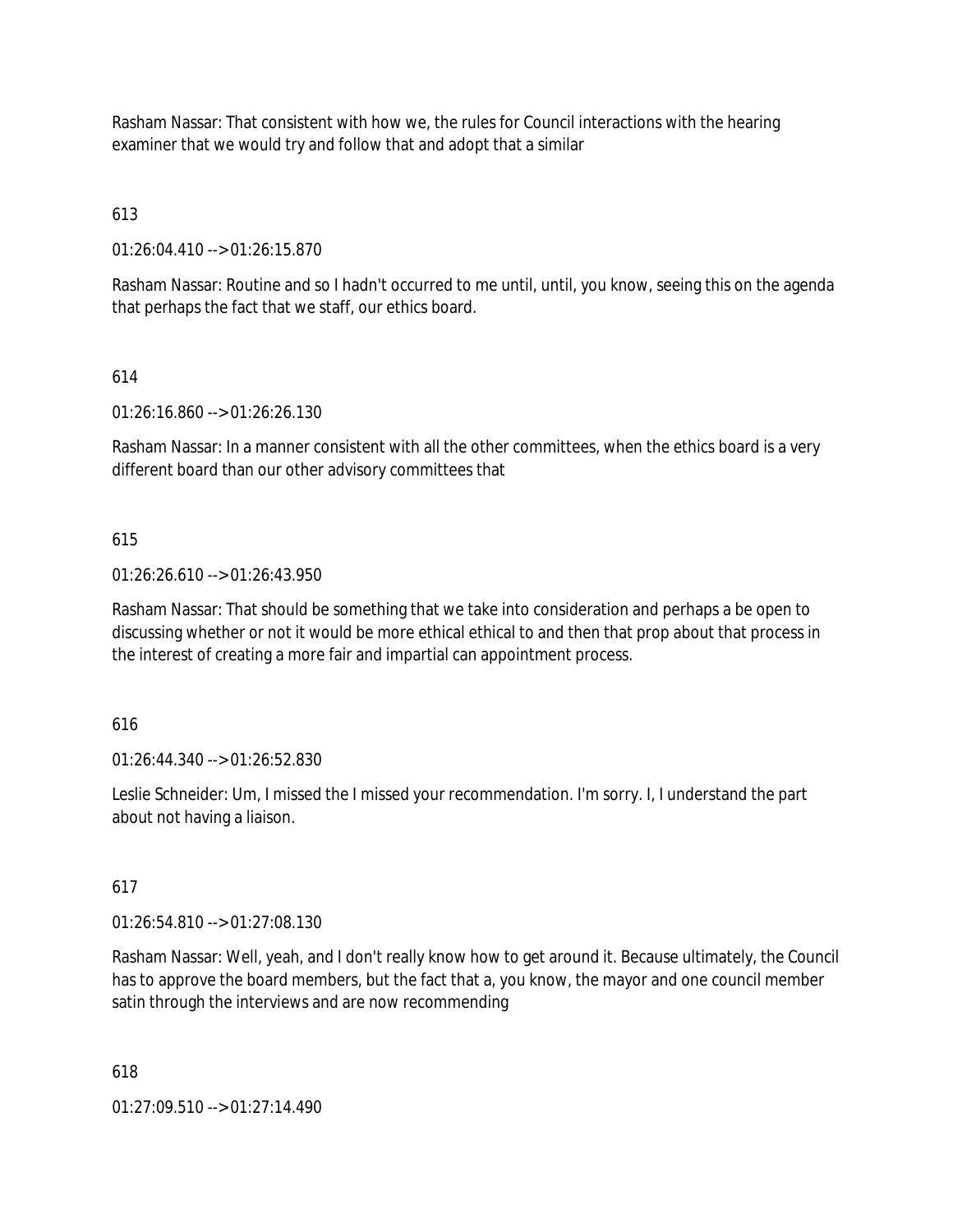Rasham Nassar: That consistent with how we, the rules for Council interactions with the hearing examiner that we would try and follow that and adopt that a similar

613

01:26:04.410 --> 01:26:15.870

Rasham Nassar: Routine and so I hadn't occurred to me until, until, you know, seeing this on the agenda that perhaps the fact that we staff, our ethics board.

614

01:26:16.860 --> 01:26:26.130

Rasham Nassar: In a manner consistent with all the other committees, when the ethics board is a very different board than our other advisory committees that

615

01:26:26.610 --> 01:26:43.950

Rasham Nassar: That should be something that we take into consideration and perhaps a be open to discussing whether or not it would be more ethical ethical to and then that prop about that process in the interest of creating a more fair and impartial can appointment process.

616

01:26:44.340 --> 01:26:52.830

Leslie Schneider: Um, I missed the I missed your recommendation. I'm sorry. I, I understand the part about not having a liaison.

617

01:26:54.810 --> 01:27:08.130

Rasham Nassar: Well, yeah, and I don't really know how to get around it. Because ultimately, the Council has to approve the board members, but the fact that a, you know, the mayor and one council member satin through the interviews and are now recommending

618

01:27:09.510 --> 01:27:14.490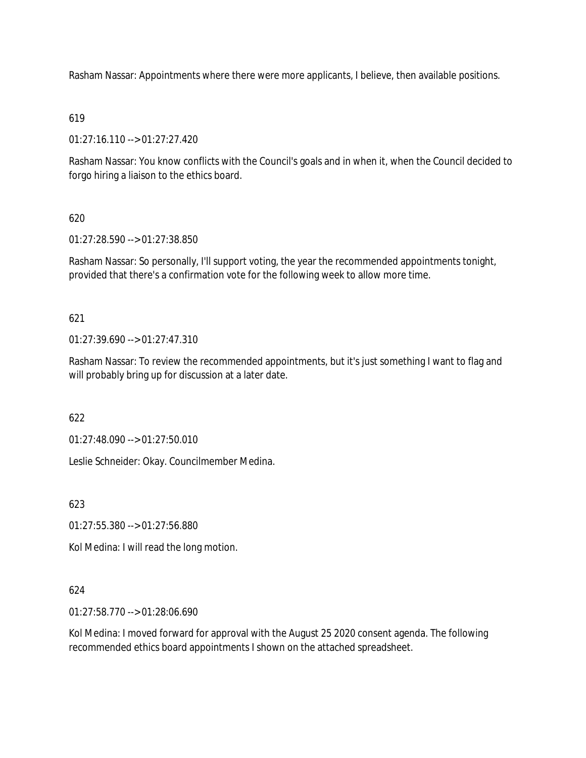Rasham Nassar: Appointments where there were more applicants, I believe, then available positions.

619

01:27:16.110 --> 01:27:27.420

Rasham Nassar: You know conflicts with the Council's goals and in when it, when the Council decided to forgo hiring a liaison to the ethics board.

620

01:27:28.590 --> 01:27:38.850

Rasham Nassar: So personally, I'll support voting, the year the recommended appointments tonight, provided that there's a confirmation vote for the following week to allow more time.

621

01:27:39.690 --> 01:27:47.310

Rasham Nassar: To review the recommended appointments, but it's just something I want to flag and will probably bring up for discussion at a later date.

622

01:27:48.090 --> 01:27:50.010

Leslie Schneider: Okay. Councilmember Medina.

623

01:27:55.380 --> 01:27:56.880

Kol Medina: I will read the long motion.

624

01:27:58.770 --> 01:28:06.690

Kol Medina: I moved forward for approval with the August 25 2020 consent agenda. The following recommended ethics board appointments I shown on the attached spreadsheet.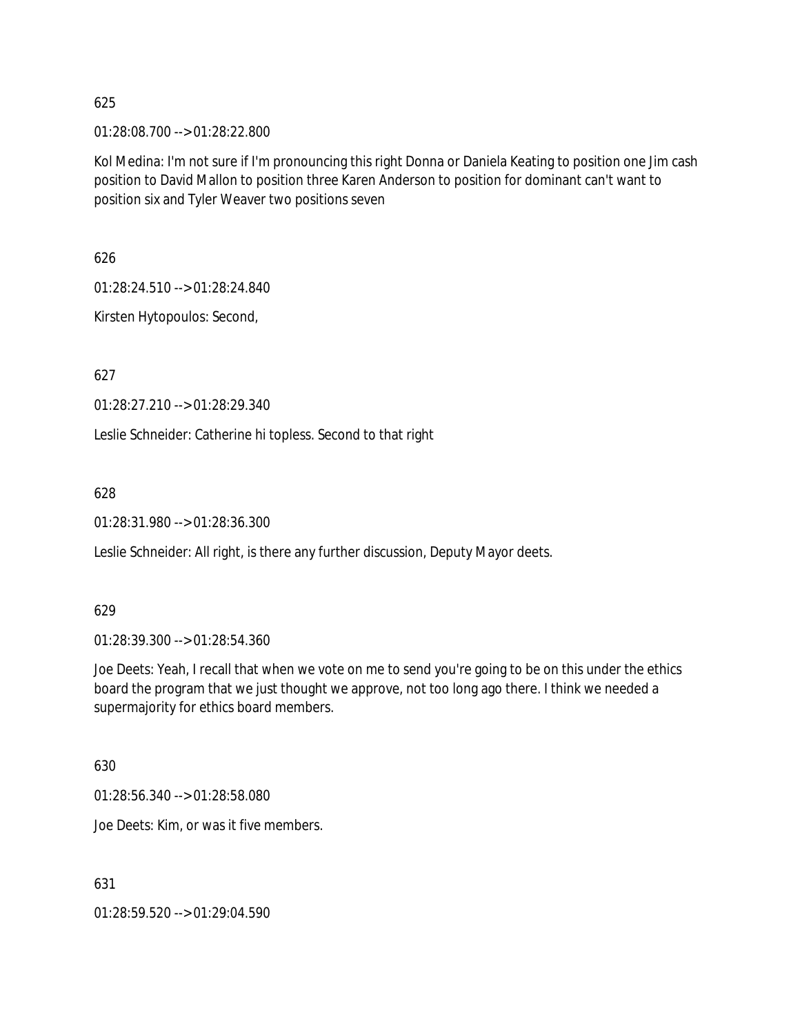625

01:28:08.700 --> 01:28:22.800

Kol Medina: I'm not sure if I'm pronouncing this right Donna or Daniela Keating to position one Jim cash position to David Mallon to position three Karen Anderson to position for dominant can't want to position six and Tyler Weaver two positions seven

626

01:28:24.510 --> 01:28:24.840

Kirsten Hytopoulos: Second,

627

01:28:27.210 --> 01:28:29.340

Leslie Schneider: Catherine hi topless. Second to that right

628

01:28:31.980 --> 01:28:36.300

Leslie Schneider: All right, is there any further discussion, Deputy Mayor deets.

629

01:28:39.300 --> 01:28:54.360

Joe Deets: Yeah, I recall that when we vote on me to send you're going to be on this under the ethics board the program that we just thought we approve, not too long ago there. I think we needed a supermajority for ethics board members.

630

01:28:56.340 --> 01:28:58.080

Joe Deets: Kim, or was it five members.

631

01:28:59.520 --> 01:29:04.590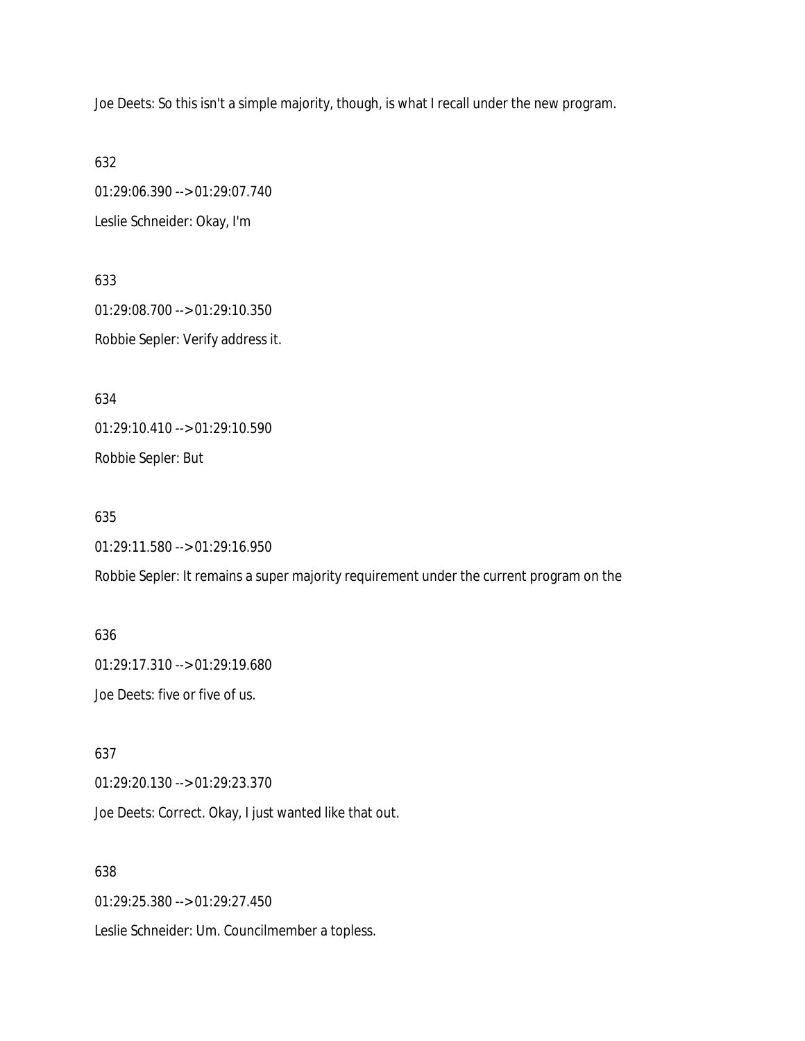Joe Deets: So this isn't a simple majority, though, is what I recall under the new program.

632

01:29:06.390 --> 01:29:07.740

Leslie Schneider: Okay, I'm

633

01:29:08.700 --> 01:29:10.350

Robbie Sepler: Verify address it.

634

01:29:10.410 --> 01:29:10.590

Robbie Sepler: But

635

01:29:11.580 --> 01:29:16.950

Robbie Sepler: It remains a super majority requirement under the current program on the

636

01:29:17.310 --> 01:29:19.680

Joe Deets: five or five of us.

637

01:29:20.130 --> 01:29:23.370

Joe Deets: Correct. Okay, I just wanted like that out.

638

01:29:25.380 --> 01:29:27.450

Leslie Schneider: Um. Councilmember a topless.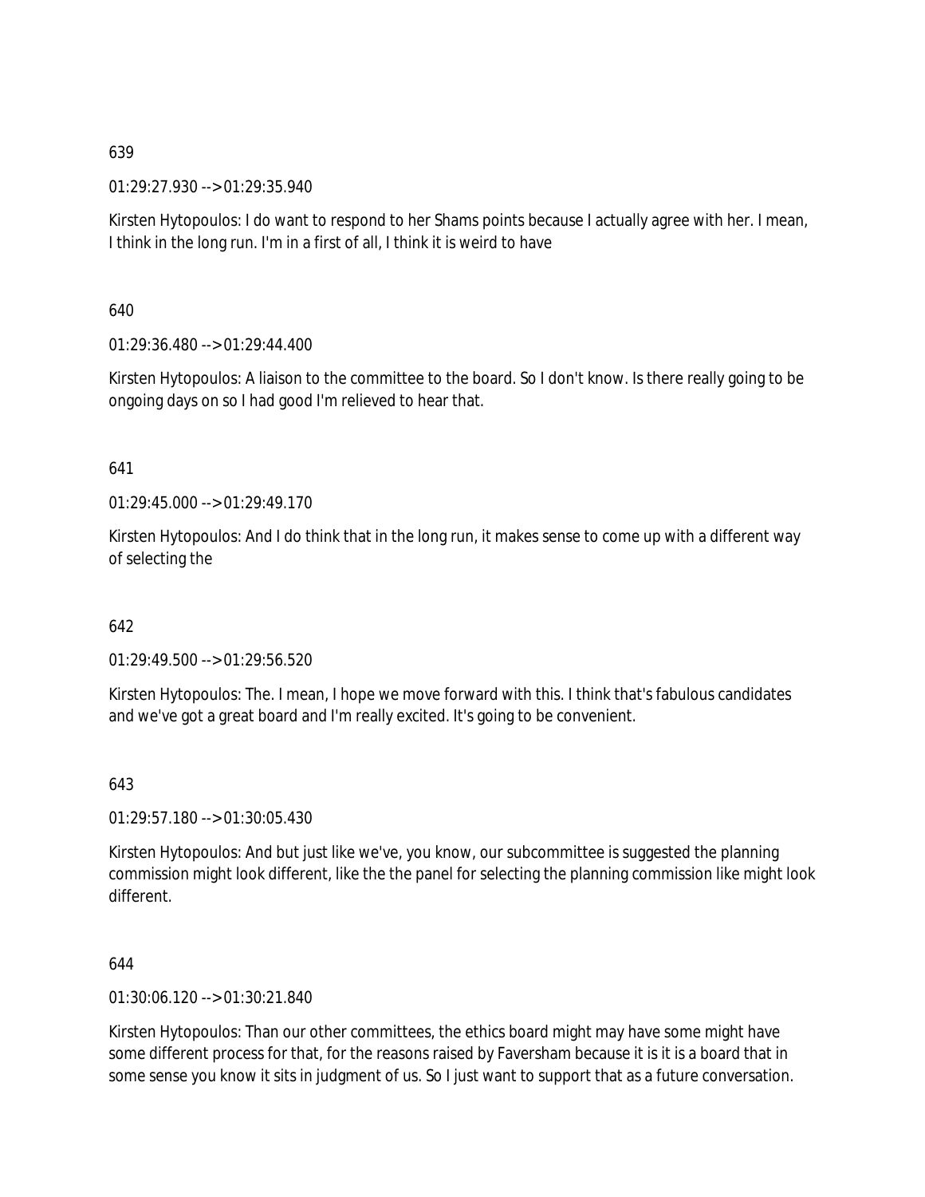639

01:29:27.930 --> 01:29:35.940

Kirsten Hytopoulos: I do want to respond to her Shams points because I actually agree with her. I mean, I think in the long run. I'm in a first of all, I think it is weird to have

640

01:29:36.480 --> 01:29:44.400

Kirsten Hytopoulos: A liaison to the committee to the board. So I don't know. Is there really going to be ongoing days on so I had good I'm relieved to hear that.

641

01:29:45.000 --> 01:29:49.170

Kirsten Hytopoulos: And I do think that in the long run, it makes sense to come up with a different way of selecting the

642

01:29:49.500 --> 01:29:56.520

Kirsten Hytopoulos: The. I mean, I hope we move forward with this. I think that's fabulous candidates and we've got a great board and I'm really excited. It's going to be convenient.

643

01:29:57.180 --> 01:30:05.430

Kirsten Hytopoulos: And but just like we've, you know, our subcommittee is suggested the planning commission might look different, like the the panel for selecting the planning commission like might look different.

644

01:30:06.120 --> 01:30:21.840

Kirsten Hytopoulos: Than our other committees, the ethics board might may have some might have some different process for that, for the reasons raised by Faversham because it is it is a board that in some sense you know it sits in judgment of us. So I just want to support that as a future conversation.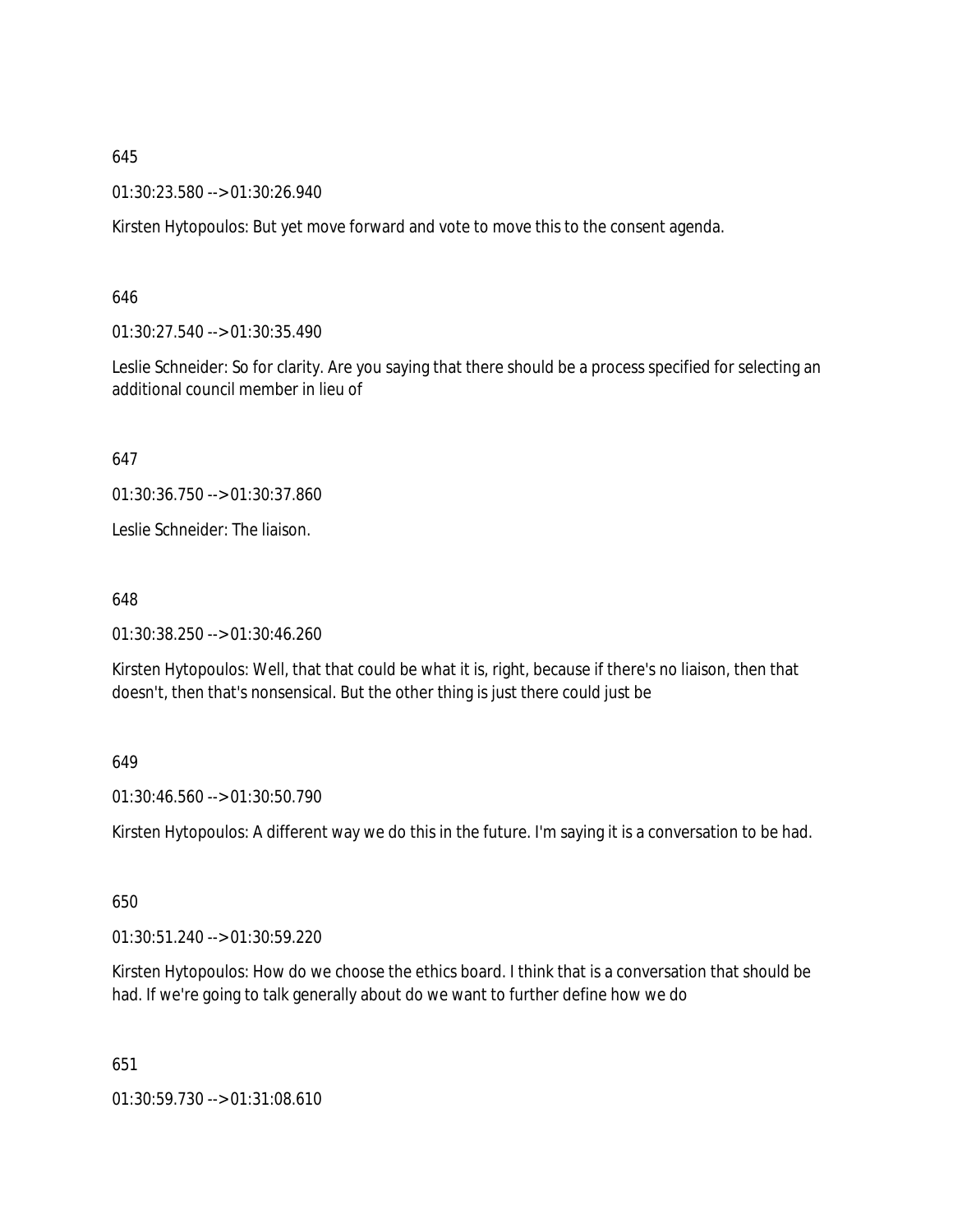645

01:30:23.580 --> 01:30:26.940

Kirsten Hytopoulos: But yet move forward and vote to move this to the consent agenda.

646

01:30:27.540 --> 01:30:35.490

Leslie Schneider: So for clarity. Are you saying that there should be a process specified for selecting an additional council member in lieu of

647

01:30:36.750 --> 01:30:37.860

Leslie Schneider: The liaison.

648

01:30:38.250 --> 01:30:46.260

Kirsten Hytopoulos: Well, that that could be what it is, right, because if there's no liaison, then that doesn't, then that's nonsensical. But the other thing is just there could just be

649

01:30:46.560 --> 01:30:50.790

Kirsten Hytopoulos: A different way we do this in the future. I'm saying it is a conversation to be had.

650

01:30:51.240 --> 01:30:59.220

Kirsten Hytopoulos: How do we choose the ethics board. I think that is a conversation that should be had. If we're going to talk generally about do we want to further define how we do

651

01:30:59.730 --> 01:31:08.610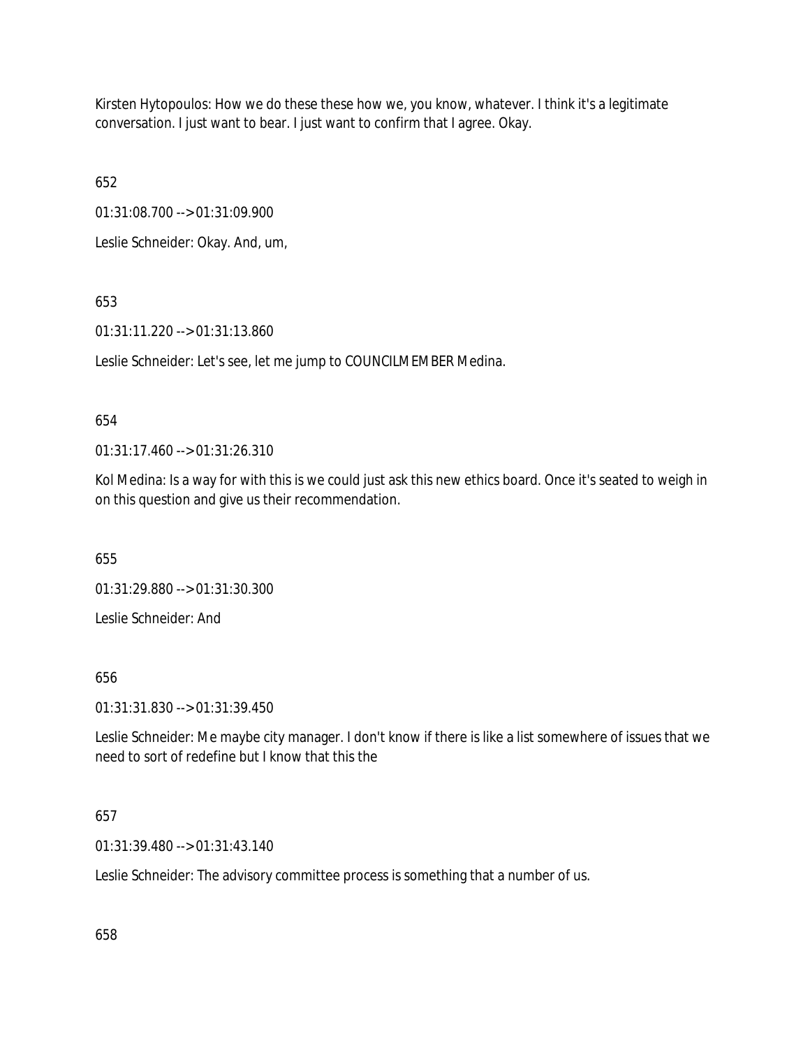Kirsten Hytopoulos: How we do these these how we, you know, whatever. I think it's a legitimate conversation. I just want to bear. I just want to confirm that I agree. Okay.

652

01:31:08.700 --> 01:31:09.900

Leslie Schneider: Okay. And, um,

653

01:31:11.220 --> 01:31:13.860

Leslie Schneider: Let's see, let me jump to COUNCILMEMBER Medina.

654

01:31:17.460 --> 01:31:26.310

Kol Medina: Is a way for with this is we could just ask this new ethics board. Once it's seated to weigh in on this question and give us their recommendation.

655

01:31:29.880 --> 01:31:30.300

Leslie Schneider: And

656

01:31:31.830 --> 01:31:39.450

Leslie Schneider: Me maybe city manager. I don't know if there is like a list somewhere of issues that we need to sort of redefine but I know that this the

657

01:31:39.480 --> 01:31:43.140

Leslie Schneider: The advisory committee process is something that a number of us.

658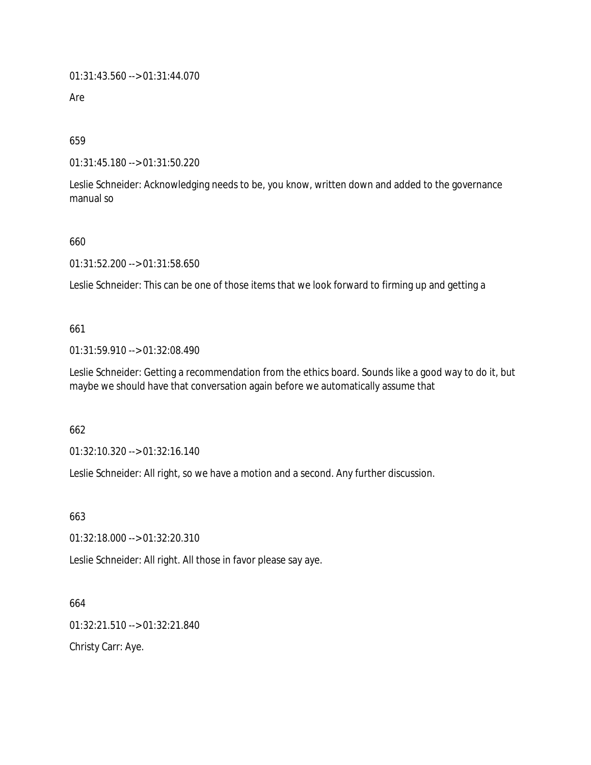01:31:43.560 --> 01:31:44.070

Are

659

01:31:45.180 --> 01:31:50.220

Leslie Schneider: Acknowledging needs to be, you know, written down and added to the governance manual so

660

01:31:52.200 --> 01:31:58.650

Leslie Schneider: This can be one of those items that we look forward to firming up and getting a

661

01:31:59.910 --> 01:32:08.490

Leslie Schneider: Getting a recommendation from the ethics board. Sounds like a good way to do it, but maybe we should have that conversation again before we automatically assume that

662

01:32:10.320 --> 01:32:16.140

Leslie Schneider: All right, so we have a motion and a second. Any further discussion.

663

01:32:18.000 --> 01:32:20.310

Leslie Schneider: All right. All those in favor please say aye.

664

01:32:21.510 --> 01:32:21.840

Christy Carr: Aye.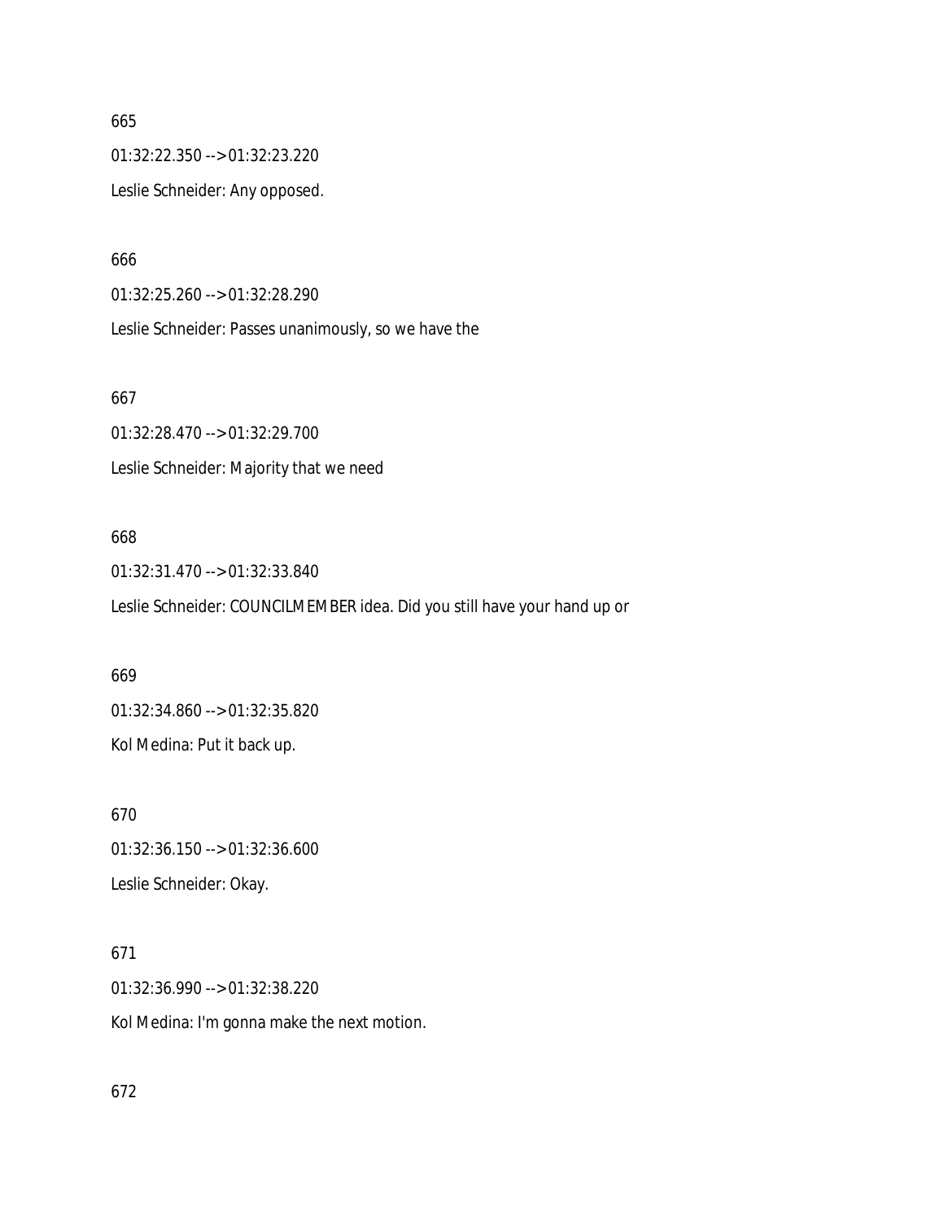665

01:32:22.350 --> 01:32:23.220

Leslie Schneider: Any opposed.

666

01:32:25.260 --> 01:32:28.290

Leslie Schneider: Passes unanimously, so we have the

667

01:32:28.470 --> 01:32:29.700

Leslie Schneider: Majority that we need

668

01:32:31.470 --> 01:32:33.840

Leslie Schneider: COUNCILMEMBER idea. Did you still have your hand up or

669

01:32:34.860 --> 01:32:35.820

Kol Medina: Put it back up.

670

01:32:36.150 --> 01:32:36.600

Leslie Schneider: Okay.

671

01:32:36.990 --> 01:32:38.220

Kol Medina: I'm gonna make the next motion.

672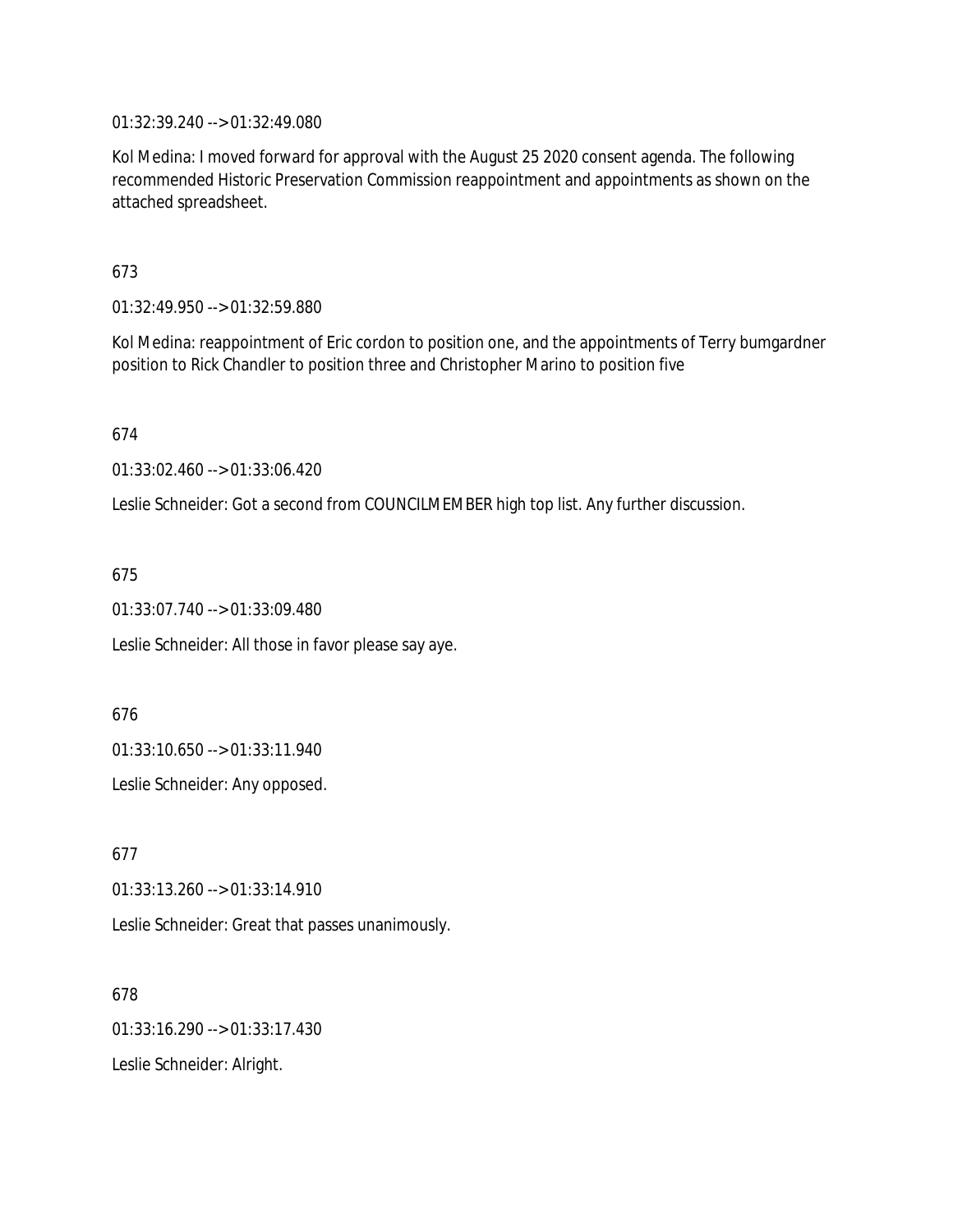01:32:39.240 --> 01:32:49.080

Kol Medina: I moved forward for approval with the August 25 2020 consent agenda. The following recommended Historic Preservation Commission reappointment and appointments as shown on the attached spreadsheet.

673

01:32:49.950 --> 01:32:59.880

Kol Medina: reappointment of Eric cordon to position one, and the appointments of Terry bumgardner position to Rick Chandler to position three and Christopher Marino to position five

674

01:33:02.460 --> 01:33:06.420

Leslie Schneider: Got a second from COUNCILMEMBER high top list. Any further discussion.

675

01:33:07.740 --> 01:33:09.480

Leslie Schneider: All those in favor please say aye.

676

01:33:10.650 --> 01:33:11.940

Leslie Schneider: Any opposed.

677

01:33:13.260 --> 01:33:14.910

Leslie Schneider: Great that passes unanimously.

678

01:33:16.290 --> 01:33:17.430

Leslie Schneider: Alright.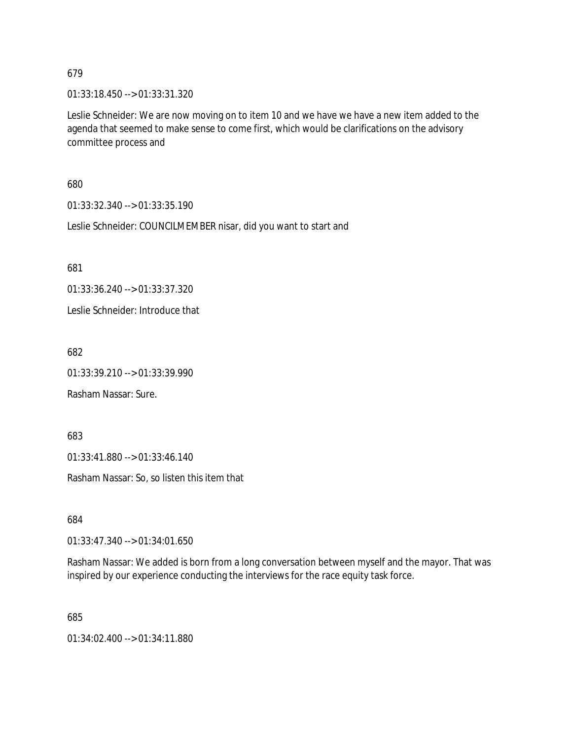679

01:33:18.450 --> 01:33:31.320

Leslie Schneider: We are now moving on to item 10 and we have we have a new item added to the agenda that seemed to make sense to come first, which would be clarifications on the advisory committee process and

680

01:33:32.340 --> 01:33:35.190

Leslie Schneider: COUNCILMEMBER nisar, did you want to start and

681

01:33:36.240 --> 01:33:37.320

Leslie Schneider: Introduce that

682

01:33:39.210 --> 01:33:39.990

Rasham Nassar: Sure.

683

01:33:41.880 --> 01:33:46.140

Rasham Nassar: So, so listen this item that

684

01:33:47.340 --> 01:34:01.650

Rasham Nassar: We added is born from a long conversation between myself and the mayor. That was inspired by our experience conducting the interviews for the race equity task force.

685

01:34:02.400 --> 01:34:11.880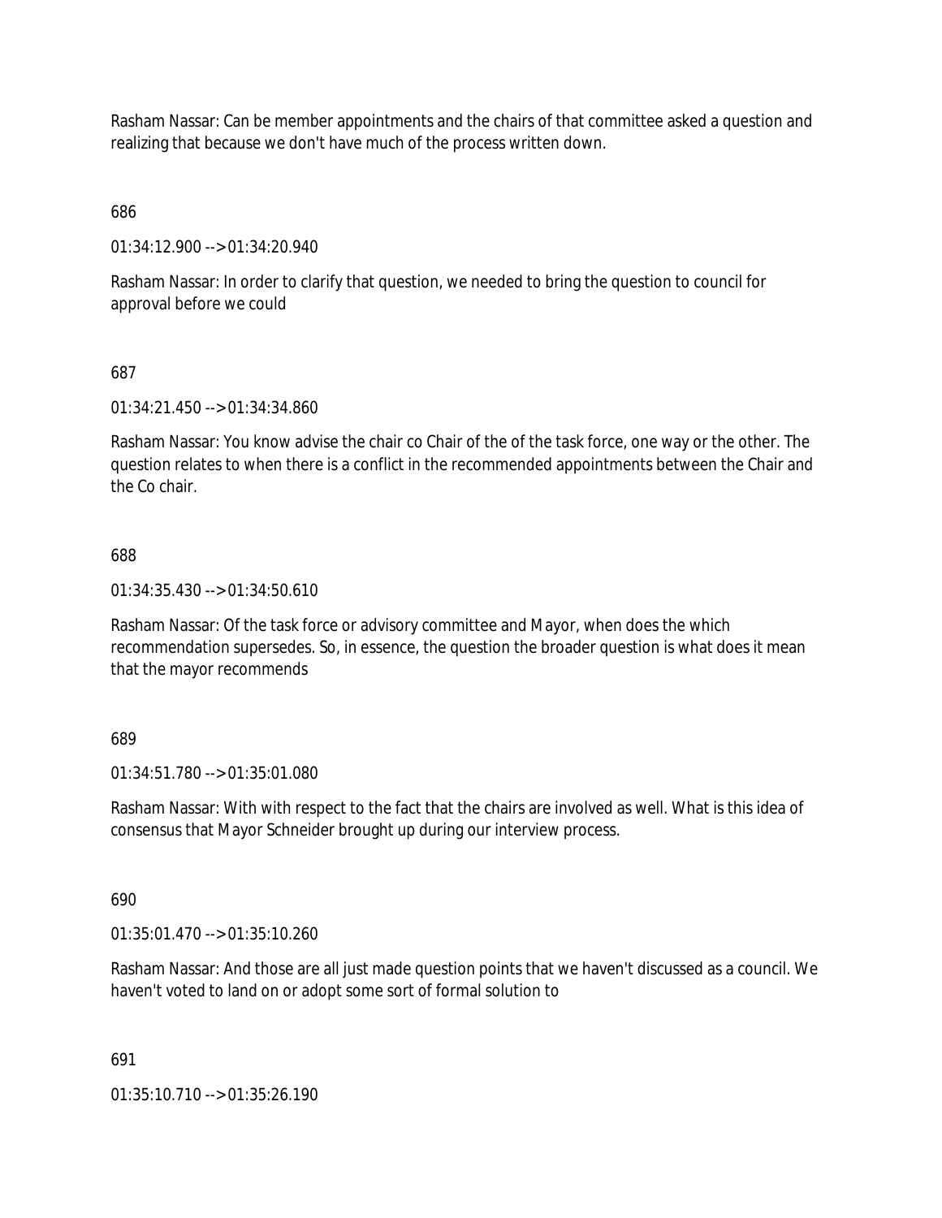Rasham Nassar: Can be member appointments and the chairs of that committee asked a question and realizing that because we don't have much of the process written down.

686

01:34:12.900 --> 01:34:20.940

Rasham Nassar: In order to clarify that question, we needed to bring the question to council for approval before we could

687

01:34:21.450 --> 01:34:34.860

Rasham Nassar: You know advise the chair co Chair of the of the task force, one way or the other. The question relates to when there is a conflict in the recommended appointments between the Chair and the Co chair.

688

01:34:35.430 --> 01:34:50.610

Rasham Nassar: Of the task force or advisory committee and Mayor, when does the which recommendation supersedes. So, in essence, the question the broader question is what does it mean that the mayor recommends

689

01:34:51.780 --> 01:35:01.080

Rasham Nassar: With with respect to the fact that the chairs are involved as well. What is this idea of consensus that Mayor Schneider brought up during our interview process.

690

01:35:01.470 --> 01:35:10.260

Rasham Nassar: And those are all just made question points that we haven't discussed as a council. We haven't voted to land on or adopt some sort of formal solution to

691

01:35:10.710 --> 01:35:26.190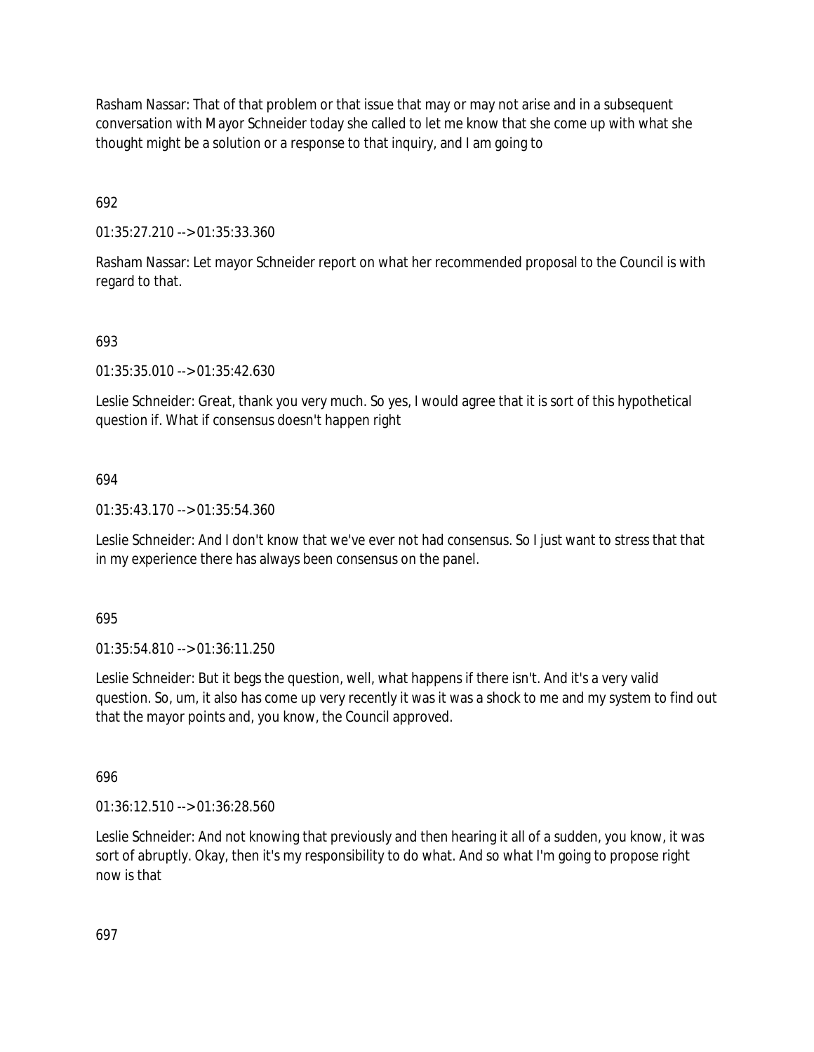Rasham Nassar: That of that problem or that issue that may or may not arise and in a subsequent conversation with Mayor Schneider today she called to let me know that she come up with what she thought might be a solution or a response to that inquiry, and I am going to

692

01:35:27.210 --> 01:35:33.360

Rasham Nassar: Let mayor Schneider report on what her recommended proposal to the Council is with regard to that.

693

01:35:35.010 --> 01:35:42.630

Leslie Schneider: Great, thank you very much. So yes, I would agree that it is sort of this hypothetical question if. What if consensus doesn't happen right

694

01:35:43.170 --> 01:35:54.360

Leslie Schneider: And I don't know that we've ever not had consensus. So I just want to stress that that in my experience there has always been consensus on the panel.

695

01:35:54.810 --> 01:36:11.250

Leslie Schneider: But it begs the question, well, what happens if there isn't. And it's a very valid question. So, um, it also has come up very recently it was it was a shock to me and my system to find out that the mayor points and, you know, the Council approved.

696

01:36:12.510 --> 01:36:28.560

Leslie Schneider: And not knowing that previously and then hearing it all of a sudden, you know, it was sort of abruptly. Okay, then it's my responsibility to do what. And so what I'm going to propose right now is that

697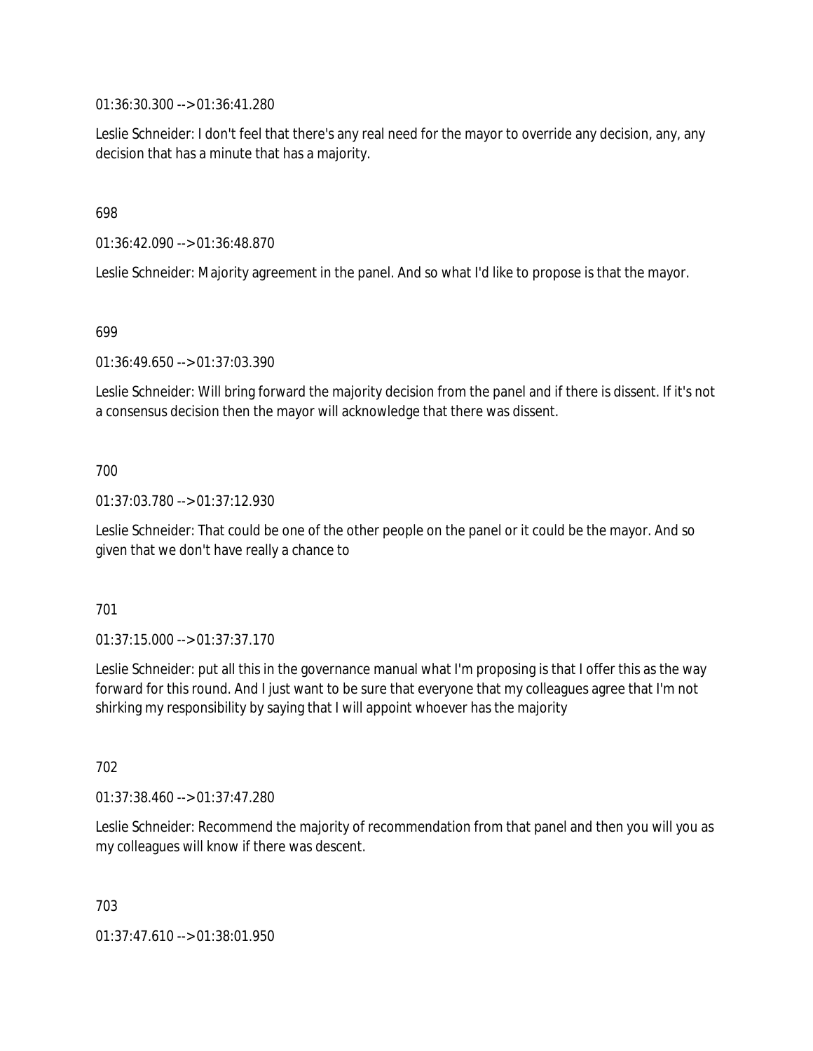01:36:30.300 --> 01:36:41.280

Leslie Schneider: I don't feel that there's any real need for the mayor to override any decision, any, any decision that has a minute that has a majority.

698

01:36:42.090 --> 01:36:48.870

Leslie Schneider: Majority agreement in the panel. And so what I'd like to propose is that the mayor.

699

01:36:49.650 --> 01:37:03.390

Leslie Schneider: Will bring forward the majority decision from the panel and if there is dissent. If it's not a consensus decision then the mayor will acknowledge that there was dissent.

700

01:37:03.780 --> 01:37:12.930

Leslie Schneider: That could be one of the other people on the panel or it could be the mayor. And so given that we don't have really a chance to

701

01:37:15.000 --> 01:37:37.170

Leslie Schneider: put all this in the governance manual what I'm proposing is that I offer this as the way forward for this round. And I just want to be sure that everyone that my colleagues agree that I'm not shirking my responsibility by saying that I will appoint whoever has the majority

702

01:37:38.460 --> 01:37:47.280

Leslie Schneider: Recommend the majority of recommendation from that panel and then you will you as my colleagues will know if there was descent.

703

01:37:47.610 --> 01:38:01.950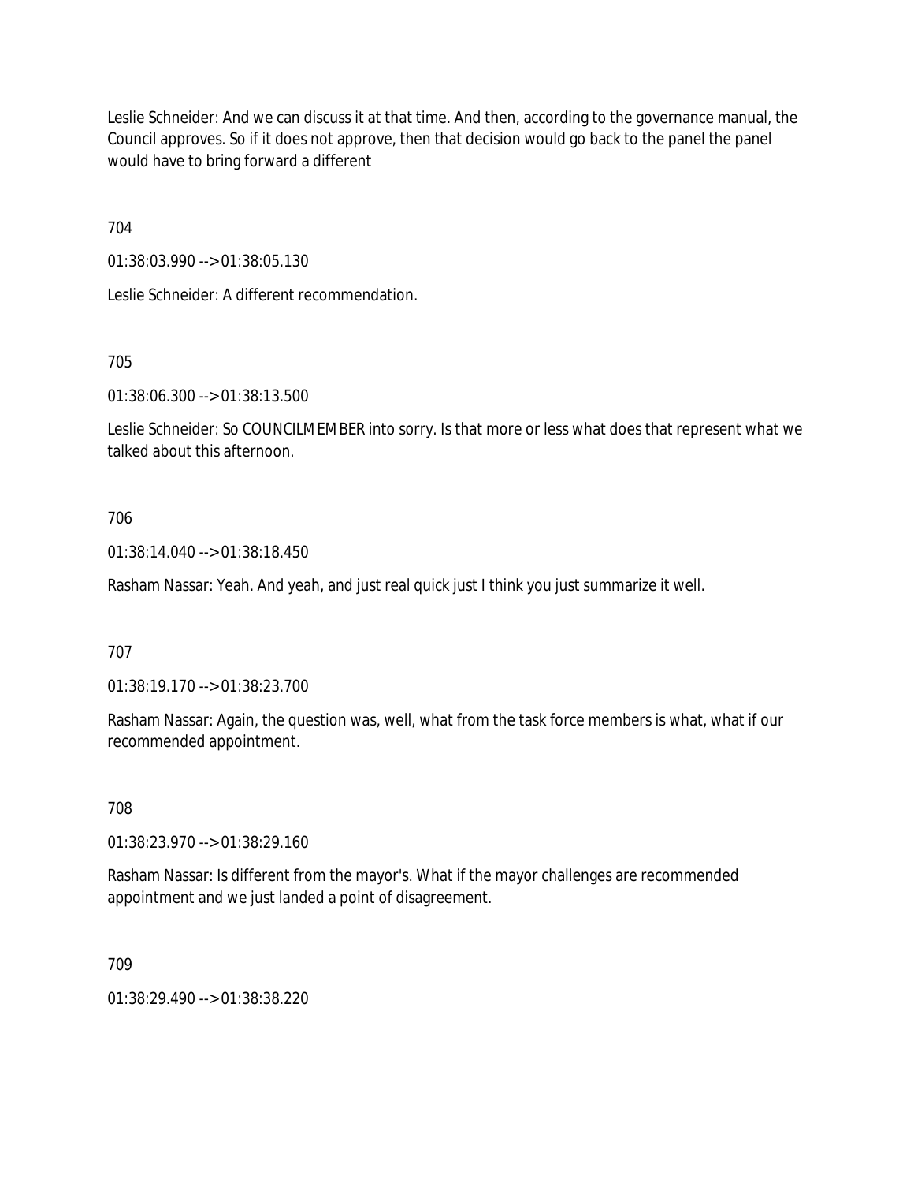Leslie Schneider: And we can discuss it at that time. And then, according to the governance manual, the Council approves. So if it does not approve, then that decision would go back to the panel the panel would have to bring forward a different

704

01:38:03.990 --> 01:38:05.130

Leslie Schneider: A different recommendation.

705

01:38:06.300 --> 01:38:13.500

Leslie Schneider: So COUNCILMEMBER into sorry. Is that more or less what does that represent what we talked about this afternoon.

706

01:38:14.040 --> 01:38:18.450

Rasham Nassar: Yeah. And yeah, and just real quick just I think you just summarize it well.

707

01:38:19.170 --> 01:38:23.700

Rasham Nassar: Again, the question was, well, what from the task force members is what, what if our recommended appointment.

708

01:38:23.970 --> 01:38:29.160

Rasham Nassar: Is different from the mayor's. What if the mayor challenges are recommended appointment and we just landed a point of disagreement.

709

01:38:29.490 --> 01:38:38.220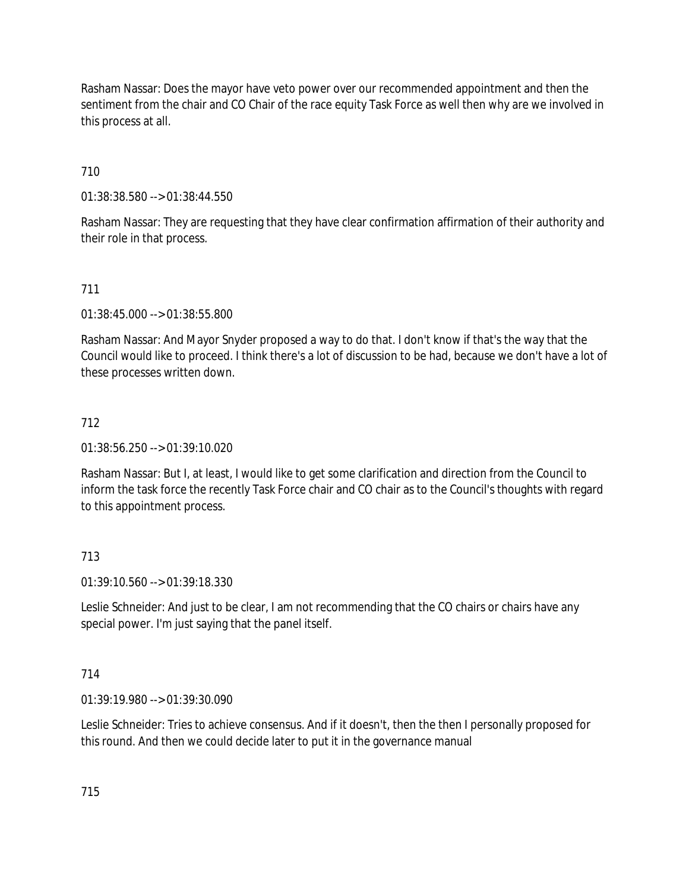Rasham Nassar: Does the mayor have veto power over our recommended appointment and then the sentiment from the chair and CO Chair of the race equity Task Force as well then why are we involved in this process at all.

710

01:38:38.580 --> 01:38:44.550

Rasham Nassar: They are requesting that they have clear confirmation affirmation of their authority and their role in that process.

711

01:38:45.000 --> 01:38:55.800

Rasham Nassar: And Mayor Snyder proposed a way to do that. I don't know if that's the way that the Council would like to proceed. I think there's a lot of discussion to be had, because we don't have a lot of these processes written down.

712

01:38:56.250 --> 01:39:10.020

Rasham Nassar: But I, at least, I would like to get some clarification and direction from the Council to inform the task force the recently Task Force chair and CO chair as to the Council's thoughts with regard to this appointment process.

713

01:39:10.560 --> 01:39:18.330

Leslie Schneider: And just to be clear, I am not recommending that the CO chairs or chairs have any special power. I'm just saying that the panel itself.

714

01:39:19.980 --> 01:39:30.090

Leslie Schneider: Tries to achieve consensus. And if it doesn't, then the then I personally proposed for this round. And then we could decide later to put it in the governance manual

715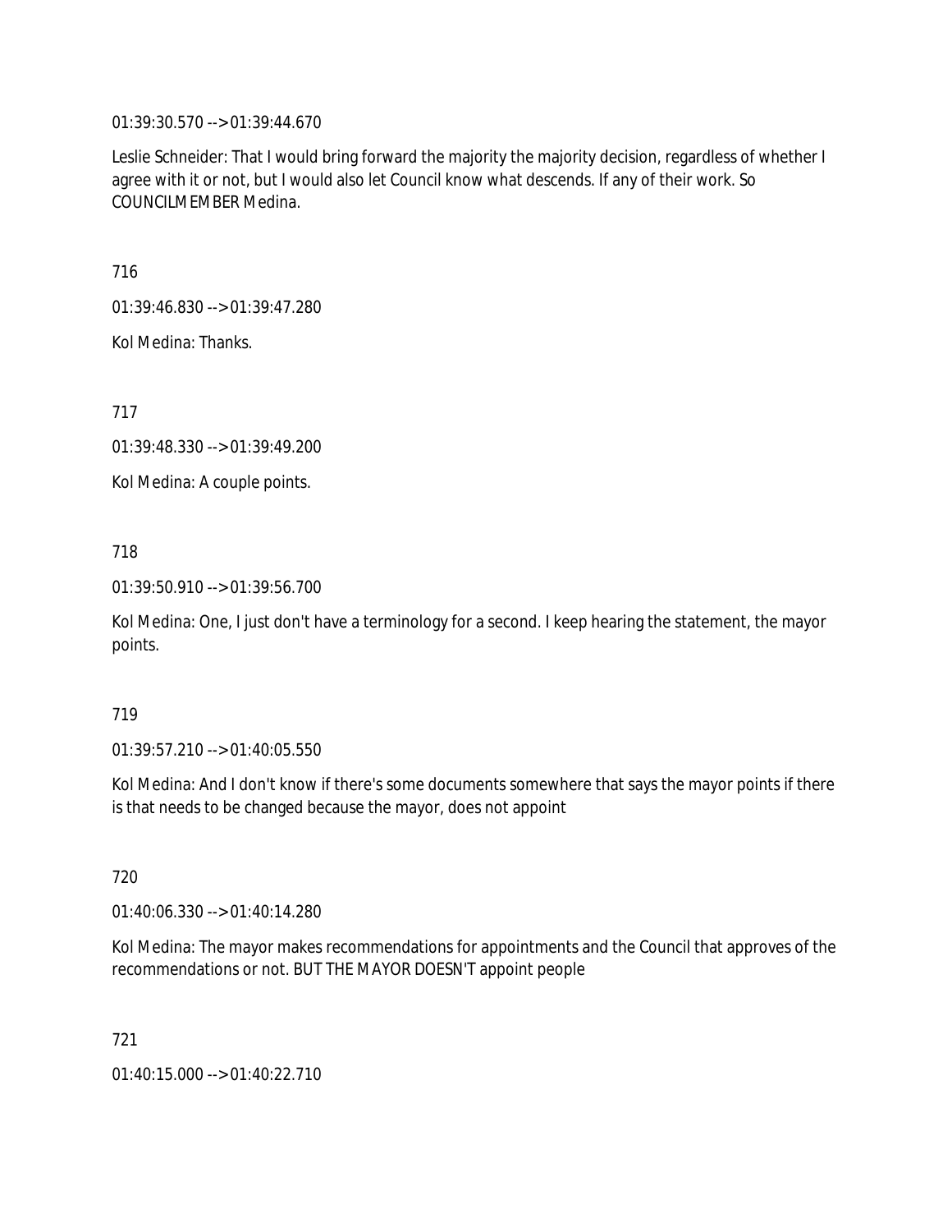01:39:30.570 --> 01:39:44.670

Leslie Schneider: That I would bring forward the majority the majority decision, regardless of whether I agree with it or not, but I would also let Council know what descends. If any of their work. So COUNCILMEMBER Medina.

716

01:39:46.830 --> 01:39:47.280

Kol Medina: Thanks.

717

01:39:48.330 --> 01:39:49.200

Kol Medina: A couple points.

718

01:39:50.910 --> 01:39:56.700

Kol Medina: One, I just don't have a terminology for a second. I keep hearing the statement, the mayor points.

719

01:39:57.210 --> 01:40:05.550

Kol Medina: And I don't know if there's some documents somewhere that says the mayor points if there is that needs to be changed because the mayor, does not appoint

720

01:40:06.330 --> 01:40:14.280

Kol Medina: The mayor makes recommendations for appointments and the Council that approves of the recommendations or not. BUT THE MAYOR DOESN'T appoint people

721

01:40:15.000 --> 01:40:22.710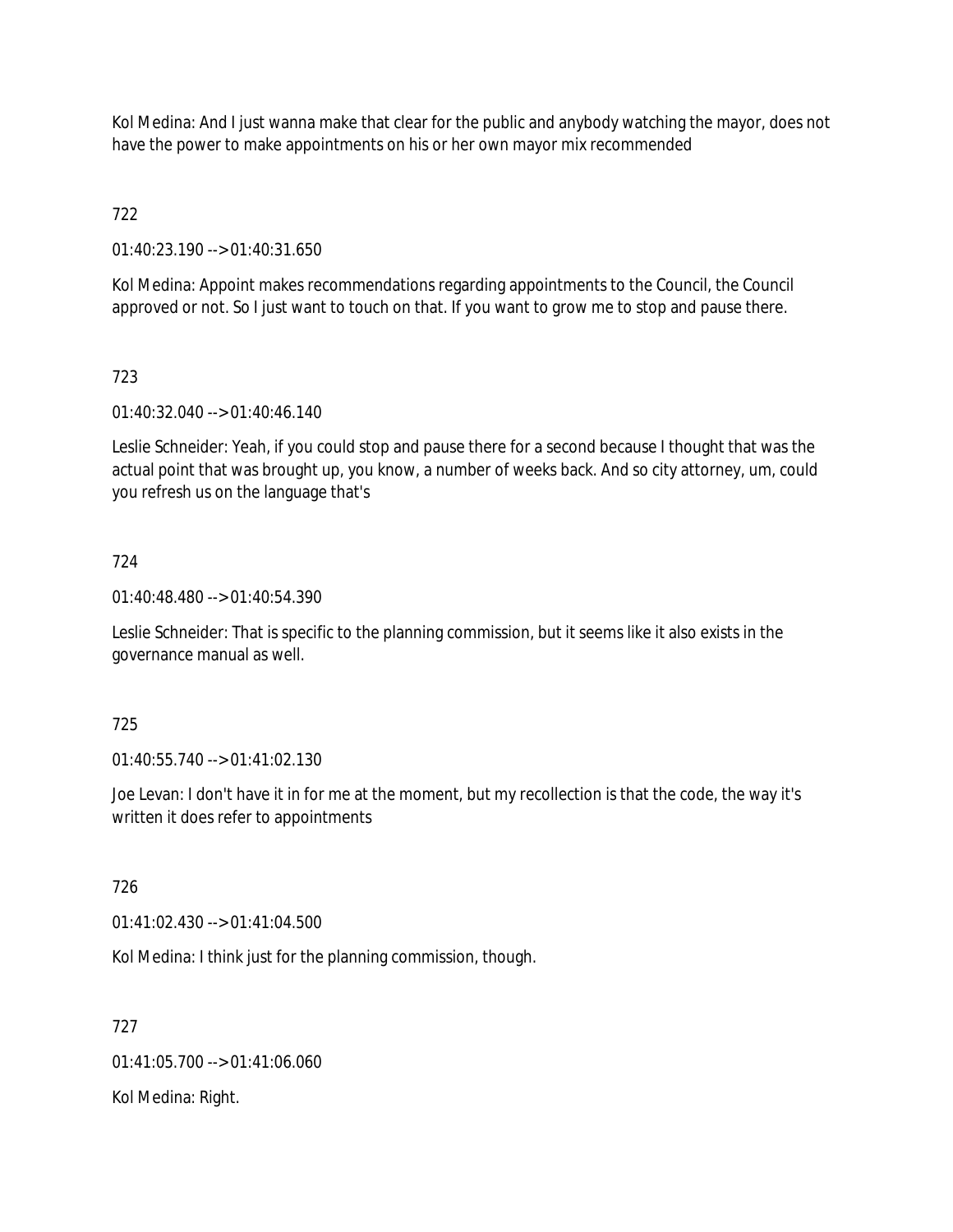Kol Medina: And I just wanna make that clear for the public and anybody watching the mayor, does not have the power to make appointments on his or her own mayor mix recommended

722

01:40:23.190 --> 01:40:31.650

Kol Medina: Appoint makes recommendations regarding appointments to the Council, the Council approved or not. So I just want to touch on that. If you want to grow me to stop and pause there.

723

01:40:32.040 --> 01:40:46.140

Leslie Schneider: Yeah, if you could stop and pause there for a second because I thought that was the actual point that was brought up, you know, a number of weeks back. And so city attorney, um, could you refresh us on the language that's

724

01:40:48.480 --> 01:40:54.390

Leslie Schneider: That is specific to the planning commission, but it seems like it also exists in the governance manual as well.

725

01:40:55.740 --> 01:41:02.130

Joe Levan: I don't have it in for me at the moment, but my recollection is that the code, the way it's written it does refer to appointments

726

01:41:02.430 --> 01:41:04.500

Kol Medina: I think just for the planning commission, though.

727

01:41:05.700 --> 01:41:06.060

Kol Medina: Right.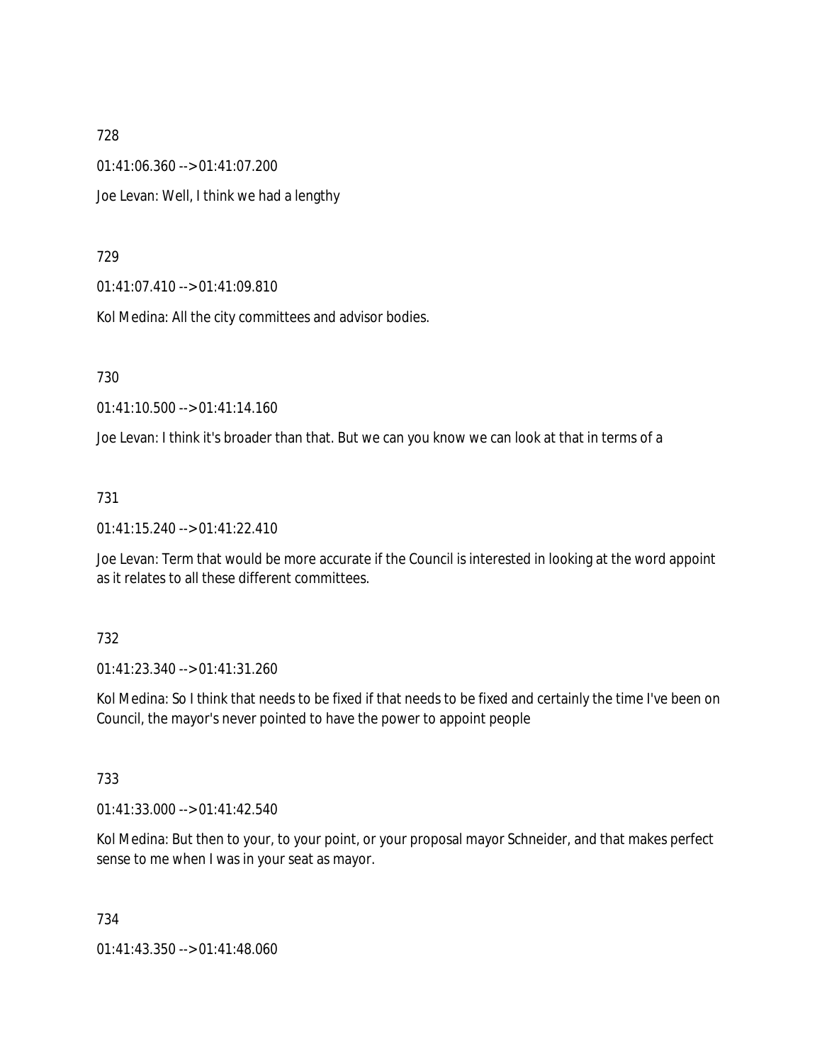728

01:41:06.360 --> 01:41:07.200

Joe Levan: Well, I think we had a lengthy

729

01:41:07.410 --> 01:41:09.810

Kol Medina: All the city committees and advisor bodies.

730

01:41:10.500 --> 01:41:14.160

Joe Levan: I think it's broader than that. But we can you know we can look at that in terms of a

731

01:41:15.240 --> 01:41:22.410

Joe Levan: Term that would be more accurate if the Council is interested in looking at the word appoint as it relates to all these different committees.

732

01:41:23.340 --> 01:41:31.260

Kol Medina: So I think that needs to be fixed if that needs to be fixed and certainly the time I've been on Council, the mayor's never pointed to have the power to appoint people

733

01:41:33.000 --> 01:41:42.540

Kol Medina: But then to your, to your point, or your proposal mayor Schneider, and that makes perfect sense to me when I was in your seat as mayor.

734

01:41:43.350 --> 01:41:48.060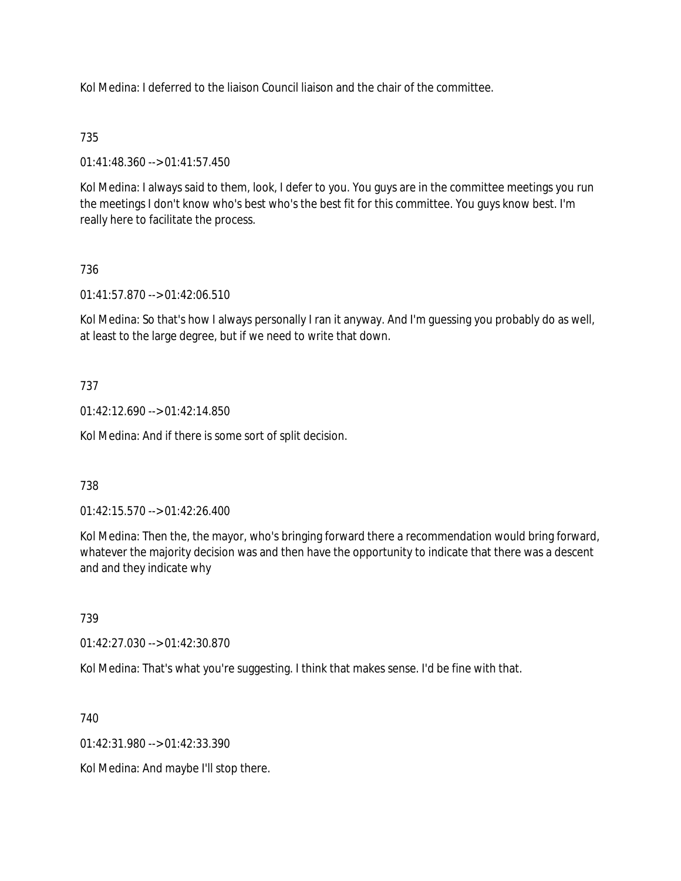Kol Medina: I deferred to the liaison Council liaison and the chair of the committee.

735

01:41:48.360 --> 01:41:57.450

Kol Medina: I always said to them, look, I defer to you. You guys are in the committee meetings you run the meetings I don't know who's best who's the best fit for this committee. You guys know best. I'm really here to facilitate the process.

736

01:41:57.870 --> 01:42:06.510

Kol Medina: So that's how I always personally I ran it anyway. And I'm guessing you probably do as well, at least to the large degree, but if we need to write that down.

737

01:42:12.690 --> 01:42:14.850

Kol Medina: And if there is some sort of split decision.

738

01:42:15.570 --> 01:42:26.400

Kol Medina: Then the, the mayor, who's bringing forward there a recommendation would bring forward, whatever the majority decision was and then have the opportunity to indicate that there was a descent and and they indicate why

739

01:42:27.030 --> 01:42:30.870

Kol Medina: That's what you're suggesting. I think that makes sense. I'd be fine with that.

740

01:42:31.980 --> 01:42:33.390

Kol Medina: And maybe I'll stop there.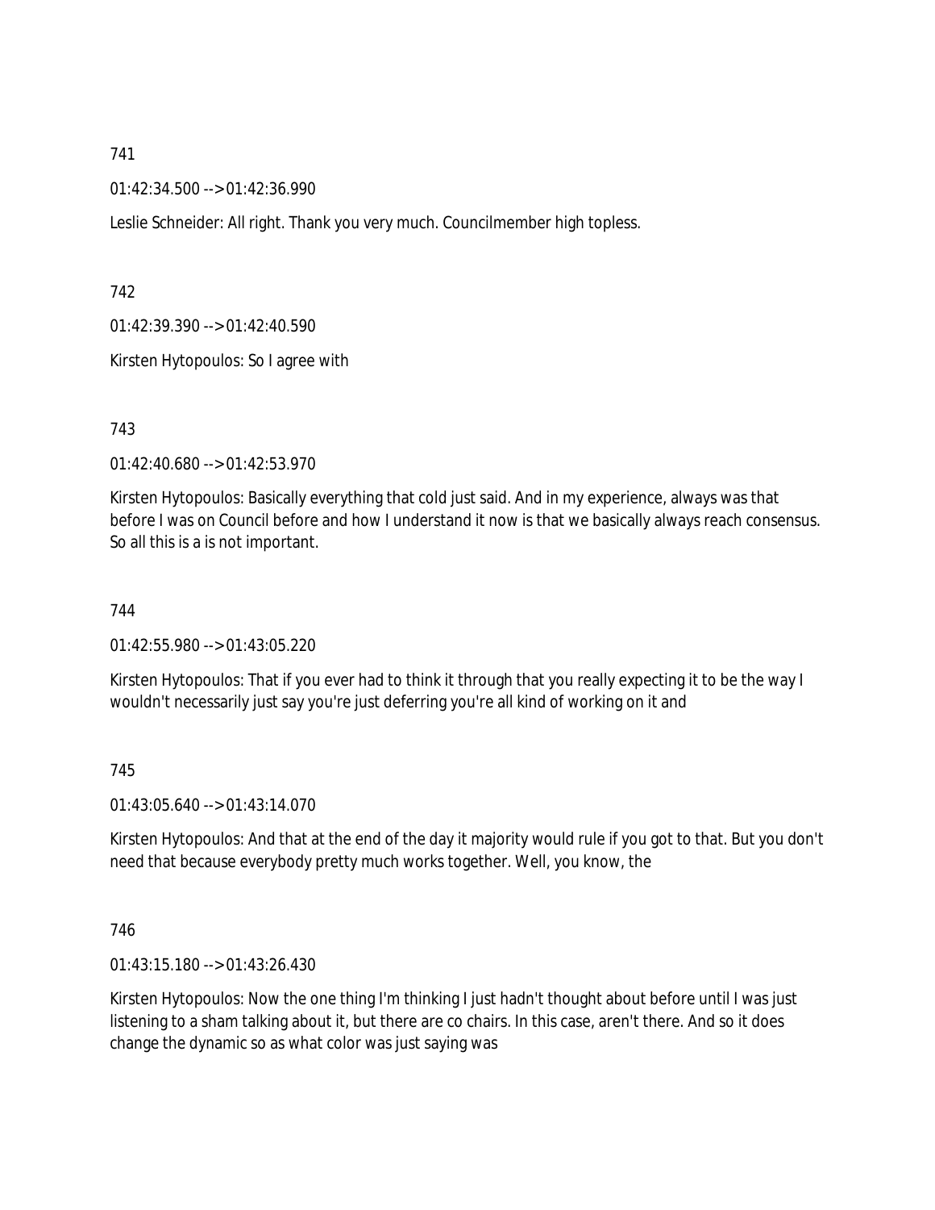741

01:42:34.500 --> 01:42:36.990

Leslie Schneider: All right. Thank you very much. Councilmember high topless.

742

01:42:39.390 --> 01:42:40.590

Kirsten Hytopoulos: So I agree with

743

01:42:40.680 --> 01:42:53.970

Kirsten Hytopoulos: Basically everything that cold just said. And in my experience, always was that before I was on Council before and how I understand it now is that we basically always reach consensus. So all this is a is not important.

744

01:42:55.980 --> 01:43:05.220

Kirsten Hytopoulos: That if you ever had to think it through that you really expecting it to be the way I wouldn't necessarily just say you're just deferring you're all kind of working on it and

745

01:43:05.640 --> 01:43:14.070

Kirsten Hytopoulos: And that at the end of the day it majority would rule if you got to that. But you don't need that because everybody pretty much works together. Well, you know, the

746

01:43:15.180 --> 01:43:26.430

Kirsten Hytopoulos: Now the one thing I'm thinking I just hadn't thought about before until I was just listening to a sham talking about it, but there are co chairs. In this case, aren't there. And so it does change the dynamic so as what color was just saying was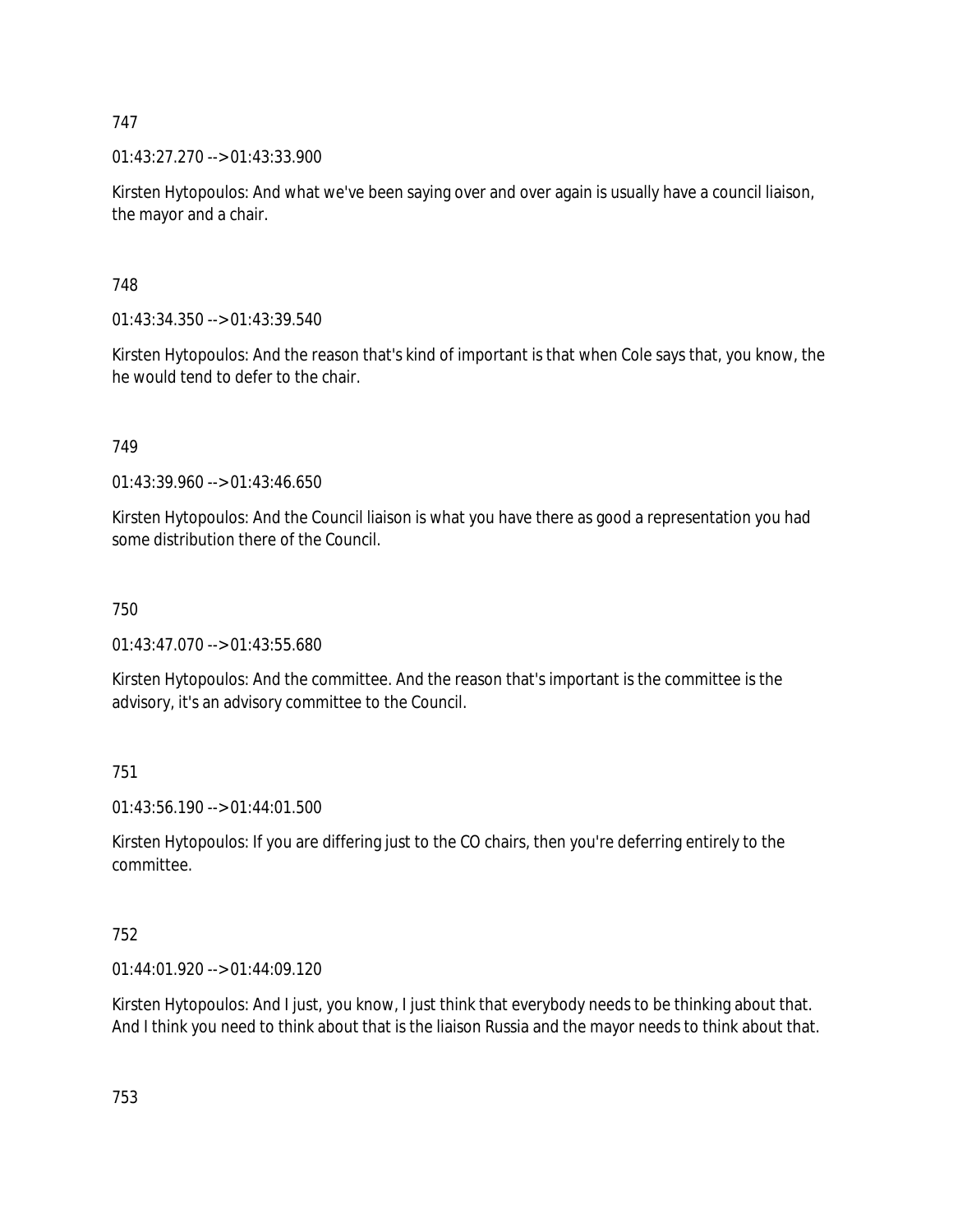747

01:43:27.270 --> 01:43:33.900

Kirsten Hytopoulos: And what we've been saying over and over again is usually have a council liaison, the mayor and a chair.

748

01:43:34.350 --> 01:43:39.540

Kirsten Hytopoulos: And the reason that's kind of important is that when Cole says that, you know, the he would tend to defer to the chair.

749

01:43:39.960 --> 01:43:46.650

Kirsten Hytopoulos: And the Council liaison is what you have there as good a representation you had some distribution there of the Council.

750

01:43:47.070 --> 01:43:55.680

Kirsten Hytopoulos: And the committee. And the reason that's important is the committee is the advisory, it's an advisory committee to the Council.

751

01:43:56.190 --> 01:44:01.500

Kirsten Hytopoulos: If you are differing just to the CO chairs, then you're deferring entirely to the committee.

752

01:44:01.920 --> 01:44:09.120

Kirsten Hytopoulos: And I just, you know, I just think that everybody needs to be thinking about that. And I think you need to think about that is the liaison Russia and the mayor needs to think about that.

753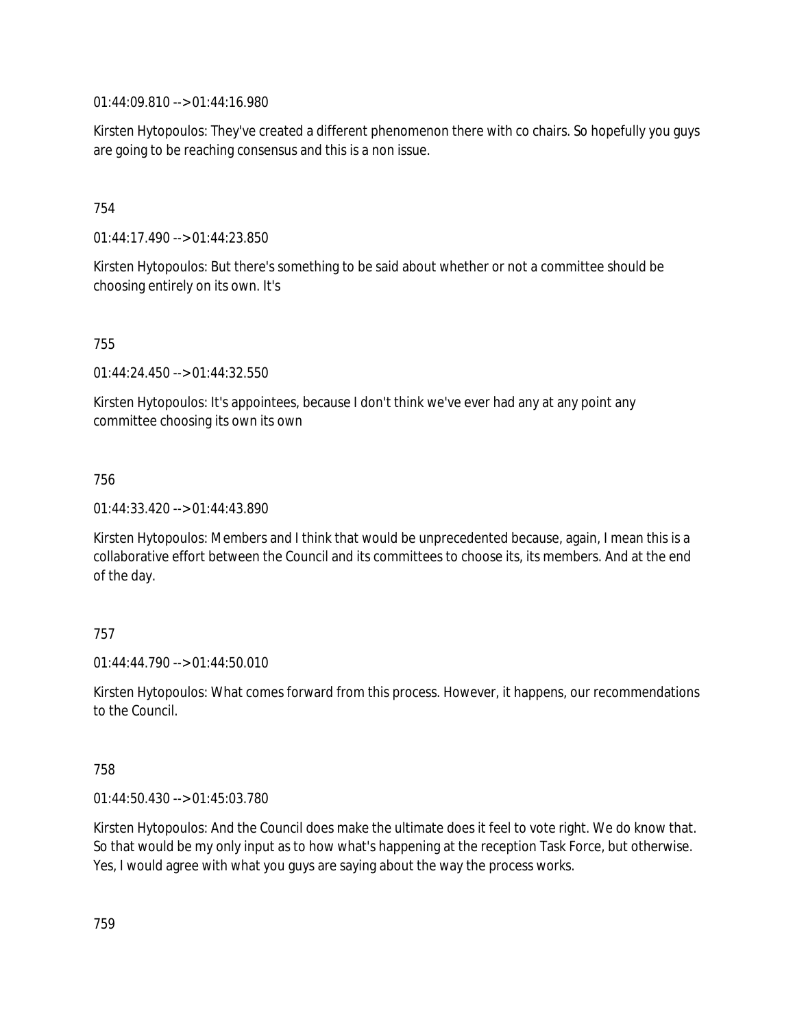01:44:09.810 --> 01:44:16.980

Kirsten Hytopoulos: They've created a different phenomenon there with co chairs. So hopefully you guys are going to be reaching consensus and this is a non issue.

754

01:44:17.490 --> 01:44:23.850

Kirsten Hytopoulos: But there's something to be said about whether or not a committee should be choosing entirely on its own. It's

755

01:44:24.450 --> 01:44:32.550

Kirsten Hytopoulos: It's appointees, because I don't think we've ever had any at any point any committee choosing its own its own

756

01:44:33.420 --> 01:44:43.890

Kirsten Hytopoulos: Members and I think that would be unprecedented because, again, I mean this is a collaborative effort between the Council and its committees to choose its, its members. And at the end of the day.

757

01:44:44.790 --> 01:44:50.010

Kirsten Hytopoulos: What comes forward from this process. However, it happens, our recommendations to the Council.

758

01:44:50.430 --> 01:45:03.780

Kirsten Hytopoulos: And the Council does make the ultimate does it feel to vote right. We do know that. So that would be my only input as to how what's happening at the reception Task Force, but otherwise. Yes, I would agree with what you guys are saying about the way the process works.

759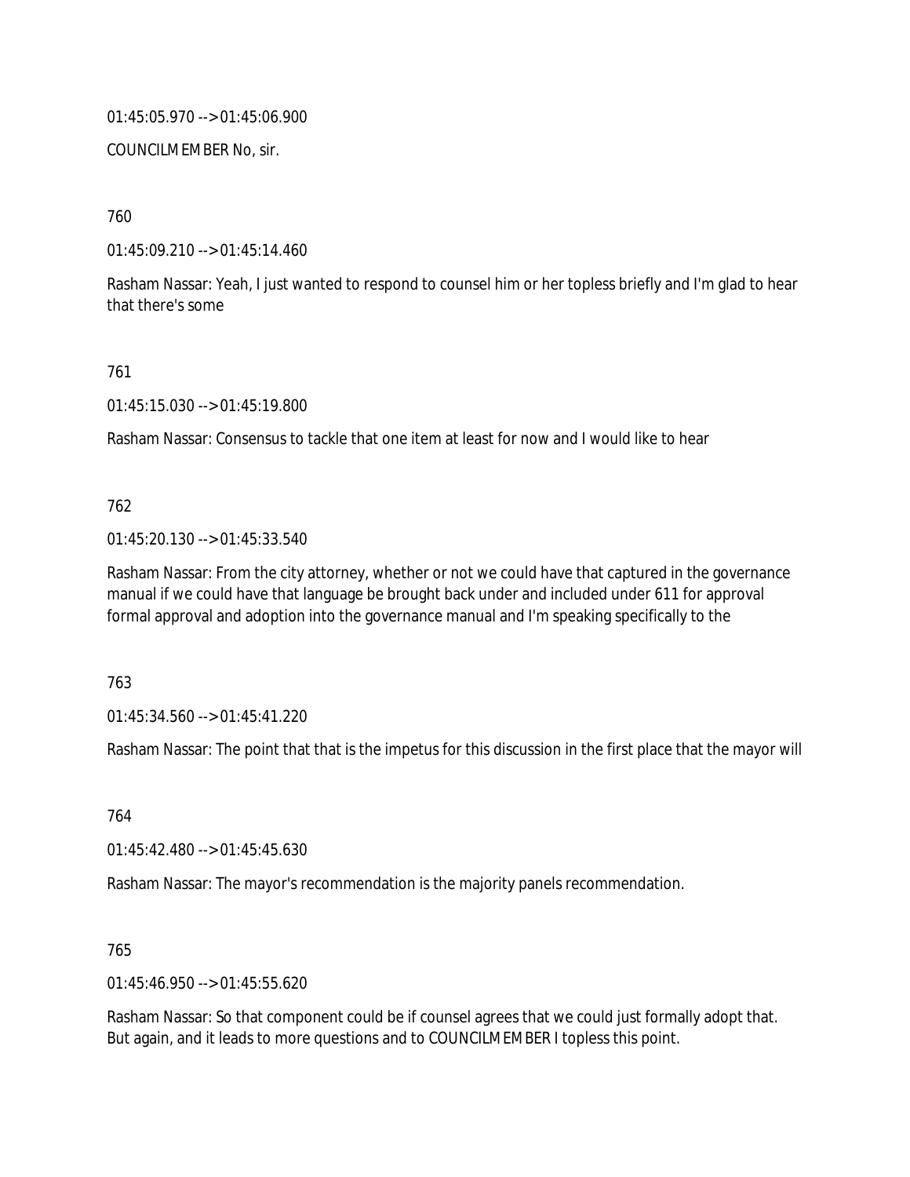01:45:05.970 --> 01:45:06.900

COUNCILMEMBER No, sir.

760

01:45:09.210 --> 01:45:14.460

Rasham Nassar: Yeah, I just wanted to respond to counsel him or her topless briefly and I'm glad to hear that there's some

761

01:45:15.030 --> 01:45:19.800

Rasham Nassar: Consensus to tackle that one item at least for now and I would like to hear

762

01:45:20.130 --> 01:45:33.540

Rasham Nassar: From the city attorney, whether or not we could have that captured in the governance manual if we could have that language be brought back under and included under 611 for approval formal approval and adoption into the governance manual and I'm speaking specifically to the

763

01:45:34.560 --> 01:45:41.220

Rasham Nassar: The point that that is the impetus for this discussion in the first place that the mayor will

764

01:45:42.480 --> 01:45:45.630

Rasham Nassar: The mayor's recommendation is the majority panels recommendation.

765

01:45:46.950 --> 01:45:55.620

Rasham Nassar: So that component could be if counsel agrees that we could just formally adopt that. But again, and it leads to more questions and to COUNCILMEMBER I topless this point.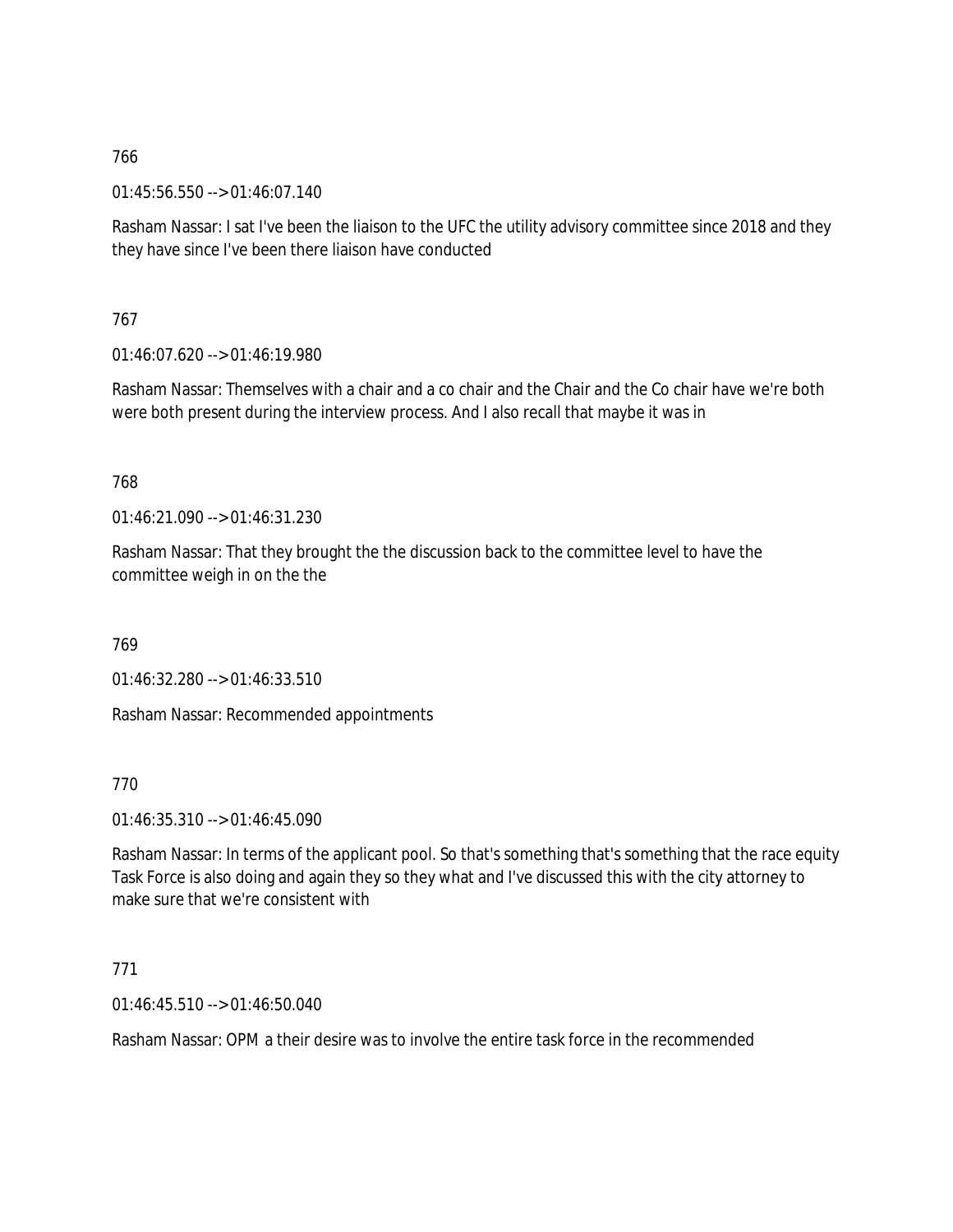766

01:45:56.550 --> 01:46:07.140

Rasham Nassar: I sat I've been the liaison to the UFC the utility advisory committee since 2018 and they they have since I've been there liaison have conducted

767

01:46:07.620 --> 01:46:19.980

Rasham Nassar: Themselves with a chair and a co chair and the Chair and the Co chair have we're both were both present during the interview process. And I also recall that maybe it was in

768

01:46:21.090 --> 01:46:31.230

Rasham Nassar: That they brought the the discussion back to the committee level to have the committee weigh in on the the

769

01:46:32.280 --> 01:46:33.510

Rasham Nassar: Recommended appointments

770

01:46:35.310 --> 01:46:45.090

Rasham Nassar: In terms of the applicant pool. So that's something that's something that the race equity Task Force is also doing and again they so they what and I've discussed this with the city attorney to make sure that we're consistent with

771

01:46:45.510 --> 01:46:50.040

Rasham Nassar: OPM a their desire was to involve the entire task force in the recommended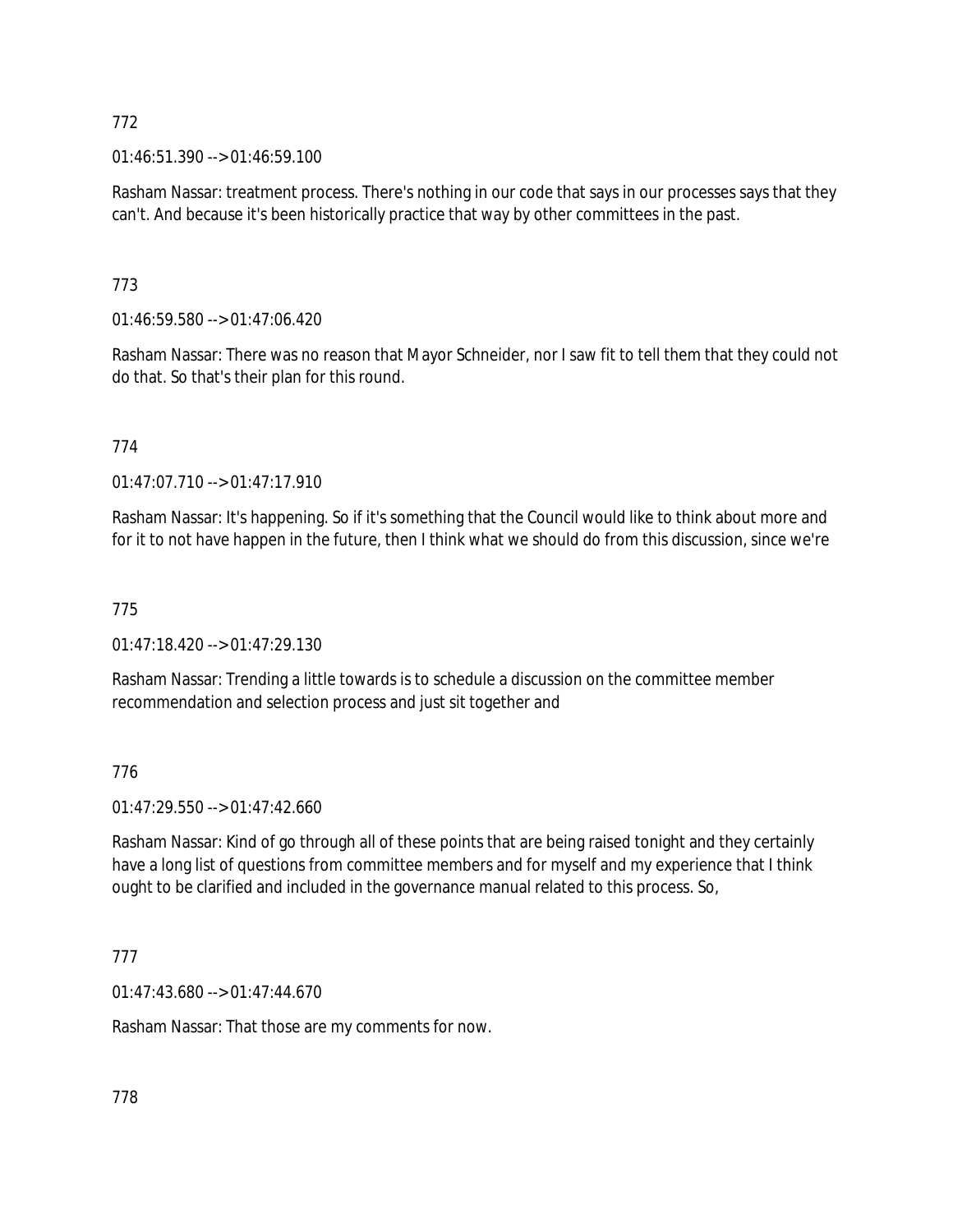772

01:46:51.390 --> 01:46:59.100

Rasham Nassar: treatment process. There's nothing in our code that says in our processes says that they can't. And because it's been historically practice that way by other committees in the past.

773

01:46:59.580 --> 01:47:06.420

Rasham Nassar: There was no reason that Mayor Schneider, nor I saw fit to tell them that they could not do that. So that's their plan for this round.

774

01:47:07.710 --> 01:47:17.910

Rasham Nassar: It's happening. So if it's something that the Council would like to think about more and for it to not have happen in the future, then I think what we should do from this discussion, since we're

775

01:47:18.420 --> 01:47:29.130

Rasham Nassar: Trending a little towards is to schedule a discussion on the committee member recommendation and selection process and just sit together and

776

01:47:29.550 --> 01:47:42.660

Rasham Nassar: Kind of go through all of these points that are being raised tonight and they certainly have a long list of questions from committee members and for myself and my experience that I think ought to be clarified and included in the governance manual related to this process. So,

777

01:47:43.680 --> 01:47:44.670

Rasham Nassar: That those are my comments for now.

778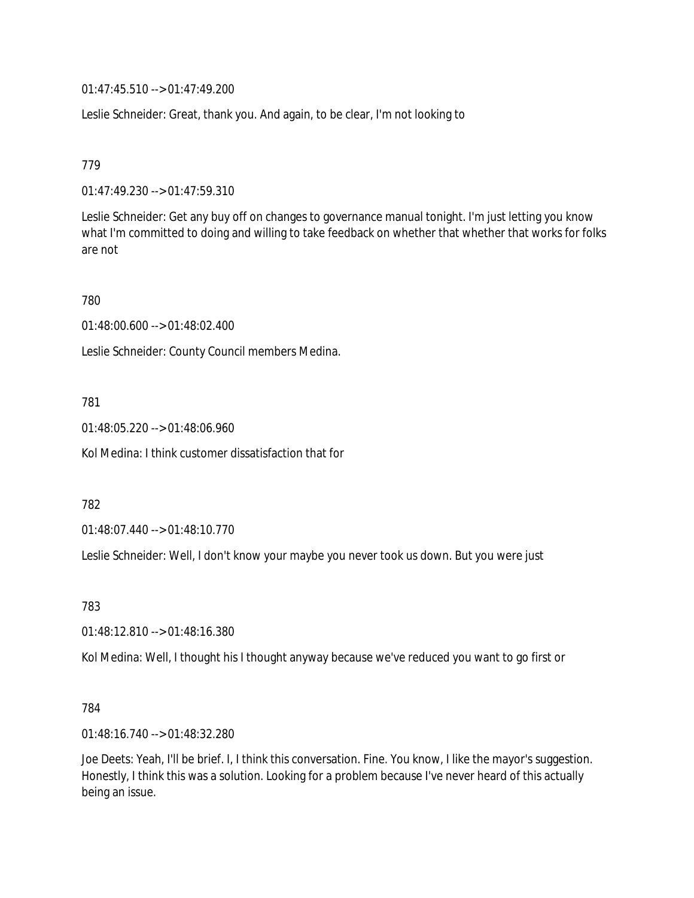01:47:45.510 --> 01:47:49.200

Leslie Schneider: Great, thank you. And again, to be clear, I'm not looking to

779

01:47:49.230 --> 01:47:59.310

Leslie Schneider: Get any buy off on changes to governance manual tonight. I'm just letting you know what I'm committed to doing and willing to take feedback on whether that whether that works for folks are not

780

01:48:00.600 --> 01:48:02.400

Leslie Schneider: County Council members Medina.

781

01:48:05.220 --> 01:48:06.960

Kol Medina: I think customer dissatisfaction that for

782

01:48:07.440 --> 01:48:10.770

Leslie Schneider: Well, I don't know your maybe you never took us down. But you were just

783

01:48:12.810 --> 01:48:16.380

Kol Medina: Well, I thought his I thought anyway because we've reduced you want to go first or

784

01:48:16.740 --> 01:48:32.280

Joe Deets: Yeah, I'll be brief. I, I think this conversation. Fine. You know, I like the mayor's suggestion. Honestly, I think this was a solution. Looking for a problem because I've never heard of this actually being an issue.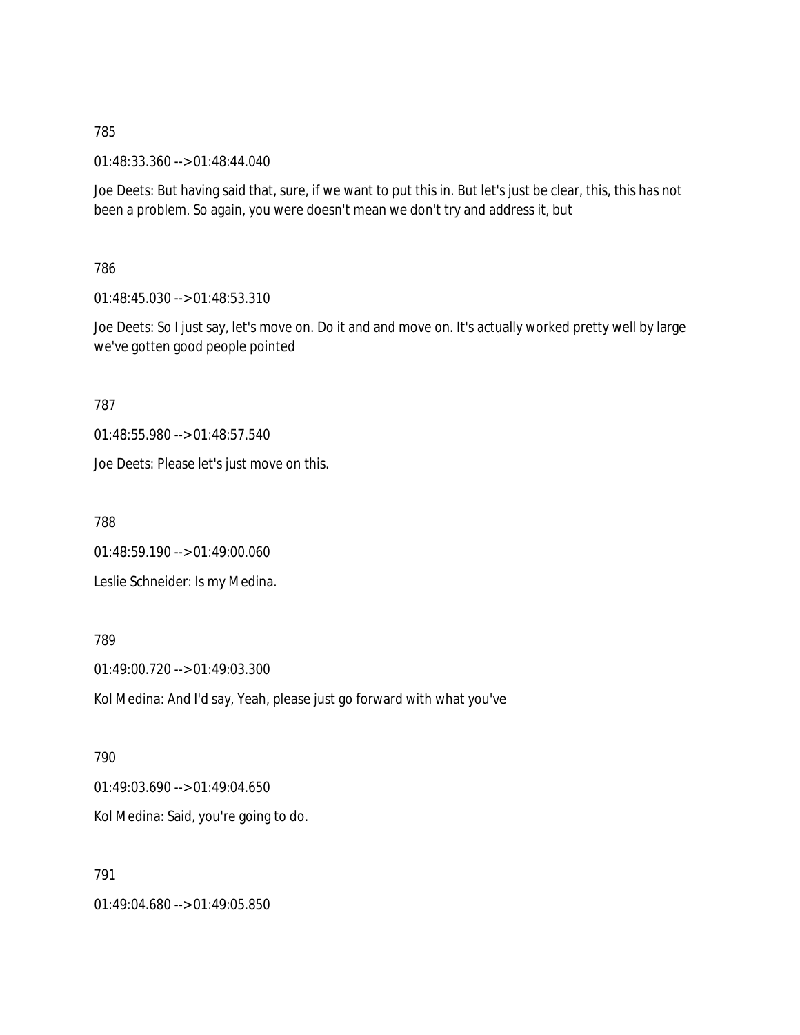785

01:48:33.360 --> 01:48:44.040

Joe Deets: But having said that, sure, if we want to put this in. But let's just be clear, this, this has not been a problem. So again, you were doesn't mean we don't try and address it, but

786

01:48:45.030 --> 01:48:53.310

Joe Deets: So I just say, let's move on. Do it and and move on. It's actually worked pretty well by large we've gotten good people pointed

787

01:48:55.980 --> 01:48:57.540

Joe Deets: Please let's just move on this.

788

01:48:59.190 --> 01:49:00.060

Leslie Schneider: Is my Medina.

789

01:49:00.720 --> 01:49:03.300

Kol Medina: And I'd say, Yeah, please just go forward with what you've

790

01:49:03.690 --> 01:49:04.650

Kol Medina: Said, you're going to do.

791

01:49:04.680 --> 01:49:05.850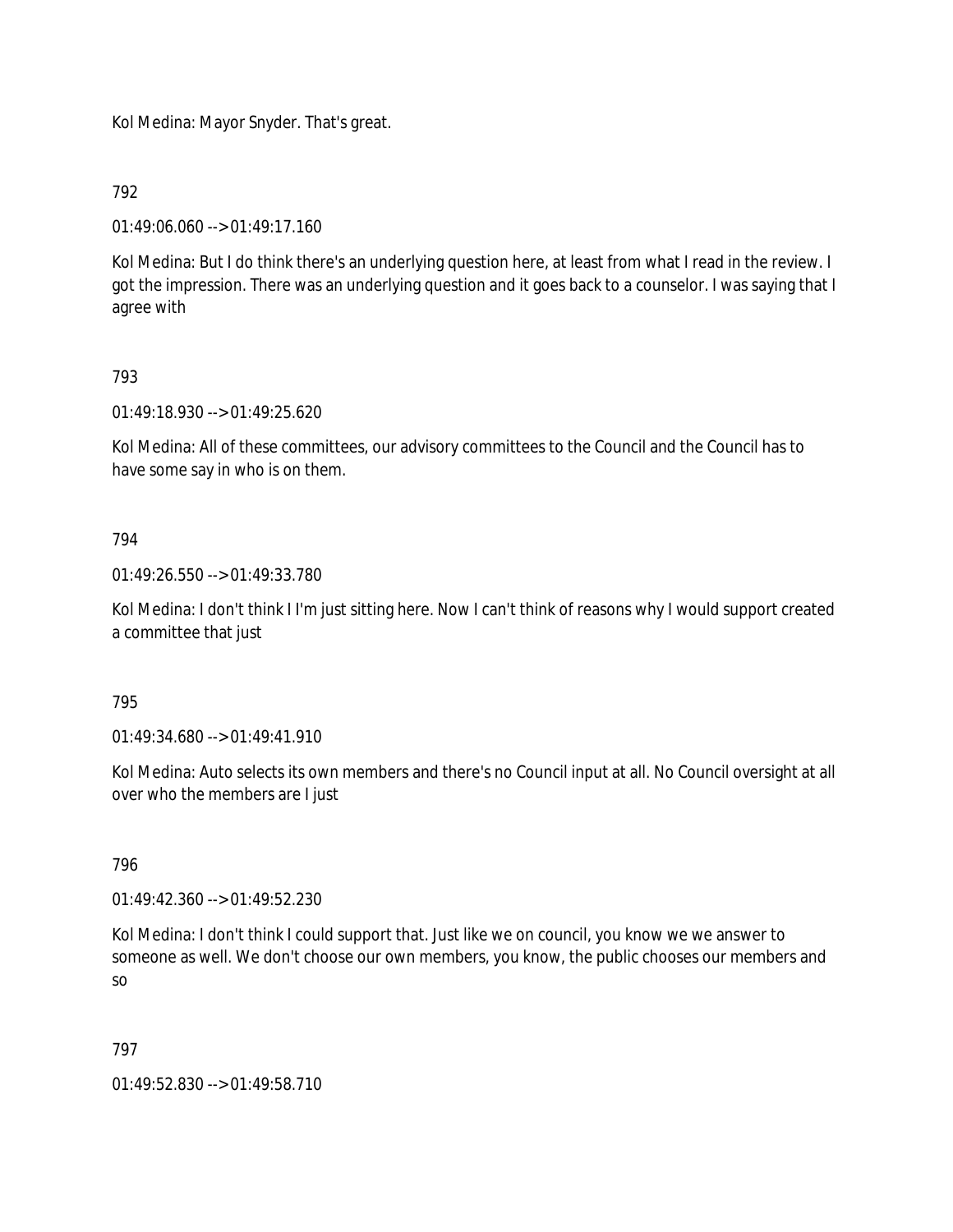Kol Medina: Mayor Snyder. That's great.

792

01:49:06.060 --> 01:49:17.160

Kol Medina: But I do think there's an underlying question here, at least from what I read in the review. I got the impression. There was an underlying question and it goes back to a counselor. I was saying that I agree with

793

01:49:18.930 --> 01:49:25.620

Kol Medina: All of these committees, our advisory committees to the Council and the Council has to have some say in who is on them.

794

01:49:26.550 --> 01:49:33.780

Kol Medina: I don't think I I'm just sitting here. Now I can't think of reasons why I would support created a committee that just

795

01:49:34.680 --> 01:49:41.910

Kol Medina: Auto selects its own members and there's no Council input at all. No Council oversight at all over who the members are I just

796

01:49:42.360 --> 01:49:52.230

Kol Medina: I don't think I could support that. Just like we on council, you know we we answer to someone as well. We don't choose our own members, you know, the public chooses our members and so

797

01:49:52.830 --> 01:49:58.710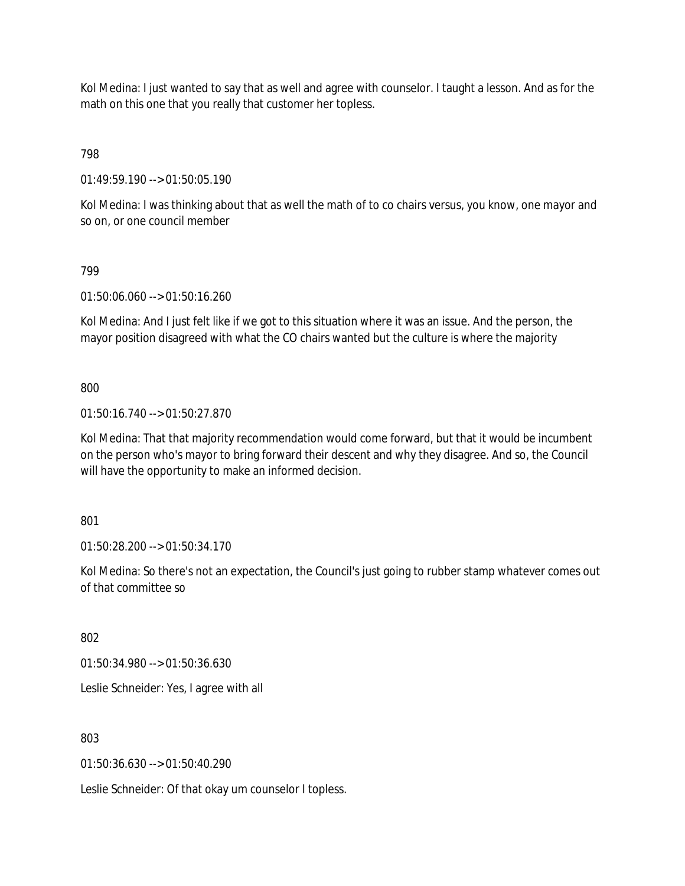Kol Medina: I just wanted to say that as well and agree with counselor. I taught a lesson. And as for the math on this one that you really that customer her topless.

798

01:49:59.190 --> 01:50:05.190

Kol Medina: I was thinking about that as well the math of to co chairs versus, you know, one mayor and so on, or one council member

799

01:50:06.060 --> 01:50:16.260

Kol Medina: And I just felt like if we got to this situation where it was an issue. And the person, the mayor position disagreed with what the CO chairs wanted but the culture is where the majority

800

01:50:16.740 --> 01:50:27.870

Kol Medina: That that majority recommendation would come forward, but that it would be incumbent on the person who's mayor to bring forward their descent and why they disagree. And so, the Council will have the opportunity to make an informed decision.

801

01:50:28.200 --> 01:50:34.170

Kol Medina: So there's not an expectation, the Council's just going to rubber stamp whatever comes out of that committee so

802

01:50:34.980 --> 01:50:36.630

Leslie Schneider: Yes, I agree with all

803

01:50:36.630 --> 01:50:40.290

Leslie Schneider: Of that okay um counselor I topless.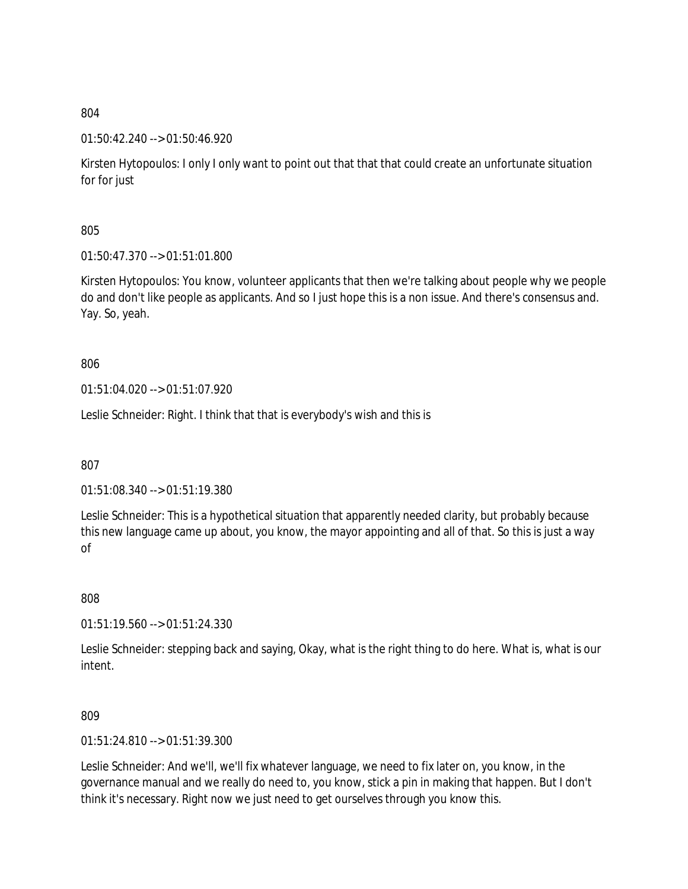804

01:50:42.240 --> 01:50:46.920

Kirsten Hytopoulos: I only I only want to point out that that that could create an unfortunate situation for for just

805

01:50:47.370 --> 01:51:01.800

Kirsten Hytopoulos: You know, volunteer applicants that then we're talking about people why we people do and don't like people as applicants. And so I just hope this is a non issue. And there's consensus and. Yay. So, yeah.

806

01:51:04.020 --> 01:51:07.920

Leslie Schneider: Right. I think that that is everybody's wish and this is

807

01:51:08.340 --> 01:51:19.380

Leslie Schneider: This is a hypothetical situation that apparently needed clarity, but probably because this new language came up about, you know, the mayor appointing and all of that. So this is just a way of

808

01:51:19.560 --> 01:51:24.330

Leslie Schneider: stepping back and saying, Okay, what is the right thing to do here. What is, what is our intent.

809

01:51:24.810 --> 01:51:39.300

Leslie Schneider: And we'll, we'll fix whatever language, we need to fix later on, you know, in the governance manual and we really do need to, you know, stick a pin in making that happen. But I don't think it's necessary. Right now we just need to get ourselves through you know this.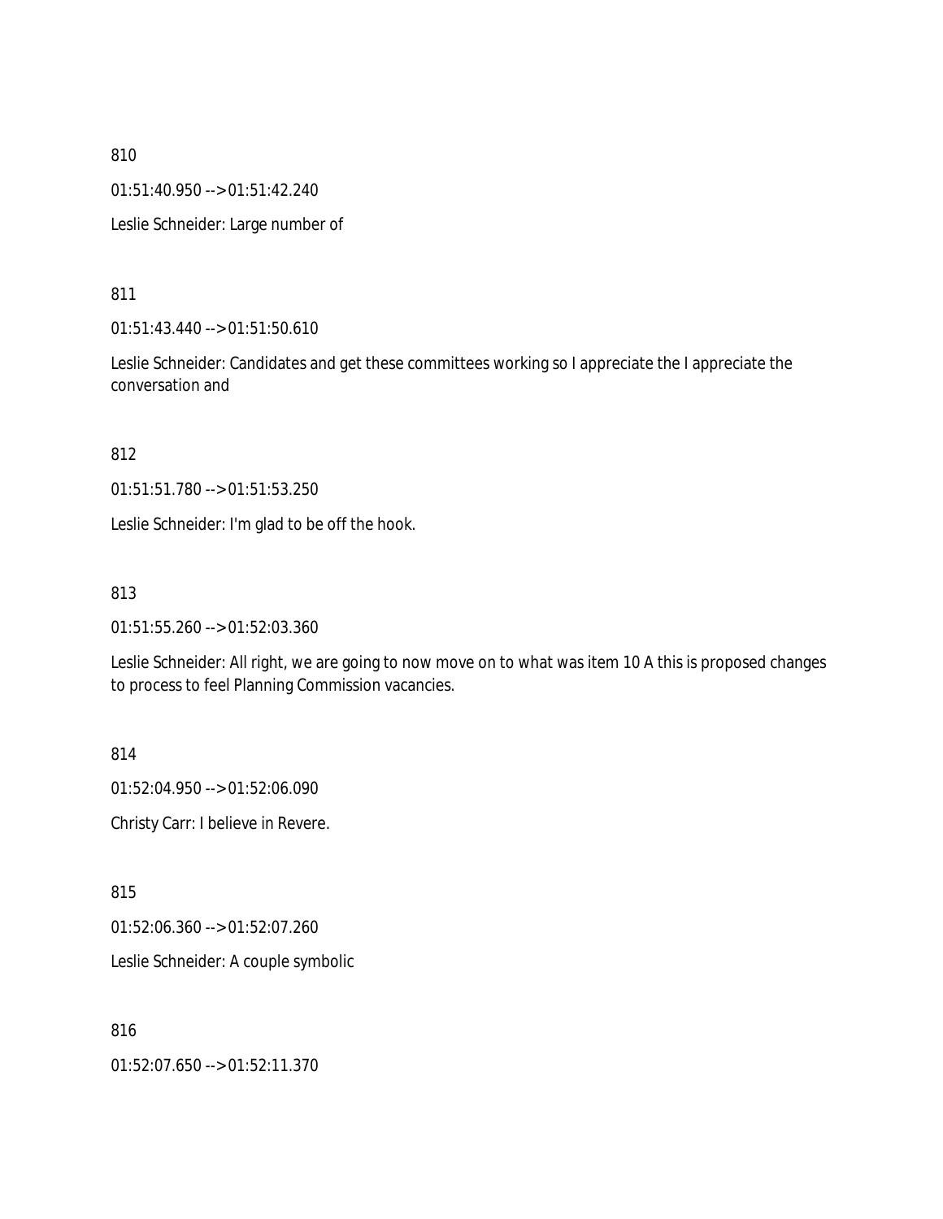810

01:51:40.950 --> 01:51:42.240

Leslie Schneider: Large number of

811

01:51:43.440 --> 01:51:50.610

Leslie Schneider: Candidates and get these committees working so I appreciate the I appreciate the conversation and

812

01:51:51.780 --> 01:51:53.250

Leslie Schneider: I'm glad to be off the hook.

813

01:51:55.260 --> 01:52:03.360

Leslie Schneider: All right, we are going to now move on to what was item 10 A this is proposed changes to process to feel Planning Commission vacancies.

814

01:52:04.950 --> 01:52:06.090

Christy Carr: I believe in Revere.

815

01:52:06.360 --> 01:52:07.260

Leslie Schneider: A couple symbolic

816

01:52:07.650 --> 01:52:11.370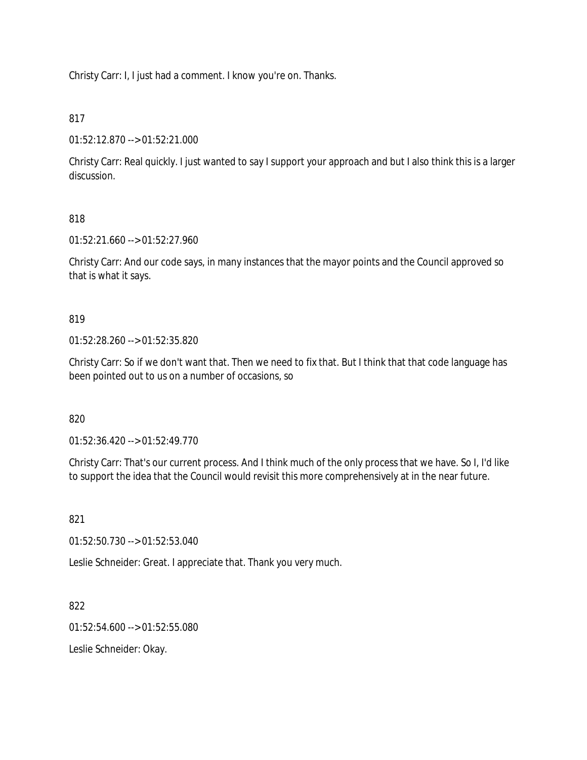Christy Carr: I, I just had a comment. I know you're on. Thanks.

817

01:52:12.870 --> 01:52:21.000

Christy Carr: Real quickly. I just wanted to say I support your approach and but I also think this is a larger discussion.

818

01:52:21.660 --> 01:52:27.960

Christy Carr: And our code says, in many instances that the mayor points and the Council approved so that is what it says.

819

01:52:28.260 --> 01:52:35.820

Christy Carr: So if we don't want that. Then we need to fix that. But I think that that code language has been pointed out to us on a number of occasions, so

820

01:52:36.420 --> 01:52:49.770

Christy Carr: That's our current process. And I think much of the only process that we have. So I, I'd like to support the idea that the Council would revisit this more comprehensively at in the near future.

821

01:52:50.730 --> 01:52:53.040

Leslie Schneider: Great. I appreciate that. Thank you very much.

822

01:52:54.600 --> 01:52:55.080

Leslie Schneider: Okay.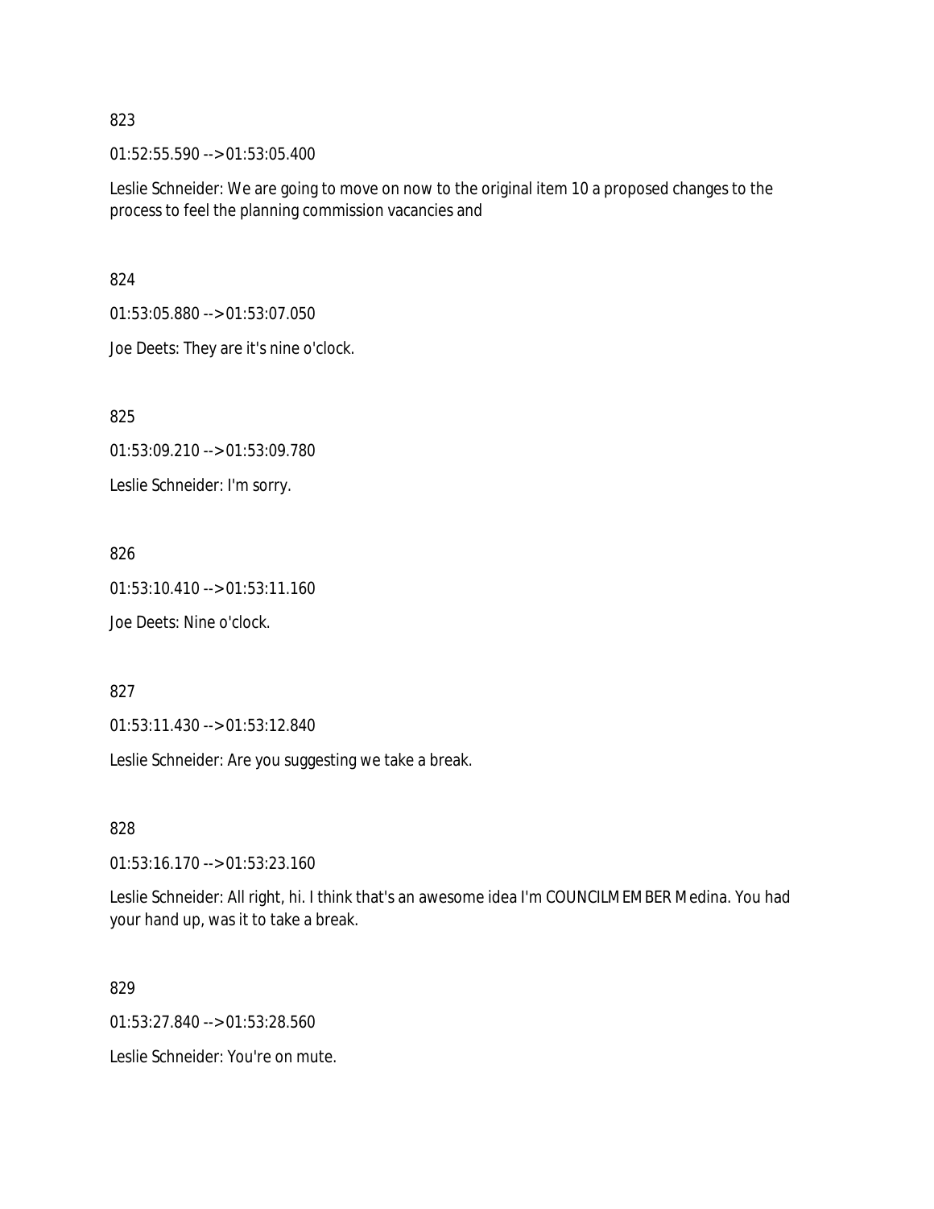823

01:52:55.590 --> 01:53:05.400

Leslie Schneider: We are going to move on now to the original item 10 a proposed changes to the process to feel the planning commission vacancies and

824

01:53:05.880 --> 01:53:07.050

Joe Deets: They are it's nine o'clock.

825

01:53:09.210 --> 01:53:09.780

Leslie Schneider: I'm sorry.

826

01:53:10.410 --> 01:53:11.160

Joe Deets: Nine o'clock.

827

01:53:11.430 --> 01:53:12.840

Leslie Schneider: Are you suggesting we take a break.

828

01:53:16.170 --> 01:53:23.160

Leslie Schneider: All right, hi. I think that's an awesome idea I'm COUNCILMEMBER Medina. You had your hand up, was it to take a break.

829

01:53:27.840 --> 01:53:28.560

Leslie Schneider: You're on mute.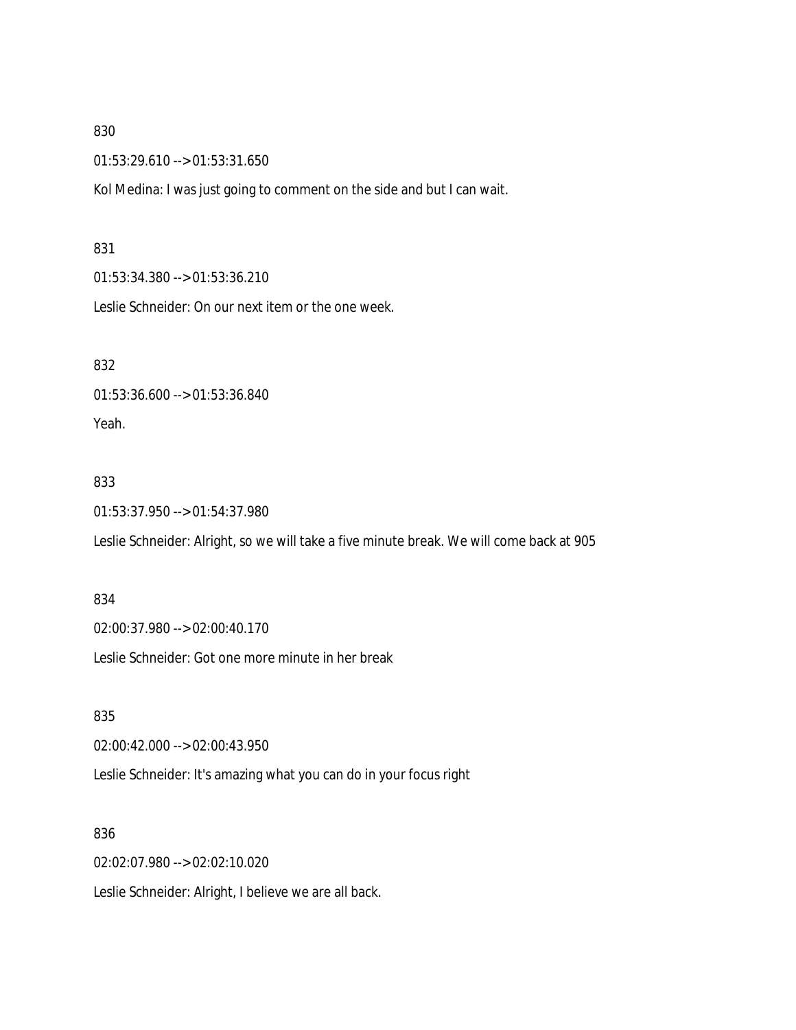830

01:53:29.610 --> 01:53:31.650

Kol Medina: I was just going to comment on the side and but I can wait.

831

01:53:34.380 --> 01:53:36.210

Leslie Schneider: On our next item or the one week.

832

01:53:36.600 --> 01:53:36.840

Yeah.

833

01:53:37.950 --> 01:54:37.980

Leslie Schneider: Alright, so we will take a five minute break. We will come back at 905

834

02:00:37.980 --> 02:00:40.170

Leslie Schneider: Got one more minute in her break

835

02:00:42.000 --> 02:00:43.950

Leslie Schneider: It's amazing what you can do in your focus right

836

02:02:07.980 --> 02:02:10.020

Leslie Schneider: Alright, I believe we are all back.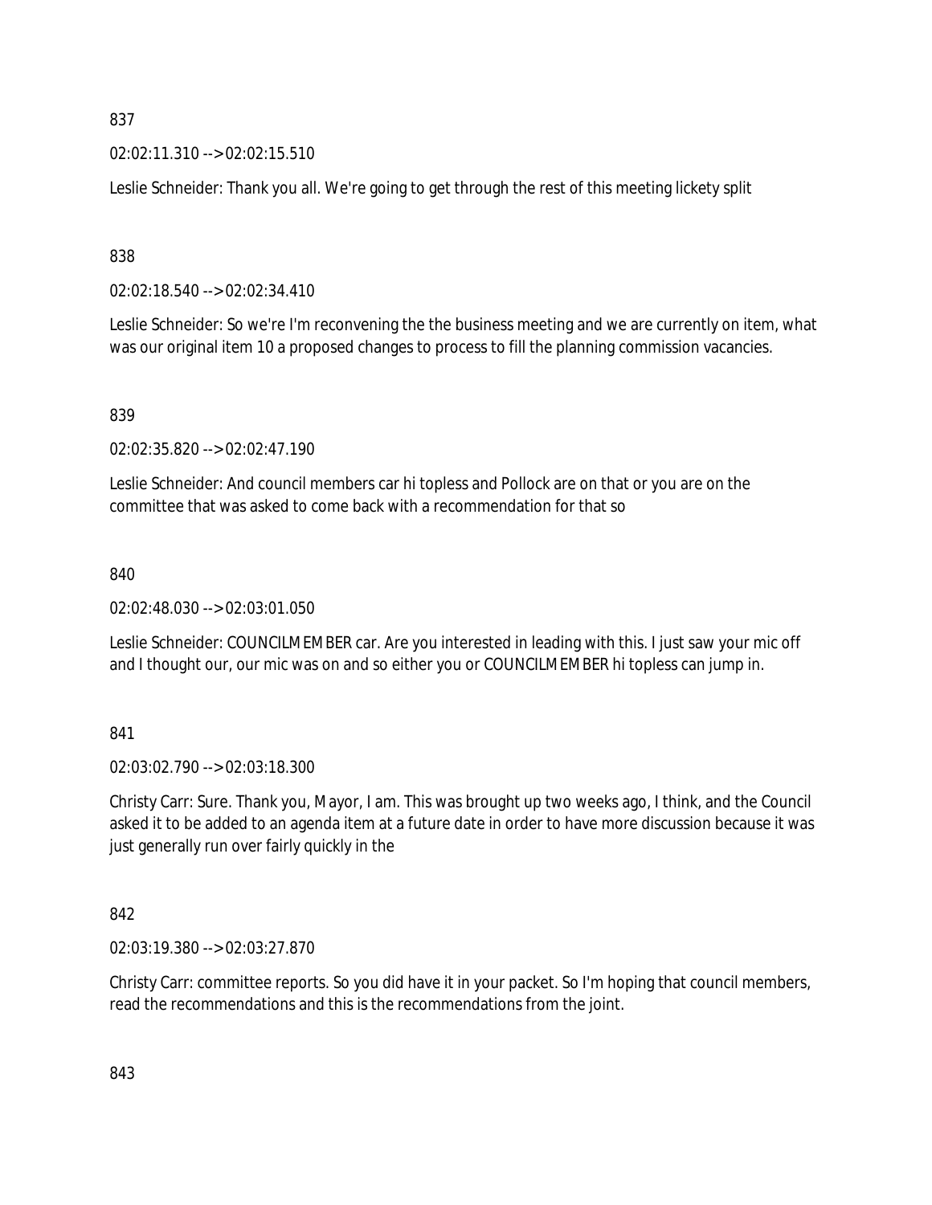837

02:02:11.310 --> 02:02:15.510

Leslie Schneider: Thank you all. We're going to get through the rest of this meeting lickety split

838

02:02:18.540 --> 02:02:34.410

Leslie Schneider: So we're I'm reconvening the the business meeting and we are currently on item, what was our original item 10 a proposed changes to process to fill the planning commission vacancies.

839

02:02:35.820 --> 02:02:47.190

Leslie Schneider: And council members car hi topless and Pollock are on that or you are on the committee that was asked to come back with a recommendation for that so

840

02:02:48.030 --> 02:03:01.050

Leslie Schneider: COUNCILMEMBER car. Are you interested in leading with this. I just saw your mic off and I thought our, our mic was on and so either you or COUNCILMEMBER hi topless can jump in.

841

02:03:02.790 --> 02:03:18.300

Christy Carr: Sure. Thank you, Mayor, I am. This was brought up two weeks ago, I think, and the Council asked it to be added to an agenda item at a future date in order to have more discussion because it was just generally run over fairly quickly in the

842

02:03:19.380 --> 02:03:27.870

Christy Carr: committee reports. So you did have it in your packet. So I'm hoping that council members, read the recommendations and this is the recommendations from the joint.

843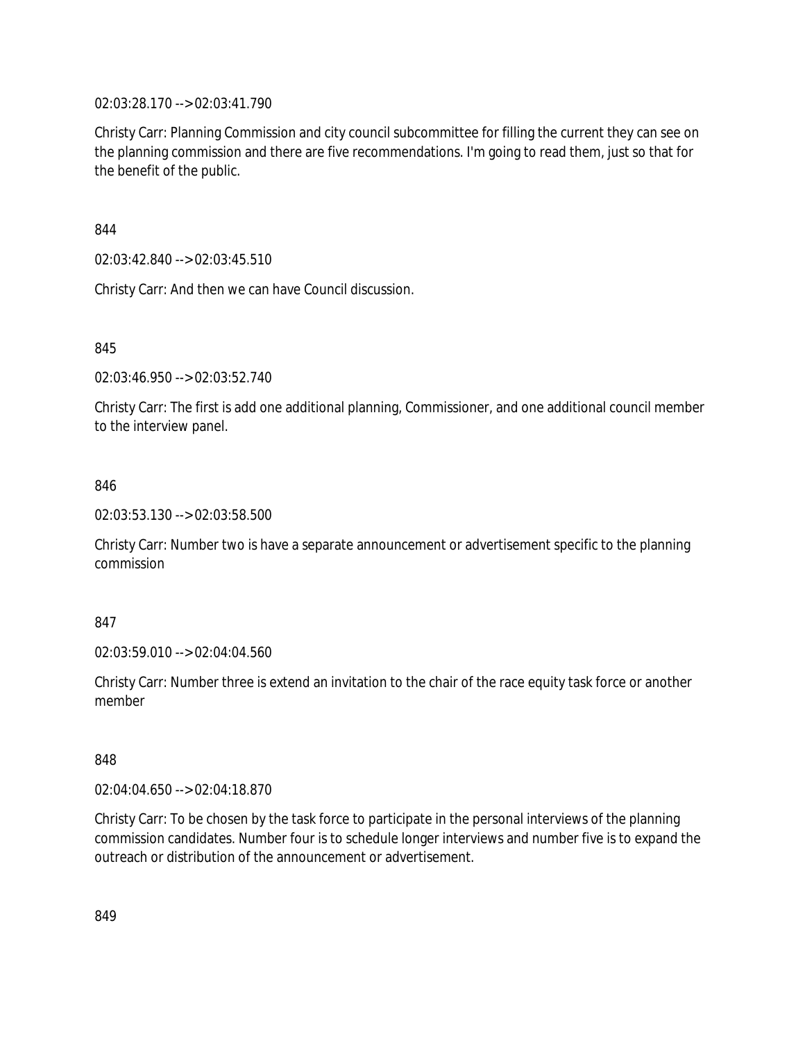02:03:28.170 --> 02:03:41.790

Christy Carr: Planning Commission and city council subcommittee for filling the current they can see on the planning commission and there are five recommendations. I'm going to read them, just so that for the benefit of the public.

844

02:03:42.840 --> 02:03:45.510

Christy Carr: And then we can have Council discussion.

845

02:03:46.950 --> 02:03:52.740

Christy Carr: The first is add one additional planning, Commissioner, and one additional council member to the interview panel.

846

02:03:53.130 --> 02:03:58.500

Christy Carr: Number two is have a separate announcement or advertisement specific to the planning commission

847

02:03:59.010 --> 02:04:04.560

Christy Carr: Number three is extend an invitation to the chair of the race equity task force or another member

848

02:04:04.650 --> 02:04:18.870

Christy Carr: To be chosen by the task force to participate in the personal interviews of the planning commission candidates. Number four is to schedule longer interviews and number five is to expand the outreach or distribution of the announcement or advertisement.

849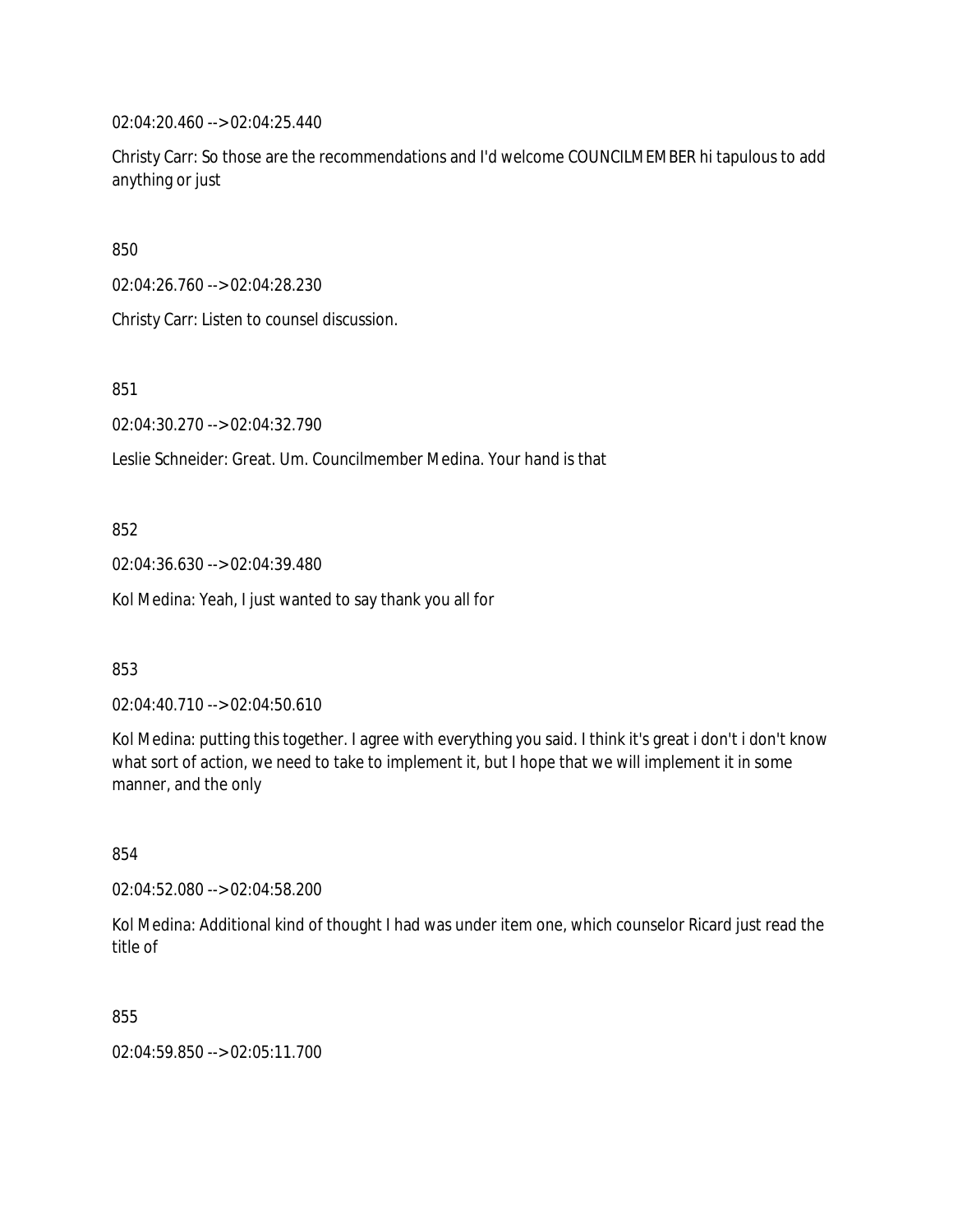02:04:20.460 --> 02:04:25.440

Christy Carr: So those are the recommendations and I'd welcome COUNCILMEMBER hi tapulous to add anything or just

850

02:04:26.760 --> 02:04:28.230

Christy Carr: Listen to counsel discussion.

851

02:04:30.270 --> 02:04:32.790

Leslie Schneider: Great. Um. Councilmember Medina. Your hand is that

852

02:04:36.630 --> 02:04:39.480

Kol Medina: Yeah, I just wanted to say thank you all for

853

02:04:40.710 --> 02:04:50.610

Kol Medina: putting this together. I agree with everything you said. I think it's great i don't i don't know what sort of action, we need to take to implement it, but I hope that we will implement it in some manner, and the only

854

02:04:52.080 --> 02:04:58.200

Kol Medina: Additional kind of thought I had was under item one, which counselor Ricard just read the title of

855

02:04:59.850 --> 02:05:11.700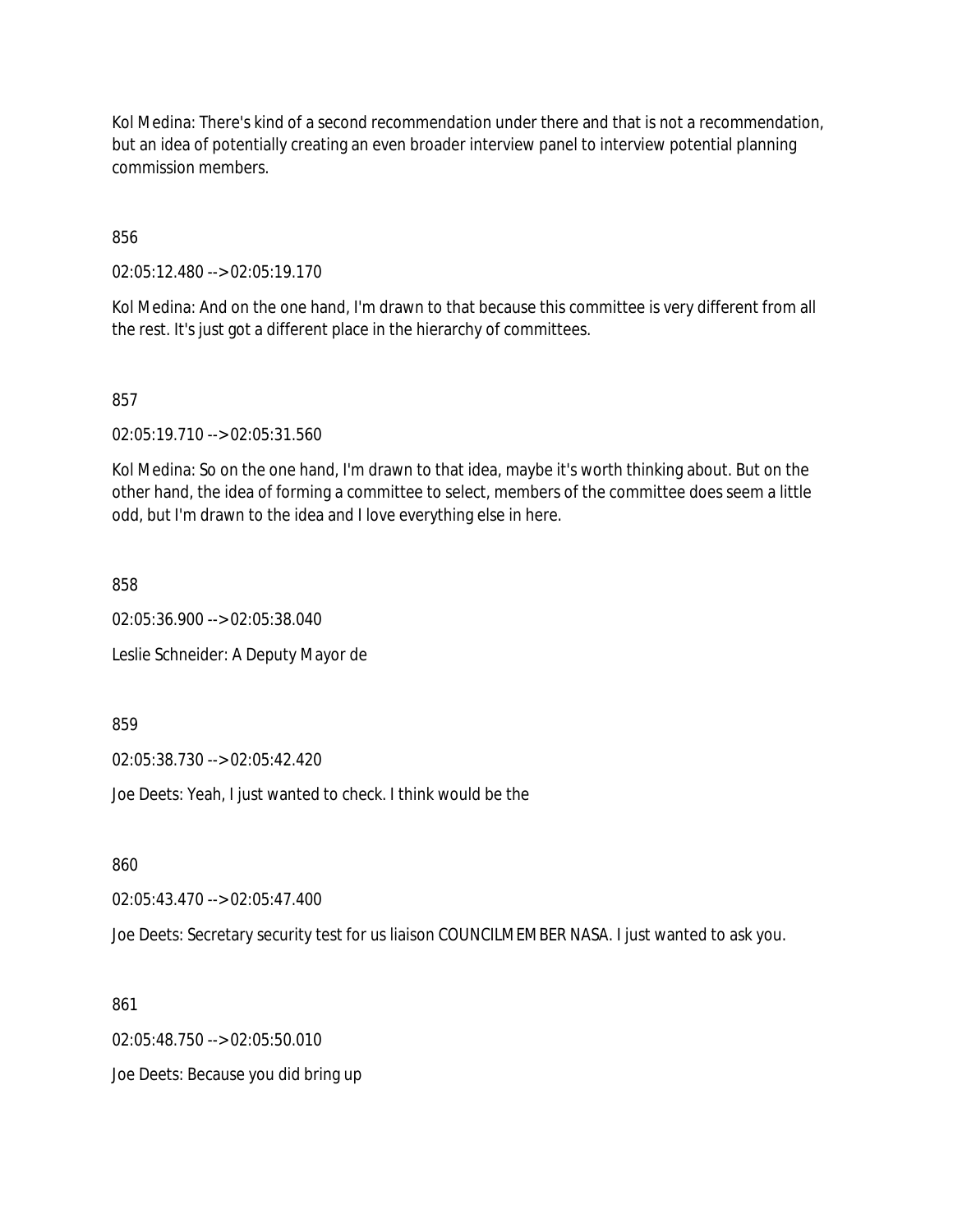Kol Medina: There's kind of a second recommendation under there and that is not a recommendation, but an idea of potentially creating an even broader interview panel to interview potential planning commission members.

856

02:05:12.480 --> 02:05:19.170

Kol Medina: And on the one hand, I'm drawn to that because this committee is very different from all the rest. It's just got a different place in the hierarchy of committees.

857

02:05:19.710 --> 02:05:31.560

Kol Medina: So on the one hand, I'm drawn to that idea, maybe it's worth thinking about. But on the other hand, the idea of forming a committee to select, members of the committee does seem a little odd, but I'm drawn to the idea and I love everything else in here.

858

02:05:36.900 --> 02:05:38.040

Leslie Schneider: A Deputy Mayor de

859

02:05:38.730 --> 02:05:42.420

Joe Deets: Yeah, I just wanted to check. I think would be the

860

02:05:43.470 --> 02:05:47.400

Joe Deets: Secretary security test for us liaison COUNCILMEMBER NASA. I just wanted to ask you.

861

02:05:48.750 --> 02:05:50.010

Joe Deets: Because you did bring up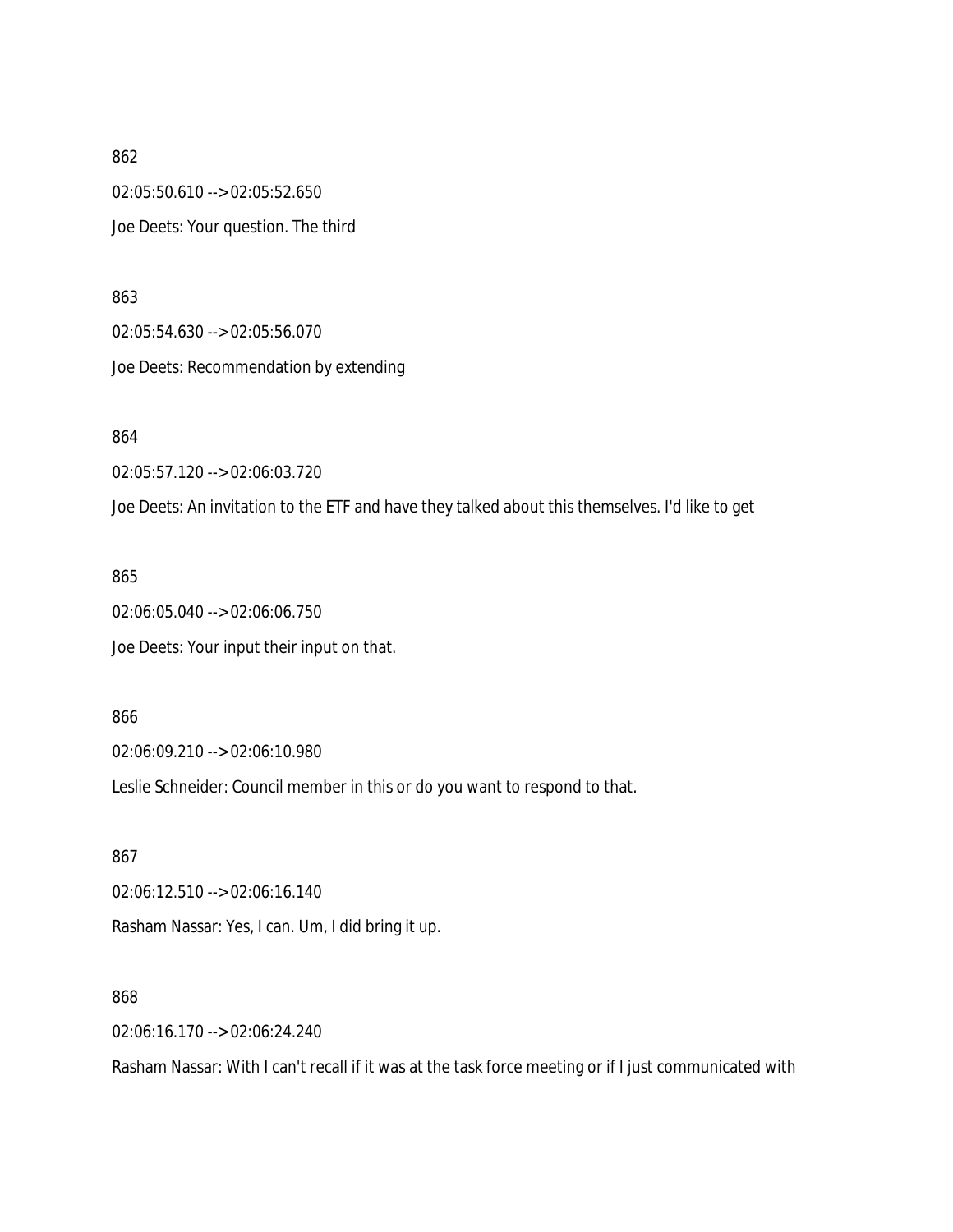862

02:05:50.610 --> 02:05:52.650

Joe Deets: Your question. The third

863

02:05:54.630 --> 02:05:56.070

Joe Deets: Recommendation by extending

864

02:05:57.120 --> 02:06:03.720

Joe Deets: An invitation to the ETF and have they talked about this themselves. I'd like to get

865

02:06:05.040 --> 02:06:06.750

Joe Deets: Your input their input on that.

866

02:06:09.210 --> 02:06:10.980

Leslie Schneider: Council member in this or do you want to respond to that.

867

02:06:12.510 --> 02:06:16.140

Rasham Nassar: Yes, I can. Um, I did bring it up.

868

02:06:16.170 --> 02:06:24.240

Rasham Nassar: With I can't recall if it was at the task force meeting or if I just communicated with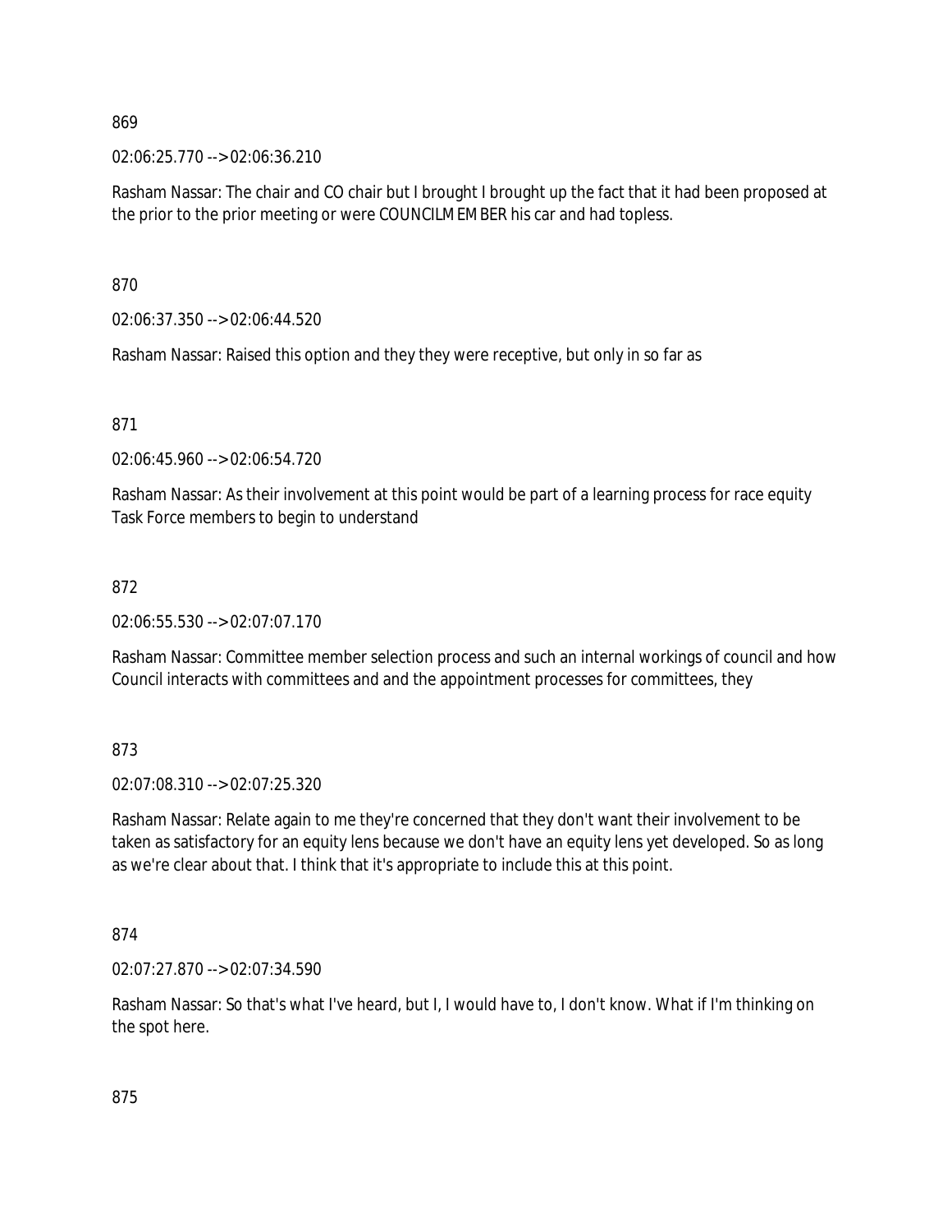869

02:06:25.770 --> 02:06:36.210

Rasham Nassar: The chair and CO chair but I brought I brought up the fact that it had been proposed at the prior to the prior meeting or were COUNCILMEMBER his car and had topless.

870

02:06:37.350 --> 02:06:44.520

Rasham Nassar: Raised this option and they they were receptive, but only in so far as

871

02:06:45.960 --> 02:06:54.720

Rasham Nassar: As their involvement at this point would be part of a learning process for race equity Task Force members to begin to understand

872

02:06:55.530 --> 02:07:07.170

Rasham Nassar: Committee member selection process and such an internal workings of council and how Council interacts with committees and and the appointment processes for committees, they

873

02:07:08.310 --> 02:07:25.320

Rasham Nassar: Relate again to me they're concerned that they don't want their involvement to be taken as satisfactory for an equity lens because we don't have an equity lens yet developed. So as long as we're clear about that. I think that it's appropriate to include this at this point.

874

02:07:27.870 --> 02:07:34.590

Rasham Nassar: So that's what I've heard, but I, I would have to, I don't know. What if I'm thinking on the spot here.

875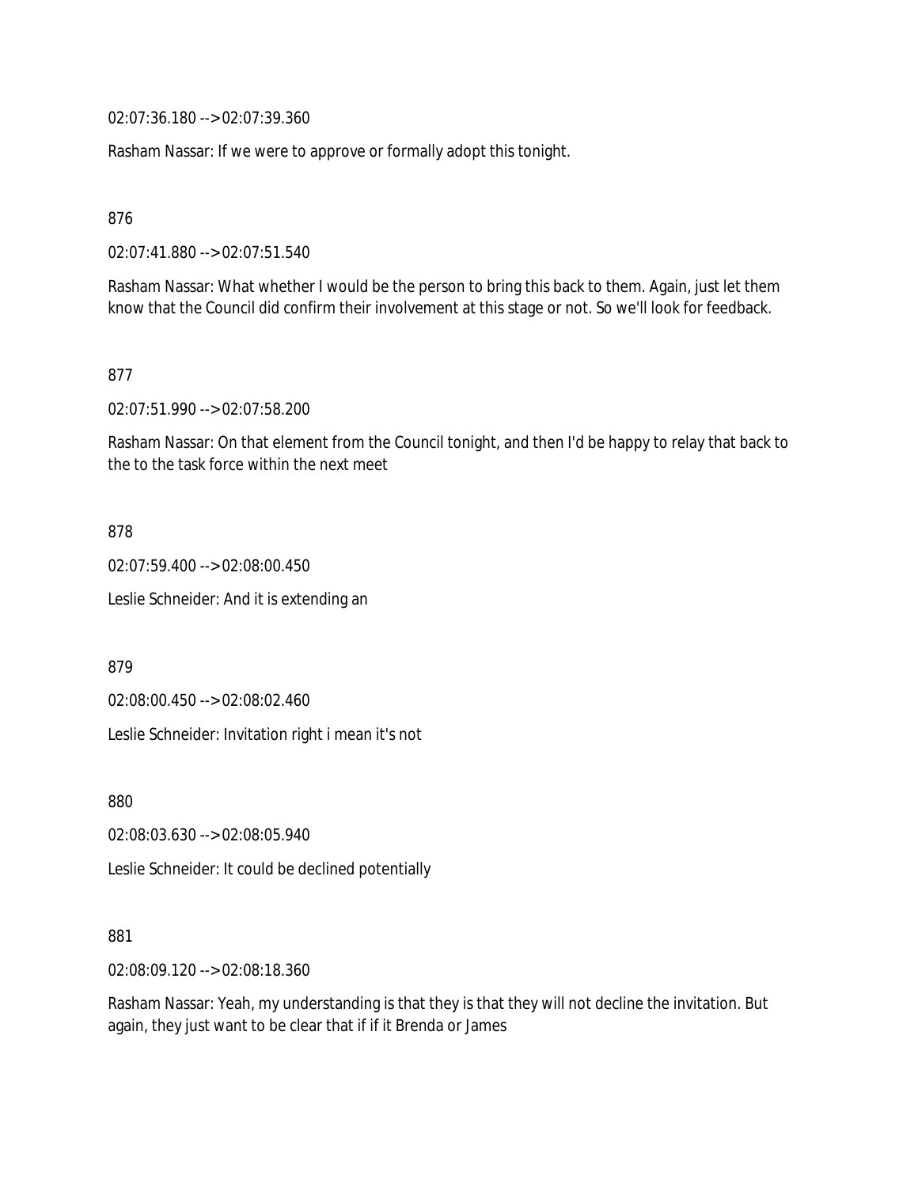02:07:36.180 --> 02:07:39.360

Rasham Nassar: If we were to approve or formally adopt this tonight.

876

02:07:41.880 --> 02:07:51.540

Rasham Nassar: What whether I would be the person to bring this back to them. Again, just let them know that the Council did confirm their involvement at this stage or not. So we'll look for feedback.

877

02:07:51.990 --> 02:07:58.200

Rasham Nassar: On that element from the Council tonight, and then I'd be happy to relay that back to the to the task force within the next meet

878

02:07:59.400 --> 02:08:00.450

Leslie Schneider: And it is extending an

879

02:08:00.450 --> 02:08:02.460

Leslie Schneider: Invitation right i mean it's not

880

02:08:03.630 --> 02:08:05.940

Leslie Schneider: It could be declined potentially

881

02:08:09.120 --> 02:08:18.360

Rasham Nassar: Yeah, my understanding is that they is that they will not decline the invitation. But again, they just want to be clear that if if it Brenda or James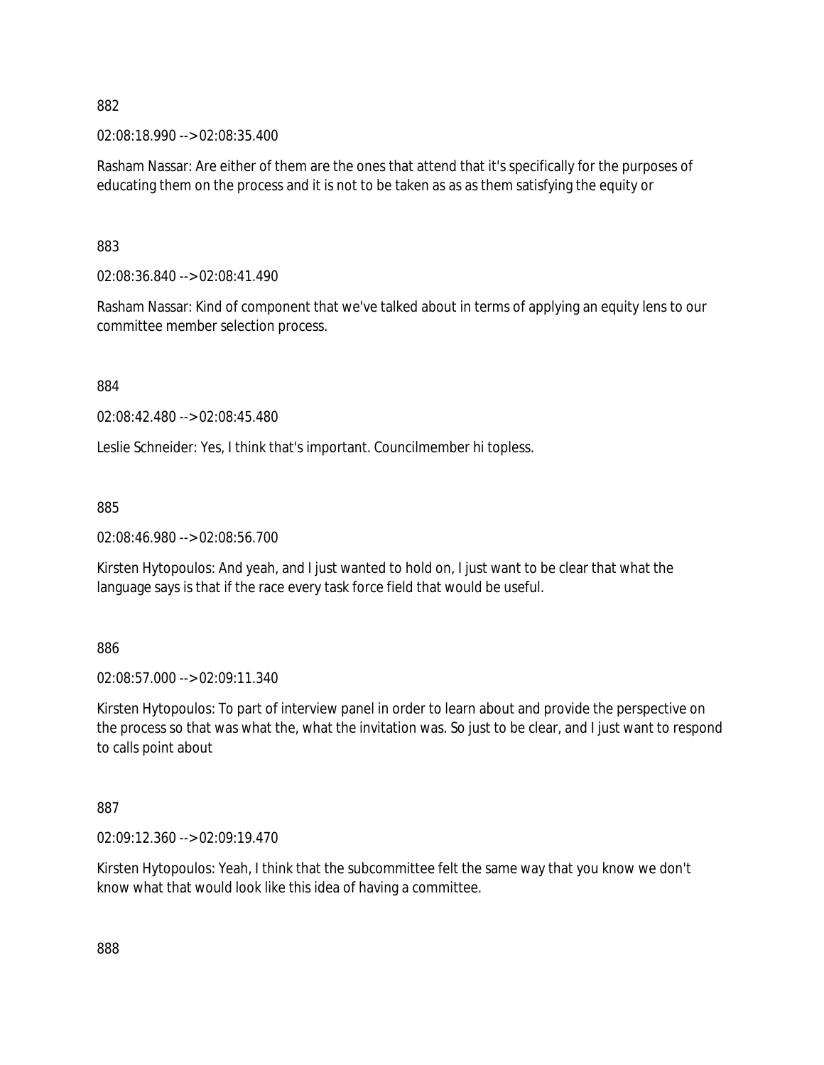882

02:08:18.990 --> 02:08:35.400

Rasham Nassar: Are either of them are the ones that attend that it's specifically for the purposes of educating them on the process and it is not to be taken as as as them satisfying the equity or

883

02:08:36.840 --> 02:08:41.490

Rasham Nassar: Kind of component that we've talked about in terms of applying an equity lens to our committee member selection process.

884

02:08:42.480 --> 02:08:45.480

Leslie Schneider: Yes, I think that's important. Councilmember hi topless.

885

02:08:46.980 --> 02:08:56.700

Kirsten Hytopoulos: And yeah, and I just wanted to hold on, I just want to be clear that what the language says is that if the race every task force field that would be useful.

886

02:08:57.000 --> 02:09:11.340

Kirsten Hytopoulos: To part of interview panel in order to learn about and provide the perspective on the process so that was what the, what the invitation was. So just to be clear, and I just want to respond to calls point about

887

02:09:12.360 --> 02:09:19.470

Kirsten Hytopoulos: Yeah, I think that the subcommittee felt the same way that you know we don't know what that would look like this idea of having a committee.

888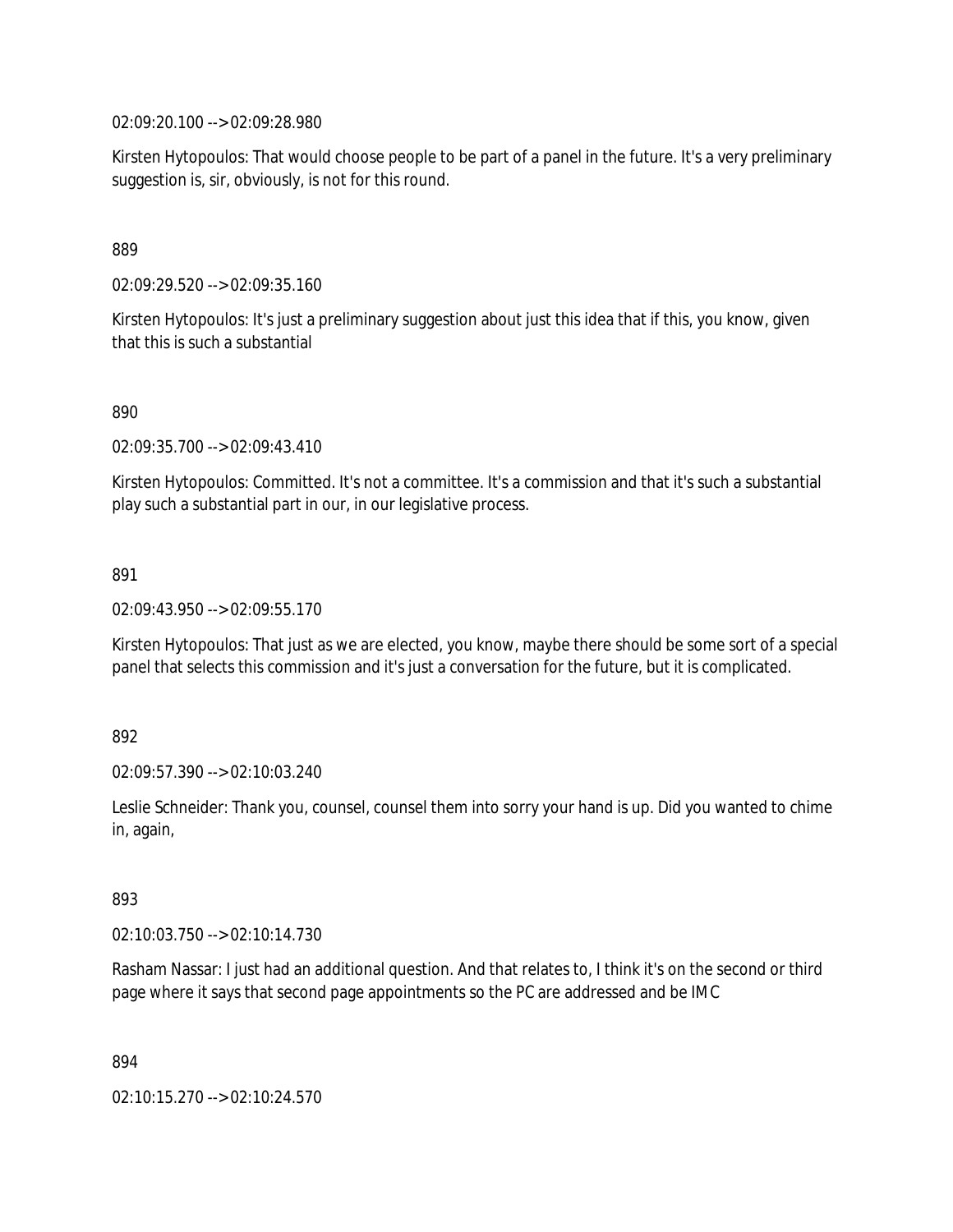02:09:20.100 --> 02:09:28.980

Kirsten Hytopoulos: That would choose people to be part of a panel in the future. It's a very preliminary suggestion is, sir, obviously, is not for this round.

889

02:09:29.520 --> 02:09:35.160

Kirsten Hytopoulos: It's just a preliminary suggestion about just this idea that if this, you know, given that this is such a substantial

890

02:09:35.700 --> 02:09:43.410

Kirsten Hytopoulos: Committed. It's not a committee. It's a commission and that it's such a substantial play such a substantial part in our, in our legislative process.

891

02:09:43.950 --> 02:09:55.170

Kirsten Hytopoulos: That just as we are elected, you know, maybe there should be some sort of a special panel that selects this commission and it's just a conversation for the future, but it is complicated.

892

02:09:57.390 --> 02:10:03.240

Leslie Schneider: Thank you, counsel, counsel them into sorry your hand is up. Did you wanted to chime in, again,

893

02:10:03.750 --> 02:10:14.730

Rasham Nassar: I just had an additional question. And that relates to, I think it's on the second or third page where it says that second page appointments so the PC are addressed and be IMC

894

02:10:15.270 --> 02:10:24.570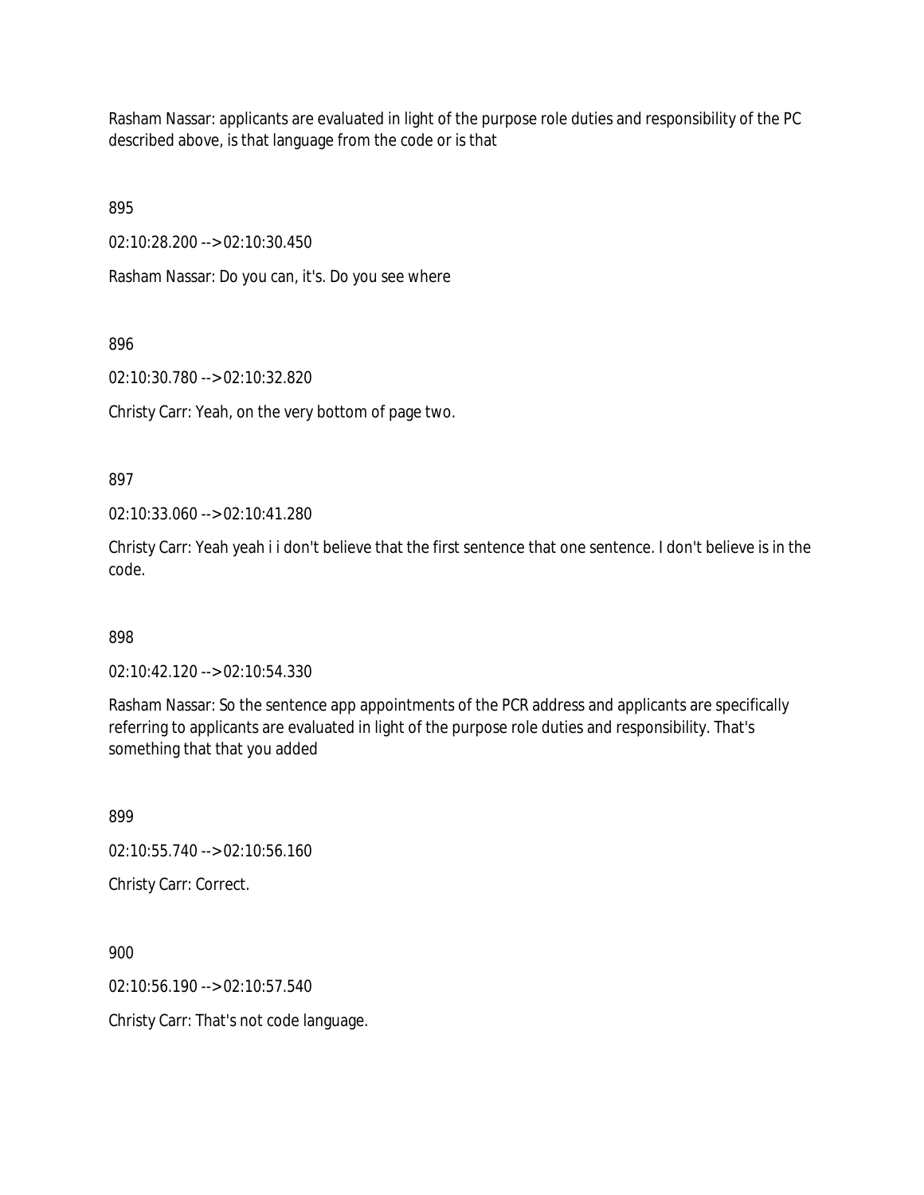Rasham Nassar: applicants are evaluated in light of the purpose role duties and responsibility of the PC described above, is that language from the code or is that

895

02:10:28.200 --> 02:10:30.450

Rasham Nassar: Do you can, it's. Do you see where

896

02:10:30.780 --> 02:10:32.820

Christy Carr: Yeah, on the very bottom of page two.

897

02:10:33.060 --> 02:10:41.280

Christy Carr: Yeah yeah i i don't believe that the first sentence that one sentence. I don't believe is in the code.

898

02:10:42.120 --> 02:10:54.330

Rasham Nassar: So the sentence app appointments of the PCR address and applicants are specifically referring to applicants are evaluated in light of the purpose role duties and responsibility. That's something that that you added

899

02:10:55.740 --> 02:10:56.160

Christy Carr: Correct.

900

02:10:56.190 --> 02:10:57.540

Christy Carr: That's not code language.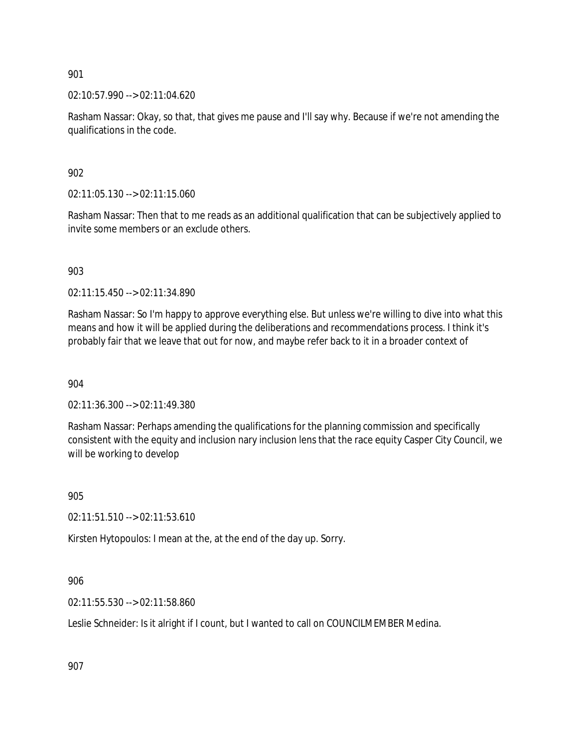901

02:10:57.990 --> 02:11:04.620

Rasham Nassar: Okay, so that, that gives me pause and I'll say why. Because if we're not amending the qualifications in the code.

902

02:11:05.130 --> 02:11:15.060

Rasham Nassar: Then that to me reads as an additional qualification that can be subjectively applied to invite some members or an exclude others.

903

02:11:15.450 --> 02:11:34.890

Rasham Nassar: So I'm happy to approve everything else. But unless we're willing to dive into what this means and how it will be applied during the deliberations and recommendations process. I think it's probably fair that we leave that out for now, and maybe refer back to it in a broader context of

904

02:11:36.300 --> 02:11:49.380

Rasham Nassar: Perhaps amending the qualifications for the planning commission and specifically consistent with the equity and inclusion nary inclusion lens that the race equity Casper City Council, we will be working to develop

905

02:11:51.510 --> 02:11:53.610

Kirsten Hytopoulos: I mean at the, at the end of the day up. Sorry.

906

02:11:55.530 --> 02:11:58.860

Leslie Schneider: Is it alright if I count, but I wanted to call on COUNCILMEMBER Medina.

907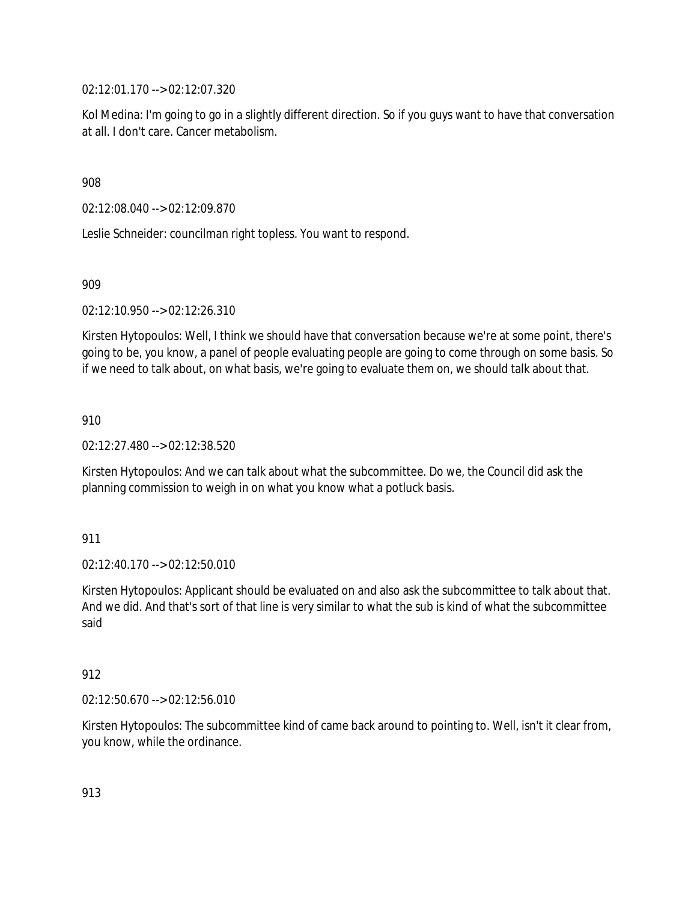02:12:01.170 --> 02:12:07.320

Kol Medina: I'm going to go in a slightly different direction. So if you guys want to have that conversation at all. I don't care. Cancer metabolism.

908

02:12:08.040 --> 02:12:09.870

Leslie Schneider: councilman right topless. You want to respond.

909

02:12:10.950 --> 02:12:26.310

Kirsten Hytopoulos: Well, I think we should have that conversation because we're at some point, there's going to be, you know, a panel of people evaluating people are going to come through on some basis. So if we need to talk about, on what basis, we're going to evaluate them on, we should talk about that.

910

02:12:27.480 --> 02:12:38.520

Kirsten Hytopoulos: And we can talk about what the subcommittee. Do we, the Council did ask the planning commission to weigh in on what you know what a potluck basis.

911

02:12:40.170 --> 02:12:50.010

Kirsten Hytopoulos: Applicant should be evaluated on and also ask the subcommittee to talk about that. And we did. And that's sort of that line is very similar to what the sub is kind of what the subcommittee said

912

02:12:50.670 --> 02:12:56.010

Kirsten Hytopoulos: The subcommittee kind of came back around to pointing to. Well, isn't it clear from, you know, while the ordinance.

913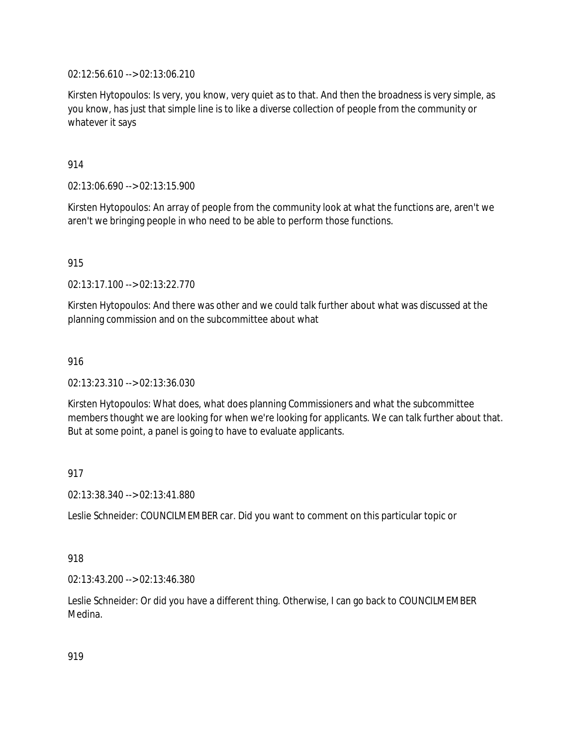02:12:56.610 --> 02:13:06.210

Kirsten Hytopoulos: Is very, you know, very quiet as to that. And then the broadness is very simple, as you know, has just that simple line is to like a diverse collection of people from the community or whatever it says

914

02:13:06.690 --> 02:13:15.900

Kirsten Hytopoulos: An array of people from the community look at what the functions are, aren't we aren't we bringing people in who need to be able to perform those functions.

915

02:13:17.100 --> 02:13:22.770

Kirsten Hytopoulos: And there was other and we could talk further about what was discussed at the planning commission and on the subcommittee about what

916

02:13:23.310 --> 02:13:36.030

Kirsten Hytopoulos: What does, what does planning Commissioners and what the subcommittee members thought we are looking for when we're looking for applicants. We can talk further about that. But at some point, a panel is going to have to evaluate applicants.

917

02:13:38.340 --> 02:13:41.880

Leslie Schneider: COUNCILMEMBER car. Did you want to comment on this particular topic or

918

02:13:43.200 --> 02:13:46.380

Leslie Schneider: Or did you have a different thing. Otherwise, I can go back to COUNCILMEMBER Medina.

919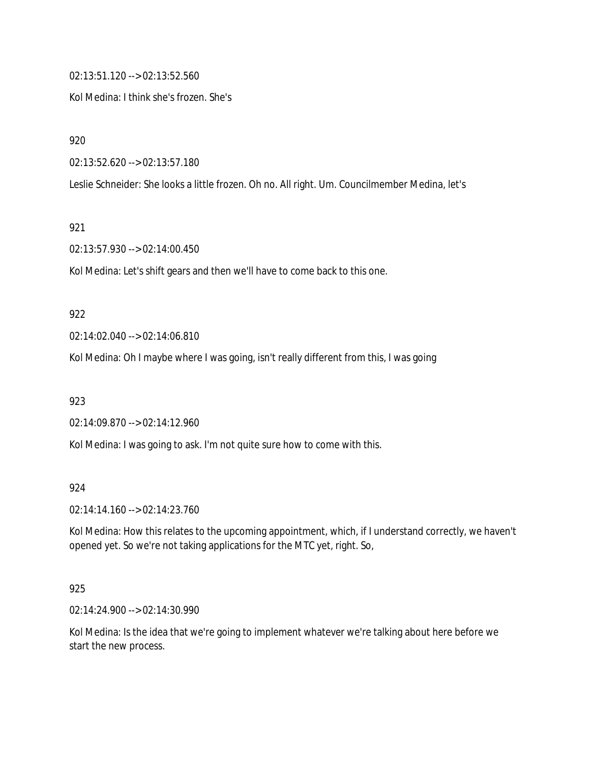02:13:51.120 --> 02:13:52.560

Kol Medina: I think she's frozen. She's

920

02:13:52.620 --> 02:13:57.180

Leslie Schneider: She looks a little frozen. Oh no. All right. Um. Councilmember Medina, let's

921

02:13:57.930 --> 02:14:00.450

Kol Medina: Let's shift gears and then we'll have to come back to this one.

922

02:14:02.040 --> 02:14:06.810

Kol Medina: Oh I maybe where I was going, isn't really different from this, I was going

923

02:14:09.870 --> 02:14:12.960

Kol Medina: I was going to ask. I'm not quite sure how to come with this.

924

02:14:14.160 --> 02:14:23.760

Kol Medina: How this relates to the upcoming appointment, which, if I understand correctly, we haven't opened yet. So we're not taking applications for the MTC yet, right. So,

925

02:14:24.900 --> 02:14:30.990

Kol Medina: Is the idea that we're going to implement whatever we're talking about here before we start the new process.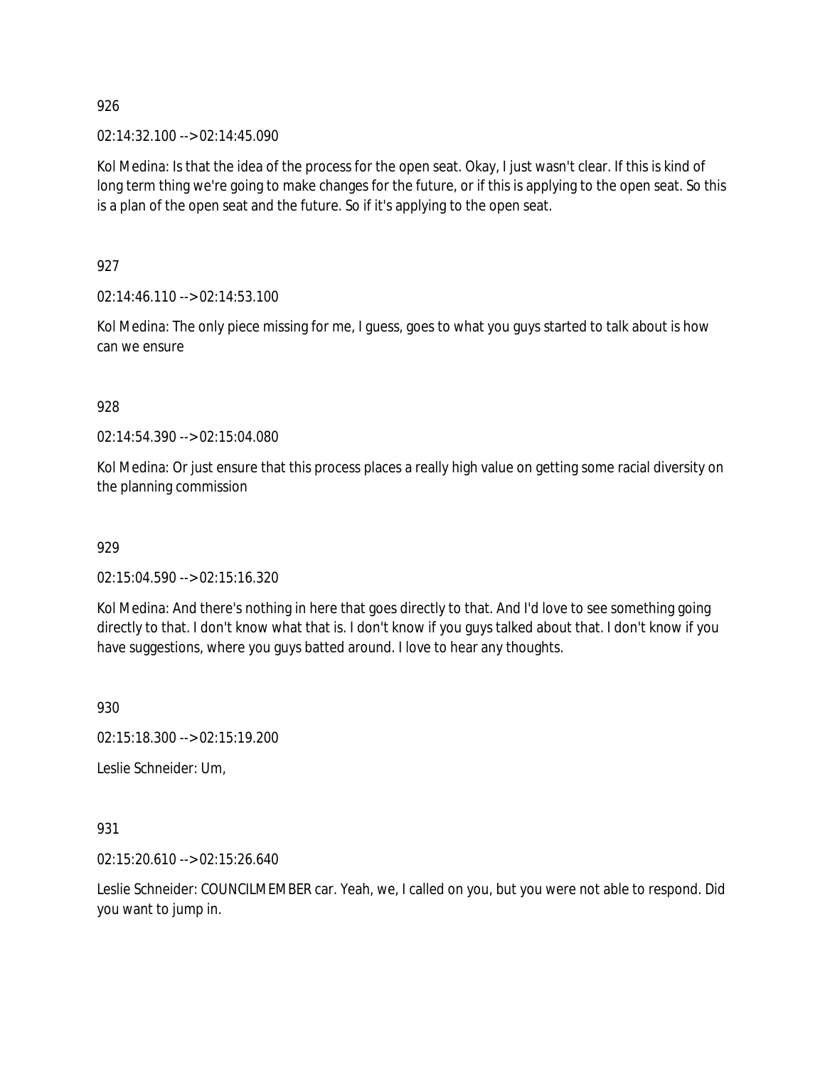926

02:14:32.100 --> 02:14:45.090

Kol Medina: Is that the idea of the process for the open seat. Okay, I just wasn't clear. If this is kind of long term thing we're going to make changes for the future, or if this is applying to the open seat. So this is a plan of the open seat and the future. So if it's applying to the open seat.

927

02:14:46.110 --> 02:14:53.100

Kol Medina: The only piece missing for me, I guess, goes to what you guys started to talk about is how can we ensure

928

02:14:54.390 --> 02:15:04.080

Kol Medina: Or just ensure that this process places a really high value on getting some racial diversity on the planning commission

929

02:15:04.590 --> 02:15:16.320

Kol Medina: And there's nothing in here that goes directly to that. And I'd love to see something going directly to that. I don't know what that is. I don't know if you guys talked about that. I don't know if you have suggestions, where you guys batted around. I love to hear any thoughts.

930

02:15:18.300 --> 02:15:19.200

Leslie Schneider: Um,

931

02:15:20.610 --> 02:15:26.640

Leslie Schneider: COUNCILMEMBER car. Yeah, we, I called on you, but you were not able to respond. Did you want to jump in.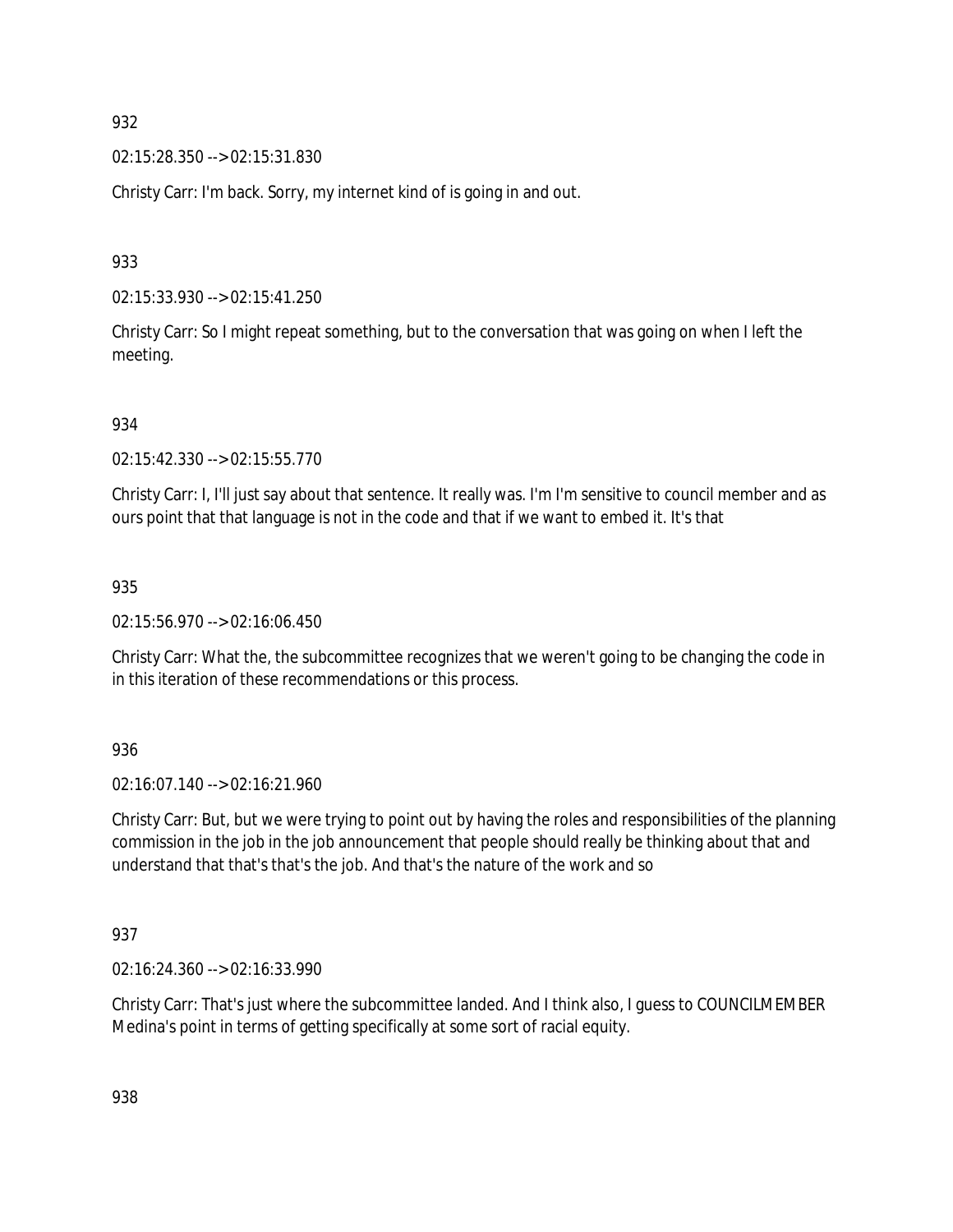932

02:15:28.350 --> 02:15:31.830

Christy Carr: I'm back. Sorry, my internet kind of is going in and out.

933

02:15:33.930 --> 02:15:41.250

Christy Carr: So I might repeat something, but to the conversation that was going on when I left the meeting.

934

02:15:42.330 --> 02:15:55.770

Christy Carr: I, I'll just say about that sentence. It really was. I'm I'm sensitive to council member and as ours point that that language is not in the code and that if we want to embed it. It's that

935

02:15:56.970 --> 02:16:06.450

Christy Carr: What the, the subcommittee recognizes that we weren't going to be changing the code in in this iteration of these recommendations or this process.

936

02:16:07.140 --> 02:16:21.960

Christy Carr: But, but we were trying to point out by having the roles and responsibilities of the planning commission in the job in the job announcement that people should really be thinking about that and understand that that's that's the job. And that's the nature of the work and so

937

02:16:24.360 --> 02:16:33.990

Christy Carr: That's just where the subcommittee landed. And I think also, I guess to COUNCILMEMBER Medina's point in terms of getting specifically at some sort of racial equity.

938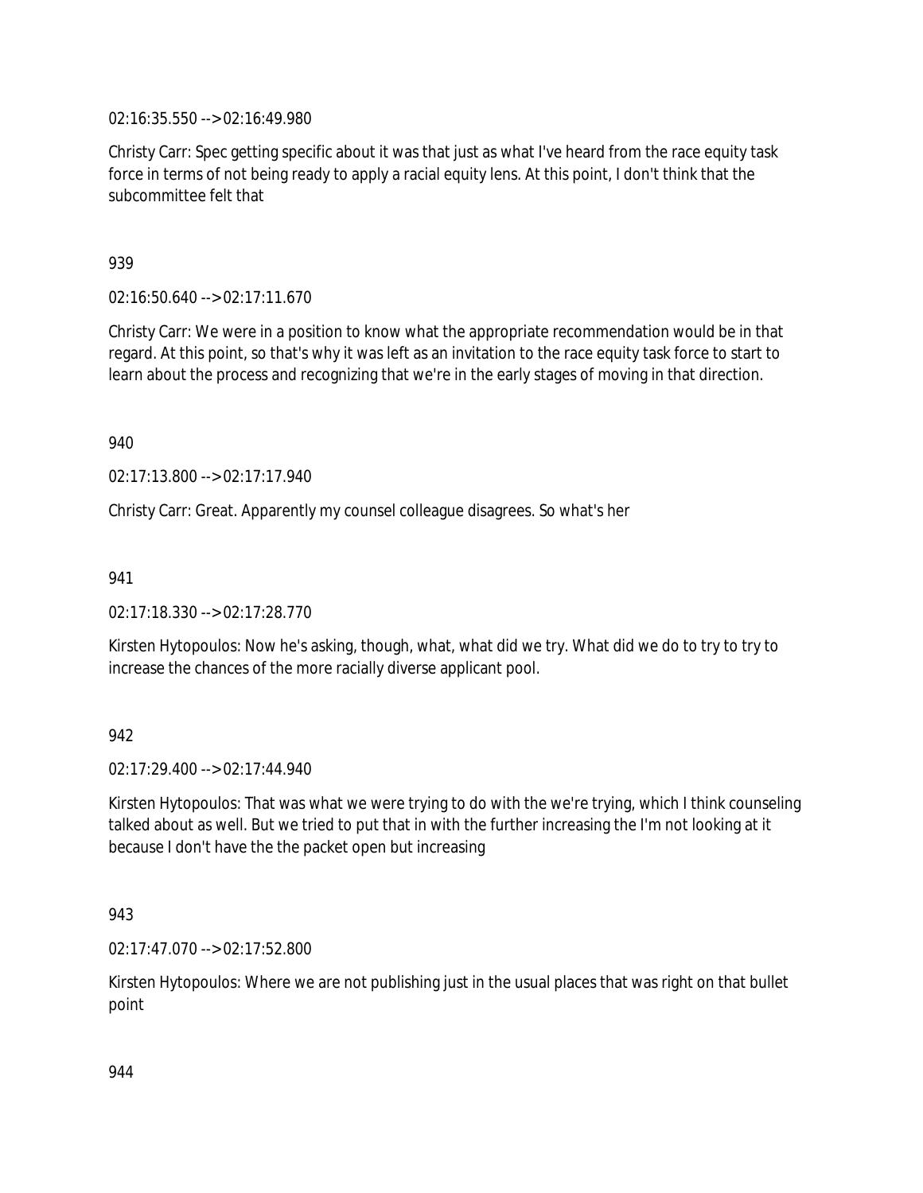02:16:35.550 --> 02:16:49.980

Christy Carr: Spec getting specific about it was that just as what I've heard from the race equity task force in terms of not being ready to apply a racial equity lens. At this point, I don't think that the subcommittee felt that

939

02:16:50.640 --> 02:17:11.670

Christy Carr: We were in a position to know what the appropriate recommendation would be in that regard. At this point, so that's why it was left as an invitation to the race equity task force to start to learn about the process and recognizing that we're in the early stages of moving in that direction.

940

02:17:13.800 --> 02:17:17.940

Christy Carr: Great. Apparently my counsel colleague disagrees. So what's her

941

02:17:18.330 --> 02:17:28.770

Kirsten Hytopoulos: Now he's asking, though, what, what did we try. What did we do to try to try to increase the chances of the more racially diverse applicant pool.

942

02:17:29.400 --> 02:17:44.940

Kirsten Hytopoulos: That was what we were trying to do with the we're trying, which I think counseling talked about as well. But we tried to put that in with the further increasing the I'm not looking at it because I don't have the the packet open but increasing

943

02:17:47.070 --> 02:17:52.800

Kirsten Hytopoulos: Where we are not publishing just in the usual places that was right on that bullet point

944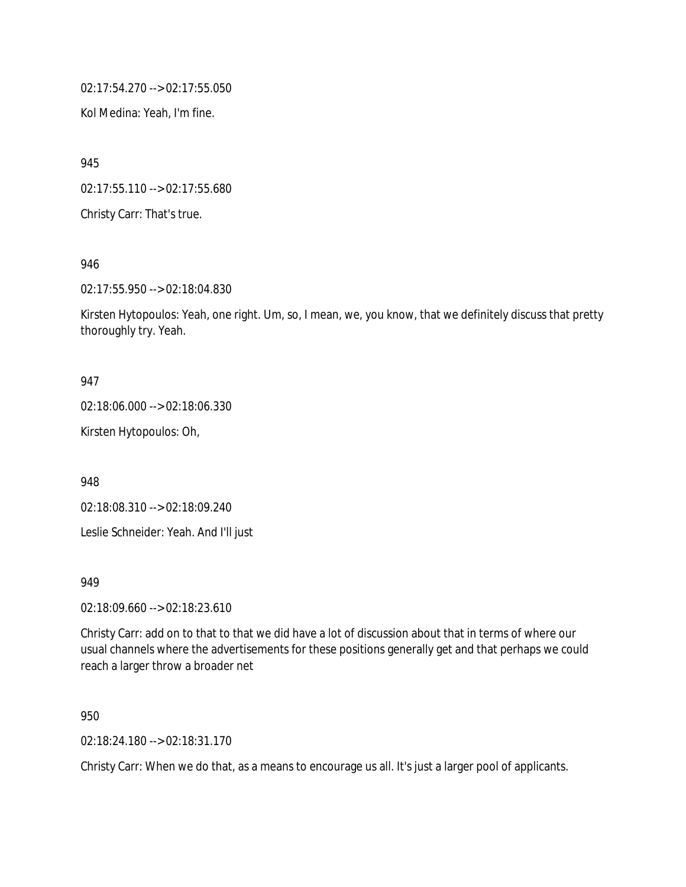02:17:54.270 --> 02:17:55.050

Kol Medina: Yeah, I'm fine.

945

02:17:55.110 --> 02:17:55.680

Christy Carr: That's true.

946

02:17:55.950 --> 02:18:04.830

Kirsten Hytopoulos: Yeah, one right. Um, so, I mean, we, you know, that we definitely discuss that pretty thoroughly try. Yeah.

947

02:18:06.000 --> 02:18:06.330

Kirsten Hytopoulos: Oh,

948

02:18:08.310 --> 02:18:09.240

Leslie Schneider: Yeah. And I'll just

949

02:18:09.660 --> 02:18:23.610

Christy Carr: add on to that to that we did have a lot of discussion about that in terms of where our usual channels where the advertisements for these positions generally get and that perhaps we could reach a larger throw a broader net

950

02:18:24.180 --> 02:18:31.170

Christy Carr: When we do that, as a means to encourage us all. It's just a larger pool of applicants.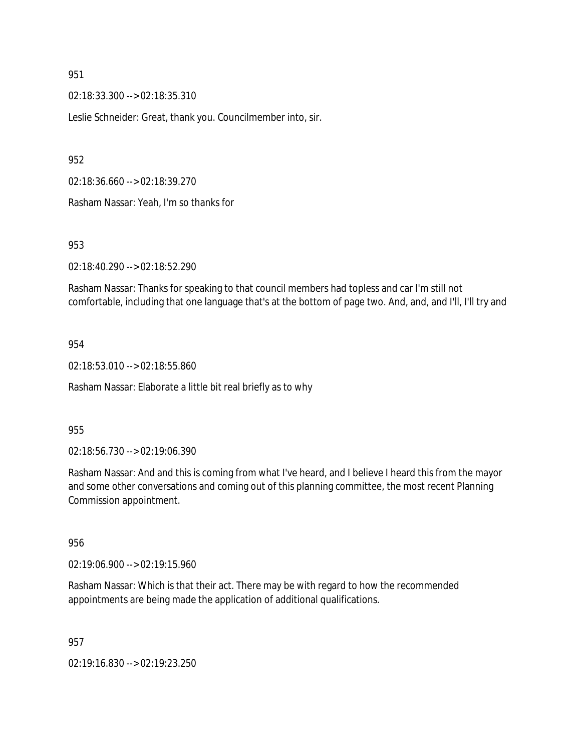951

02:18:33.300 --> 02:18:35.310

Leslie Schneider: Great, thank you. Councilmember into, sir.

952

02:18:36.660 --> 02:18:39.270

Rasham Nassar: Yeah, I'm so thanks for

953

02:18:40.290 --> 02:18:52.290

Rasham Nassar: Thanks for speaking to that council members had topless and car I'm still not comfortable, including that one language that's at the bottom of page two. And, and, and I'll, I'll try and

954

02:18:53.010 --> 02:18:55.860

Rasham Nassar: Elaborate a little bit real briefly as to why

955

02:18:56.730 --> 02:19:06.390

Rasham Nassar: And and this is coming from what I've heard, and I believe I heard this from the mayor and some other conversations and coming out of this planning committee, the most recent Planning Commission appointment.

956

02:19:06.900 --> 02:19:15.960

Rasham Nassar: Which is that their act. There may be with regard to how the recommended appointments are being made the application of additional qualifications.

957

02:19:16.830 --> 02:19:23.250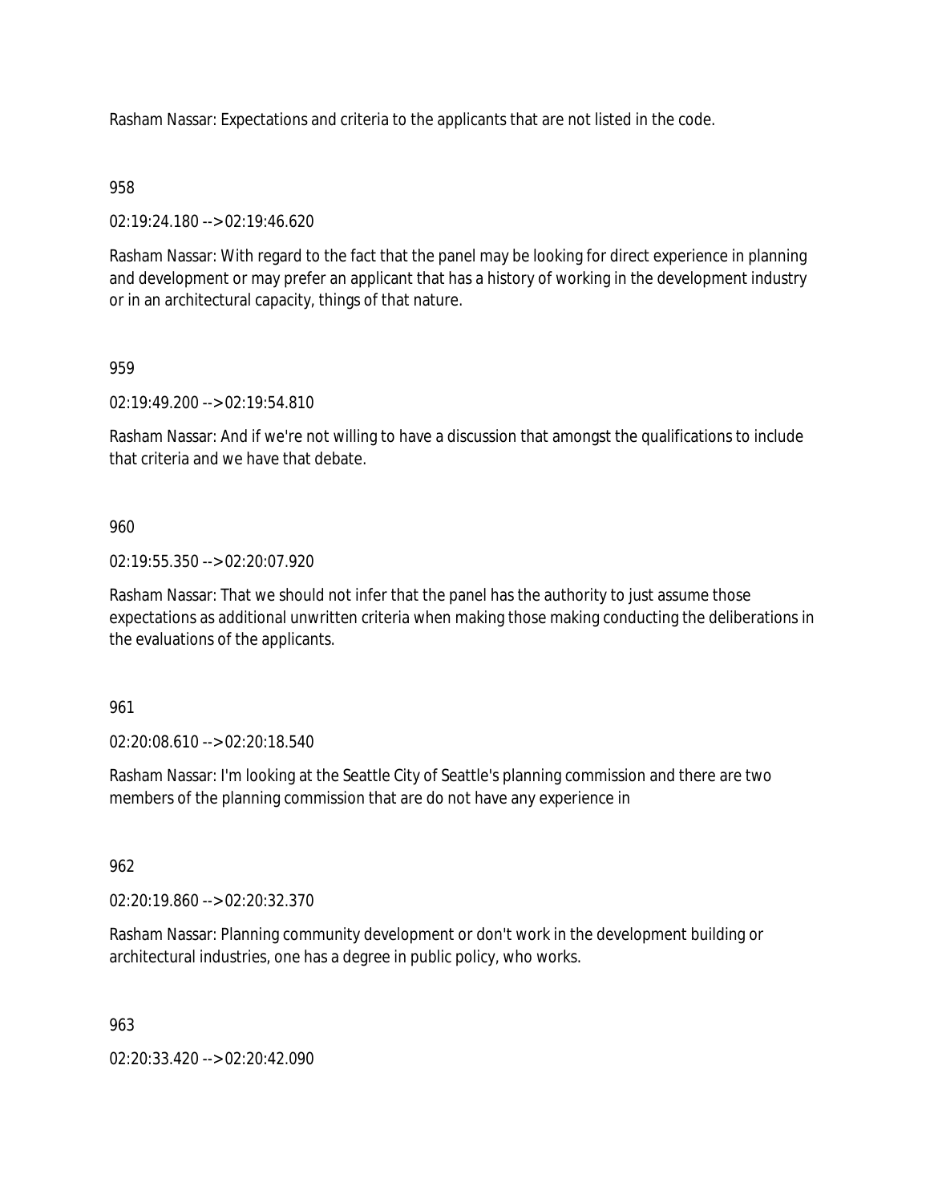Rasham Nassar: Expectations and criteria to the applicants that are not listed in the code.

958

02:19:24.180 --> 02:19:46.620

Rasham Nassar: With regard to the fact that the panel may be looking for direct experience in planning and development or may prefer an applicant that has a history of working in the development industry or in an architectural capacity, things of that nature.

959

02:19:49.200 --> 02:19:54.810

Rasham Nassar: And if we're not willing to have a discussion that amongst the qualifications to include that criteria and we have that debate.

960

02:19:55.350 --> 02:20:07.920

Rasham Nassar: That we should not infer that the panel has the authority to just assume those expectations as additional unwritten criteria when making those making conducting the deliberations in the evaluations of the applicants.

961

02:20:08.610 --> 02:20:18.540

Rasham Nassar: I'm looking at the Seattle City of Seattle's planning commission and there are two members of the planning commission that are do not have any experience in

962

02:20:19.860 --> 02:20:32.370

Rasham Nassar: Planning community development or don't work in the development building or architectural industries, one has a degree in public policy, who works.

963

02:20:33.420 --> 02:20:42.090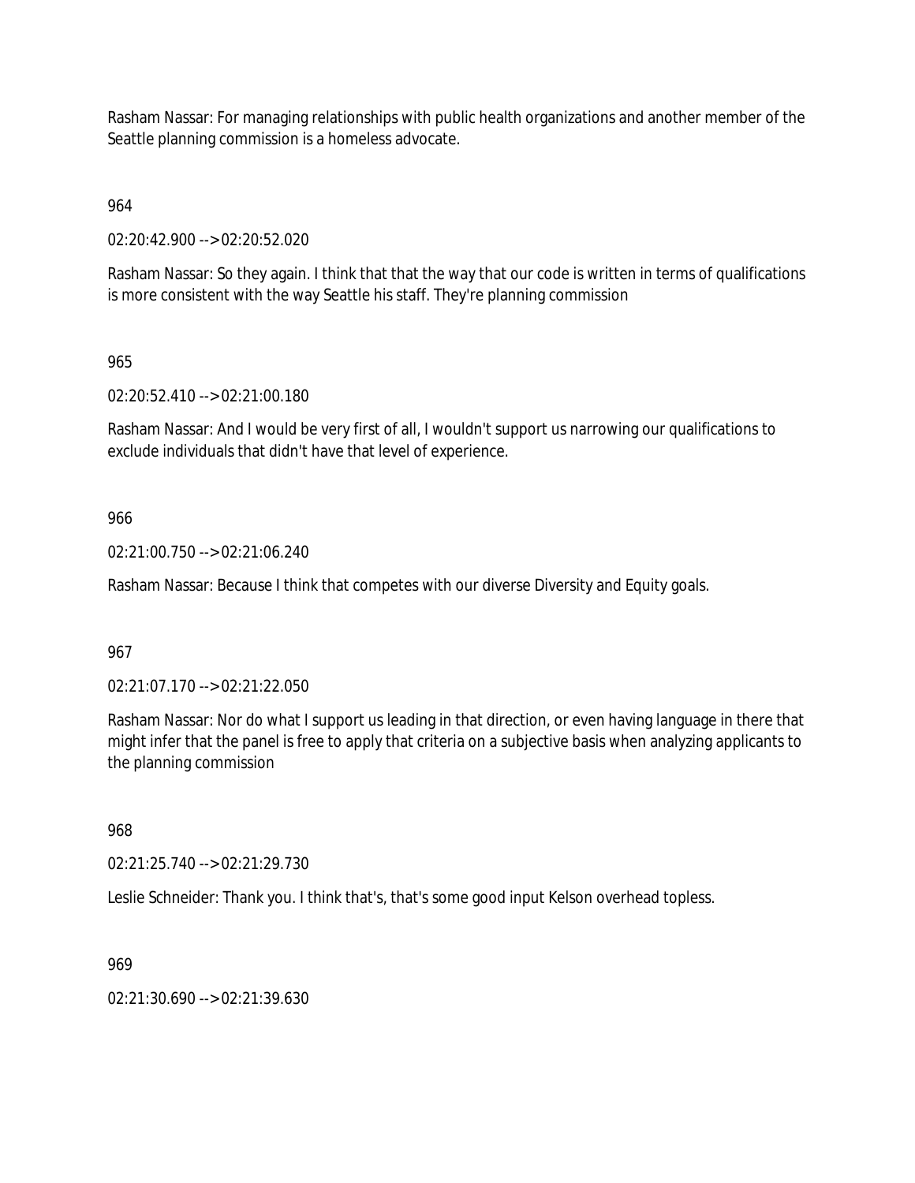Rasham Nassar: For managing relationships with public health organizations and another member of the Seattle planning commission is a homeless advocate.

964

02:20:42.900 --> 02:20:52.020

Rasham Nassar: So they again. I think that that the way that our code is written in terms of qualifications is more consistent with the way Seattle his staff. They're planning commission

965

02:20:52.410 --> 02:21:00.180

Rasham Nassar: And I would be very first of all, I wouldn't support us narrowing our qualifications to exclude individuals that didn't have that level of experience.

966

02:21:00.750 --> 02:21:06.240

Rasham Nassar: Because I think that competes with our diverse Diversity and Equity goals.

967

02:21:07.170 --> 02:21:22.050

Rasham Nassar: Nor do what I support us leading in that direction, or even having language in there that might infer that the panel is free to apply that criteria on a subjective basis when analyzing applicants to the planning commission

968

02:21:25.740 --> 02:21:29.730

Leslie Schneider: Thank you. I think that's, that's some good input Kelson overhead topless.

969

02:21:30.690 --> 02:21:39.630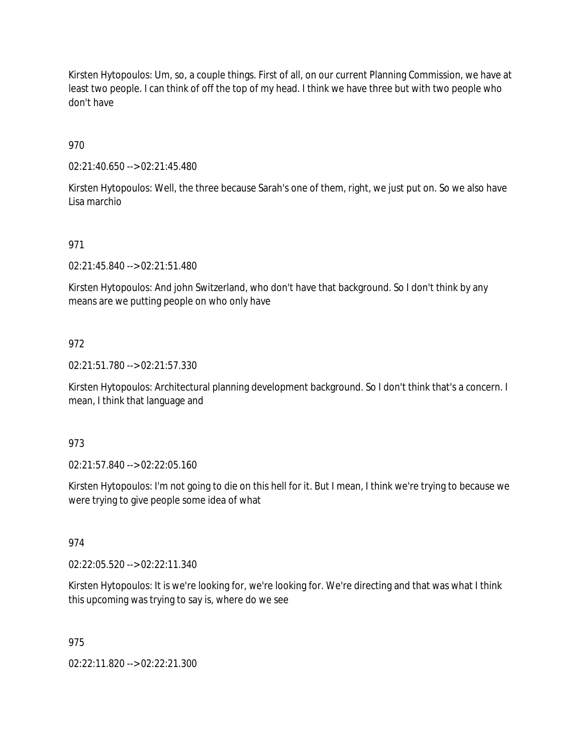Kirsten Hytopoulos: Um, so, a couple things. First of all, on our current Planning Commission, we have at least two people. I can think of off the top of my head. I think we have three but with two people who don't have

970

02:21:40.650 --> 02:21:45.480

Kirsten Hytopoulos: Well, the three because Sarah's one of them, right, we just put on. So we also have Lisa marchio

971

02:21:45.840 --> 02:21:51.480

Kirsten Hytopoulos: And john Switzerland, who don't have that background. So I don't think by any means are we putting people on who only have

972

02:21:51.780 --> 02:21:57.330

Kirsten Hytopoulos: Architectural planning development background. So I don't think that's a concern. I mean, I think that language and

973

02:21:57.840 --> 02:22:05.160

Kirsten Hytopoulos: I'm not going to die on this hell for it. But I mean, I think we're trying to because we were trying to give people some idea of what

974

02:22:05.520 --> 02:22:11.340

Kirsten Hytopoulos: It is we're looking for, we're looking for. We're directing and that was what I think this upcoming was trying to say is, where do we see

975

02:22:11.820 --> 02:22:21.300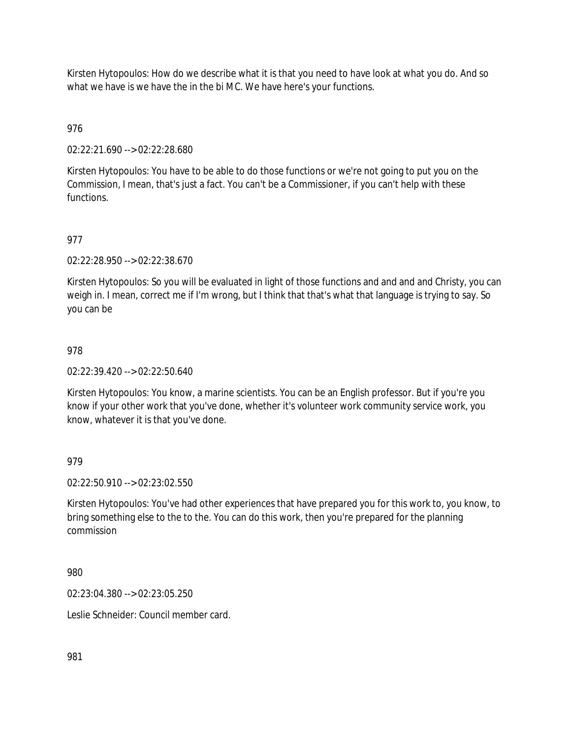Kirsten Hytopoulos: How do we describe what it is that you need to have look at what you do. And so what we have is we have the in the bi MC. We have here's your functions.

976

02:22:21.690 --> 02:22:28.680

Kirsten Hytopoulos: You have to be able to do those functions or we're not going to put you on the Commission, I mean, that's just a fact. You can't be a Commissioner, if you can't help with these functions.

977

02:22:28.950 --> 02:22:38.670

Kirsten Hytopoulos: So you will be evaluated in light of those functions and and and and Christy, you can weigh in. I mean, correct me if I'm wrong, but I think that that's what that language is trying to say. So you can be

978

02:22:39.420 --> 02:22:50.640

Kirsten Hytopoulos: You know, a marine scientists. You can be an English professor. But if you're you know if your other work that you've done, whether it's volunteer work community service work, you know, whatever it is that you've done.

979

02:22:50.910 --> 02:23:02.550

Kirsten Hytopoulos: You've had other experiences that have prepared you for this work to, you know, to bring something else to the to the. You can do this work, then you're prepared for the planning commission

980

02:23:04.380 --> 02:23:05.250

Leslie Schneider: Council member card.

981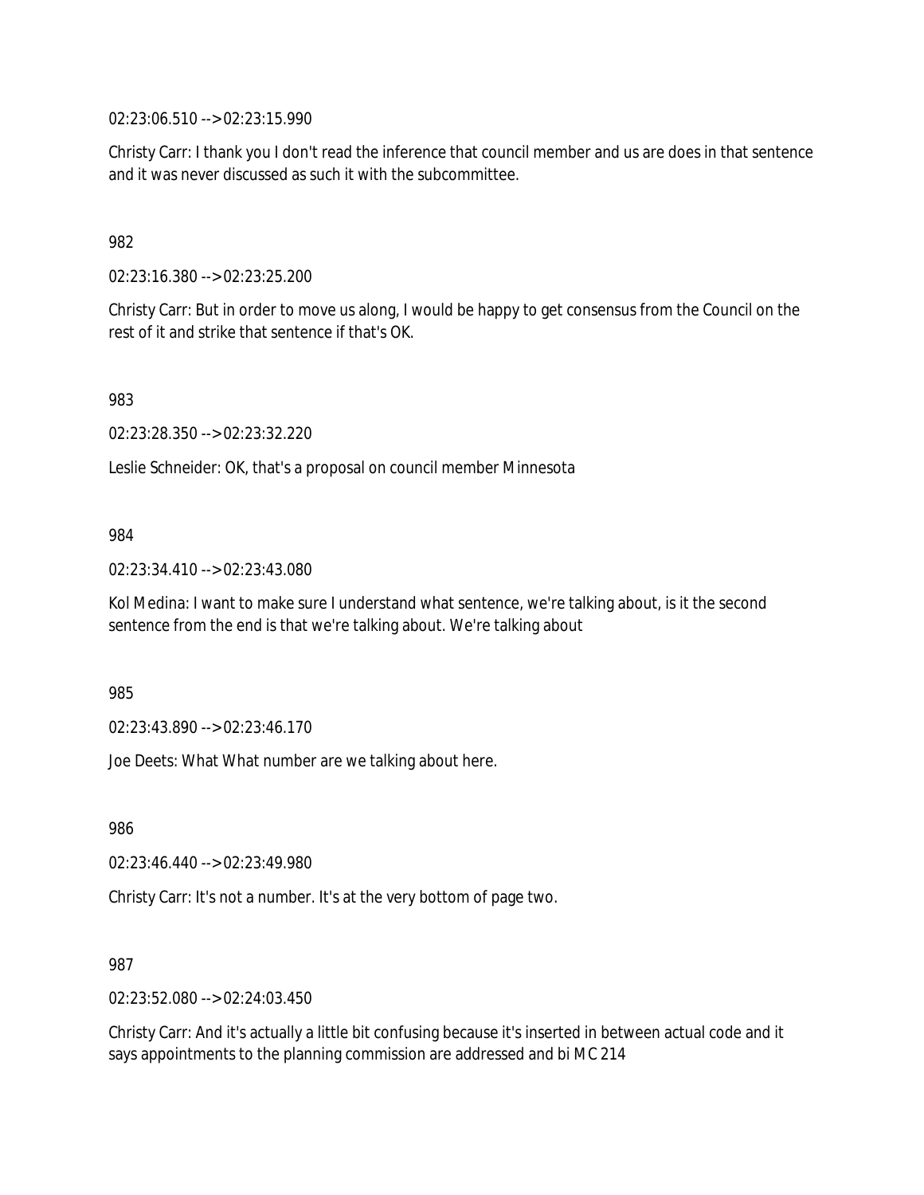02:23:06.510 --> 02:23:15.990

Christy Carr: I thank you I don't read the inference that council member and us are does in that sentence and it was never discussed as such it with the subcommittee.

982

02:23:16.380 --> 02:23:25.200

Christy Carr: But in order to move us along, I would be happy to get consensus from the Council on the rest of it and strike that sentence if that's OK.

983

02:23:28.350 --> 02:23:32.220

Leslie Schneider: OK, that's a proposal on council member Minnesota

984

02:23:34.410 --> 02:23:43.080

Kol Medina: I want to make sure I understand what sentence, we're talking about, is it the second sentence from the end is that we're talking about. We're talking about

985

02:23:43.890 --> 02:23:46.170

Joe Deets: What What number are we talking about here.

986

02:23:46.440 --> 02:23:49.980

Christy Carr: It's not a number. It's at the very bottom of page two.

987

02:23:52.080 --> 02:24:03.450

Christy Carr: And it's actually a little bit confusing because it's inserted in between actual code and it says appointments to the planning commission are addressed and bi MC 214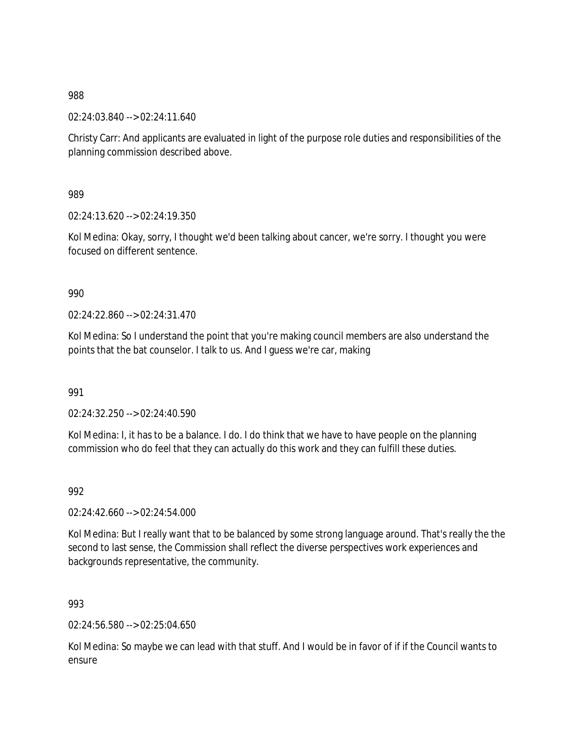988

02:24:03.840 --> 02:24:11.640

Christy Carr: And applicants are evaluated in light of the purpose role duties and responsibilities of the planning commission described above.

989

02:24:13.620 --> 02:24:19.350

Kol Medina: Okay, sorry, I thought we'd been talking about cancer, we're sorry. I thought you were focused on different sentence.

990

02:24:22.860 --> 02:24:31.470

Kol Medina: So I understand the point that you're making council members are also understand the points that the bat counselor. I talk to us. And I guess we're car, making

991

02:24:32.250 --> 02:24:40.590

Kol Medina: I, it has to be a balance. I do. I do think that we have to have people on the planning commission who do feel that they can actually do this work and they can fulfill these duties.

992

02:24:42.660 --> 02:24:54.000

Kol Medina: But I really want that to be balanced by some strong language around. That's really the the second to last sense, the Commission shall reflect the diverse perspectives work experiences and backgrounds representative, the community.

993

02:24:56.580 --> 02:25:04.650

Kol Medina: So maybe we can lead with that stuff. And I would be in favor of if if the Council wants to ensure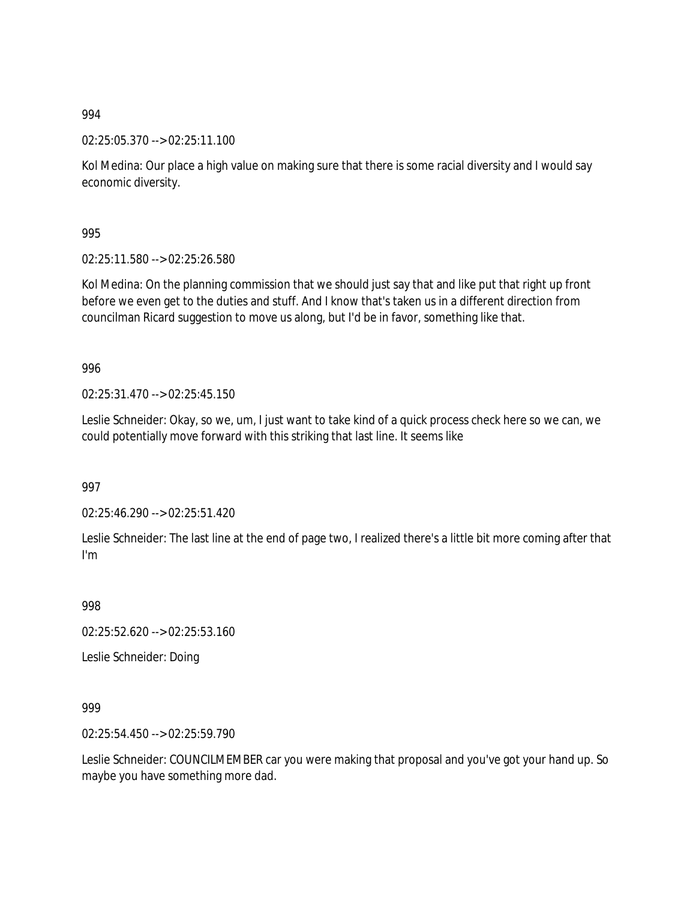994

02:25:05.370 --> 02:25:11.100

Kol Medina: Our place a high value on making sure that there is some racial diversity and I would say economic diversity.

995

02:25:11.580 --> 02:25:26.580

Kol Medina: On the planning commission that we should just say that and like put that right up front before we even get to the duties and stuff. And I know that's taken us in a different direction from councilman Ricard suggestion to move us along, but I'd be in favor, something like that.

996

02:25:31.470 --> 02:25:45.150

Leslie Schneider: Okay, so we, um, I just want to take kind of a quick process check here so we can, we could potentially move forward with this striking that last line. It seems like

997

02:25:46.290 --> 02:25:51.420

Leslie Schneider: The last line at the end of page two, I realized there's a little bit more coming after that I'm

998

02:25:52.620 --> 02:25:53.160

Leslie Schneider: Doing

999

02:25:54.450 --> 02:25:59.790

Leslie Schneider: COUNCILMEMBER car you were making that proposal and you've got your hand up. So maybe you have something more dad.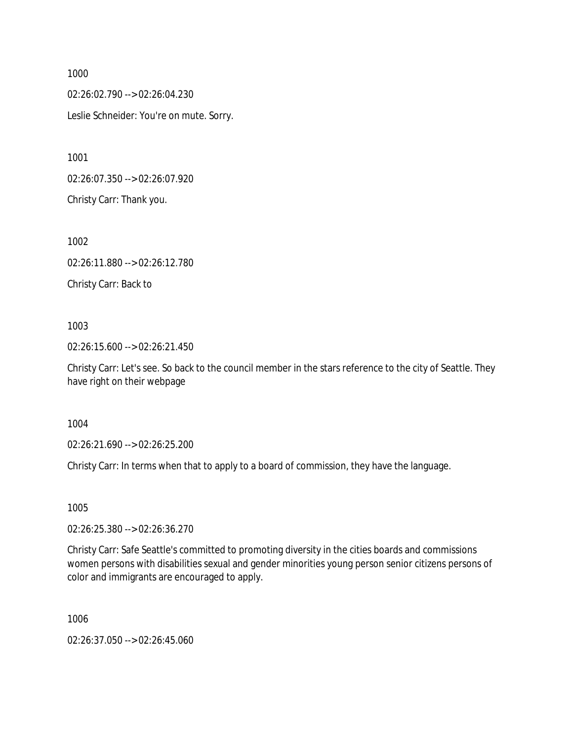1000

02:26:02.790 --> 02:26:04.230

Leslie Schneider: You're on mute. Sorry.

1001

02:26:07.350 --> 02:26:07.920

Christy Carr: Thank you.

1002

02:26:11.880 --> 02:26:12.780

Christy Carr: Back to

1003

02:26:15.600 --> 02:26:21.450

Christy Carr: Let's see. So back to the council member in the stars reference to the city of Seattle. They have right on their webpage

1004

02:26:21.690 --> 02:26:25.200

Christy Carr: In terms when that to apply to a board of commission, they have the language.

1005

02:26:25.380 --> 02:26:36.270

Christy Carr: Safe Seattle's committed to promoting diversity in the cities boards and commissions women persons with disabilities sexual and gender minorities young person senior citizens persons of color and immigrants are encouraged to apply.

1006

02:26:37.050 --> 02:26:45.060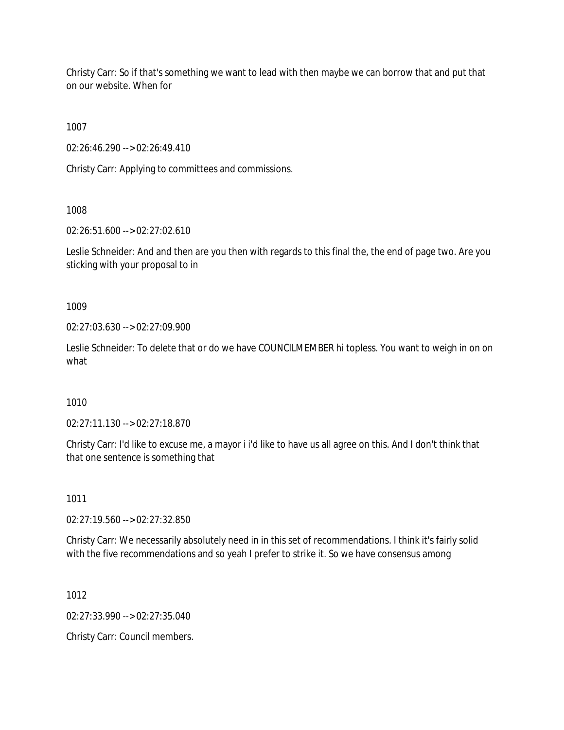Christy Carr: So if that's something we want to lead with then maybe we can borrow that and put that on our website. When for

1007

02:26:46.290 --> 02:26:49.410

Christy Carr: Applying to committees and commissions.

1008

02:26:51.600 --> 02:27:02.610

Leslie Schneider: And and then are you then with regards to this final the, the end of page two. Are you sticking with your proposal to in

1009

02:27:03.630 --> 02:27:09.900

Leslie Schneider: To delete that or do we have COUNCILMEMBER hi topless. You want to weigh in on on what

1010

02:27:11.130 --> 02:27:18.870

Christy Carr: I'd like to excuse me, a mayor i i'd like to have us all agree on this. And I don't think that that one sentence is something that

1011

02:27:19.560 --> 02:27:32.850

Christy Carr: We necessarily absolutely need in in this set of recommendations. I think it's fairly solid with the five recommendations and so yeah I prefer to strike it. So we have consensus among

1012

02:27:33.990 --> 02:27:35.040

Christy Carr: Council members.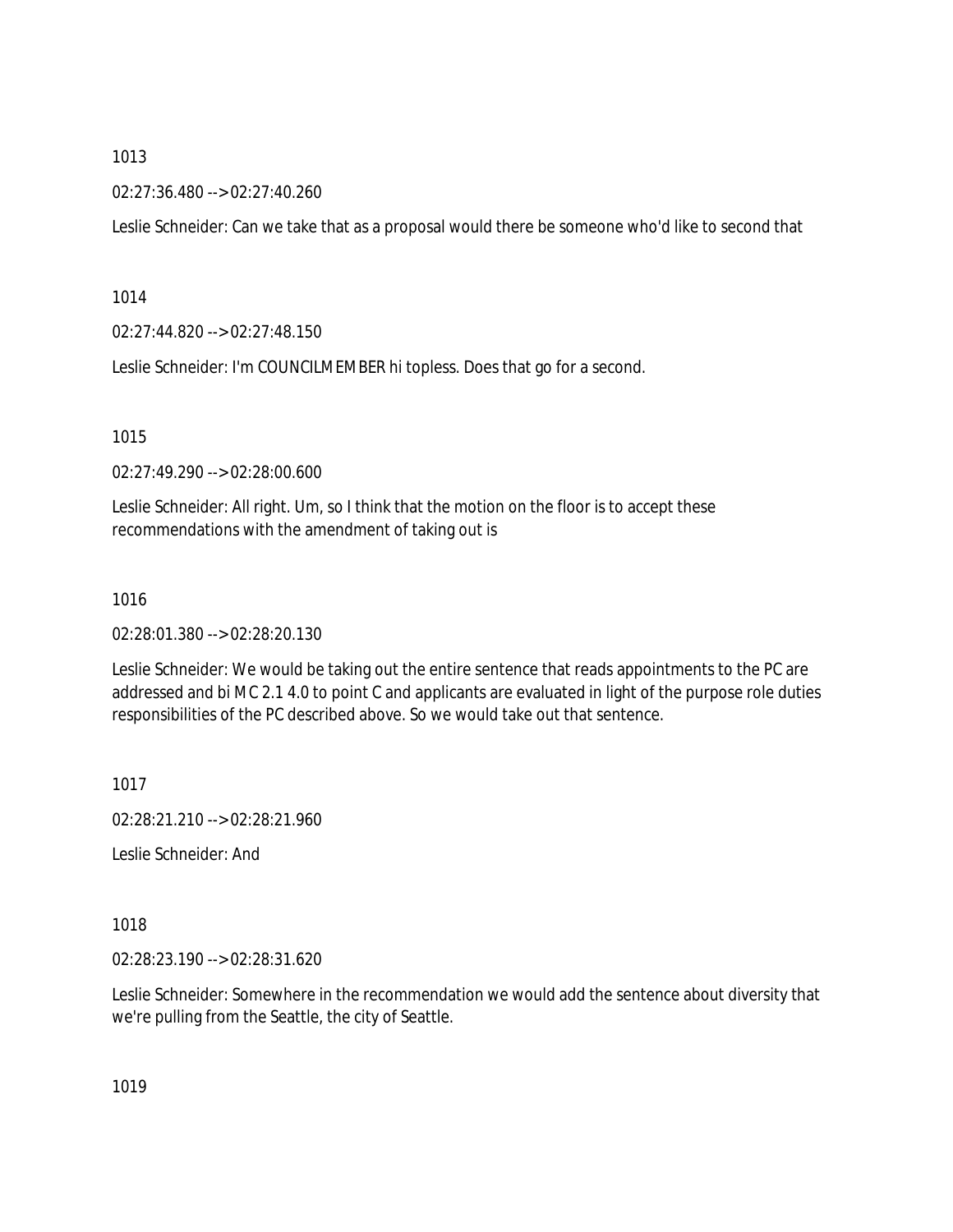1013

02:27:36.480 --> 02:27:40.260

Leslie Schneider: Can we take that as a proposal would there be someone who'd like to second that

1014

02:27:44.820 --> 02:27:48.150

Leslie Schneider: I'm COUNCILMEMBER hi topless. Does that go for a second.

1015

02:27:49.290 --> 02:28:00.600

Leslie Schneider: All right. Um, so I think that the motion on the floor is to accept these recommendations with the amendment of taking out is

1016

02:28:01.380 --> 02:28:20.130

Leslie Schneider: We would be taking out the entire sentence that reads appointments to the PC are addressed and bi M C 2.1 4.0 to point C and applicants are evaluated in light of the purpose role duties responsibilities of the PC described above. So we would take out that sentence.

1017

02:28:21.210 --> 02:28:21.960

Leslie Schneider: And

1018

02:28:23.190 --> 02:28:31.620

Leslie Schneider: Somewhere in the recommendation we would add the sentence about diversity that we're pulling from the Seattle, the city of Seattle.

1019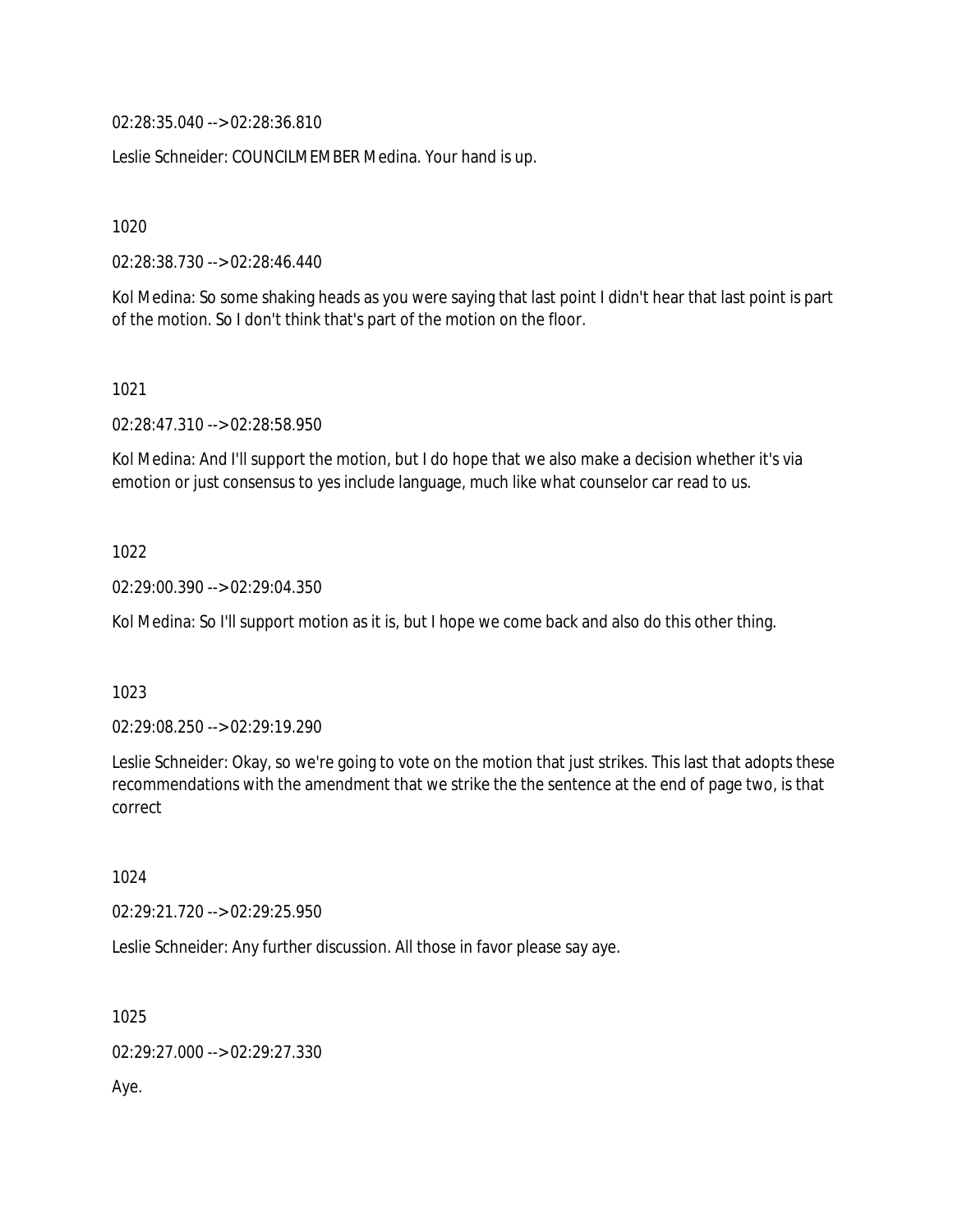02:28:35.040 --> 02:28:36.810

Leslie Schneider: COUNCILMEMBER Medina. Your hand is up.

1020

02:28:38.730 --> 02:28:46.440

Kol Medina: So some shaking heads as you were saying that last point I didn't hear that last point is part of the motion. So I don't think that's part of the motion on the floor.

1021

02:28:47.310 --> 02:28:58.950

Kol Medina: And I'll support the motion, but I do hope that we also make a decision whether it's via emotion or just consensus to yes include language, much like what counselor car read to us.

1022

02:29:00.390 --> 02:29:04.350

Kol Medina: So I'll support motion as it is, but I hope we come back and also do this other thing.

1023

02:29:08.250 --> 02:29:19.290

Leslie Schneider: Okay, so we're going to vote on the motion that just strikes. This last that adopts these recommendations with the amendment that we strike the the sentence at the end of page two, is that correct

1024

02:29:21.720 --> 02:29:25.950

Leslie Schneider: Any further discussion. All those in favor please say aye.

1025

02:29:27.000 --> 02:29:27.330

Aye.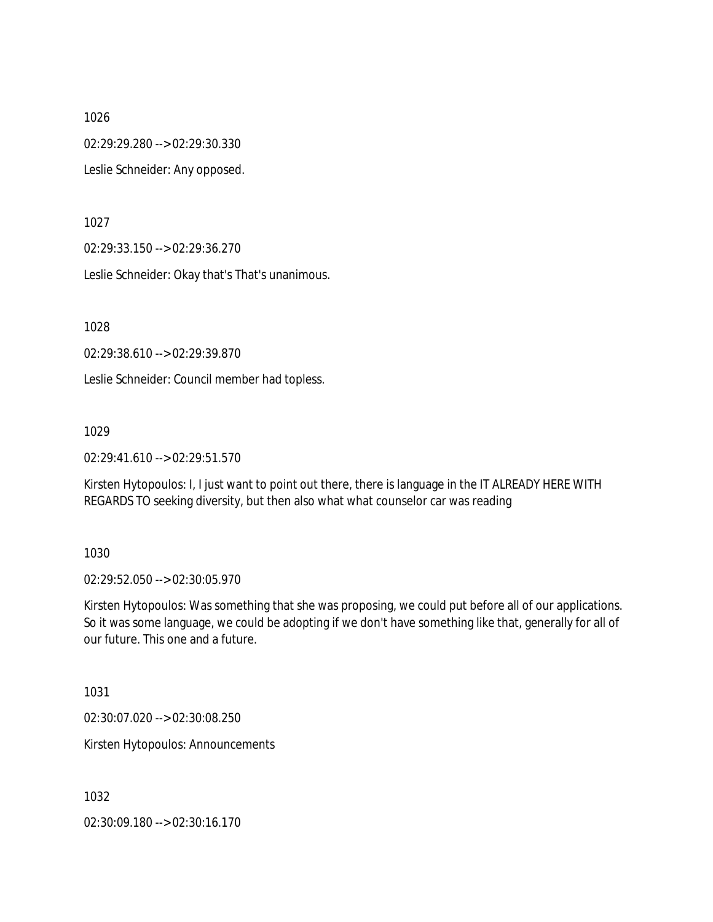1026

02:29:29.280 --> 02:29:30.330

Leslie Schneider: Any opposed.

1027

02:29:33.150 --> 02:29:36.270

Leslie Schneider: Okay that's That's unanimous.

1028

02:29:38.610 --> 02:29:39.870

Leslie Schneider: Council member had topless.

1029

02:29:41.610 --> 02:29:51.570

Kirsten Hytopoulos: I, I just want to point out there, there is language in the IT ALREADY HERE WITH REGARDS TO seeking diversity, but then also what what counselor car was reading

1030

02:29:52.050 --> 02:30:05.970

Kirsten Hytopoulos: Was something that she was proposing, we could put before all of our applications. So it was some language, we could be adopting if we don't have something like that, generally for all of our future. This one and a future.

1031

02:30:07.020 --> 02:30:08.250

Kirsten Hytopoulos: Announcements

1032

02:30:09.180 --> 02:30:16.170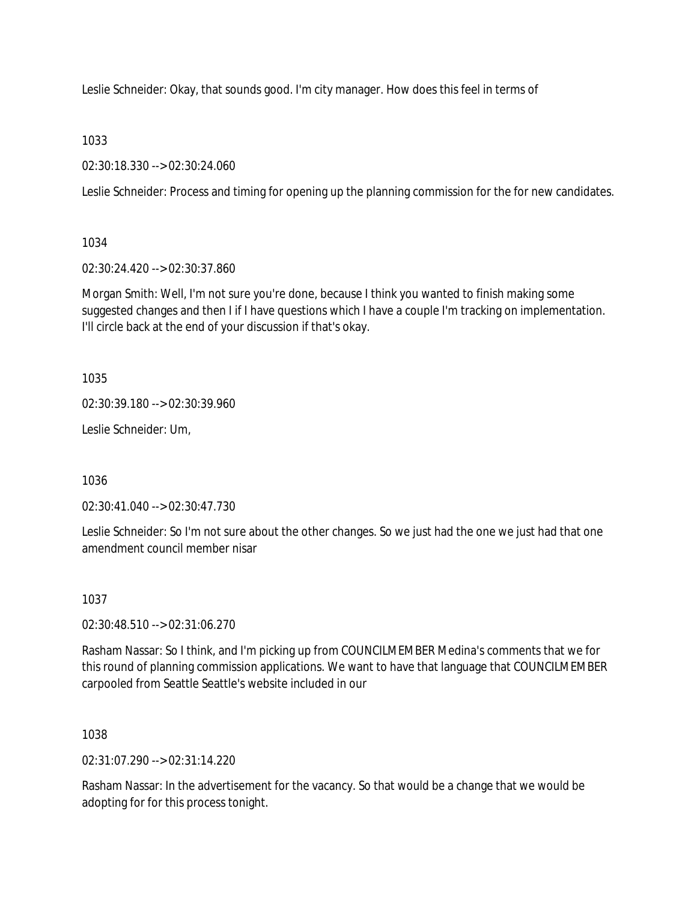Leslie Schneider: Okay, that sounds good. I'm city manager. How does this feel in terms of

1033

02:30:18.330 --> 02:30:24.060

Leslie Schneider: Process and timing for opening up the planning commission for the for new candidates.

1034

02:30:24.420 --> 02:30:37.860

Morgan Smith: Well, I'm not sure you're done, because I think you wanted to finish making some suggested changes and then I if I have questions which I have a couple I'm tracking on implementation. I'll circle back at the end of your discussion if that's okay.

1035

02:30:39.180 --> 02:30:39.960

Leslie Schneider: Um,

1036

02:30:41.040 --> 02:30:47.730

Leslie Schneider: So I'm not sure about the other changes. So we just had the one we just had that one amendment council member nisar

1037

02:30:48.510 --> 02:31:06.270

Rasham Nassar: So I think, and I'm picking up from COUNCILMEMBER Medina's comments that we for this round of planning commission applications. We want to have that language that COUNCILMEMBER carpooled from Seattle Seattle's website included in our

1038

02:31:07.290 --> 02:31:14.220

Rasham Nassar: In the advertisement for the vacancy. So that would be a change that we would be adopting for for this process tonight.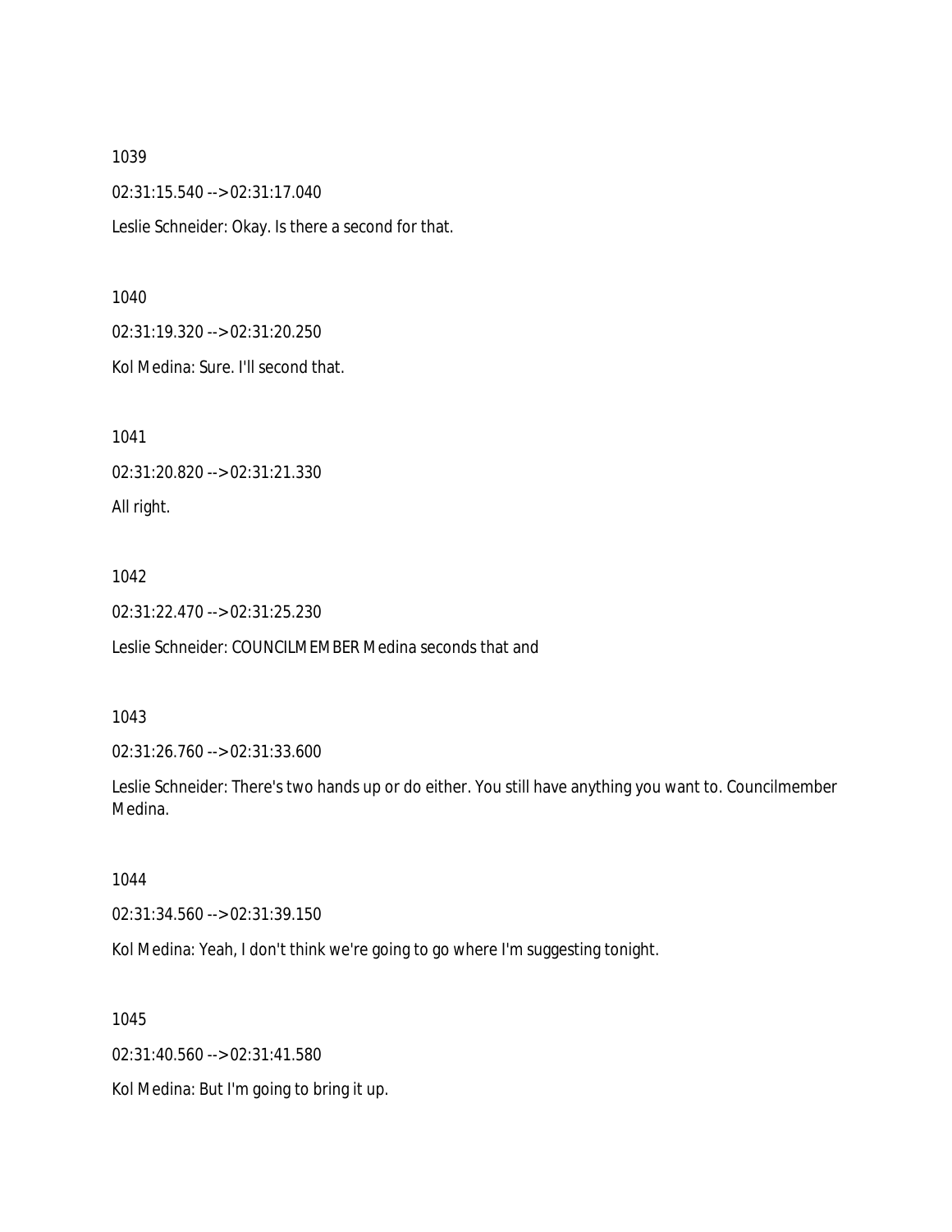1039

02:31:15.540 --> 02:31:17.040

Leslie Schneider: Okay. Is there a second for that.

1040

02:31:19.320 --> 02:31:20.250

Kol Medina: Sure. I'll second that.

1041

02:31:20.820 --> 02:31:21.330

All right.

1042

02:31:22.470 --> 02:31:25.230

Leslie Schneider: COUNCILMEMBER Medina seconds that and

1043

02:31:26.760 --> 02:31:33.600

Leslie Schneider: There's two hands up or do either. You still have anything you want to. Councilmember Medina.

1044

02:31:34.560 --> 02:31:39.150

Kol Medina: Yeah, I don't think we're going to go where I'm suggesting tonight.

1045

02:31:40.560 --> 02:31:41.580

Kol Medina: But I'm going to bring it up.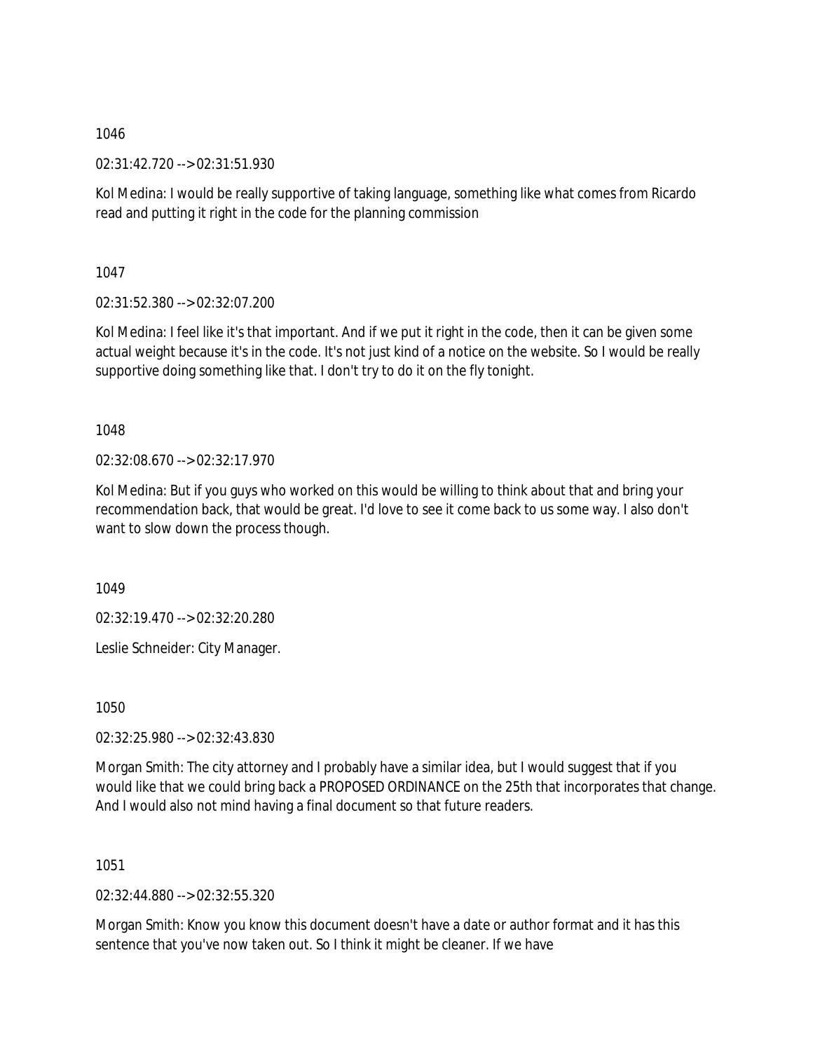1046

02:31:42.720 --> 02:31:51.930

Kol Medina: I would be really supportive of taking language, something like what comes from Ricardo read and putting it right in the code for the planning commission

1047

02:31:52.380 --> 02:32:07.200

Kol Medina: I feel like it's that important. And if we put it right in the code, then it can be given some actual weight because it's in the code. It's not just kind of a notice on the website. So I would be really supportive doing something like that. I don't try to do it on the fly tonight.

1048

02:32:08.670 --> 02:32:17.970

Kol Medina: But if you guys who worked on this would be willing to think about that and bring your recommendation back, that would be great. I'd love to see it come back to us some way. I also don't want to slow down the process though.

1049

02:32:19.470 --> 02:32:20.280

Leslie Schneider: City Manager.

1050

02:32:25.980 --> 02:32:43.830

Morgan Smith: The city attorney and I probably have a similar idea, but I would suggest that if you would like that we could bring back a PROPOSED ORDINANCE on the 25th that incorporates that change. And I would also not mind having a final document so that future readers.

1051

02:32:44.880 --> 02:32:55.320

Morgan Smith: Know you know this document doesn't have a date or author format and it has this sentence that you've now taken out. So I think it might be cleaner. If we have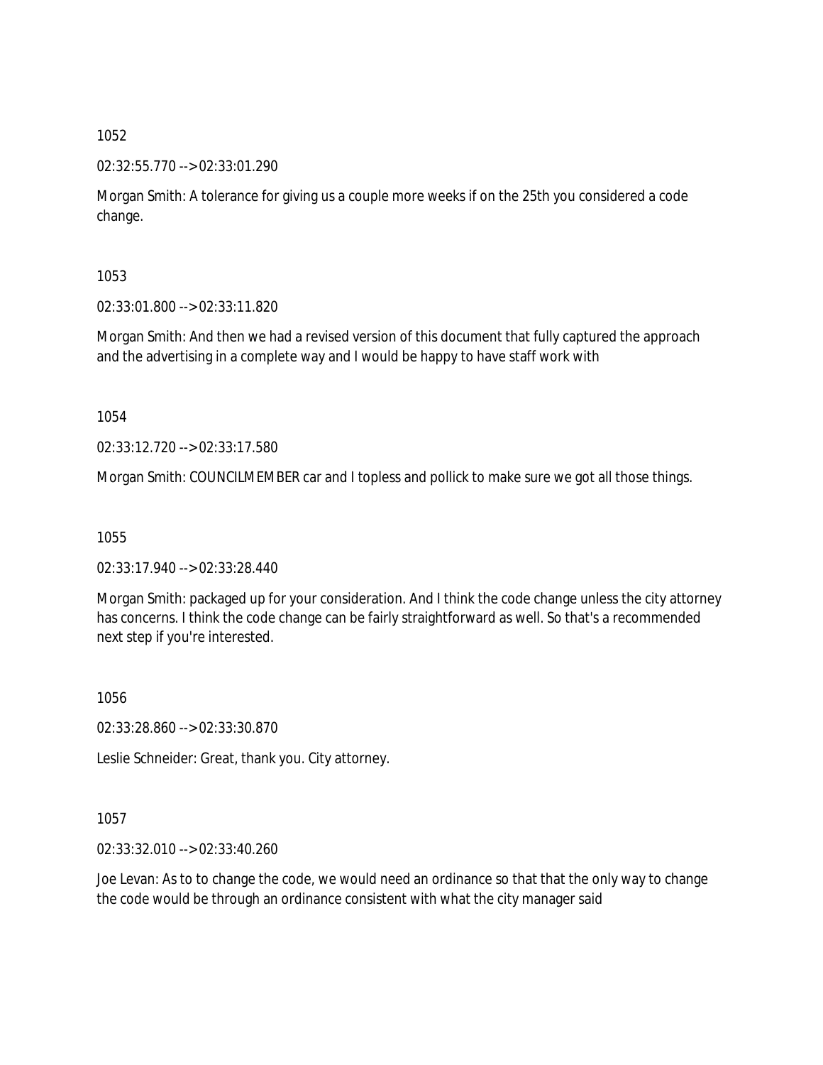1052

02:32:55.770 --> 02:33:01.290

Morgan Smith: A tolerance for giving us a couple more weeks if on the 25th you considered a code change.

1053

02:33:01.800 --> 02:33:11.820

Morgan Smith: And then we had a revised version of this document that fully captured the approach and the advertising in a complete way and I would be happy to have staff work with

1054

02:33:12.720 --> 02:33:17.580

Morgan Smith: COUNCILMEMBER car and I topless and pollick to make sure we got all those things.

1055

02:33:17.940 --> 02:33:28.440

Morgan Smith: packaged up for your consideration. And I think the code change unless the city attorney has concerns. I think the code change can be fairly straightforward as well. So that's a recommended next step if you're interested.

1056

02:33:28.860 --> 02:33:30.870

Leslie Schneider: Great, thank you. City attorney.

1057

02:33:32.010 --> 02:33:40.260

Joe Levan: As to to change the code, we would need an ordinance so that that the only way to change the code would be through an ordinance consistent with what the city manager said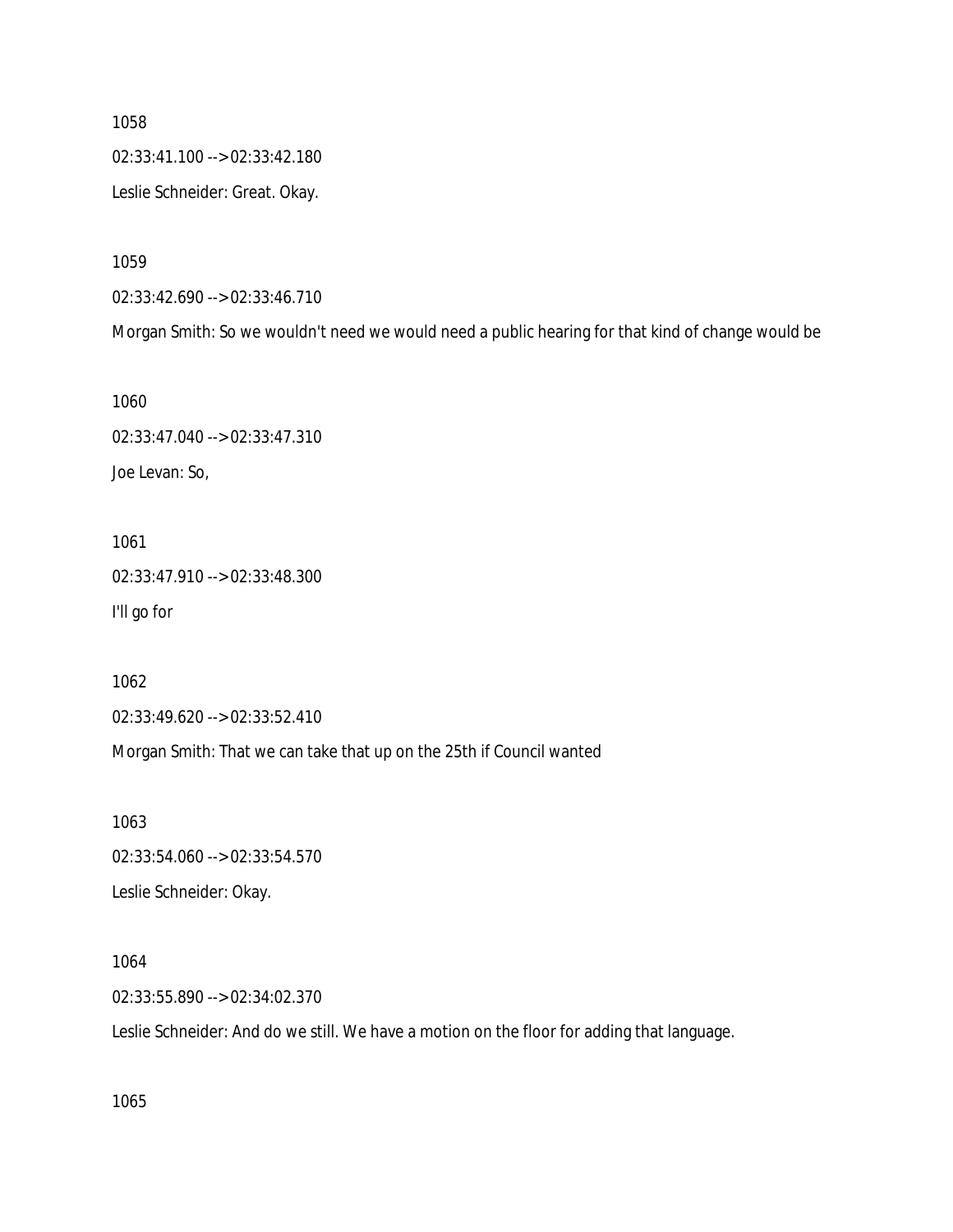1058

02:33:41.100 --> 02:33:42.180

Leslie Schneider: Great. Okay.

1059

02:33:42.690 --> 02:33:46.710

Morgan Smith: So we wouldn't need we would need a public hearing for that kind of change would be

1060

02:33:47.040 --> 02:33:47.310

Joe Levan: So,

1061

02:33:47.910 --> 02:33:48.300

I'll go for

1062

02:33:49.620 --> 02:33:52.410

Morgan Smith: That we can take that up on the 25th if Council wanted

1063

02:33:54.060 --> 02:33:54.570

Leslie Schneider: Okay.

1064

02:33:55.890 --> 02:34:02.370

Leslie Schneider: And do we still. We have a motion on the floor for adding that language.

1065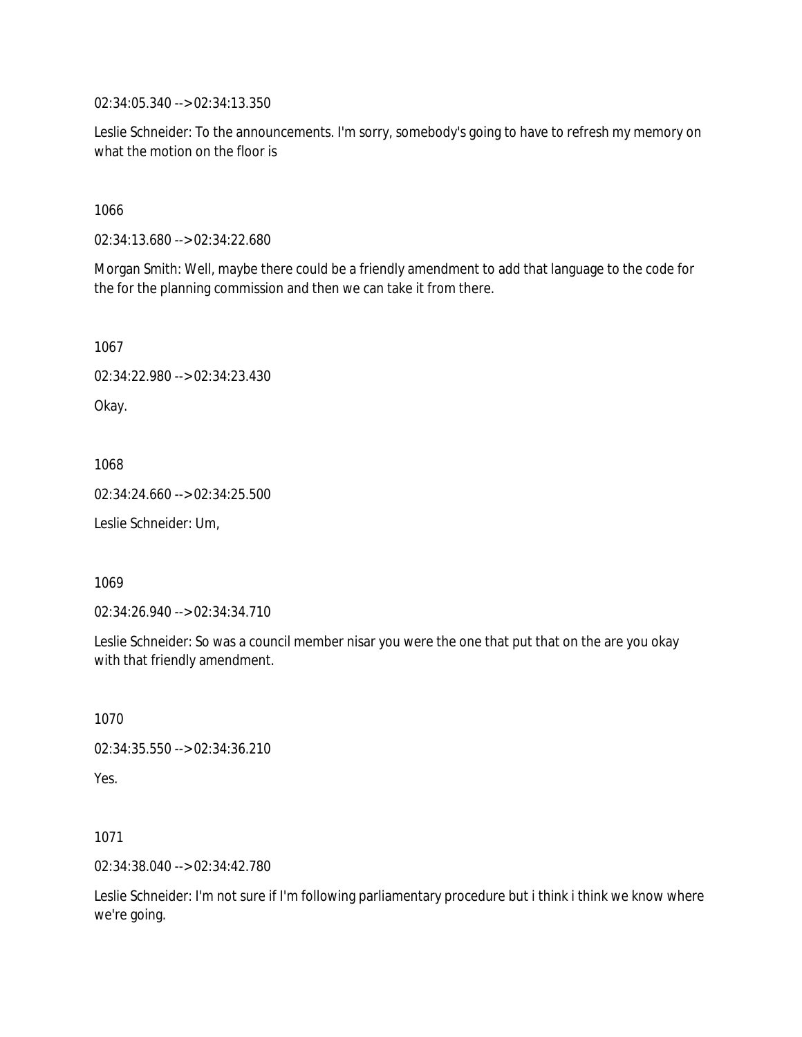02:34:05.340 --> 02:34:13.350

Leslie Schneider: To the announcements. I'm sorry, somebody's going to have to refresh my memory on what the motion on the floor is

1066

02:34:13.680 --> 02:34:22.680

Morgan Smith: Well, maybe there could be a friendly amendment to add that language to the code for the for the planning commission and then we can take it from there.

1067

02:34:22.980 --> 02:34:23.430

Okay.

1068

02:34:24.660 --> 02:34:25.500

Leslie Schneider: Um,

1069

02:34:26.940 --> 02:34:34.710

Leslie Schneider: So was a council member nisar you were the one that put that on the are you okay with that friendly amendment.

1070

02:34:35.550 --> 02:34:36.210

Yes.

1071

02:34:38.040 --> 02:34:42.780

Leslie Schneider: I'm not sure if I'm following parliamentary procedure but i think i think we know where we're going.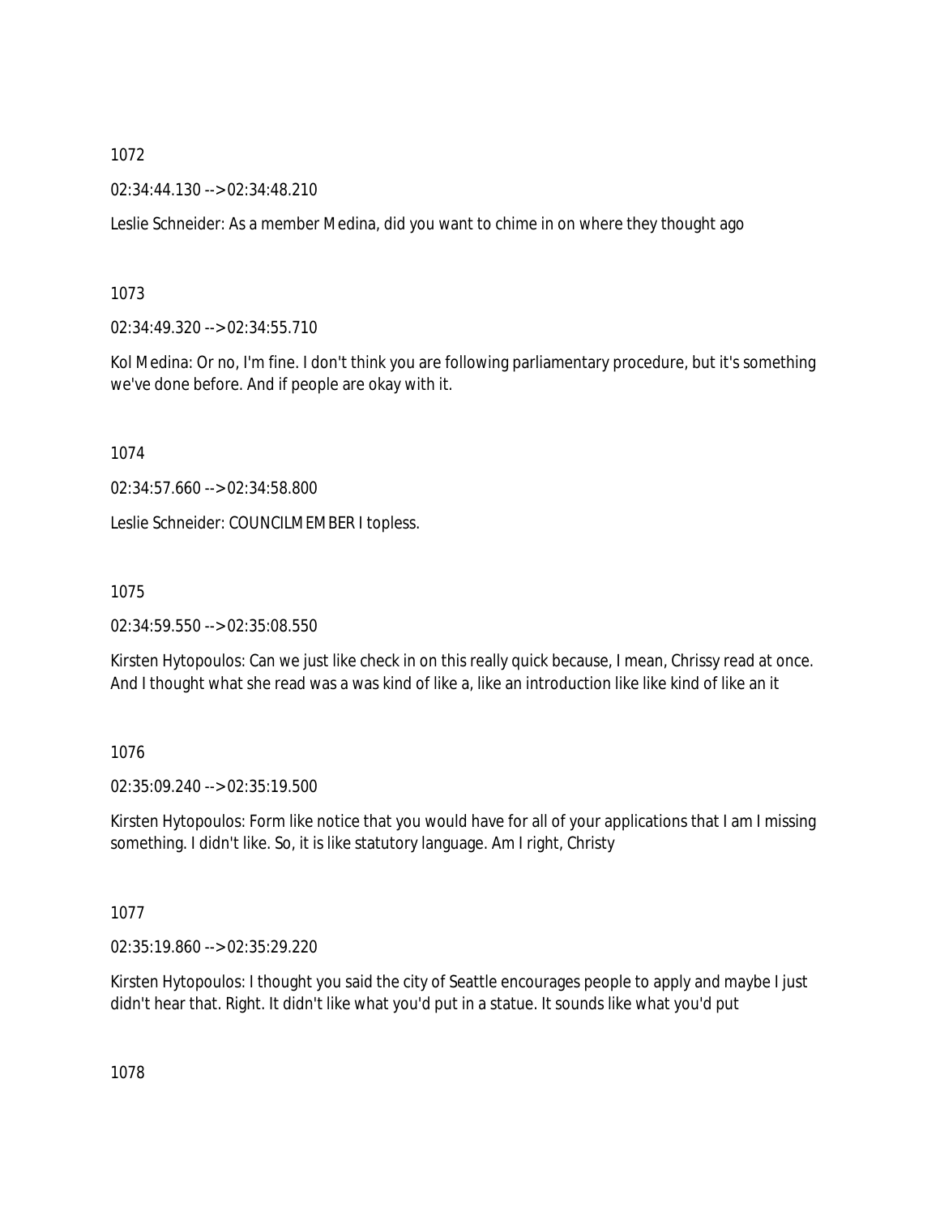1072

02:34:44.130 --> 02:34:48.210

Leslie Schneider: As a member Medina, did you want to chime in on where they thought ago

1073

02:34:49.320 --> 02:34:55.710

Kol Medina: Or no, I'm fine. I don't think you are following parliamentary procedure, but it's something we've done before. And if people are okay with it.

1074

02:34:57.660 --> 02:34:58.800

Leslie Schneider: COUNCILMEMBER I topless.

1075

02:34:59.550 --> 02:35:08.550

Kirsten Hytopoulos: Can we just like check in on this really quick because, I mean, Chrissy read at once. And I thought what she read was a was kind of like a, like an introduction like like kind of like an it

1076

02:35:09.240 --> 02:35:19.500

Kirsten Hytopoulos: Form like notice that you would have for all of your applications that I am I missing something. I didn't like. So, it is like statutory language. Am I right, Christy

1077

02:35:19.860 --> 02:35:29.220

Kirsten Hytopoulos: I thought you said the city of Seattle encourages people to apply and maybe I just didn't hear that. Right. It didn't like what you'd put in a statue. It sounds like what you'd put

1078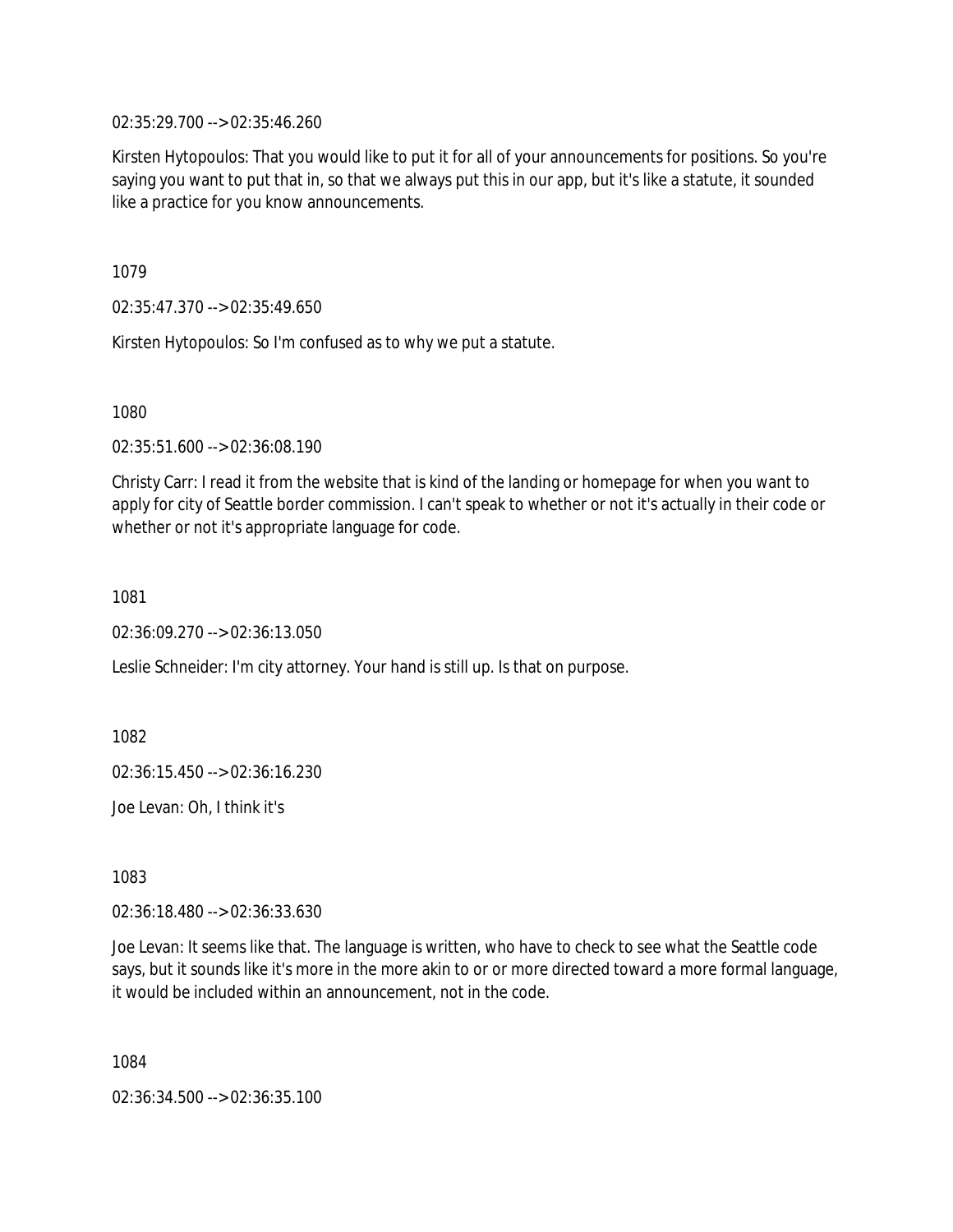02:35:29.700 --> 02:35:46.260

Kirsten Hytopoulos: That you would like to put it for all of your announcements for positions. So you're saying you want to put that in, so that we always put this in our app, but it's like a statute, it sounded like a practice for you know announcements.

1079

02:35:47.370 --> 02:35:49.650

Kirsten Hytopoulos: So I'm confused as to why we put a statute.

1080

02:35:51.600 --> 02:36:08.190

Christy Carr: I read it from the website that is kind of the landing or homepage for when you want to apply for city of Seattle border commission. I can't speak to whether or not it's actually in their code or whether or not it's appropriate language for code.

1081

02:36:09.270 --> 02:36:13.050

Leslie Schneider: I'm city attorney. Your hand is still up. Is that on purpose.

1082

02:36:15.450 --> 02:36:16.230

Joe Levan: Oh, I think it's

1083

02:36:18.480 --> 02:36:33.630

Joe Levan: It seems like that. The language is written, who have to check to see what the Seattle code says, but it sounds like it's more in the more akin to or or more directed toward a more formal language, it would be included within an announcement, not in the code.

1084

02:36:34.500 --> 02:36:35.100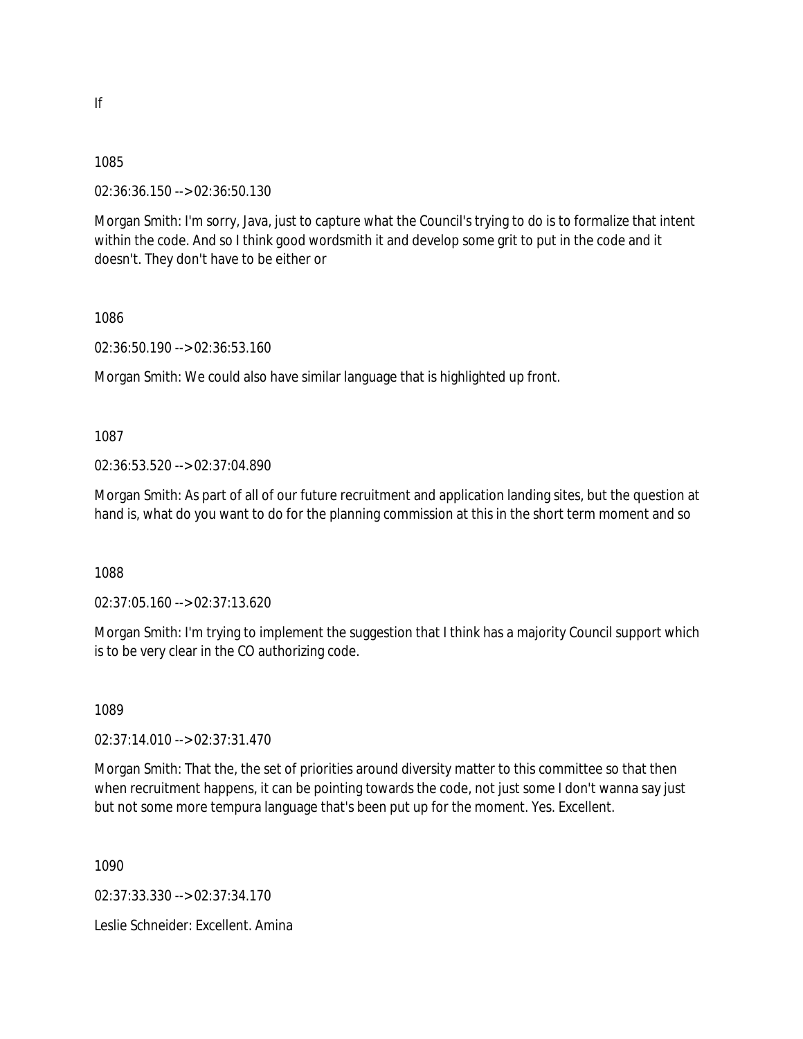If

1085

02:36:36.150 --> 02:36:50.130

Morgan Smith: I'm sorry, Java, just to capture what the Council's trying to do is to formalize that intent within the code. And so I think good wordsmith it and develop some grit to put in the code and it doesn't. They don't have to be either or

1086

02:36:50.190 --> 02:36:53.160

Morgan Smith: We could also have similar language that is highlighted up front.

1087

02:36:53.520 --> 02:37:04.890

Morgan Smith: As part of all of our future recruitment and application landing sites, but the question at hand is, what do you want to do for the planning commission at this in the short term moment and so

1088

02:37:05.160 --> 02:37:13.620

Morgan Smith: I'm trying to implement the suggestion that I think has a majority Council support which is to be very clear in the CO authorizing code.

1089

02:37:14.010 --> 02:37:31.470

Morgan Smith: That the, the set of priorities around diversity matter to this committee so that then when recruitment happens, it can be pointing towards the code, not just some I don't wanna say just but not some more tempura language that's been put up for the moment. Yes. Excellent.

1090

02:37:33.330 --> 02:37:34.170

Leslie Schneider: Excellent. Amina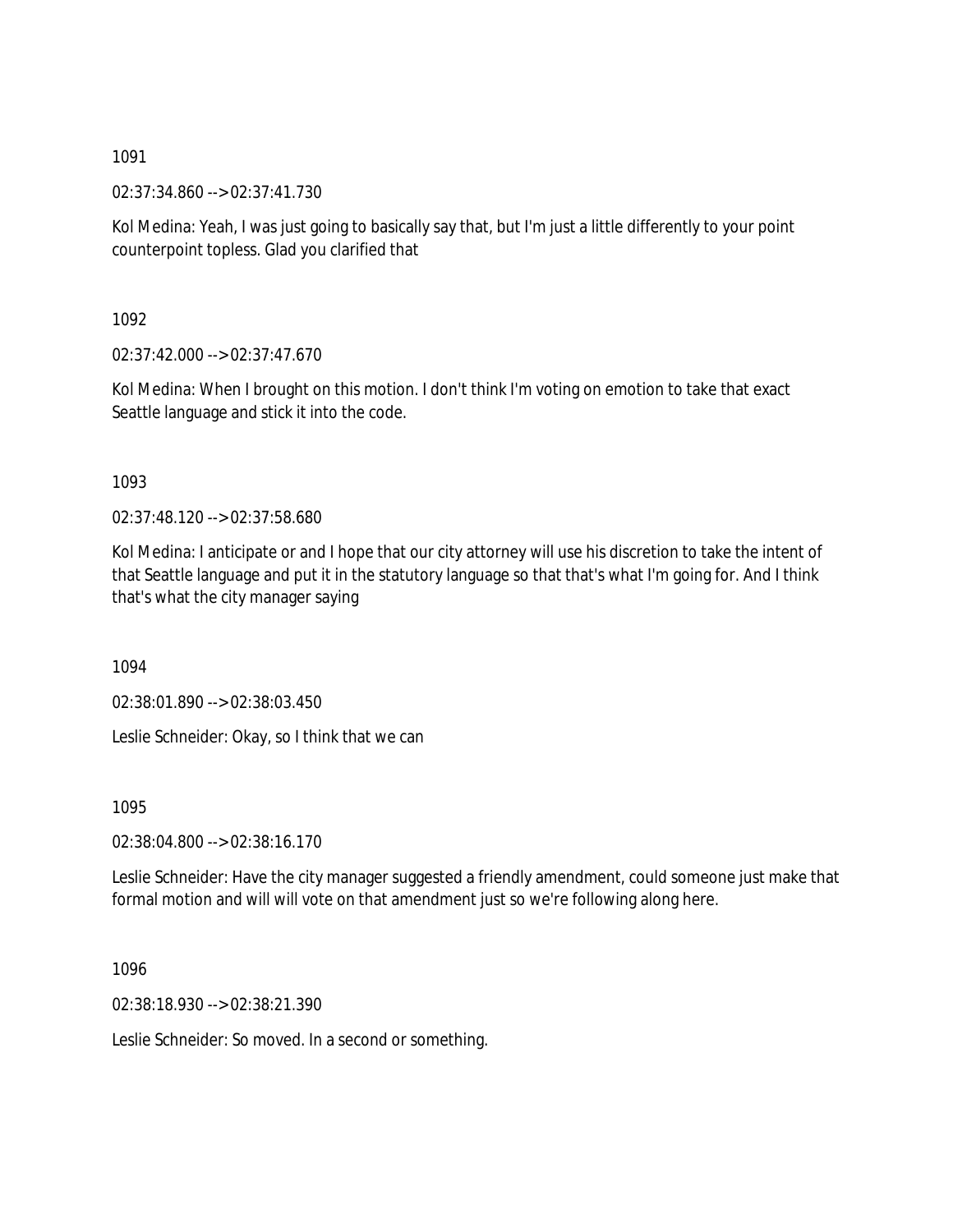1091

02:37:34.860 --> 02:37:41.730

Kol Medina: Yeah, I was just going to basically say that, but I'm just a little differently to your point counterpoint topless. Glad you clarified that

1092

02:37:42.000 --> 02:37:47.670

Kol Medina: When I brought on this motion. I don't think I'm voting on emotion to take that exact Seattle language and stick it into the code.

1093

02:37:48.120 --> 02:37:58.680

Kol Medina: I anticipate or and I hope that our city attorney will use his discretion to take the intent of that Seattle language and put it in the statutory language so that that's what I'm going for. And I think that's what the city manager saying

1094

02:38:01.890 --> 02:38:03.450

Leslie Schneider: Okay, so I think that we can

1095

02:38:04.800 --> 02:38:16.170

Leslie Schneider: Have the city manager suggested a friendly amendment, could someone just make that formal motion and will will vote on that amendment just so we're following along here.

1096

02:38:18.930 --> 02:38:21.390

Leslie Schneider: So moved. In a second or something.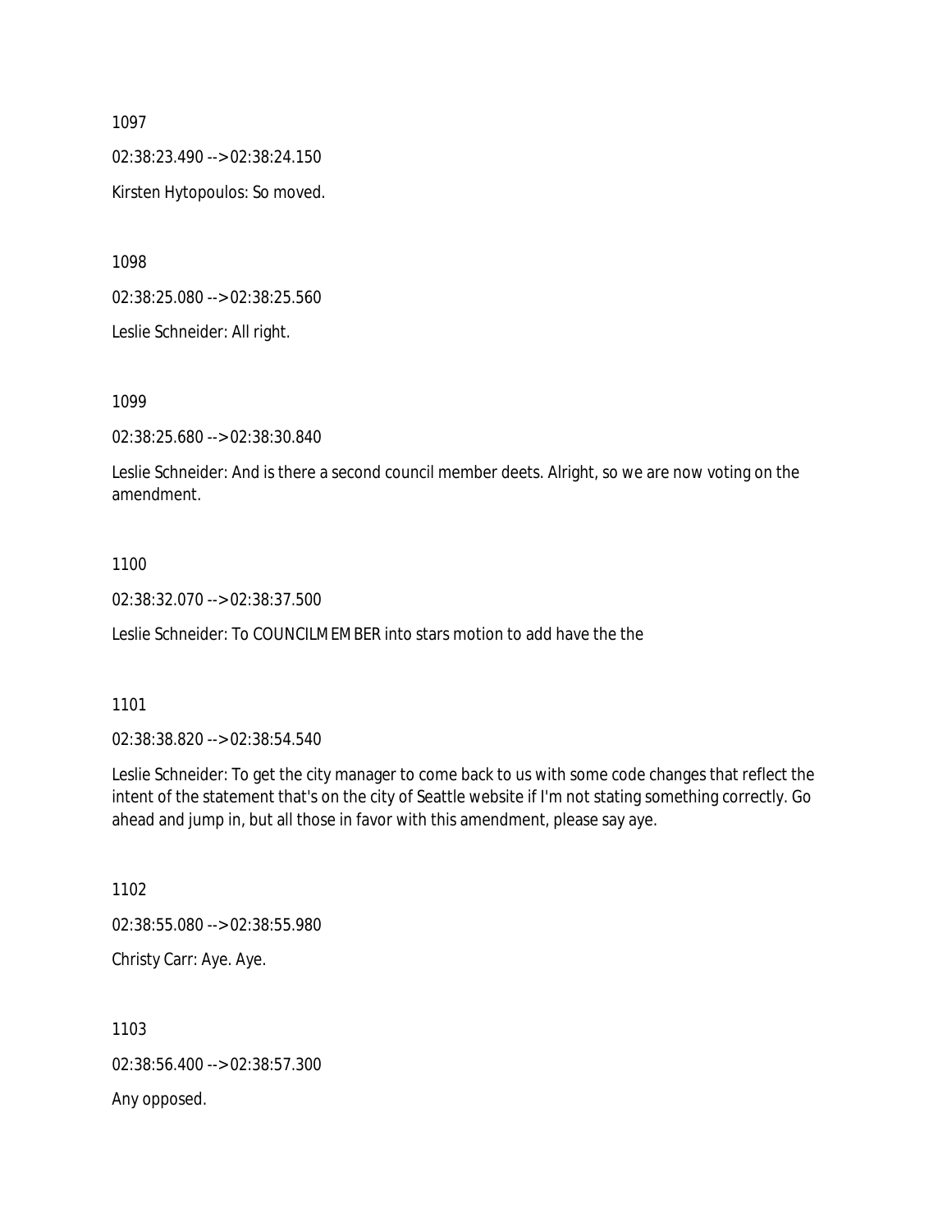1097

02:38:23.490 --> 02:38:24.150

Kirsten Hytopoulos: So moved.

1098

02:38:25.080 --> 02:38:25.560

Leslie Schneider: All right.

1099

02:38:25.680 --> 02:38:30.840

Leslie Schneider: And is there a second council member deets. Alright, so we are now voting on the amendment.

1100

02:38:32.070 --> 02:38:37.500

Leslie Schneider: To COUNCILMEMBER into stars motion to add have the the

1101

02:38:38.820 --> 02:38:54.540

Leslie Schneider: To get the city manager to come back to us with some code changes that reflect the intent of the statement that's on the city of Seattle website if I'm not stating something correctly. Go ahead and jump in, but all those in favor with this amendment, please say aye.

1102

02:38:55.080 --> 02:38:55.980

Christy Carr: Aye. Aye.

1103

02:38:56.400 --> 02:38:57.300

Any opposed.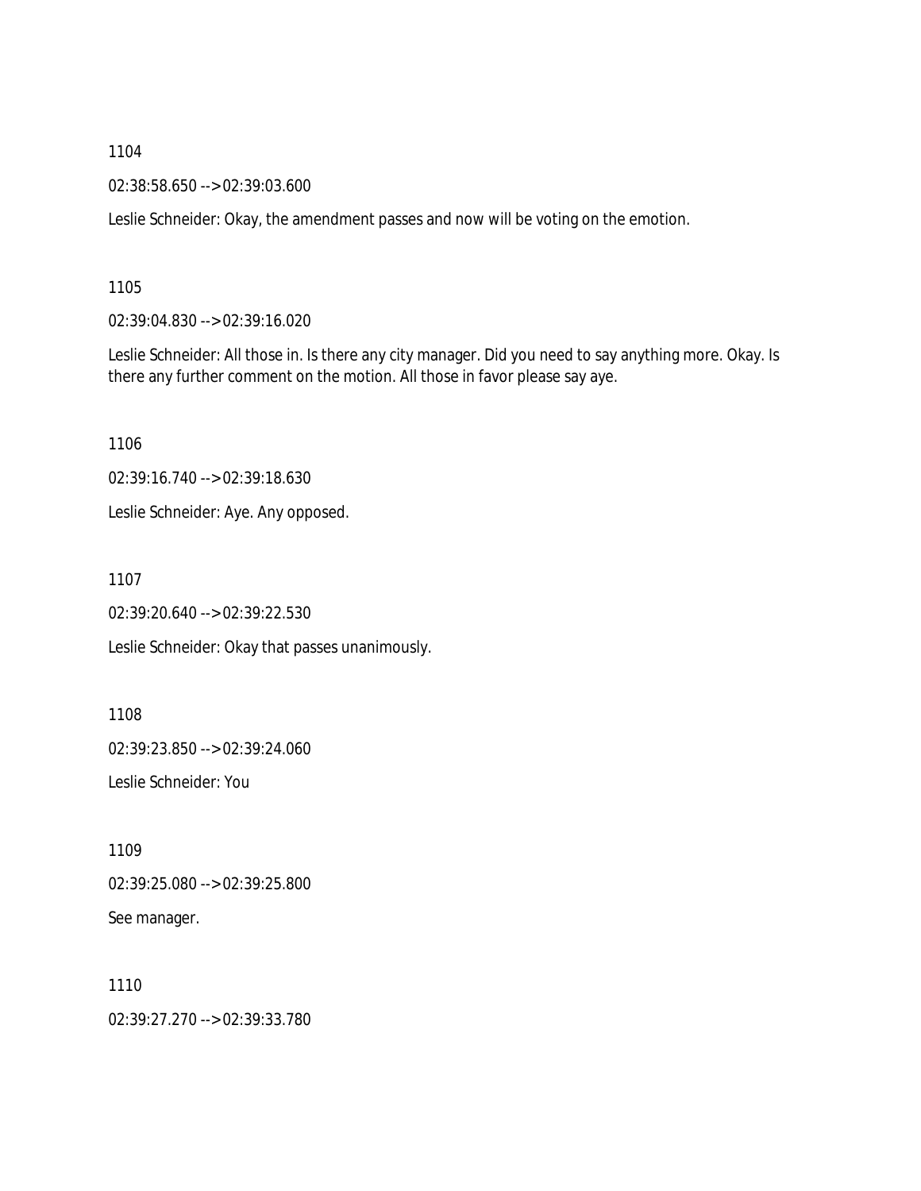1104

02:38:58.650 --> 02:39:03.600

Leslie Schneider: Okay, the amendment passes and now will be voting on the emotion.

1105

02:39:04.830 --> 02:39:16.020

Leslie Schneider: All those in. Is there any city manager. Did you need to say anything more. Okay. Is there any further comment on the motion. All those in favor please say aye.

1106

02:39:16.740 --> 02:39:18.630

Leslie Schneider: Aye. Any opposed.

1107

02:39:20.640 --> 02:39:22.530

Leslie Schneider: Okay that passes unanimously.

1108

02:39:23.850 --> 02:39:24.060

Leslie Schneider: You

1109

02:39:25.080 --> 02:39:25.800

See manager.

1110

02:39:27.270 --> 02:39:33.780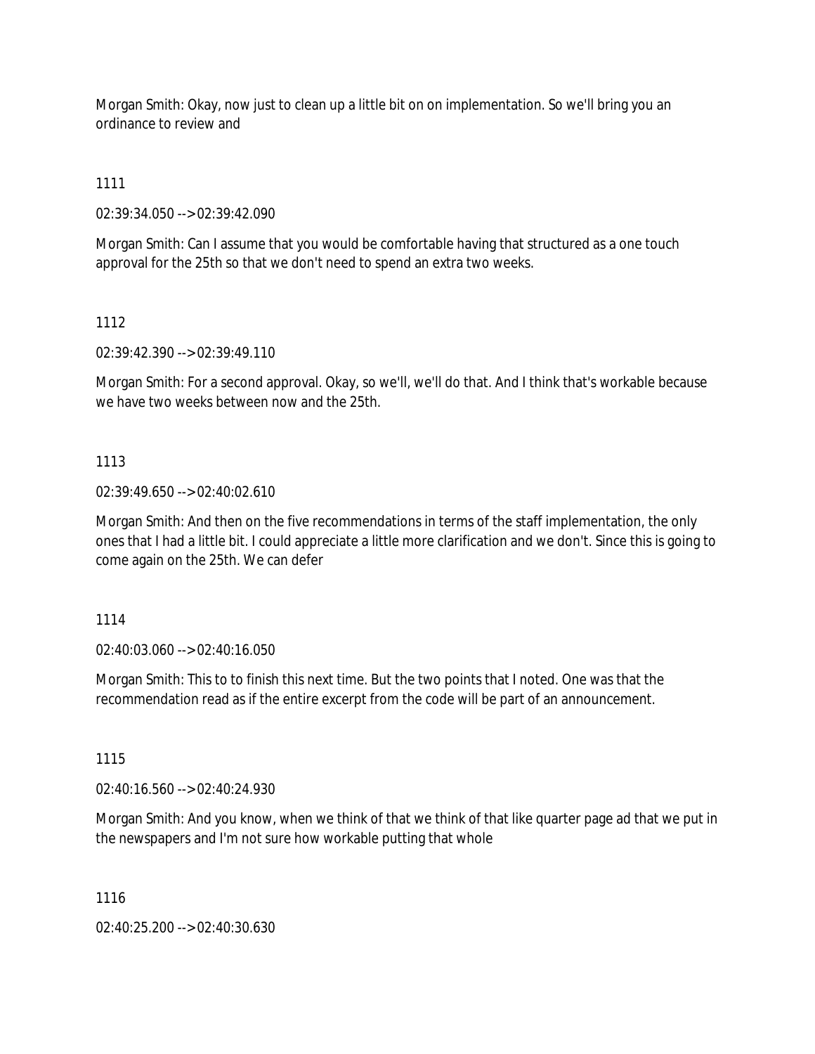Morgan Smith: Okay, now just to clean up a little bit on on implementation. So we'll bring you an ordinance to review and

1111

02:39:34.050 --> 02:39:42.090

Morgan Smith: Can I assume that you would be comfortable having that structured as a one touch approval for the 25th so that we don't need to spend an extra two weeks.

1112

02:39:42.390 --> 02:39:49.110

Morgan Smith: For a second approval. Okay, so we'll, we'll do that. And I think that's workable because we have two weeks between now and the 25th.

1113

02:39:49.650 --> 02:40:02.610

Morgan Smith: And then on the five recommendations in terms of the staff implementation, the only ones that I had a little bit. I could appreciate a little more clarification and we don't. Since this is going to come again on the 25th. We can defer

1114

02:40:03.060 --> 02:40:16.050

Morgan Smith: This to to finish this next time. But the two points that I noted. One was that the recommendation read as if the entire excerpt from the code will be part of an announcement.

1115

02:40:16.560 --> 02:40:24.930

Morgan Smith: And you know, when we think of that we think of that like quarter page ad that we put in the newspapers and I'm not sure how workable putting that whole

1116

02:40:25.200 --> 02:40:30.630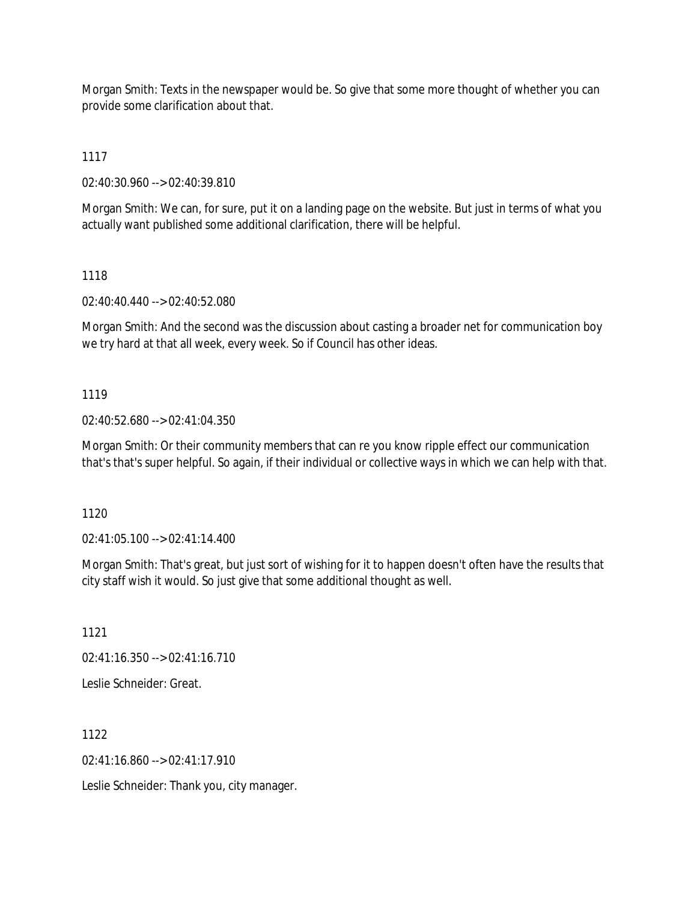Morgan Smith: Texts in the newspaper would be. So give that some more thought of whether you can provide some clarification about that.

1117

02:40:30.960 --> 02:40:39.810

Morgan Smith: We can, for sure, put it on a landing page on the website. But just in terms of what you actually want published some additional clarification, there will be helpful.

1118

02:40:40.440 --> 02:40:52.080

Morgan Smith: And the second was the discussion about casting a broader net for communication boy we try hard at that all week, every week. So if Council has other ideas.

1119

02:40:52.680 --> 02:41:04.350

Morgan Smith: Or their community members that can re you know ripple effect our communication that's that's super helpful. So again, if their individual or collective ways in which we can help with that.

1120

02:41:05.100 --> 02:41:14.400

Morgan Smith: That's great, but just sort of wishing for it to happen doesn't often have the results that city staff wish it would. So just give that some additional thought as well.

1121

02:41:16.350 --> 02:41:16.710

Leslie Schneider: Great.

1122

02:41:16.860 --> 02:41:17.910

Leslie Schneider: Thank you, city manager.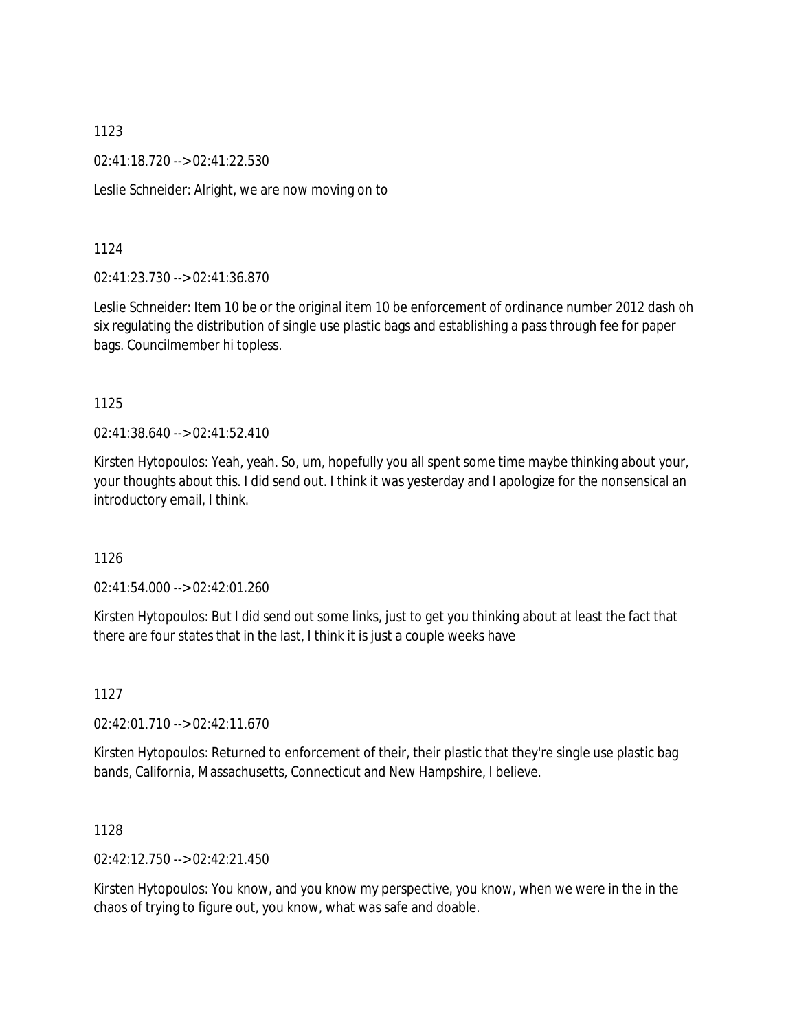1123

02:41:18.720 --> 02:41:22.530

Leslie Schneider: Alright, we are now moving on to

1124

02:41:23.730 --> 02:41:36.870

Leslie Schneider: Item 10 be or the original item 10 be enforcement of ordinance number 2012 dash oh six regulating the distribution of single use plastic bags and establishing a pass through fee for paper bags. Councilmember hi topless.

1125

02:41:38.640 --> 02:41:52.410

Kirsten Hytopoulos: Yeah, yeah. So, um, hopefully you all spent some time maybe thinking about your, your thoughts about this. I did send out. I think it was yesterday and I apologize for the nonsensical an introductory email, I think.

1126

02:41:54.000 --> 02:42:01.260

Kirsten Hytopoulos: But I did send out some links, just to get you thinking about at least the fact that there are four states that in the last, I think it is just a couple weeks have

1127

02:42:01.710 --> 02:42:11.670

Kirsten Hytopoulos: Returned to enforcement of their, their plastic that they're single use plastic bag bands, California, Massachusetts, Connecticut and New Hampshire, I believe.

1128

02:42:12.750 --> 02:42:21.450

Kirsten Hytopoulos: You know, and you know my perspective, you know, when we were in the in the chaos of trying to figure out, you know, what was safe and doable.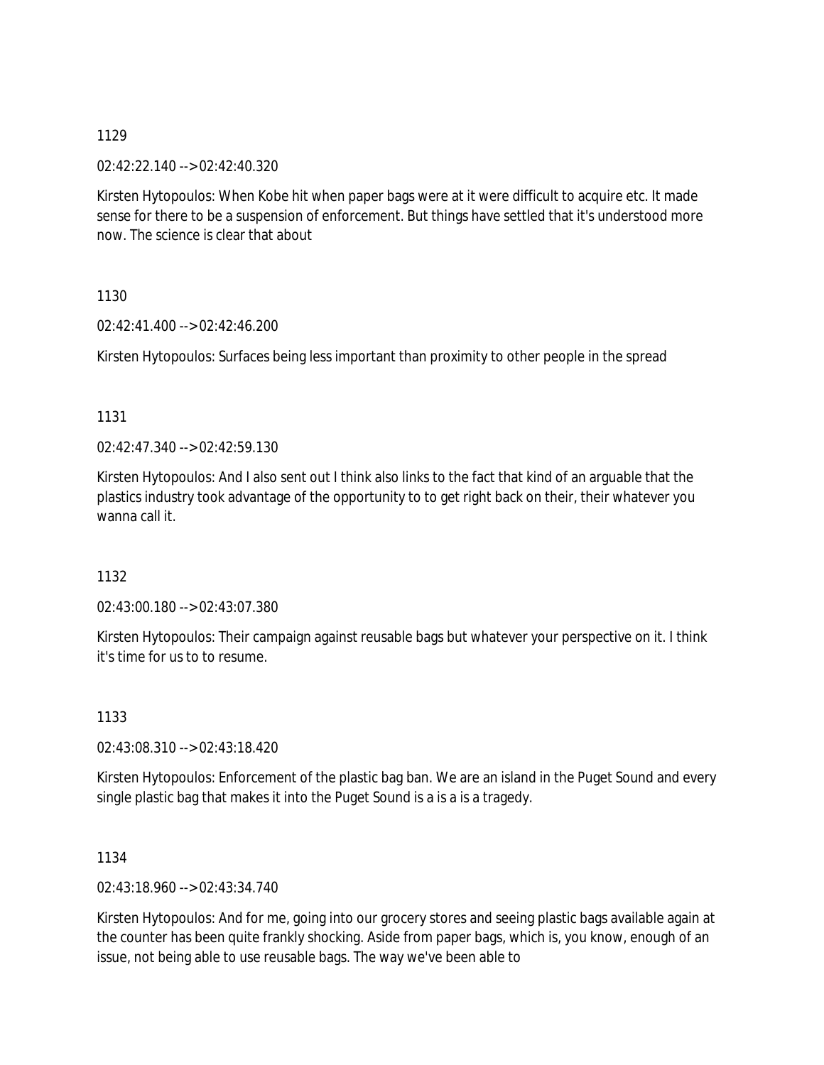1129

02:42:22.140 --> 02:42:40.320

Kirsten Hytopoulos: When Kobe hit when paper bags were at it were difficult to acquire etc. It made sense for there to be a suspension of enforcement. But things have settled that it's understood more now. The science is clear that about

1130

02:42:41.400 --> 02:42:46.200

Kirsten Hytopoulos: Surfaces being less important than proximity to other people in the spread

1131

02:42:47.340 --> 02:42:59.130

Kirsten Hytopoulos: And I also sent out I think also links to the fact that kind of an arguable that the plastics industry took advantage of the opportunity to to get right back on their, their whatever you wanna call it.

1132

02:43:00.180 --> 02:43:07.380

Kirsten Hytopoulos: Their campaign against reusable bags but whatever your perspective on it. I think it's time for us to to resume.

1133

02:43:08.310 --> 02:43:18.420

Kirsten Hytopoulos: Enforcement of the plastic bag ban. We are an island in the Puget Sound and every single plastic bag that makes it into the Puget Sound is a is a is a tragedy.

1134

02:43:18.960 --> 02:43:34.740

Kirsten Hytopoulos: And for me, going into our grocery stores and seeing plastic bags available again at the counter has been quite frankly shocking. Aside from paper bags, which is, you know, enough of an issue, not being able to use reusable bags. The way we've been able to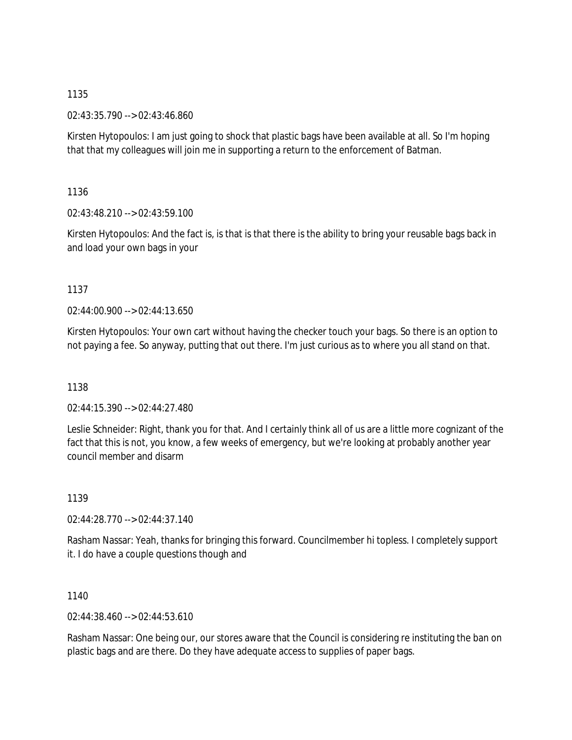1135

02:43:35.790 --> 02:43:46.860

Kirsten Hytopoulos: I am just going to shock that plastic bags have been available at all. So I'm hoping that that my colleagues will join me in supporting a return to the enforcement of Batman.

1136

02:43:48.210 --> 02:43:59.100

Kirsten Hytopoulos: And the fact is, is that is that there is the ability to bring your reusable bags back in and load your own bags in your

1137

02:44:00.900 --> 02:44:13.650

Kirsten Hytopoulos: Your own cart without having the checker touch your bags. So there is an option to not paying a fee. So anyway, putting that out there. I'm just curious as to where you all stand on that.

1138

02:44:15.390 --> 02:44:27.480

Leslie Schneider: Right, thank you for that. And I certainly think all of us are a little more cognizant of the fact that this is not, you know, a few weeks of emergency, but we're looking at probably another year council member and disarm

1139

02:44:28.770 --> 02:44:37.140

Rasham Nassar: Yeah, thanks for bringing this forward. Councilmember hi topless. I completely support it. I do have a couple questions though and

1140

02:44:38.460 --> 02:44:53.610

Rasham Nassar: One being our, our stores aware that the Council is considering re instituting the ban on plastic bags and are there. Do they have adequate access to supplies of paper bags.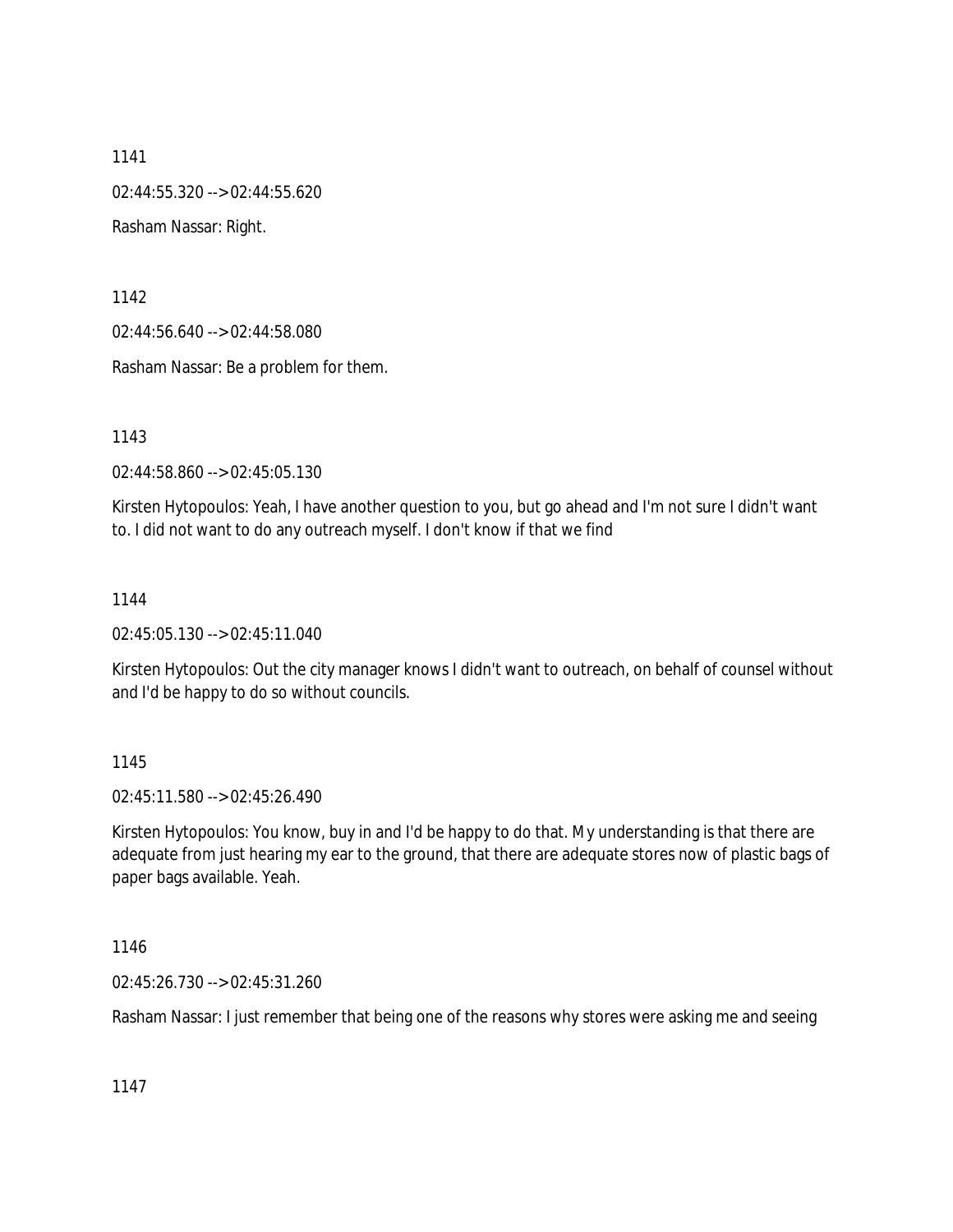1141

02:44:55.320 --> 02:44:55.620

Rasham Nassar: Right.

1142

02:44:56.640 --> 02:44:58.080

Rasham Nassar: Be a problem for them.

1143

02:44:58.860 --> 02:45:05.130

Kirsten Hytopoulos: Yeah, I have another question to you, but go ahead and I'm not sure I didn't want to. I did not want to do any outreach myself. I don't know if that we find

1144

02:45:05.130 --> 02:45:11.040

Kirsten Hytopoulos: Out the city manager knows I didn't want to outreach, on behalf of counsel without and I'd be happy to do so without councils.

1145

02:45:11.580 --> 02:45:26.490

Kirsten Hytopoulos: You know, buy in and I'd be happy to do that. My understanding is that there are adequate from just hearing my ear to the ground, that there are adequate stores now of plastic bags of paper bags available. Yeah.

1146

02:45:26.730 --> 02:45:31.260

Rasham Nassar: I just remember that being one of the reasons why stores were asking me and seeing

1147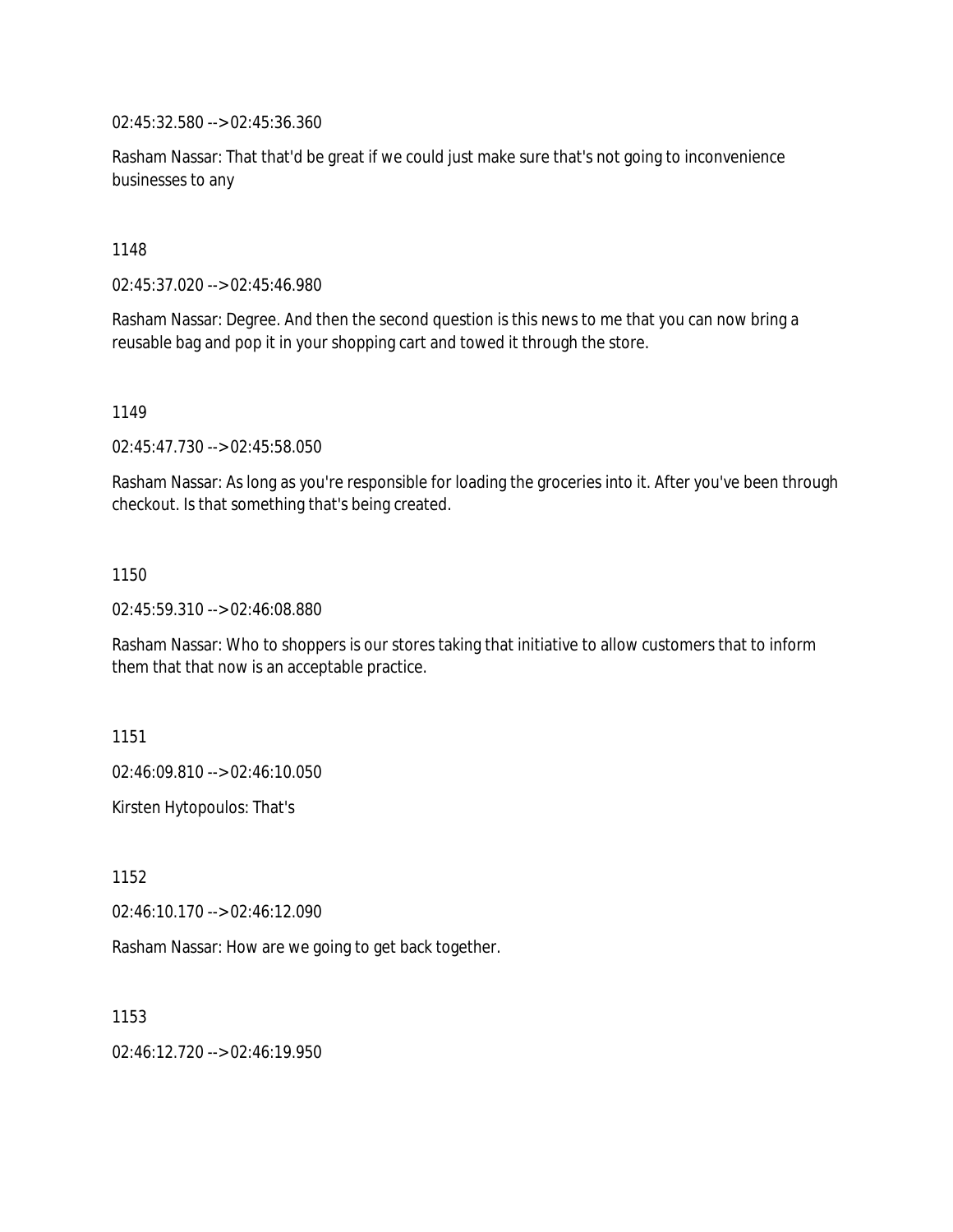02:45:32.580 --> 02:45:36.360

Rasham Nassar: That that'd be great if we could just make sure that's not going to inconvenience businesses to any

1148

02:45:37.020 --> 02:45:46.980

Rasham Nassar: Degree. And then the second question is this news to me that you can now bring a reusable bag and pop it in your shopping cart and towed it through the store.

1149

02:45:47.730 --> 02:45:58.050

Rasham Nassar: As long as you're responsible for loading the groceries into it. After you've been through checkout. Is that something that's being created.

1150

02:45:59.310 --> 02:46:08.880

Rasham Nassar: Who to shoppers is our stores taking that initiative to allow customers that to inform them that that now is an acceptable practice.

1151

02:46:09.810 --> 02:46:10.050

Kirsten Hytopoulos: That's

1152

02:46:10.170 --> 02:46:12.090

Rasham Nassar: How are we going to get back together.

1153

02:46:12.720 --> 02:46:19.950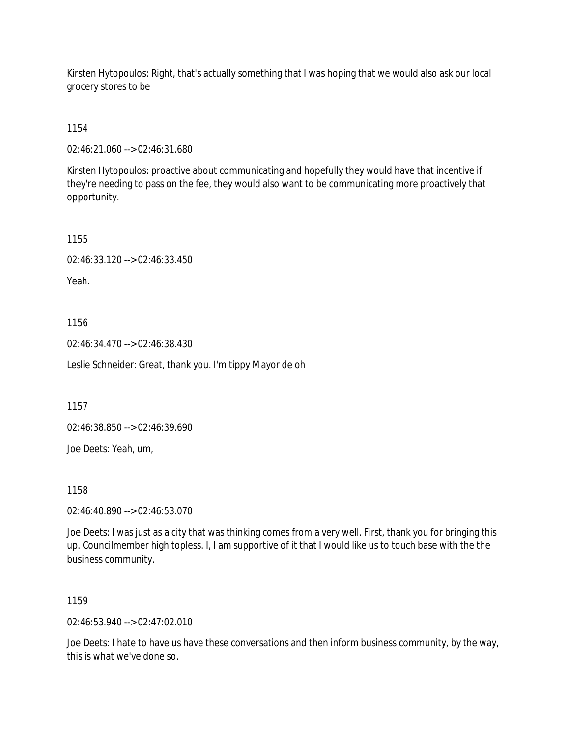Kirsten Hytopoulos: Right, that's actually something that I was hoping that we would also ask our local grocery stores to be

1154

02:46:21.060 --> 02:46:31.680

Kirsten Hytopoulos: proactive about communicating and hopefully they would have that incentive if they're needing to pass on the fee, they would also want to be communicating more proactively that opportunity.

1155

02:46:33.120 --> 02:46:33.450

Yeah.

1156

02:46:34.470 --> 02:46:38.430

Leslie Schneider: Great, thank you. I'm tippy Mayor de oh

1157

02:46:38.850 --> 02:46:39.690

Joe Deets: Yeah, um,

1158

02:46:40.890 --> 02:46:53.070

Joe Deets: I was just as a city that was thinking comes from a very well. First, thank you for bringing this up. Councilmember high topless. I, I am supportive of it that I would like us to touch base with the the business community.

1159

02:46:53.940 --> 02:47:02.010

Joe Deets: I hate to have us have these conversations and then inform business community, by the way, this is what we've done so.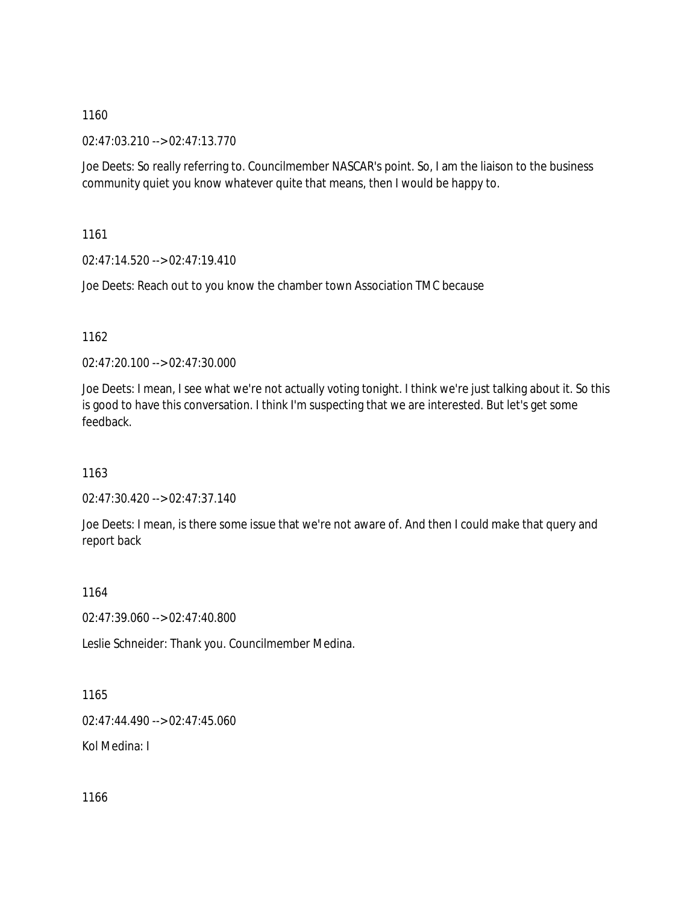1160

02:47:03.210 --> 02:47:13.770

Joe Deets: So really referring to. Councilmember NASCAR's point. So, I am the liaison to the business community quiet you know whatever quite that means, then I would be happy to.

1161

02:47:14.520 --> 02:47:19.410

Joe Deets: Reach out to you know the chamber town Association TMC because

1162

02:47:20.100 --> 02:47:30.000

Joe Deets: I mean, I see what we're not actually voting tonight. I think we're just talking about it. So this is good to have this conversation. I think I'm suspecting that we are interested. But let's get some feedback.

1163

02:47:30.420 --> 02:47:37.140

Joe Deets: I mean, is there some issue that we're not aware of. And then I could make that query and report back

1164

02:47:39.060 --> 02:47:40.800

Leslie Schneider: Thank you. Councilmember Medina.

1165

02:47:44.490 --> 02:47:45.060

Kol Medina: I

1166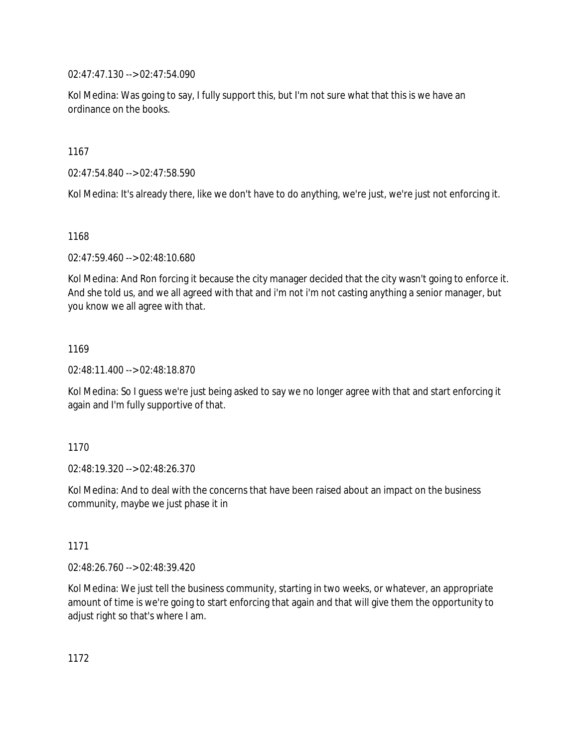02:47:47.130 --> 02:47:54.090

Kol Medina: Was going to say, I fully support this, but I'm not sure what that this is we have an ordinance on the books.

1167

02:47:54.840 --> 02:47:58.590

Kol Medina: It's already there, like we don't have to do anything, we're just, we're just not enforcing it.

1168

02:47:59.460 --> 02:48:10.680

Kol Medina: And Ron forcing it because the city manager decided that the city wasn't going to enforce it. And she told us, and we all agreed with that and i'm not i'm not casting anything a senior manager, but you know we all agree with that.

1169

02:48:11.400 --> 02:48:18.870

Kol Medina: So I guess we're just being asked to say we no longer agree with that and start enforcing it again and I'm fully supportive of that.

1170

02:48:19.320 --> 02:48:26.370

Kol Medina: And to deal with the concerns that have been raised about an impact on the business community, maybe we just phase it in

1171

02:48:26.760 --> 02:48:39.420

Kol Medina: We just tell the business community, starting in two weeks, or whatever, an appropriate amount of time is we're going to start enforcing that again and that will give them the opportunity to adjust right so that's where I am.

1172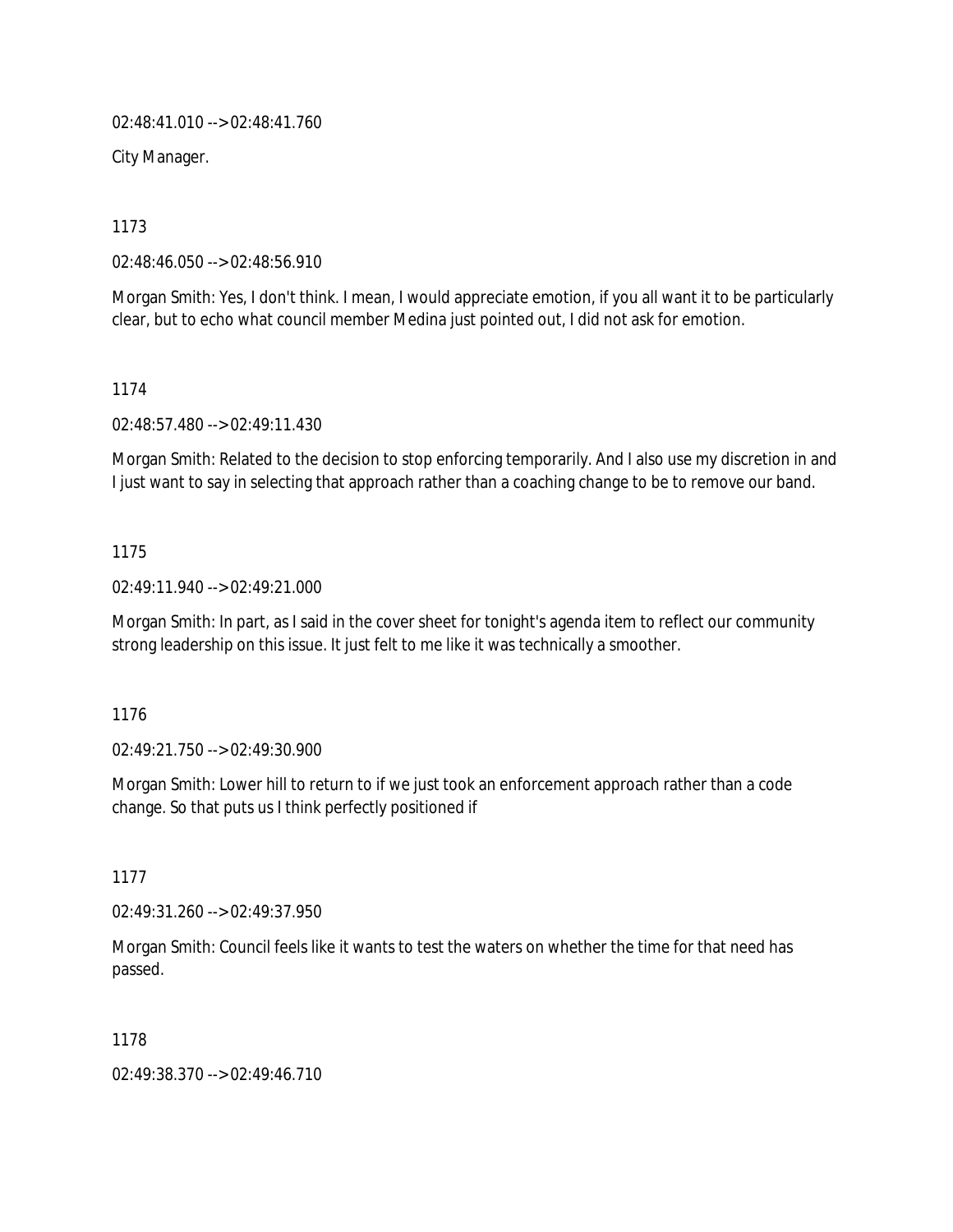02:48:41.010 --> 02:48:41.760

City Manager.

1173

02:48:46.050 --> 02:48:56.910

Morgan Smith: Yes, I don't think. I mean, I would appreciate emotion, if you all want it to be particularly clear, but to echo what council member Medina just pointed out, I did not ask for emotion.

1174

02:48:57.480 --> 02:49:11.430

Morgan Smith: Related to the decision to stop enforcing temporarily. And I also use my discretion in and I just want to say in selecting that approach rather than a coaching change to be to remove our band.

1175

02:49:11.940 --> 02:49:21.000

Morgan Smith: In part, as I said in the cover sheet for tonight's agenda item to reflect our community strong leadership on this issue. It just felt to me like it was technically a smoother.

1176

02:49:21.750 --> 02:49:30.900

Morgan Smith: Lower hill to return to if we just took an enforcement approach rather than a code change. So that puts us I think perfectly positioned if

1177

02:49:31.260 --> 02:49:37.950

Morgan Smith: Council feels like it wants to test the waters on whether the time for that need has passed.

1178

02:49:38.370 --> 02:49:46.710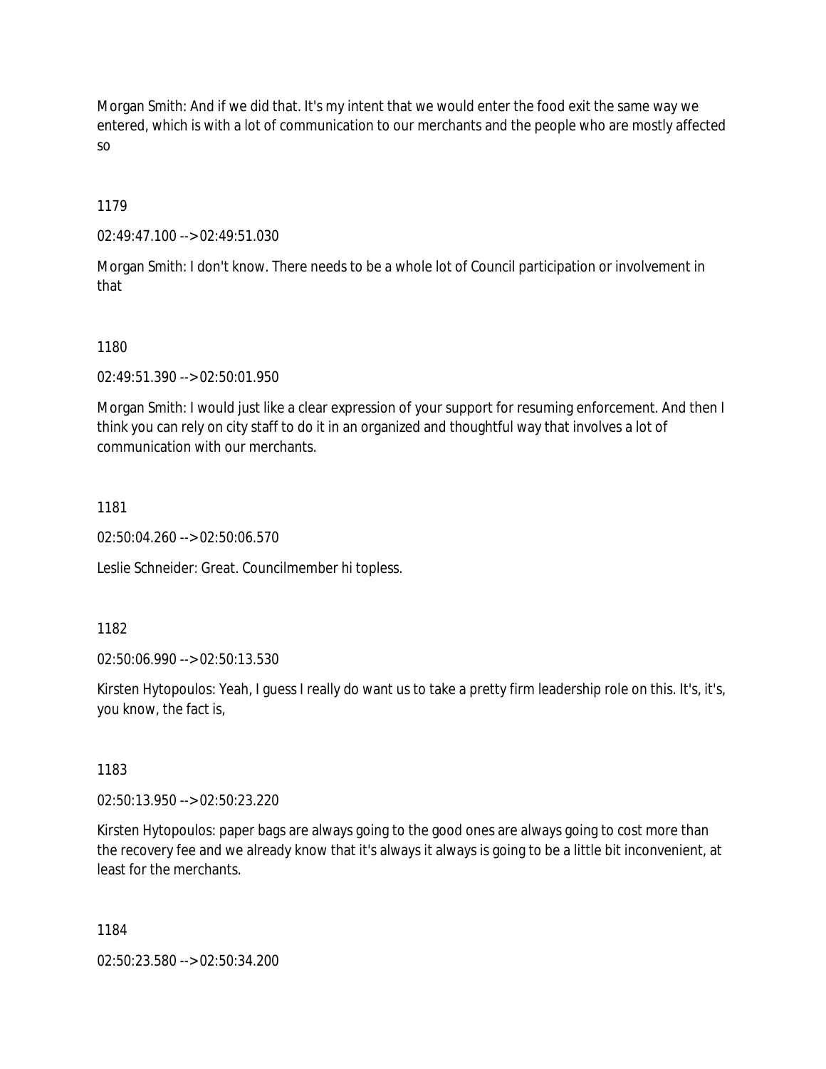Morgan Smith: And if we did that. It's my intent that we would enter the food exit the same way we entered, which is with a lot of communication to our merchants and the people who are mostly affected so

1179

02:49:47.100 --> 02:49:51.030

Morgan Smith: I don't know. There needs to be a whole lot of Council participation or involvement in that

1180

02:49:51.390 --> 02:50:01.950

Morgan Smith: I would just like a clear expression of your support for resuming enforcement. And then I think you can rely on city staff to do it in an organized and thoughtful way that involves a lot of communication with our merchants.

1181

02:50:04.260 --> 02:50:06.570

Leslie Schneider: Great. Councilmember hi topless.

1182

02:50:06.990 --> 02:50:13.530

Kirsten Hytopoulos: Yeah, I guess I really do want us to take a pretty firm leadership role on this. It's, it's, you know, the fact is,

1183

02:50:13.950 --> 02:50:23.220

Kirsten Hytopoulos: paper bags are always going to the good ones are always going to cost more than the recovery fee and we already know that it's always it always is going to be a little bit inconvenient, at least for the merchants.

1184

02:50:23.580 --> 02:50:34.200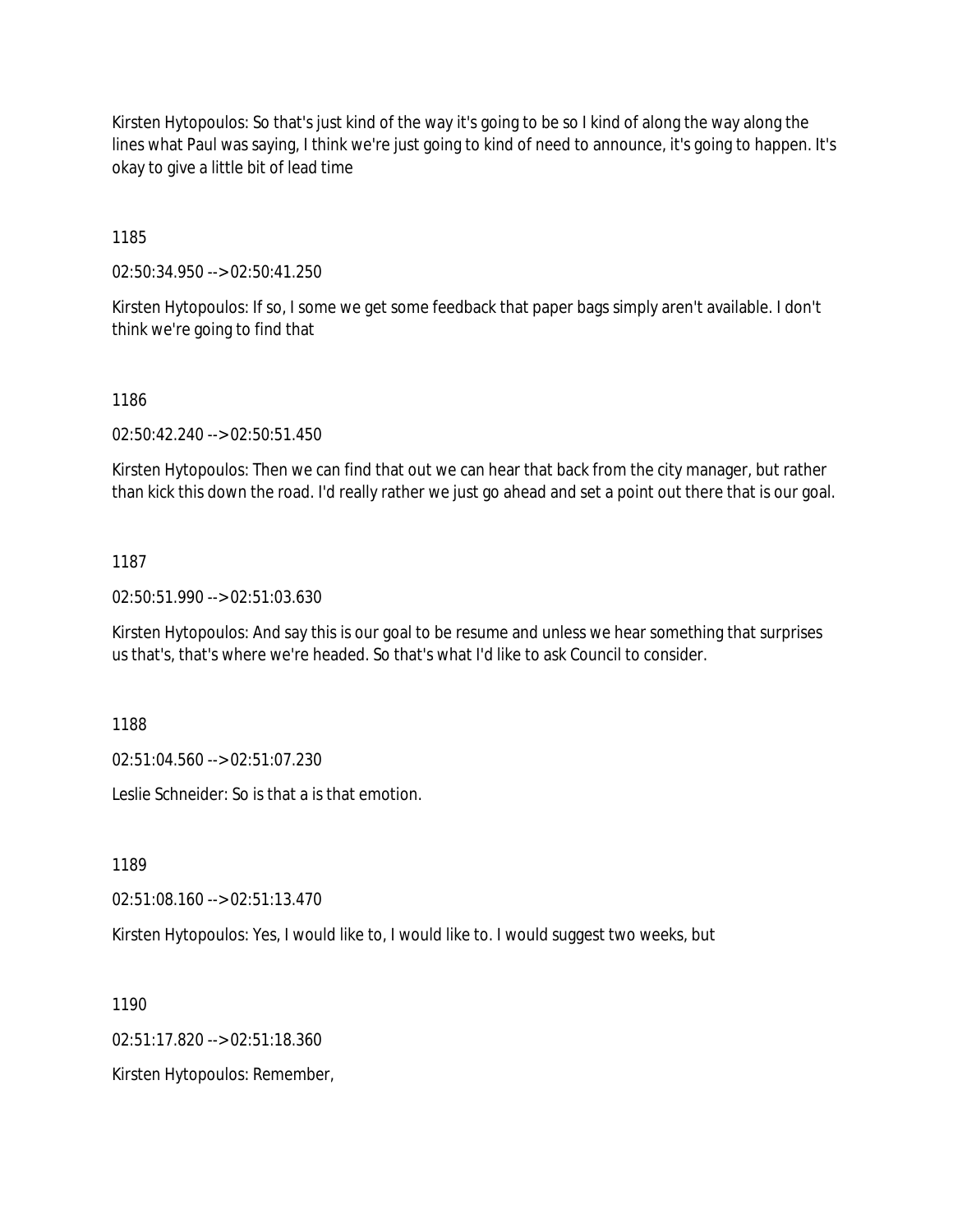Kirsten Hytopoulos: So that's just kind of the way it's going to be so I kind of along the way along the lines what Paul was saying, I think we're just going to kind of need to announce, it's going to happen. It's okay to give a little bit of lead time

1185

02:50:34.950 --> 02:50:41.250

Kirsten Hytopoulos: If so, I some we get some feedback that paper bags simply aren't available. I don't think we're going to find that

1186

02:50:42.240 --> 02:50:51.450

Kirsten Hytopoulos: Then we can find that out we can hear that back from the city manager, but rather than kick this down the road. I'd really rather we just go ahead and set a point out there that is our goal.

1187

02:50:51.990 --> 02:51:03.630

Kirsten Hytopoulos: And say this is our goal to be resume and unless we hear something that surprises us that's, that's where we're headed. So that's what I'd like to ask Council to consider.

1188

02:51:04.560 --> 02:51:07.230

Leslie Schneider: So is that a is that emotion.

1189

02:51:08.160 --> 02:51:13.470

Kirsten Hytopoulos: Yes, I would like to, I would like to. I would suggest two weeks, but

1190

02:51:17.820 --> 02:51:18.360

Kirsten Hytopoulos: Remember,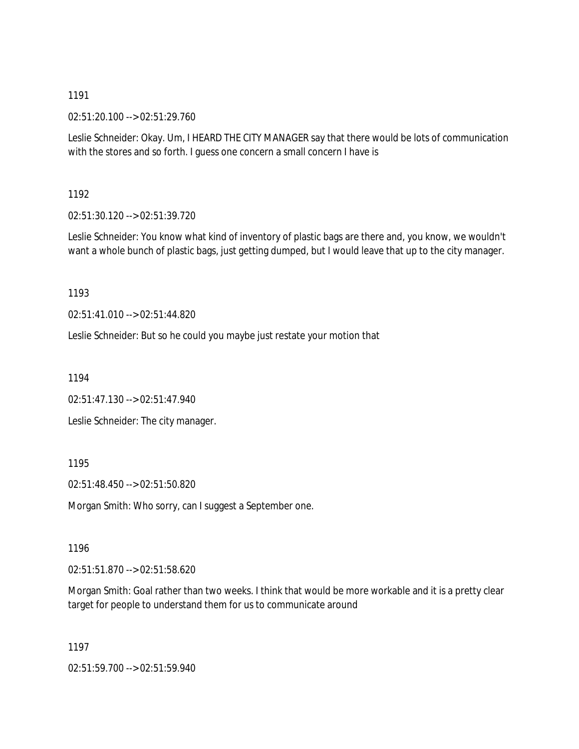1191

02:51:20.100 --> 02:51:29.760

Leslie Schneider: Okay. Um, I HEARD THE CITY MANAGER say that there would be lots of communication with the stores and so forth. I guess one concern a small concern I have is

1192

02:51:30.120 --> 02:51:39.720

Leslie Schneider: You know what kind of inventory of plastic bags are there and, you know, we wouldn't want a whole bunch of plastic bags, just getting dumped, but I would leave that up to the city manager.

1193

02:51:41.010 --> 02:51:44.820

Leslie Schneider: But so he could you maybe just restate your motion that

1194

02:51:47.130 --> 02:51:47.940

Leslie Schneider: The city manager.

1195

02:51:48.450 --> 02:51:50.820

Morgan Smith: Who sorry, can I suggest a September one.

1196

02:51:51.870 --> 02:51:58.620

Morgan Smith: Goal rather than two weeks. I think that would be more workable and it is a pretty clear target for people to understand them for us to communicate around

1197

02:51:59.700 --> 02:51:59.940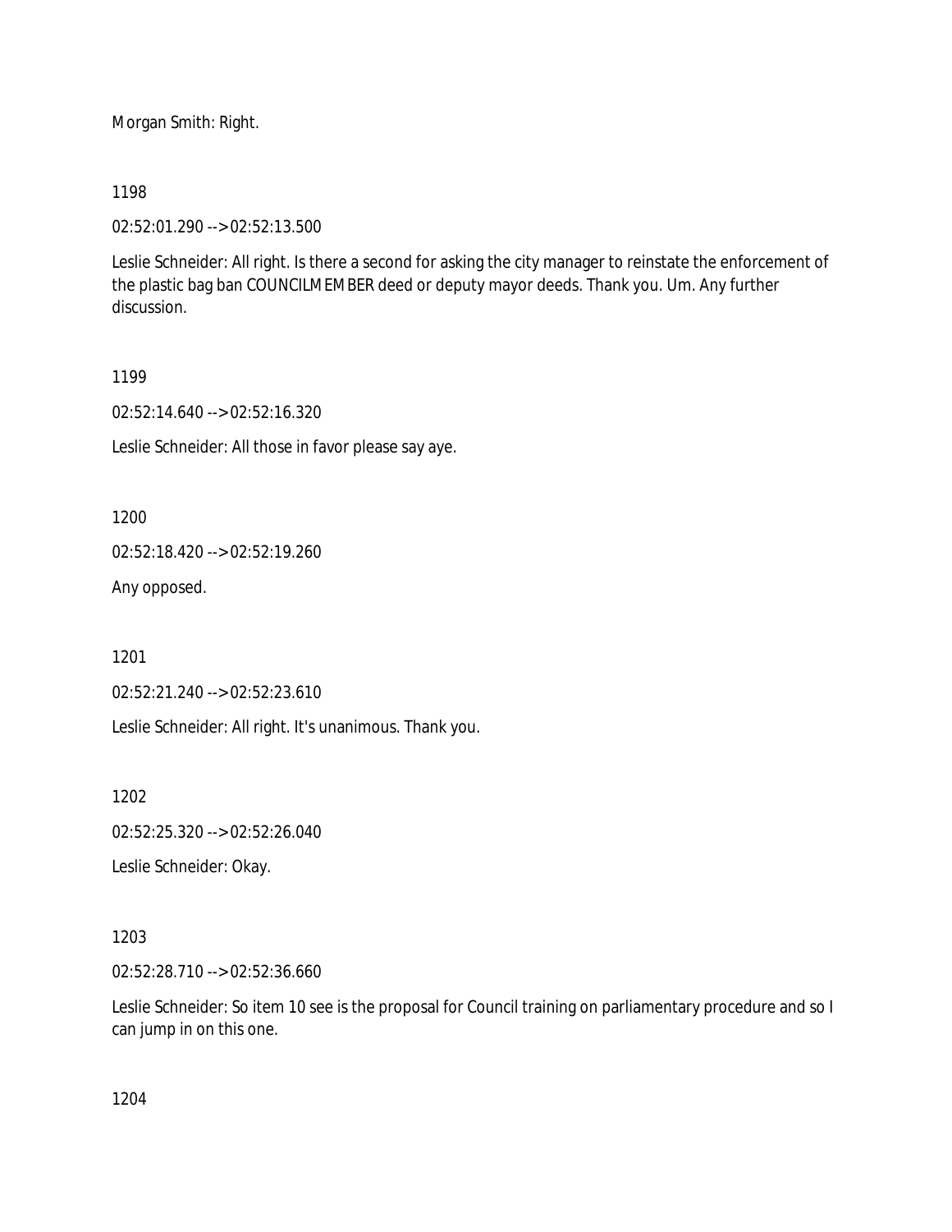Morgan Smith: Right.

1198

02:52:01.290 --> 02:52:13.500

Leslie Schneider: All right. Is there a second for asking the city manager to reinstate the enforcement of the plastic bag ban COUNCILMEMBER deed or deputy mayor deeds. Thank you. Um. Any further discussion.

1199

02:52:14.640 --> 02:52:16.320

Leslie Schneider: All those in favor please say aye.

1200

02:52:18.420 --> 02:52:19.260

Any opposed.

1201

02:52:21.240 --> 02:52:23.610

Leslie Schneider: All right. It's unanimous. Thank you.

1202

02:52:25.320 --> 02:52:26.040

Leslie Schneider: Okay.

1203

02:52:28.710 --> 02:52:36.660

Leslie Schneider: So item 10 see is the proposal for Council training on parliamentary procedure and so I can jump in on this one.

1204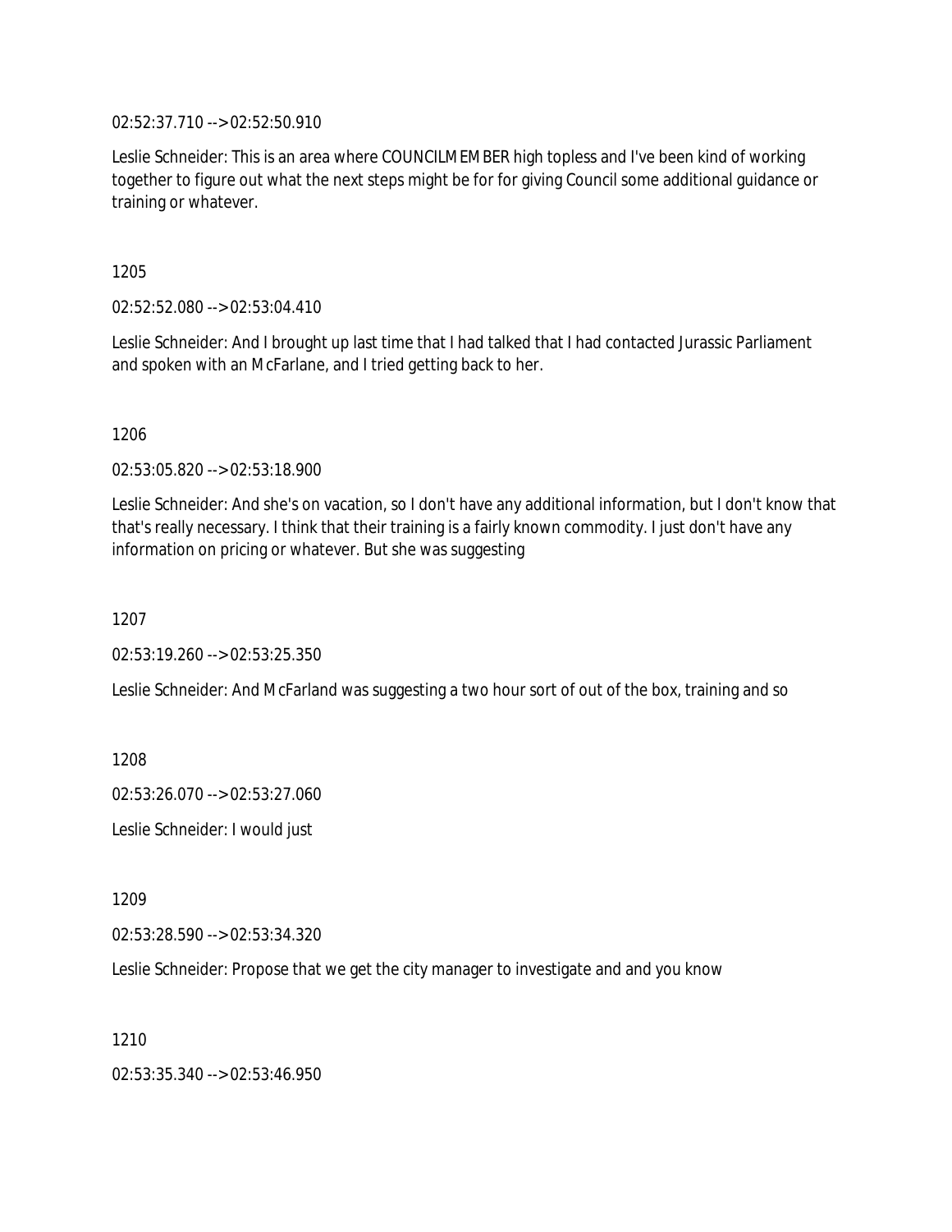02:52:37.710 --> 02:52:50.910

Leslie Schneider: This is an area where COUNCILMEMBER high topless and I've been kind of working together to figure out what the next steps might be for for giving Council some additional guidance or training or whatever.

1205

02:52:52.080 --> 02:53:04.410

Leslie Schneider: And I brought up last time that I had talked that I had contacted Jurassic Parliament and spoken with an McFarlane, and I tried getting back to her.

1206

02:53:05.820 --> 02:53:18.900

Leslie Schneider: And she's on vacation, so I don't have any additional information, but I don't know that that's really necessary. I think that their training is a fairly known commodity. I just don't have any information on pricing or whatever. But she was suggesting

1207

02:53:19.260 --> 02:53:25.350

Leslie Schneider: And McFarland was suggesting a two hour sort of out of the box, training and so

1208

02:53:26.070 --> 02:53:27.060

Leslie Schneider: I would just

1209

02:53:28.590 --> 02:53:34.320

Leslie Schneider: Propose that we get the city manager to investigate and and you know

1210

02:53:35.340 --> 02:53:46.950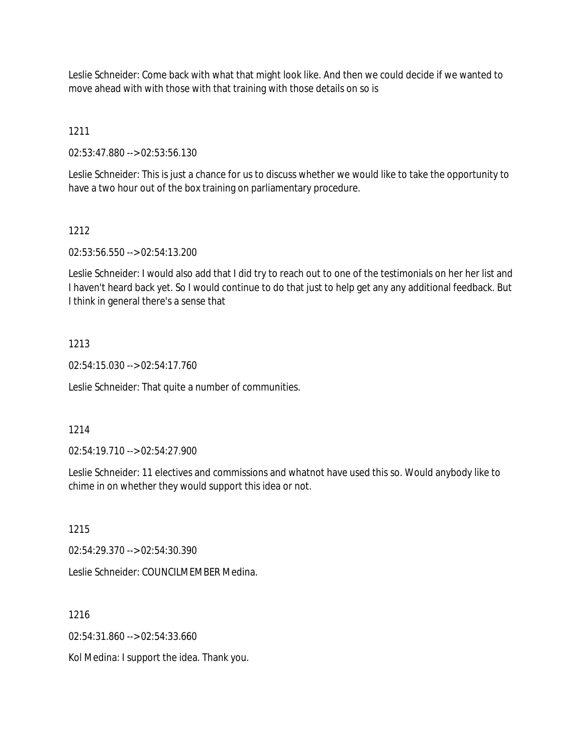Leslie Schneider: Come back with what that might look like. And then we could decide if we wanted to move ahead with with those with that training with those details on so is

1211

02:53:47.880 --> 02:53:56.130

Leslie Schneider: This is just a chance for us to discuss whether we would like to take the opportunity to have a two hour out of the box training on parliamentary procedure.

1212

02:53:56.550 --> 02:54:13.200

Leslie Schneider: I would also add that I did try to reach out to one of the testimonials on her her list and I haven't heard back yet. So I would continue to do that just to help get any any additional feedback. But I think in general there's a sense that

1213

02:54:15.030 --> 02:54:17.760

Leslie Schneider: That quite a number of communities.

1214

02:54:19.710 --> 02:54:27.900

Leslie Schneider: 11 electives and commissions and whatnot have used this so. Would anybody like to chime in on whether they would support this idea or not.

1215

02:54:29.370 --> 02:54:30.390

Leslie Schneider: COUNCILMEMBER Medina.

1216

02:54:31.860 --> 02:54:33.660

Kol Medina: I support the idea. Thank you.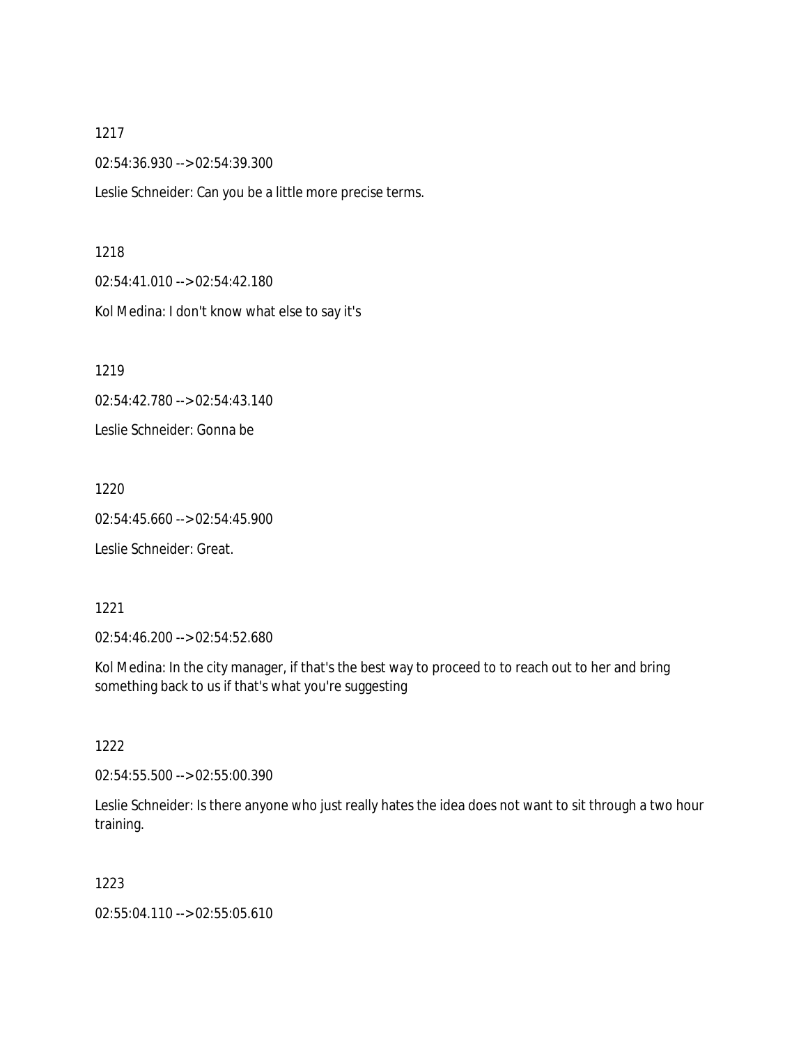1217

02:54:36.930 --> 02:54:39.300

Leslie Schneider: Can you be a little more precise terms.

1218

02:54:41.010 --> 02:54:42.180

Kol Medina: I don't know what else to say it's

1219

02:54:42.780 --> 02:54:43.140

Leslie Schneider: Gonna be

1220

02:54:45.660 --> 02:54:45.900

Leslie Schneider: Great.

1221

02:54:46.200 --> 02:54:52.680

Kol Medina: In the city manager, if that's the best way to proceed to to reach out to her and bring something back to us if that's what you're suggesting

1222

02:54:55.500 --> 02:55:00.390

Leslie Schneider: Is there anyone who just really hates the idea does not want to sit through a two hour training.

1223

02:55:04.110 --> 02:55:05.610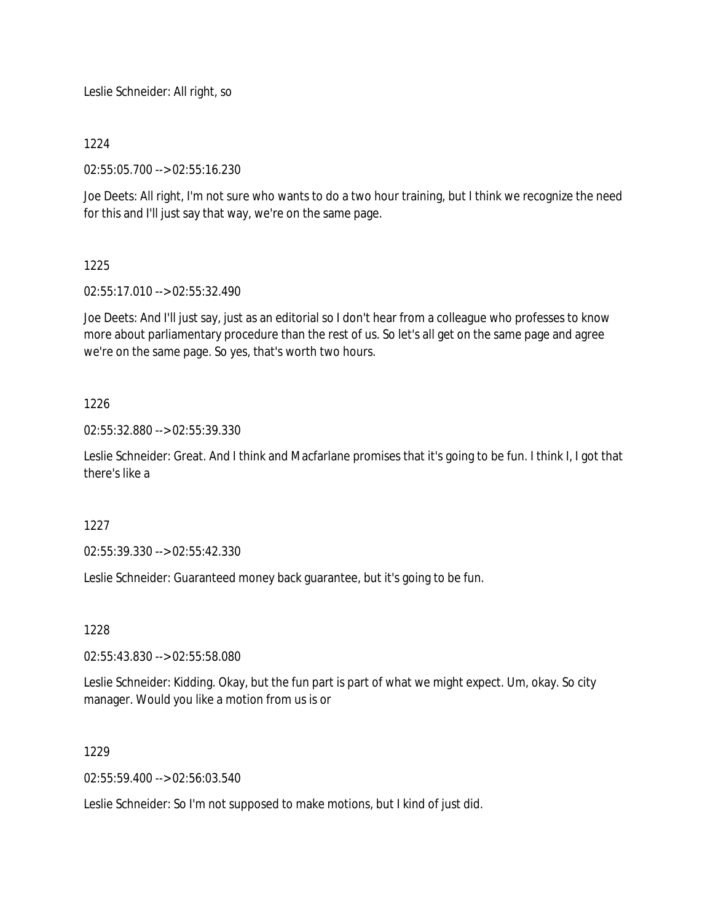Leslie Schneider: All right, so

1224

02:55:05.700 --> 02:55:16.230

Joe Deets: All right, I'm not sure who wants to do a two hour training, but I think we recognize the need for this and I'll just say that way, we're on the same page.

1225

02:55:17.010 --> 02:55:32.490

Joe Deets: And I'll just say, just as an editorial so I don't hear from a colleague who professes to know more about parliamentary procedure than the rest of us. So let's all get on the same page and agree we're on the same page. So yes, that's worth two hours.

1226

02:55:32.880 --> 02:55:39.330

Leslie Schneider: Great. And I think and Macfarlane promises that it's going to be fun. I think I, I got that there's like a

1227

02:55:39.330 --> 02:55:42.330

Leslie Schneider: Guaranteed money back guarantee, but it's going to be fun.

1228

02:55:43.830 --> 02:55:58.080

Leslie Schneider: Kidding. Okay, but the fun part is part of what we might expect. Um, okay. So city manager. Would you like a motion from us is or

1229

02:55:59.400 --> 02:56:03.540

Leslie Schneider: So I'm not supposed to make motions, but I kind of just did.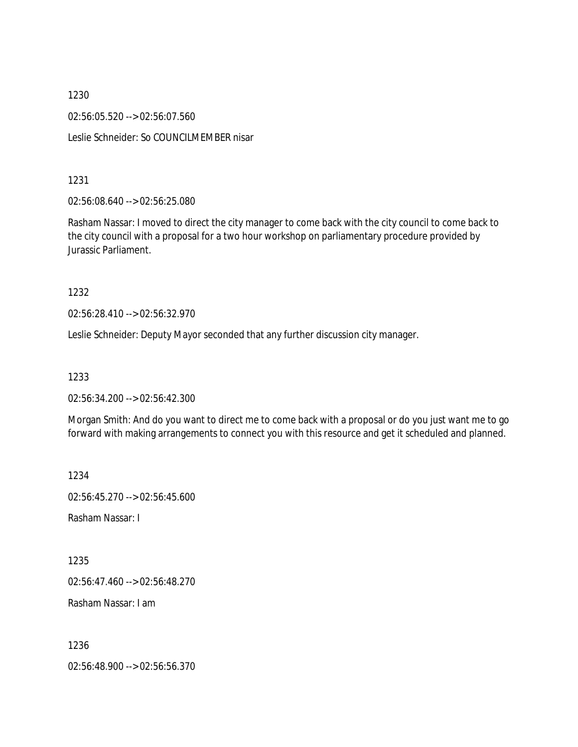1230

02:56:05.520 --> 02:56:07.560

Leslie Schneider: So COUNCILMEMBER nisar

1231

02:56:08.640 --> 02:56:25.080

Rasham Nassar: I moved to direct the city manager to come back with the city council to come back to the city council with a proposal for a two hour workshop on parliamentary procedure provided by Jurassic Parliament.

1232

02:56:28.410 --> 02:56:32.970

Leslie Schneider: Deputy Mayor seconded that any further discussion city manager.

1233

02:56:34.200 --> 02:56:42.300

Morgan Smith: And do you want to direct me to come back with a proposal or do you just want me to go forward with making arrangements to connect you with this resource and get it scheduled and planned.

1234

02:56:45.270 --> 02:56:45.600

Rasham Nassar: I

1235

02:56:47.460 --> 02:56:48.270

Rasham Nassar: I am

1236

02:56:48.900 --> 02:56:56.370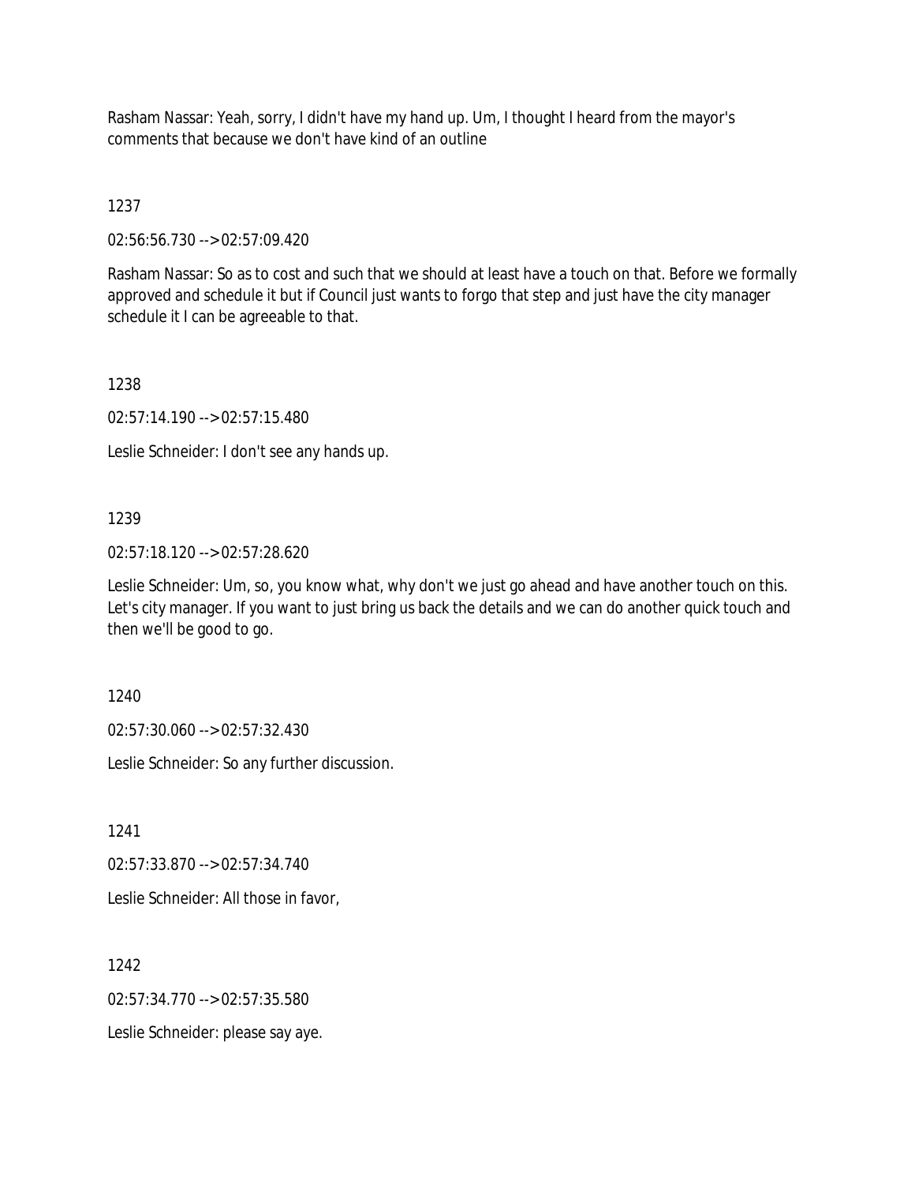Rasham Nassar: Yeah, sorry, I didn't have my hand up. Um, I thought I heard from the mayor's comments that because we don't have kind of an outline

1237

02:56:56.730 --> 02:57:09.420

Rasham Nassar: So as to cost and such that we should at least have a touch on that. Before we formally approved and schedule it but if Council just wants to forgo that step and just have the city manager schedule it I can be agreeable to that.

1238

02:57:14.190 --> 02:57:15.480

Leslie Schneider: I don't see any hands up.

1239

02:57:18.120 --> 02:57:28.620

Leslie Schneider: Um, so, you know what, why don't we just go ahead and have another touch on this. Let's city manager. If you want to just bring us back the details and we can do another quick touch and then we'll be good to go.

1240

02:57:30.060 --> 02:57:32.430

Leslie Schneider: So any further discussion.

1241

02:57:33.870 --> 02:57:34.740

Leslie Schneider: All those in favor,

1242

02:57:34.770 --> 02:57:35.580

Leslie Schneider: please say aye.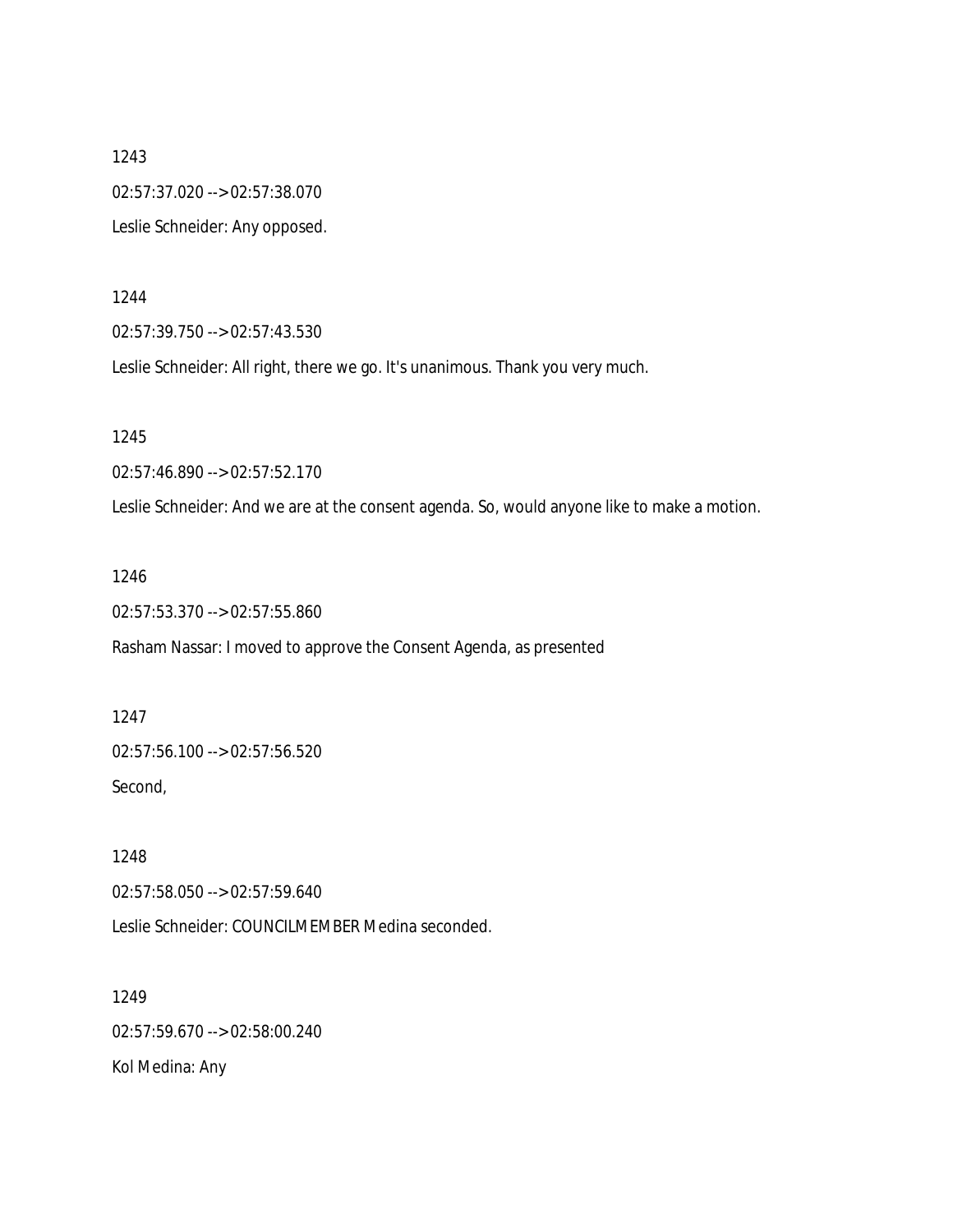1243

02:57:37.020 --> 02:57:38.070

Leslie Schneider: Any opposed.

1244

02:57:39.750 --> 02:57:43.530

Leslie Schneider: All right, there we go. It's unanimous. Thank you very much.

1245

02:57:46.890 --> 02:57:52.170

Leslie Schneider: And we are at the consent agenda. So, would anyone like to make a motion.

1246

02:57:53.370 --> 02:57:55.860

Rasham Nassar: I moved to approve the Consent Agenda, as presented

1247

02:57:56.100 --> 02:57:56.520

Second,

1248

02:57:58.050 --> 02:57:59.640

Leslie Schneider: COUNCILMEMBER Medina seconded.

1249

02:57:59.670 --> 02:58:00.240

Kol Medina: Any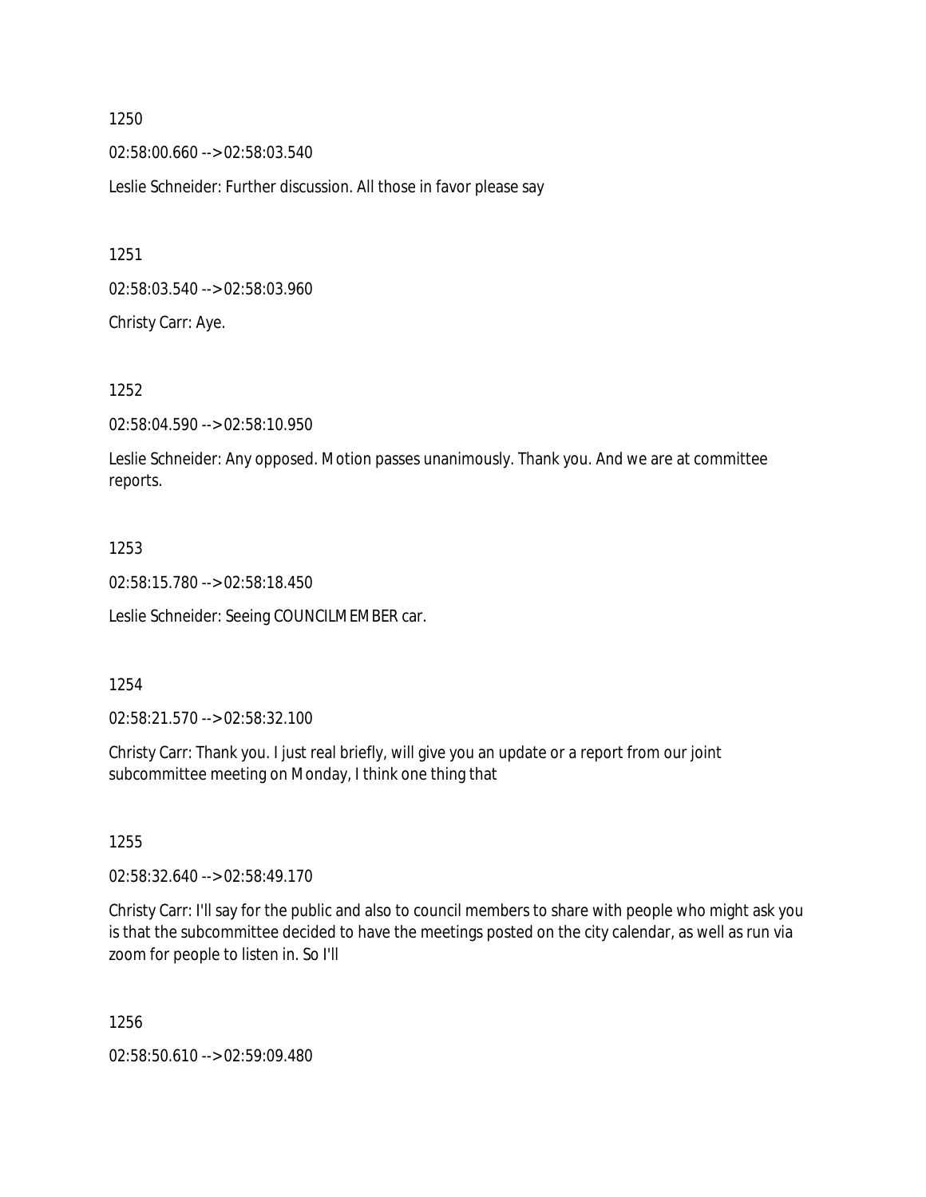1250

02:58:00.660 --> 02:58:03.540

Leslie Schneider: Further discussion. All those in favor please say

1251

02:58:03.540 --> 02:58:03.960

Christy Carr: Aye.

1252

02:58:04.590 --> 02:58:10.950

Leslie Schneider: Any opposed. Motion passes unanimously. Thank you. And we are at committee reports.

1253

02:58:15.780 --> 02:58:18.450

Leslie Schneider: Seeing COUNCILMEMBER car.

1254

02:58:21.570 --> 02:58:32.100

Christy Carr: Thank you. I just real briefly, will give you an update or a report from our joint subcommittee meeting on Monday, I think one thing that

1255

02:58:32.640 --> 02:58:49.170

Christy Carr: I'll say for the public and also to council members to share with people who might ask you is that the subcommittee decided to have the meetings posted on the city calendar, as well as run via zoom for people to listen in. So I'll

1256

02:58:50.610 --> 02:59:09.480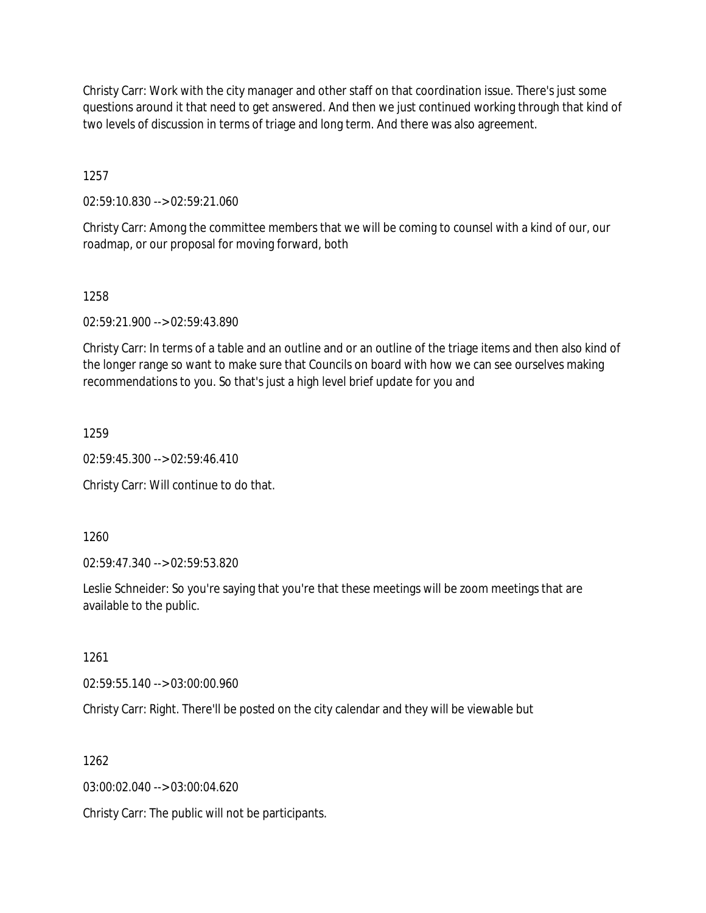Christy Carr: Work with the city manager and other staff on that coordination issue. There's just some questions around it that need to get answered. And then we just continued working through that kind of two levels of discussion in terms of triage and long term. And there was also agreement.

1257

02:59:10.830 --> 02:59:21.060

Christy Carr: Among the committee members that we will be coming to counsel with a kind of our, our roadmap, or our proposal for moving forward, both

1258

02:59:21.900 --> 02:59:43.890

Christy Carr: In terms of a table and an outline and or an outline of the triage items and then also kind of the longer range so want to make sure that Councils on board with how we can see ourselves making recommendations to you. So that's just a high level brief update for you and

1259

02:59:45.300 --> 02:59:46.410

Christy Carr: Will continue to do that.

1260

02:59:47.340 --> 02:59:53.820

Leslie Schneider: So you're saying that you're that these meetings will be zoom meetings that are available to the public.

1261

02:59:55.140 --> 03:00:00.960

Christy Carr: Right. There'll be posted on the city calendar and they will be viewable but

1262

03:00:02.040 --> 03:00:04.620

Christy Carr: The public will not be participants.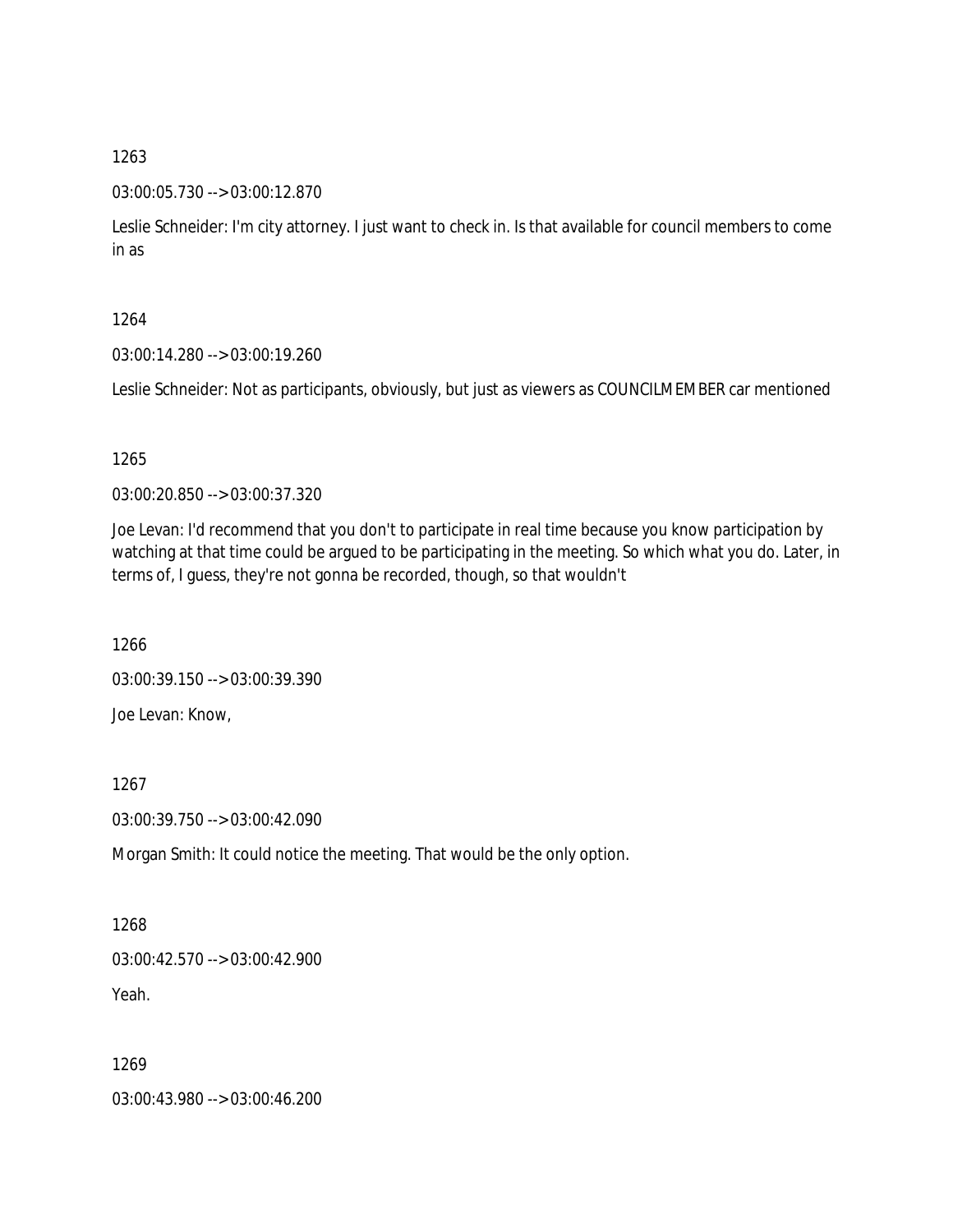1263

03:00:05.730 --> 03:00:12.870

Leslie Schneider: I'm city attorney. I just want to check in. Is that available for council members to come in as

1264

03:00:14.280 --> 03:00:19.260

Leslie Schneider: Not as participants, obviously, but just as viewers as COUNCILMEMBER car mentioned

1265

03:00:20.850 --> 03:00:37.320

Joe Levan: I'd recommend that you don't to participate in real time because you know participation by watching at that time could be argued to be participating in the meeting. So which what you do. Later, in terms of, I guess, they're not gonna be recorded, though, so that wouldn't

1266

03:00:39.150 --> 03:00:39.390

Joe Levan: Know,

1267

03:00:39.750 --> 03:00:42.090

Morgan Smith: It could notice the meeting. That would be the only option.

1268

03:00:42.570 --> 03:00:42.900

Yeah.

1269

03:00:43.980 --> 03:00:46.200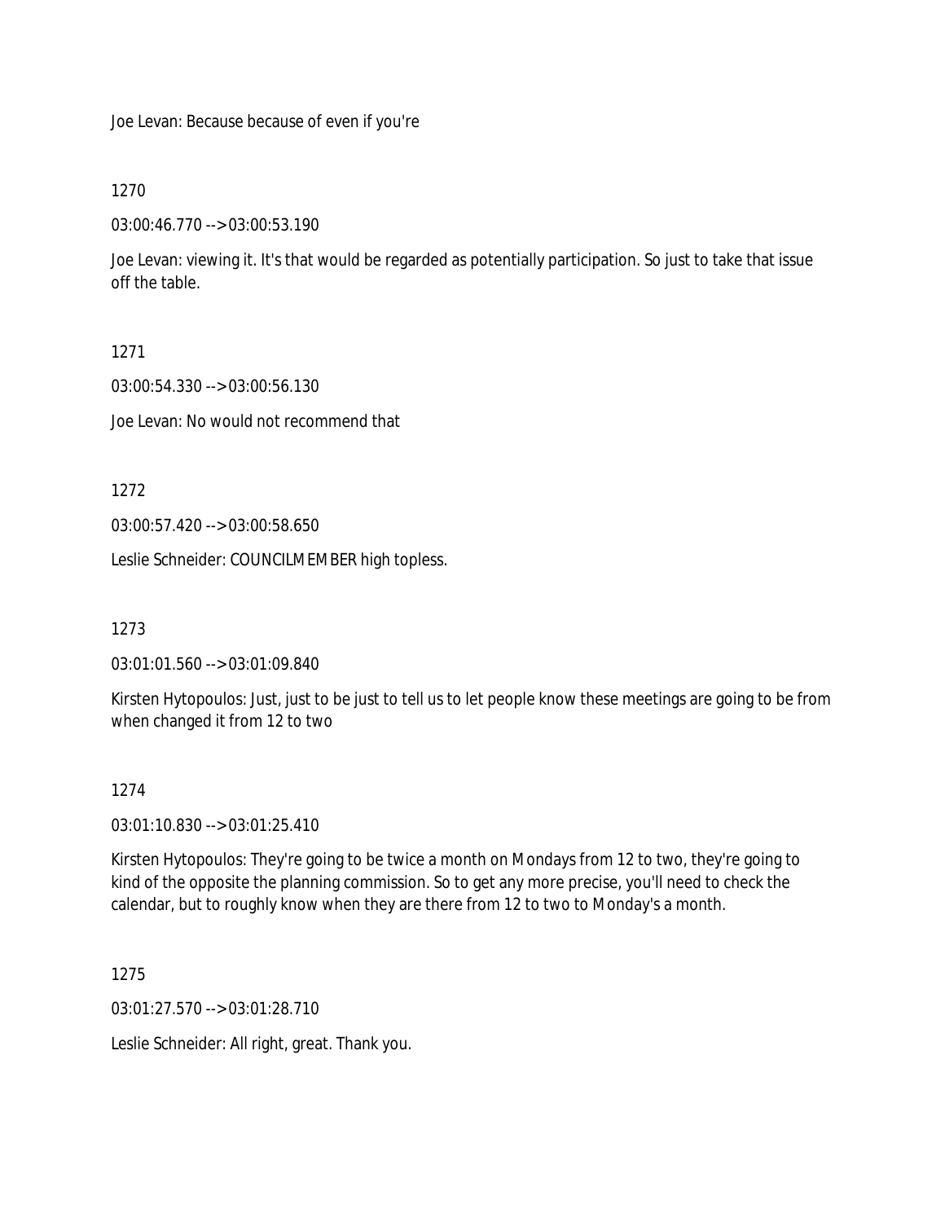Joe Levan: Because because of even if you're

1270

03:00:46.770 --> 03:00:53.190

Joe Levan: viewing it. It's that would be regarded as potentially participation. So just to take that issue off the table.

1271

03:00:54.330 --> 03:00:56.130

Joe Levan: No would not recommend that

1272

03:00:57.420 --> 03:00:58.650

Leslie Schneider: COUNCILMEMBER high topless.

1273

03:01:01.560 --> 03:01:09.840

Kirsten Hytopoulos: Just, just to be just to tell us to let people know these meetings are going to be from when changed it from 12 to two

1274

03:01:10.830 --> 03:01:25.410

Kirsten Hytopoulos: They're going to be twice a month on Mondays from 12 to two, they're going to kind of the opposite the planning commission. So to get any more precise, you'll need to check the calendar, but to roughly know when they are there from 12 to two to Monday's a month.

1275

03:01:27.570 --> 03:01:28.710

Leslie Schneider: All right, great. Thank you.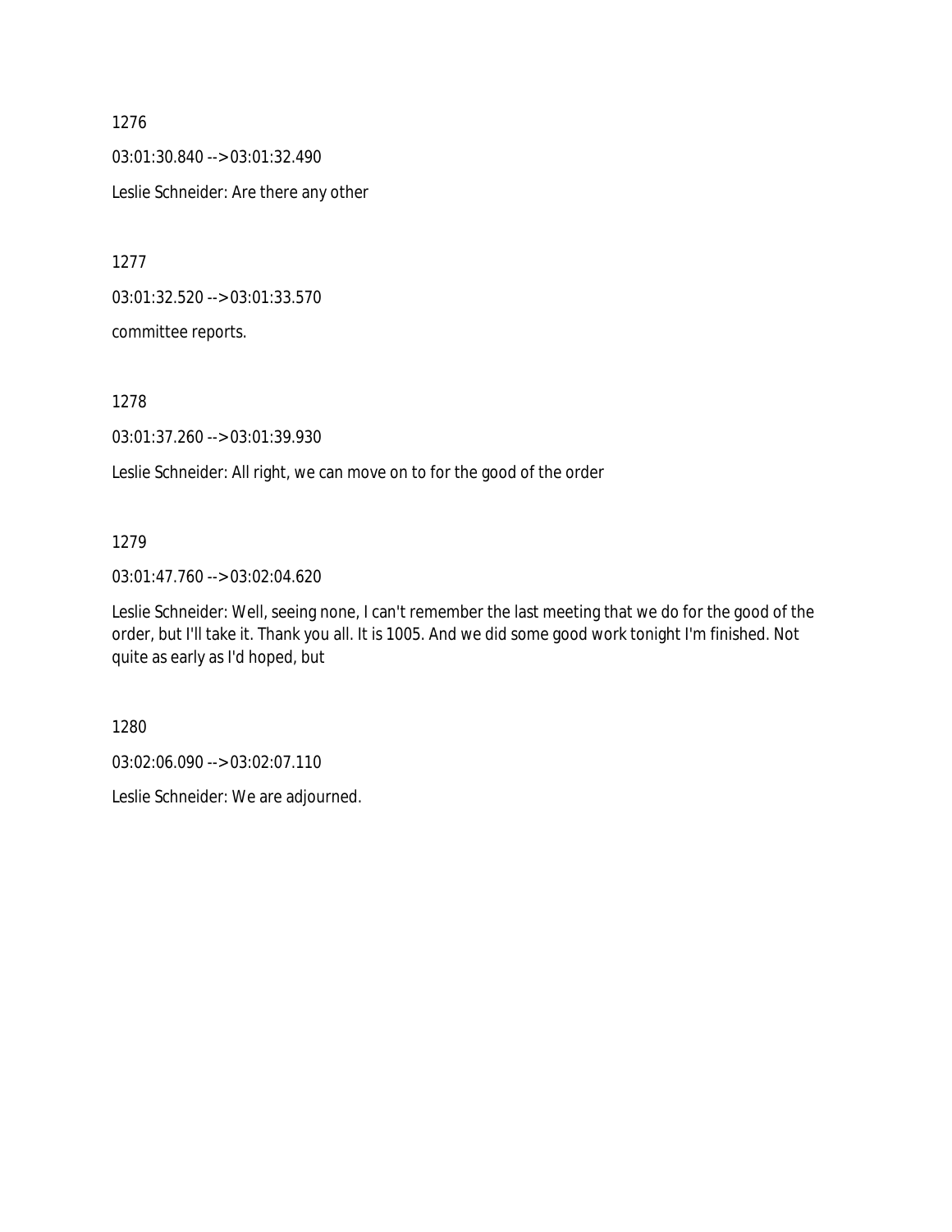1276

03:01:30.840 --> 03:01:32.490

Leslie Schneider: Are there any other

1277

03:01:32.520 --> 03:01:33.570

committee reports.

1278

03:01:37.260 --> 03:01:39.930

Leslie Schneider: All right, we can move on to for the good of the order

1279

03:01:47.760 --> 03:02:04.620

Leslie Schneider: Well, seeing none, I can't remember the last meeting that we do for the good of the order, but I'll take it. Thank you all. It is 1005. And we did some good work tonight I'm finished. Not quite as early as I'd hoped, but

1280

03:02:06.090 --> 03:02:07.110

Leslie Schneider: We are adjourned.